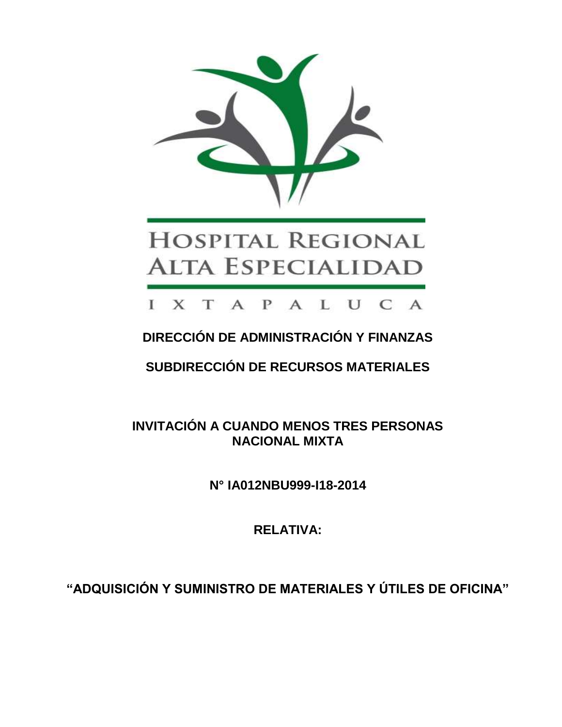HOSPITAL REGIONAL ALTA ESPECIALIDAD

IXTAPALUCA

**DIRECCIÓN DE ADMINISTRACIÓN Y FINANZAS**

**SUBDIRECCIÓN DE RECURSOS MATERIALES**

**INVITACIÓN A CUANDO MENOS TRES PERSONAS NACIONAL MIXTA**

**N° IA012NBU999-I18-2014**

**RELATIVA:**

**“ADQUISICIÓN Y SUMINISTRO DE MATERIALES Y ÚTILES DE OFICINA”**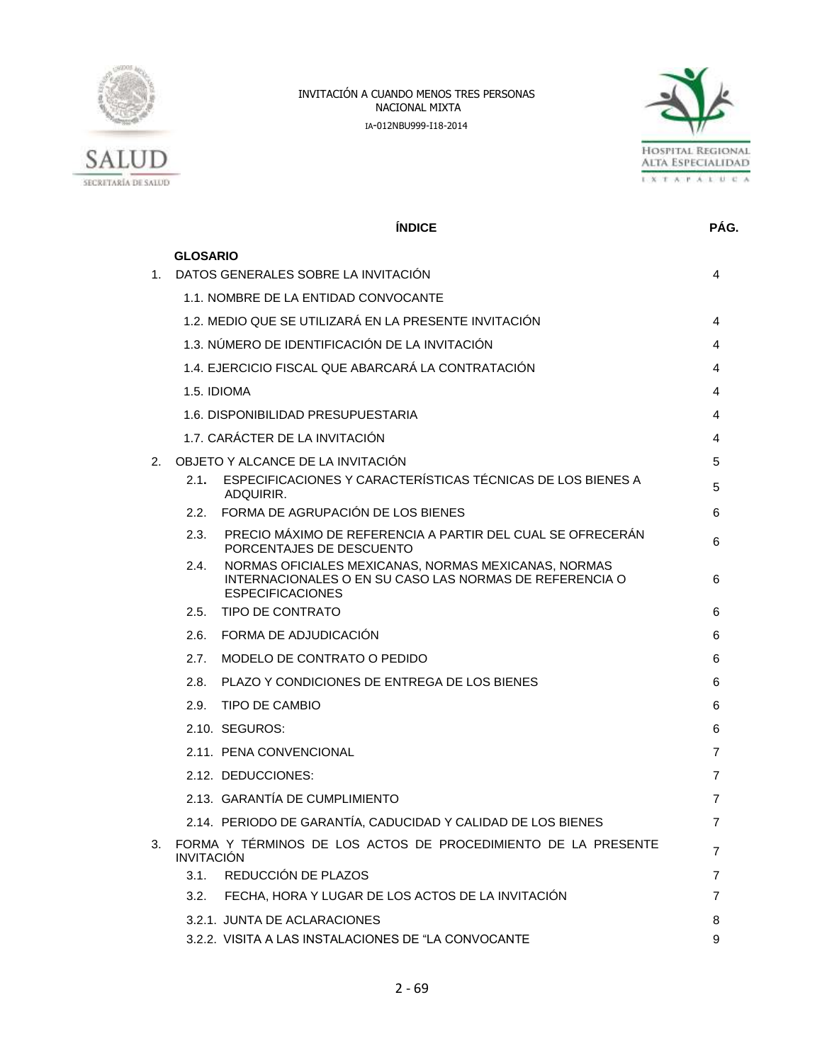INVITACIÓN A CUANDO MENOS TRES PERSONAS
NACIONAL MIXTA
IA-012NBU999-I18-2014

| ÍNDICE | PÁG. |
|---|---|
| **GLOSARIO** | |
| 1. DATOS GENERALES SOBRE LA INVITACIÓN | 4 |
| 1.1. NOMBRE DE LA ENTIDAD CONVOCANTE | |
| 1.2. MEDIO QUE SE UTILIZARÁ EN LA PRESENTE INVITACIÓN | 4 |
| 1.3. NÚMERO DE IDENTIFICACIÓN DE LA INVITACIÓN | 4 |
| 1.4. EJERCICIO FISCAL QUE ABARCARÁ LA CONTRATACIÓN | 4 |
| 1.5. IDIOMA | 4 |
| 1.6. DISPONIBILIDAD PRESUPUESTARIA | 4 |
| 1.7. CARÁCTER DE LA INVITACIÓN | 4 |
| 2. OBJETO Y ALCANCE DE LA INVITACIÓN | 5 |
| 2.1. ESPECIFICACIONES Y CARACTERÍSTICAS TÉCNICAS DE LOS BIENES A ADQUIRIR. | 5 |
| 2.2. FORMA DE AGRUPACIÓN DE LOS BIENES | 6 |
| 2.3. PRECIO MÁXIMO DE REFERENCIA A PARTIR DEL CUAL SE OFRECERÁN PORCENTAJES DE DESCUENTO | 6 |
| 2.4. NORMAS OFICIALES MEXICANAS, NORMAS MEXICANAS, NORMAS INTERNACIONALES O EN SU CASO LAS NORMAS DE REFERENCIA O ESPECIFICACIONES | 6 |
| 2.5. TIPO DE CONTRATO | 6 |
| 2.6. FORMA DE ADJUDICACIÓN | 6 |
| 2.7. MODELO DE CONTRATO O PEDIDO | 6 |
| 2.8. PLAZO Y CONDICIONES DE ENTREGA DE LOS BIENES | 6 |
| 2.9. TIPO DE CAMBIO | 6 |
| 2.10. SEGUROS: | 6 |
| 2.11. PENA CONVENCIONAL | 7 |
| 2.12. DEDUCCIONES: | 7 |
| 2.13. GARANTÍA DE CUMPLIMIENTO | 7 |
| 2.14. PERIODO DE GARANTÍA, CADUCIDAD Y CALIDAD DE LOS BIENES | 7 |
| 3. FORMA Y TÉRMINOS DE LOS ACTOS DE PROCEDIMIENTO DE LA PRESENTE INVITACIÓN | 7 |
| 3.1. REDUCCIÓN DE PLAZOS | 7 |
| 3.2. FECHA, HORA Y LUGAR DE LOS ACTOS DE LA INVITACIÓN | 7 |
| 3.2.1. JUNTA DE ACLARACIONES | 8 |
| 3.2.2. VISITA A LAS INSTALACIONES DE “LA CONVOCANTE | 9 |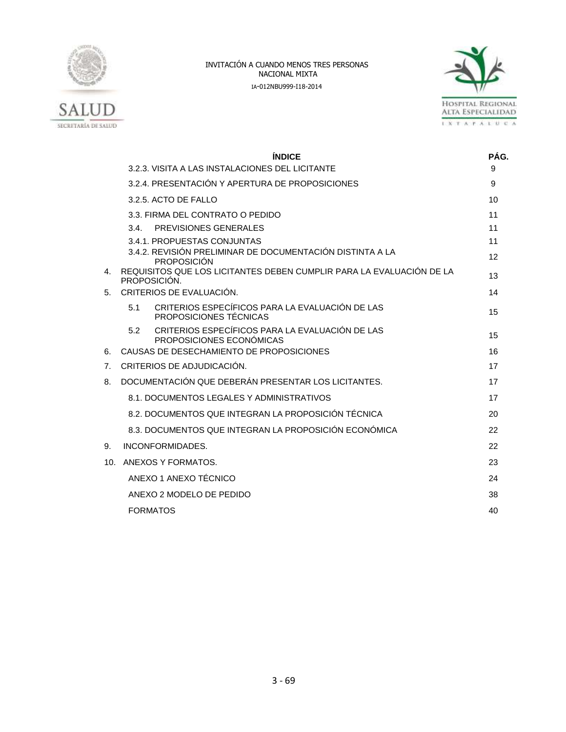| ÍNDICE | PÁG. |
|---|---|
| 3.2.3. VISITA A LAS INSTALACIONES DEL LICITANTE | 9 |
| 3.2.4. PRESENTACIÓN Y APERTURA DE PROPOSICIONES | 9 |
| 3.2.5. ACTO DE FALLO | 10 |
| 3.3. FIRMA DEL CONTRATO O PEDIDO | 11 |
| 3.4. PREVISIONES GENERALES | 11 |
| 3.4.1. PROPUESTAS CONJUNTAS | 11 |
| 3.4.2. REVISIÓN PRELIMINAR DE DOCUMENTACIÓN DISTINTA A LA PROPOSICIÓN | 12 |
| 4. REQUISITOS QUE LOS LICITANTES DEBEN CUMPLIR PARA LA EVALUACIÓN DE LA PROPOSICIÓN. | 13 |
| 5. CRITERIOS DE EVALUACIÓN. | 14 |
| 5.1 CRITERIOS ESPECÍFICOS PARA LA EVALUACIÓN DE LAS PROPOSICIONES TÉCNICAS | 15 |
| 5.2 CRITERIOS ESPECÍFICOS PARA LA EVALUACIÓN DE LAS PROPOSICIONES ECONÓMICAS | 15 |
| 6. CAUSAS DE DESECHAMIENTO DE PROPOSICIONES | 16 |
| 7. CRITERIOS DE ADJUDICACIÓN. | 17 |
| 8. DOCUMENTACIÓN QUE DEBERÁN PRESENTAR LOS LICITANTES. | 17 |
| 8.1. DOCUMENTOS LEGALES Y ADMINISTRATIVOS | 17 |
| 8.2. DOCUMENTOS QUE INTEGRAN LA PROPOSICIÓN TÉCNICA | 20 |
| 8.3. DOCUMENTOS QUE INTEGRAN LA PROPOSICIÓN ECONÓMICA | 22 |
| 9. INCONFORMIDADES. | 22 |
| 10. ANEXOS Y FORMATOS. | 23 |
| ANEXO 1 ANEXO TÉCNICO | 24 |
| ANEXO 2 MODELO DE PEDIDO | 38 |
| FORMATOS | 40 |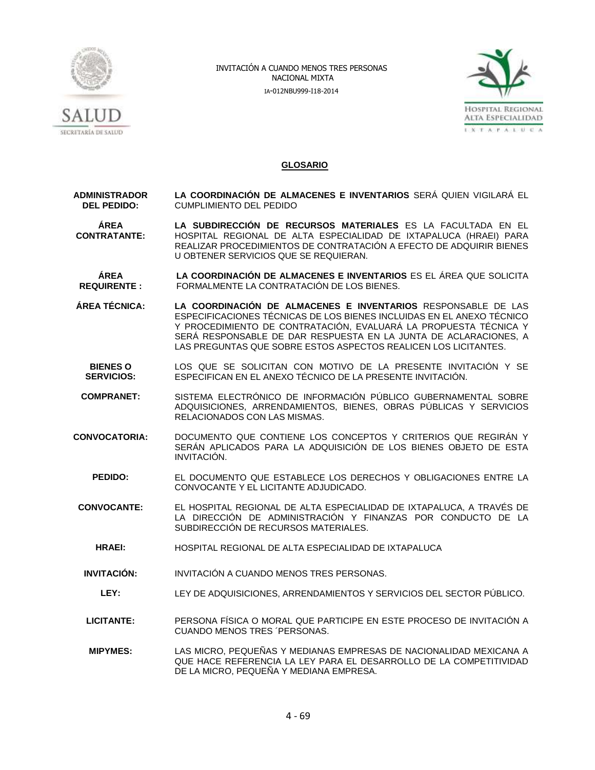## GLOSARIO

**ADMINISTRADOR DEL PEDIDO:** **LA COORDINACIÓN DE ALMACENES E INVENTARIOS** SERÁ QUIEN VIGILARÁ EL CUMPLIMIENTO DEL PEDIDO

**ÁREA CONTRATANTE:** **LA SUBDIRECCIÓN DE RECURSOS MATERIALES** ES LA FACULTADA EN EL HOSPITAL REGIONAL DE ALTA ESPECIALIDAD DE IXTAPALUCA (HRAEI) PARA REALIZAR PROCEDIMIENTOS DE CONTRATACIÓN A EFECTO DE ADQUIRIR BIENES U OBTENER SERVICIOS QUE SE REQUIERAN.

**ÁREA REQUIRENTE :** **LA COORDINACIÓN DE ALMACENES E INVENTARIOS** ES EL ÁREA QUE SOLICITA FORMALMENTE LA CONTRATACIÓN DE LOS BIENES.

**ÁREA TÉCNICA:** **LA COORDINACIÓN DE ALMACENES E INVENTARIOS** RESPONSABLE DE LAS ESPECIFICACIONES TÉCNICAS DE LOS BIENES INCLUIDAS EN EL ANEXO TÉCNICO Y PROCEDIMIENTO DE CONTRATACIÓN, EVALUARÁ LA PROPUESTA TÉCNICA Y SERÁ RESPONSABLE DE DAR RESPUESTA EN LA JUNTA DE ACLARACIONES, A LAS PREGUNTAS QUE SOBRE ESTOS ASPECTOS REALICEN LOS LICITANTES.

**BIENES O SERVICIOS:** LOS QUE SE SOLICITAN CON MOTIVO DE LA PRESENTE INVITACIÓN Y SE ESPECIFICAN EN EL ANEXO TÉCNICO DE LA PRESENTE INVITACIÓN.

**COMPRANET:** SISTEMA ELECTRÓNICO DE INFORMACIÓN PÚBLICO GUBERNAMENTAL SOBRE ADQUISICIONES, ARRENDAMIENTOS, BIENES, OBRAS PÚBLICAS Y SERVICIOS RELACIONADOS CON LAS MISMAS.

**CONVOCATORIA:** DOCUMENTO QUE CONTIENE LOS CONCEPTOS Y CRITERIOS QUE REGIRÁN Y SERÁN APLICADOS PARA LA ADQUISICIÓN DE LOS BIENES OBJETO DE ESTA INVITACIÓN.

**PEDIDO:** EL DOCUMENTO QUE ESTABLECE LOS DERECHOS Y OBLIGACIONES ENTRE LA CONVOCANTE Y EL LICITANTE ADJUDICADO.

**CONVOCANTE:** EL HOSPITAL REGIONAL DE ALTA ESPECIALIDAD DE IXTAPALUCA, A TRAVÉS DE LA DIRECCIÓN DE ADMINISTRACIÓN Y FINANZAS POR CONDUCTO DE LA SUBDIRECCIÓN DE RECURSOS MATERIALES.

**HRAEI:** HOSPITAL REGIONAL DE ALTA ESPECIALIDAD DE IXTAPALUCA

**INVITACIÓN:** INVITACIÓN A CUANDO MENOS TRES PERSONAS.

**LEY:** LEY DE ADQUISICIONES, ARRENDAMIENTOS Y SERVICIOS DEL SECTOR PÚBLICO.

**LICITANTE:** PERSONA FÍSICA O MORAL QUE PARTICIPE EN ESTE PROCESO DE INVITACIÓN A CUANDO MENOS TRES ´PERSONAS.

**MIPYMES:** LAS MICRO, PEQUEÑAS Y MEDIANAS EMPRESAS DE NACIONALIDAD MEXICANA A QUE HACE REFERENCIA LA LEY PARA EL DESARROLLO DE LA COMPETITIVIDAD DE LA MICRO, PEQUEÑA Y MEDIANA EMPRESA.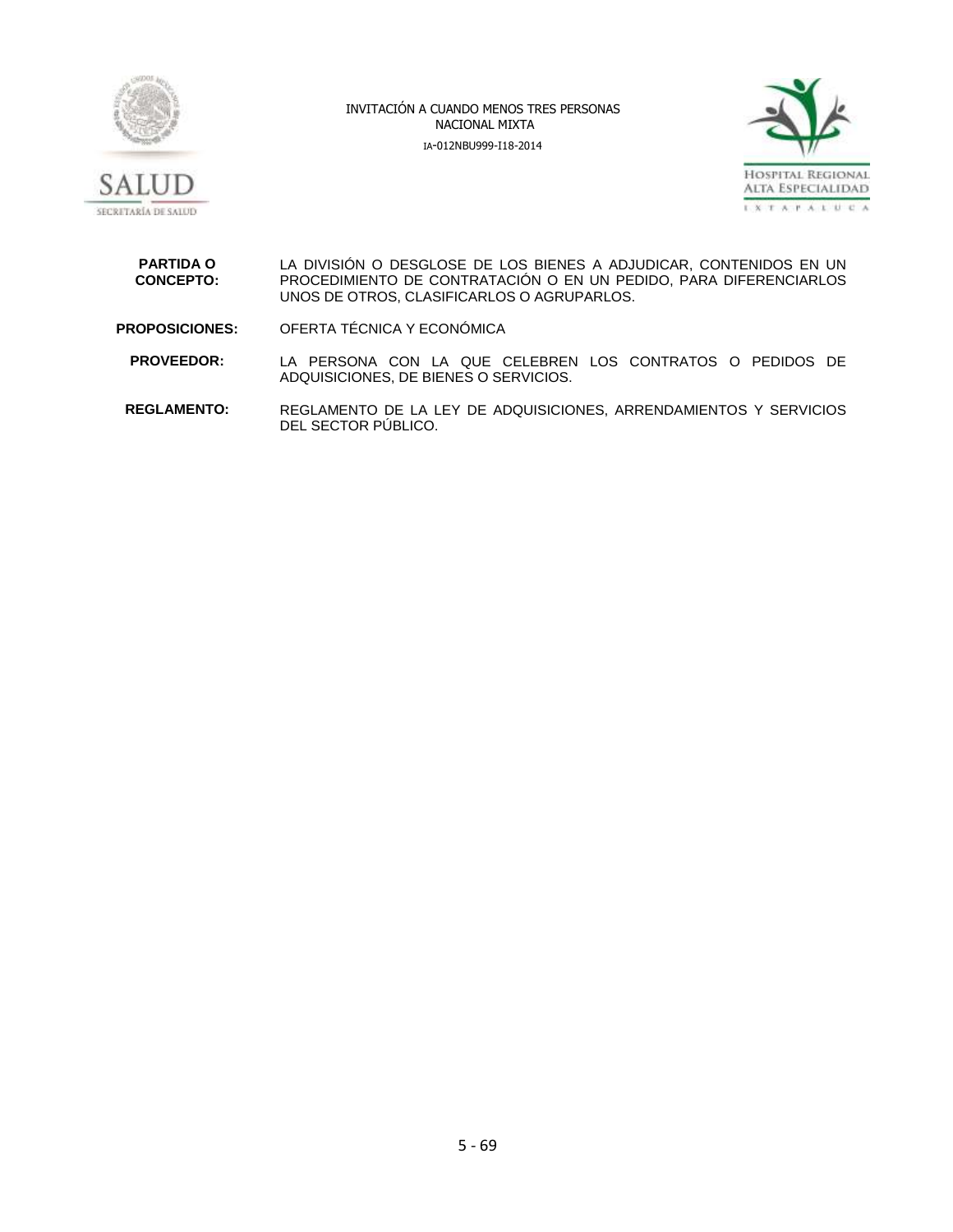**PARTIDA O CONCEPTO:** LA DIVISIÓN O DESGLOSE DE LOS BIENES A ADJUDICAR, CONTENIDOS EN UN PROCEDIMIENTO DE CONTRATACIÓN O EN UN PEDIDO, PARA DIFERENCIARLOS UNOS DE OTROS, CLASIFICARLOS O AGRUPARLOS.

**PROPOSICIONES:** OFERTA TÉCNICA Y ECONÓMICA

**PROVEEDOR:** LA PERSONA CON LA QUE CELEBREN LOS CONTRATOS O PEDIDOS DE ADQUISICIONES, DE BIENES O SERVICIOS.

**REGLAMENTO:** REGLAMENTO DE LA LEY DE ADQUISICIONES, ARRENDAMIENTOS Y SERVICIOS DEL SECTOR PÚBLICO.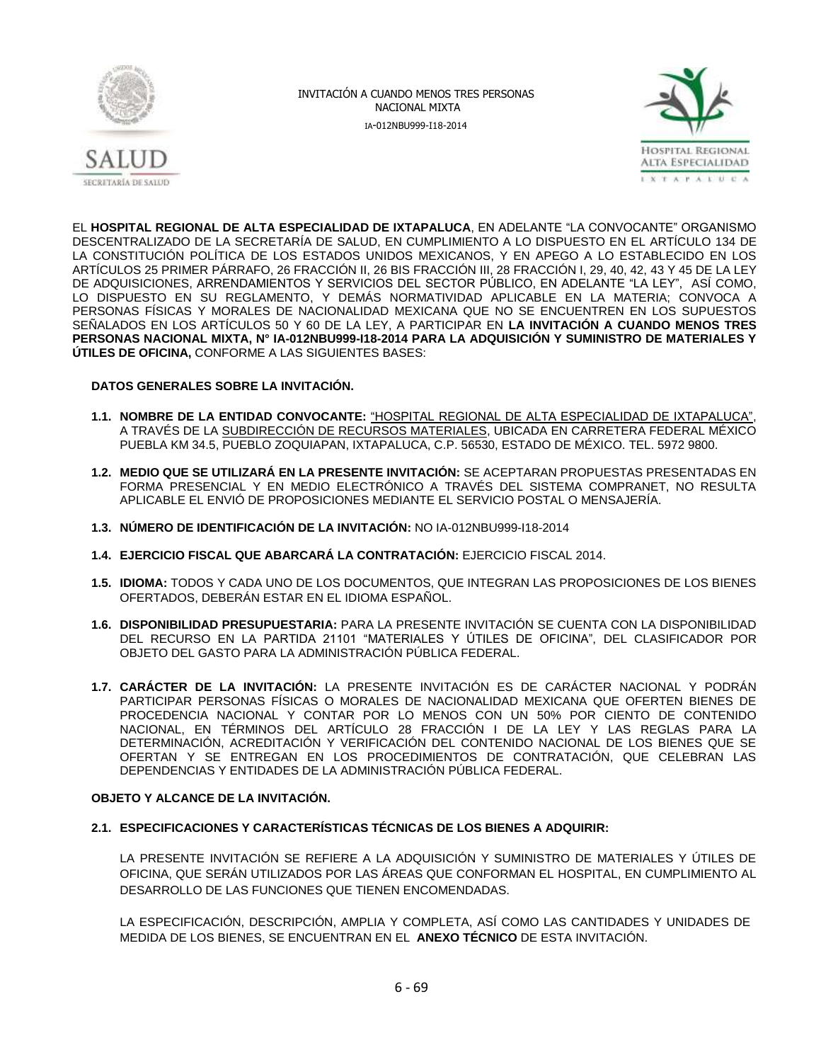EL **HOSPITAL REGIONAL DE ALTA ESPECIALIDAD DE IXTAPALUCA**, EN ADELANTE "LA CONVOCANTE" ORGANISMO DESCENTRALIZADO DE LA SECRETARÍA DE SALUD, EN CUMPLIMIENTO A LO DISPUESTO EN EL ARTÍCULO 134 DE LA CONSTITUCIÓN POLÍTICA DE LOS ESTADOS UNIDOS MEXICANOS, Y EN APEGO A LO ESTABLECIDO EN LOS ARTÍCULOS 25 PRIMER PÁRRAFO, 26 FRACCIÓN II, 26 BIS FRACCIÓN III, 28 FRACCIÓN I, 29, 40, 42, 43 Y 45 DE LA LEY DE ADQUISICIONES, ARRENDAMIENTOS Y SERVICIOS DEL SECTOR PÚBLICO, EN ADELANTE "LA LEY", ASÍ COMO, LO DISPUESTO EN SU REGLAMENTO, Y DEMÁS NORMATIVIDAD APLICABLE EN LA MATERIA; CONVOCA A PERSONAS FÍSICAS Y MORALES DE NACIONALIDAD MEXICANA QUE NO SE ENCUENTREN EN LOS SUPUESTOS SEÑALADOS EN LOS ARTÍCULOS 50 Y 60 DE LA LEY, A PARTICIPAR EN **LA INVITACIÓN A CUANDO MENOS TRES PERSONAS NACIONAL MIXTA, N° IA-012NBU999-I18-2014 PARA LA ADQUISICIÓN Y SUMINISTRO DE MATERIALES Y ÚTILES DE OFICINA,** CONFORME A LAS SIGUIENTES BASES:

**DATOS GENERALES SOBRE LA INVITACIÓN.**

**1.1. NOMBRE DE LA ENTIDAD CONVOCANTE:** "HOSPITAL REGIONAL DE ALTA ESPECIALIDAD DE IXTAPALUCA", A TRAVÉS DE LA SUBDIRECCIÓN DE RECURSOS MATERIALES, UBICADA EN CARRETERA FEDERAL MÉXICO PUEBLA KM 34.5, PUEBLO ZOQUIAPAN, IXTAPALUCA, C.P. 56530, ESTADO DE MÉXICO. TEL. 5972 9800.

**1.2. MEDIO QUE SE UTILIZARÁ EN LA PRESENTE INVITACIÓN:** SE ACEPTARAN PROPUESTAS PRESENTADAS EN FORMA PRESENCIAL Y EN MEDIO ELECTRÓNICO A TRAVÉS DEL SISTEMA COMPRANET, NO RESULTA APLICABLE EL ENVIÓ DE PROPOSICIONES MEDIANTE EL SERVICIO POSTAL O MENSAJERÍA.

**1.3. NÚMERO DE IDENTIFICACIÓN DE LA INVITACIÓN:** NO IA-012NBU999-I18-2014

**1.4. EJERCICIO FISCAL QUE ABARCARÁ LA CONTRATACIÓN:** EJERCICIO FISCAL 2014.

**1.5. IDIOMA:** TODOS Y CADA UNO DE LOS DOCUMENTOS, QUE INTEGRAN LAS PROPOSICIONES DE LOS BIENES OFERTADOS, DEBERÁN ESTAR EN EL IDIOMA ESPAÑOL.

**1.6. DISPONIBILIDAD PRESUPUESTARIA:** PARA LA PRESENTE INVITACIÓN SE CUENTA CON LA DISPONIBILIDAD DEL RECURSO EN LA PARTIDA 21101 "MATERIALES Y ÚTILES DE OFICINA", DEL CLASIFICADOR POR OBJETO DEL GASTO PARA LA ADMINISTRACIÓN PÚBLICA FEDERAL.

**1.7. CARÁCTER DE LA INVITACIÓN:** LA PRESENTE INVITACIÓN ES DE CARÁCTER NACIONAL Y PODRÁN PARTICIPAR PERSONAS FÍSICAS O MORALES DE NACIONALIDAD MEXICANA QUE OFERTEN BIENES DE PROCEDENCIA NACIONAL Y CONTAR POR LO MENOS CON UN 50% POR CIENTO DE CONTENIDO NACIONAL, EN TÉRMINOS DEL ARTÍCULO 28 FRACCIÓN I DE LA LEY Y LAS REGLAS PARA LA DETERMINACIÓN, ACREDITACIÓN Y VERIFICACIÓN DEL CONTENIDO NACIONAL DE LOS BIENES QUE SE OFERTAN Y SE ENTREGAN EN LOS PROCEDIMIENTOS DE CONTRATACIÓN, QUE CELEBRAN LAS DEPENDENCIAS Y ENTIDADES DE LA ADMINISTRACIÓN PÚBLICA FEDERAL.

**OBJETO Y ALCANCE DE LA INVITACIÓN.**

**2.1. ESPECIFICACIONES Y CARACTERÍSTICAS TÉCNICAS DE LOS BIENES A ADQUIRIR:**

LA PRESENTE INVITACIÓN SE REFIERE A LA ADQUISICIÓN Y SUMINISTRO DE MATERIALES Y ÚTILES DE OFICINA, QUE SERÁN UTILIZADOS POR LAS ÁREAS QUE CONFORMAN EL HOSPITAL, EN CUMPLIMIENTO AL DESARROLLO DE LAS FUNCIONES QUE TIENEN ENCOMENDADAS.

LA ESPECIFICACIÓN, DESCRIPCIÓN, AMPLIA Y COMPLETA, ASÍ COMO LAS CANTIDADES Y UNIDADES DE MEDIDA DE LOS BIENES, SE ENCUENTRAN EN EL **ANEXO TÉCNICO** DE ESTA INVITACIÓN.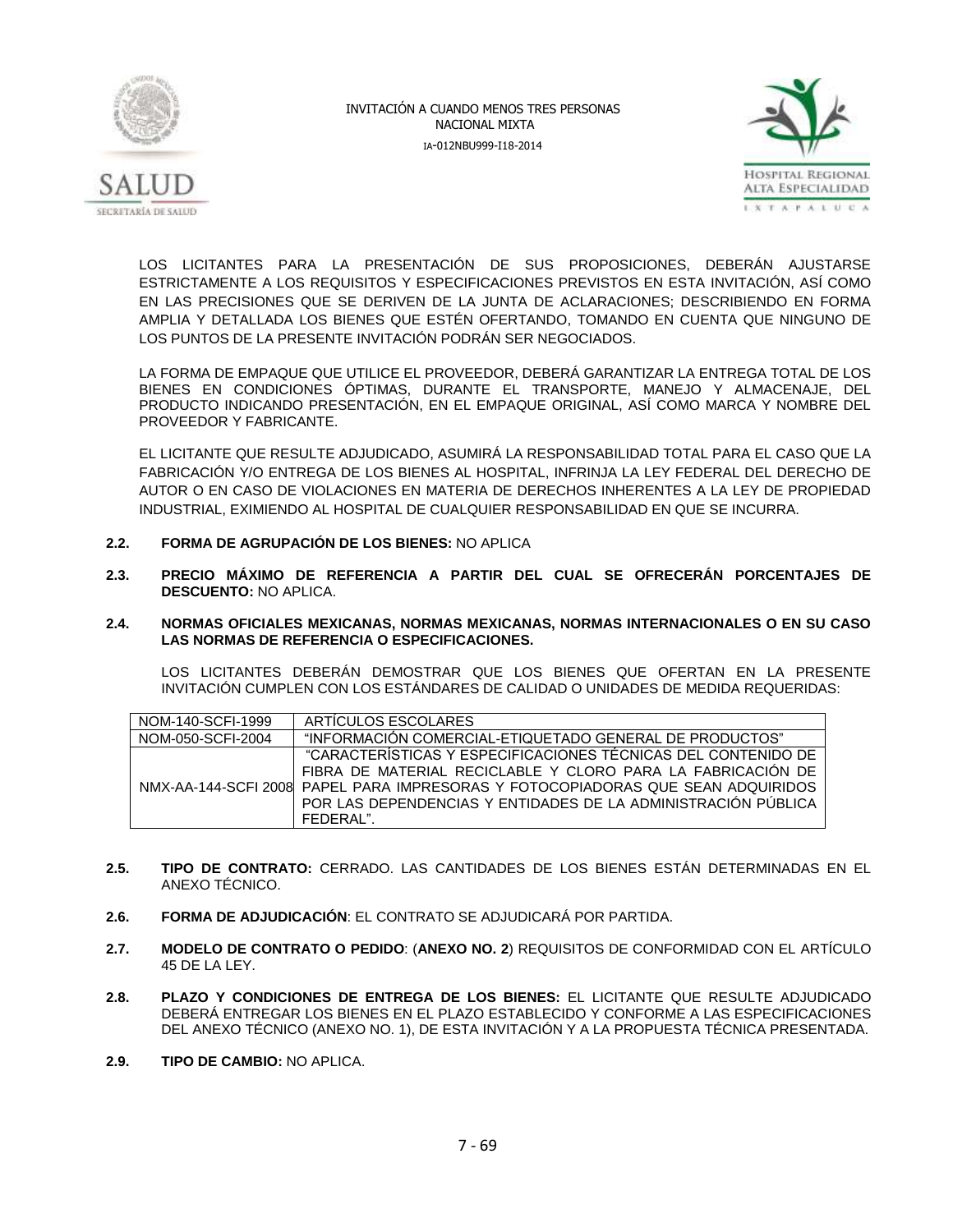LOS LICITANTES PARA LA PRESENTACIÓN DE SUS PROPOSICIONES, DEBERÁN AJUSTARSE ESTRICTAMENTE A LOS REQUISITOS Y ESPECIFICACIONES PREVISTOS EN ESTA INVITACIÓN, ASÍ COMO EN LAS PRECISIONES QUE SE DERIVEN DE LA JUNTA DE ACLARACIONES; DESCRIBIENDO EN FORMA AMPLIA Y DETALLADA LOS BIENES QUE ESTÉN OFERTANDO, TOMANDO EN CUENTA QUE NINGUNO DE LOS PUNTOS DE LA PRESENTE INVITACIÓN PODRÁN SER NEGOCIADOS.

LA FORMA DE EMPAQUE QUE UTILICE EL PROVEEDOR, DEBERÁ GARANTIZAR LA ENTREGA TOTAL DE LOS BIENES EN CONDICIONES ÓPTIMAS, DURANTE EL TRANSPORTE, MANEJO Y ALMACENAJE, DEL PRODUCTO INDICANDO PRESENTACIÓN, EN EL EMPAQUE ORIGINAL, ASÍ COMO MARCA Y NOMBRE DEL PROVEEDOR Y FABRICANTE.

EL LICITANTE QUE RESULTE ADJUDICADO, ASUMIRÁ LA RESPONSABILIDAD TOTAL PARA EL CASO QUE LA FABRICACIÓN Y/O ENTREGA DE LOS BIENES AL HOSPITAL, INFRINJA LA LEY FEDERAL DEL DERECHO DE AUTOR O EN CASO DE VIOLACIONES EN MATERIA DE DERECHOS INHERENTES A LA LEY DE PROPIEDAD INDUSTRIAL, EXIMIENDO AL HOSPITAL DE CUALQUIER RESPONSABILIDAD EN QUE SE INCURRA.

**2.2. FORMA DE AGRUPACIÓN DE LOS BIENES:** NO APLICA

**2.3. PRECIO MÁXIMO DE REFERENCIA A PARTIR DEL CUAL SE OFRECERÁN PORCENTAJES DE DESCUENTO:** NO APLICA.

**2.4. NORMAS OFICIALES MEXICANAS, NORMAS MEXICANAS, NORMAS INTERNACIONALES O EN SU CASO LAS NORMAS DE REFERENCIA O ESPECIFICACIONES.**

LOS LICITANTES DEBERÁN DEMOSTRAR QUE LOS BIENES QUE OFERTAN EN LA PRESENTE INVITACIÓN CUMPLEN CON LOS ESTÁNDARES DE CALIDAD O UNIDADES DE MEDIDA REQUERIDAS:

| | |
|---|---|
| NOM-140-SCFI-1999 | ARTÍCULOS ESCOLARES |
| NOM-050-SCFI-2004 | "INFORMACIÓN COMERCIAL-ETIQUETADO GENERAL DE PRODUCTOS" |
| NMX-AA-144-SCFI 2008 | "CARACTERÍSTICAS Y ESPECIFICACIONES TÉCNICAS DEL CONTENIDO DE FIBRA DE MATERIAL RECICLABLE Y CLORO PARA LA FABRICACIÓN DE PAPEL PARA IMPRESORAS Y FOTOCOPIADORAS QUE SEAN ADQUIRIDOS POR LAS DEPENDENCIAS Y ENTIDADES DE LA ADMINISTRACIÓN PÚBLICA FEDERAL". |

**2.5. TIPO DE CONTRATO:** CERRADO. LAS CANTIDADES DE LOS BIENES ESTÁN DETERMINADAS EN EL ANEXO TÉCNICO.

**2.6. FORMA DE ADJUDICACIÓN**: EL CONTRATO SE ADJUDICARÁ POR PARTIDA.

**2.7. MODELO DE CONTRATO O PEDIDO**: (**ANEXO NO. 2**) REQUISITOS DE CONFORMIDAD CON EL ARTÍCULO 45 DE LA LEY.

**2.8. PLAZO Y CONDICIONES DE ENTREGA DE LOS BIENES:** EL LICITANTE QUE RESULTE ADJUDICADO DEBERÁ ENTREGAR LOS BIENES EN EL PLAZO ESTABLECIDO Y CONFORME A LAS ESPECIFICACIONES DEL ANEXO TÉCNICO (ANEXO NO. 1), DE ESTA INVITACIÓN Y A LA PROPUESTA TÉCNICA PRESENTADA.

**2.9. TIPO DE CAMBIO:** NO APLICA.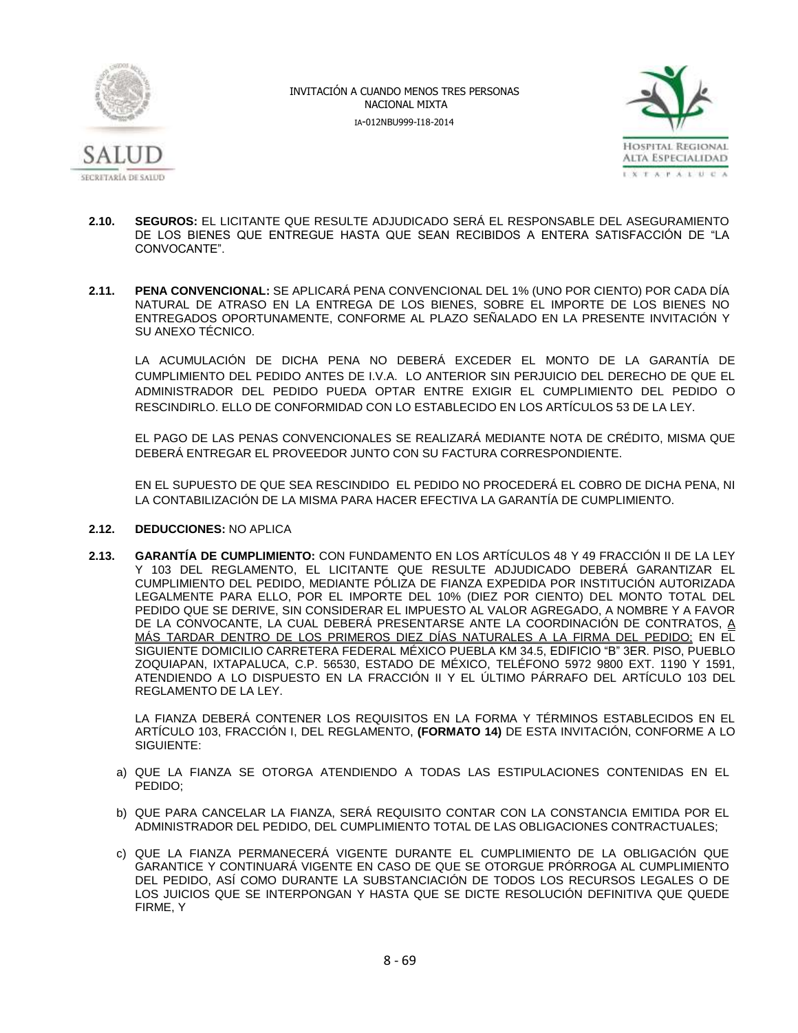**2.10. SEGUROS:** EL LICITANTE QUE RESULTE ADJUDICADO SERÁ EL RESPONSABLE DEL ASEGURAMIENTO DE LOS BIENES QUE ENTREGUE HASTA QUE SEAN RECIBIDOS A ENTERA SATISFACCIÓN DE "LA CONVOCANTE".

**2.11. PENA CONVENCIONAL:** SE APLICARÁ PENA CONVENCIONAL DEL 1% (UNO POR CIENTO) POR CADA DÍA NATURAL DE ATRASO EN LA ENTREGA DE LOS BIENES, SOBRE EL IMPORTE DE LOS BIENES NO ENTREGADOS OPORTUNAMENTE, CONFORME AL PLAZO SEÑALADO EN LA PRESENTE INVITACIÓN Y SU ANEXO TÉCNICO.

LA ACUMULACIÓN DE DICHA PENA NO DEBERÁ EXCEDER EL MONTO DE LA GARANTÍA DE CUMPLIMIENTO DEL PEDIDO ANTES DE I.V.A. LO ANTERIOR SIN PERJUICIO DEL DERECHO DE QUE EL ADMINISTRADOR DEL PEDIDO PUEDA OPTAR ENTRE EXIGIR EL CUMPLIMIENTO DEL PEDIDO O RESCINDIRLO. ELLO DE CONFORMIDAD CON LO ESTABLECIDO EN LOS ARTÍCULOS 53 DE LA LEY.

EL PAGO DE LAS PENAS CONVENCIONALES SE REALIZARÁ MEDIANTE NOTA DE CRÉDITO, MISMA QUE DEBERÁ ENTREGAR EL PROVEEDOR JUNTO CON SU FACTURA CORRESPONDIENTE.

EN EL SUPUESTO DE QUE SEA RESCINDIDO EL PEDIDO NO PROCEDERÁ EL COBRO DE DICHA PENA, NI LA CONTABILIZACIÓN DE LA MISMA PARA HACER EFECTIVA LA GARANTÍA DE CUMPLIMIENTO.

**2.12. DEDUCCIONES:** NO APLICA

**2.13. GARANTÍA DE CUMPLIMIENTO:** CON FUNDAMENTO EN LOS ARTÍCULOS 48 Y 49 FRACCIÓN II DE LA LEY Y 103 DEL REGLAMENTO, EL LICITANTE QUE RESULTE ADJUDICADO DEBERÁ GARANTIZAR EL CUMPLIMIENTO DEL PEDIDO, MEDIANTE PÓLIZA DE FIANZA EXPEDIDA POR INSTITUCIÓN AUTORIZADA LEGALMENTE PARA ELLO, POR EL IMPORTE DEL 10% (DIEZ POR CIENTO) DEL MONTO TOTAL DEL PEDIDO QUE SE DERIVE, SIN CONSIDERAR EL IMPUESTO AL VALOR AGREGADO, A NOMBRE Y A FAVOR DE LA CONVOCANTE, LA CUAL DEBERÁ PRESENTARSE ANTE LA COORDINACIÓN DE CONTRATOS, A MÁS TARDAR DENTRO DE LOS PRIMEROS DIEZ DÍAS NATURALES A LA FIRMA DEL PEDIDO; EN EL SIGUIENTE DOMICILIO CARRETERA FEDERAL MÉXICO PUEBLA KM 34.5, EDIFICIO "B" 3ER. PISO, PUEBLO ZOQUIAPAN, IXTAPALUCA, C.P. 56530, ESTADO DE MÉXICO, TELÉFONO 5972 9800 EXT. 1190 Y 1591, ATENDIENDO A LO DISPUESTO EN LA FRACCIÓN II Y EL ÚLTIMO PÁRRAFO DEL ARTÍCULO 103 DEL REGLAMENTO DE LA LEY.

LA FIANZA DEBERÁ CONTENER LOS REQUISITOS EN LA FORMA Y TÉRMINOS ESTABLECIDOS EN EL ARTÍCULO 103, FRACCIÓN I, DEL REGLAMENTO, **(FORMATO 14)** DE ESTA INVITACIÓN, CONFORME A LO SIGUIENTE:

a) QUE LA FIANZA SE OTORGA ATENDIENDO A TODAS LAS ESTIPULACIONES CONTENIDAS EN EL PEDIDO;

b) QUE PARA CANCELAR LA FIANZA, SERÁ REQUISITO CONTAR CON LA CONSTANCIA EMITIDA POR EL ADMINISTRADOR DEL PEDIDO, DEL CUMPLIMIENTO TOTAL DE LAS OBLIGACIONES CONTRACTUALES;

c) QUE LA FIANZA PERMANECERÁ VIGENTE DURANTE EL CUMPLIMIENTO DE LA OBLIGACIÓN QUE GARANTICE Y CONTINUARÁ VIGENTE EN CASO DE QUE SE OTORGUE PRÓRROGA AL CUMPLIMIENTO DEL PEDIDO, ASÍ COMO DURANTE LA SUBSTANCIACIÓN DE TODOS LOS RECURSOS LEGALES O DE LOS JUICIOS QUE SE INTERPONGAN Y HASTA QUE SE DICTE RESOLUCIÓN DEFINITIVA QUE QUEDE FIRME, Y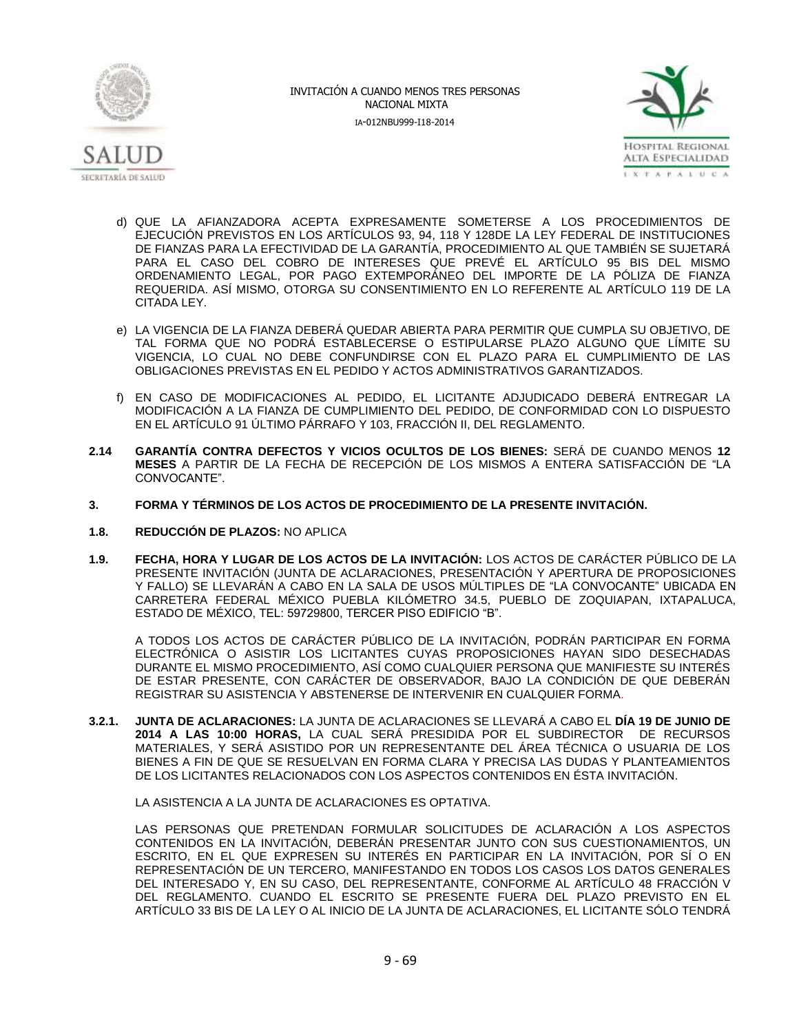d) QUE LA AFIANZADORA ACEPTA EXPRESAMENTE SOMETERSE A LOS PROCEDIMIENTOS DE EJECUCIÓN PREVISTOS EN LOS ARTÍCULOS 93, 94, 118 Y 128DE LA LEY FEDERAL DE INSTITUCIONES DE FIANZAS PARA LA EFECTIVIDAD DE LA GARANTÍA, PROCEDIMIENTO AL QUE TAMBIÉN SE SUJETARÁ PARA EL CASO DEL COBRO DE INTERESES QUE PREVÉ EL ARTÍCULO 95 BIS DEL MISMO ORDENAMIENTO LEGAL, POR PAGO EXTEMPORÁNEO DEL IMPORTE DE LA PÓLIZA DE FIANZA REQUERIDA. ASÍ MISMO, OTORGA SU CONSENTIMIENTO EN LO REFERENTE AL ARTÍCULO 119 DE LA CITADA LEY.

e) LA VIGENCIA DE LA FIANZA DEBERÁ QUEDAR ABIERTA PARA PERMITIR QUE CUMPLA SU OBJETIVO, DE TAL FORMA QUE NO PODRÁ ESTABLECERSE O ESTIPULARSE PLAZO ALGUNO QUE LÍMITE SU VIGENCIA, LO CUAL NO DEBE CONFUNDIRSE CON EL PLAZO PARA EL CUMPLIMIENTO DE LAS OBLIGACIONES PREVISTAS EN EL PEDIDO Y ACTOS ADMINISTRATIVOS GARANTIZADOS.

f) EN CASO DE MODIFICACIONES AL PEDIDO, EL LICITANTE ADJUDICADO DEBERÁ ENTREGAR LA MODIFICACIÓN A LA FIANZA DE CUMPLIMIENTO DEL PEDIDO, DE CONFORMIDAD CON LO DISPUESTO EN EL ARTÍCULO 91 ÚLTIMO PÁRRAFO Y 103, FRACCIÓN II, DEL REGLAMENTO.

**2.14 GARANTÍA CONTRA DEFECTOS Y VICIOS OCULTOS DE LOS BIENES:** SERÁ DE CUANDO MENOS **12 MESES** A PARTIR DE LA FECHA DE RECEPCIÓN DE LOS MISMOS A ENTERA SATISFACCIÓN DE "LA CONVOCANTE".

**3. FORMA Y TÉRMINOS DE LOS ACTOS DE PROCEDIMIENTO DE LA PRESENTE INVITACIÓN.**

**1.8. REDUCCIÓN DE PLAZOS:** NO APLICA

**1.9. FECHA, HORA Y LUGAR DE LOS ACTOS DE LA INVITACIÓN:** LOS ACTOS DE CARÁCTER PÚBLICO DE LA PRESENTE INVITACIÓN (JUNTA DE ACLARACIONES, PRESENTACIÓN Y APERTURA DE PROPOSICIONES Y FALLO) SE LLEVARÁN A CABO EN LA SALA DE USOS MÚLTIPLES DE "LA CONVOCANTE" UBICADA EN CARRETERA FEDERAL MÉXICO PUEBLA KILÓMETRO 34.5, PUEBLO DE ZOQUIAPAN, IXTAPALUCA, ESTADO DE MÉXICO, TEL: 59729800, TERCER PISO EDIFICIO "B".

A TODOS LOS ACTOS DE CARÁCTER PÚBLICO DE LA INVITACIÓN, PODRÁN PARTICIPAR EN FORMA ELECTRÓNICA O ASISTIR LOS LICITANTES CUYAS PROPOSICIONES HAYAN SIDO DESECHADAS DURANTE EL MISMO PROCEDIMIENTO, ASÍ COMO CUALQUIER PERSONA QUE MANIFIESTE SU INTERÉS DE ESTAR PRESENTE, CON CARÁCTER DE OBSERVADOR, BAJO LA CONDICIÓN DE QUE DEBERÁN REGISTRAR SU ASISTENCIA Y ABSTENERSE DE INTERVENIR EN CUALQUIER FORMA.

**3.2.1. JUNTA DE ACLARACIONES:** LA JUNTA DE ACLARACIONES SE LLEVARÁ A CABO EL **DÍA 19 DE JUNIO DE 2014 A LAS 10:00 HORAS,** LA CUAL SERÁ PRESIDIDA POR EL SUBDIRECTOR DE RECURSOS MATERIALES, Y SERÁ ASISTIDO POR UN REPRESENTANTE DEL ÁREA TÉCNICA O USUARIA DE LOS BIENES A FIN DE QUE SE RESUELVAN EN FORMA CLARA Y PRECISA LAS DUDAS Y PLANTEAMIENTOS DE LOS LICITANTES RELACIONADOS CON LOS ASPECTOS CONTENIDOS EN ÉSTA INVITACIÓN.

LA ASISTENCIA A LA JUNTA DE ACLARACIONES ES OPTATIVA.

LAS PERSONAS QUE PRETENDAN FORMULAR SOLICITUDES DE ACLARACIÓN A LOS ASPECTOS CONTENIDOS EN LA INVITACIÓN, DEBERÁN PRESENTAR JUNTO CON SUS CUESTIONAMIENTOS, UN ESCRITO, EN EL QUE EXPRESEN SU INTERÉS EN PARTICIPAR EN LA INVITACIÓN, POR SÍ O EN REPRESENTACIÓN DE UN TERCERO, MANIFESTANDO EN TODOS LOS CASOS LOS DATOS GENERALES DEL INTERESADO Y, EN SU CASO, DEL REPRESENTANTE, CONFORME AL ARTÍCULO 48 FRACCIÓN V DEL REGLAMENTO. CUANDO EL ESCRITO SE PRESENTE FUERA DEL PLAZO PREVISTO EN EL ARTÍCULO 33 BIS DE LA LEY O AL INICIO DE LA JUNTA DE ACLARACIONES, EL LICITANTE SÓLO TENDRÁ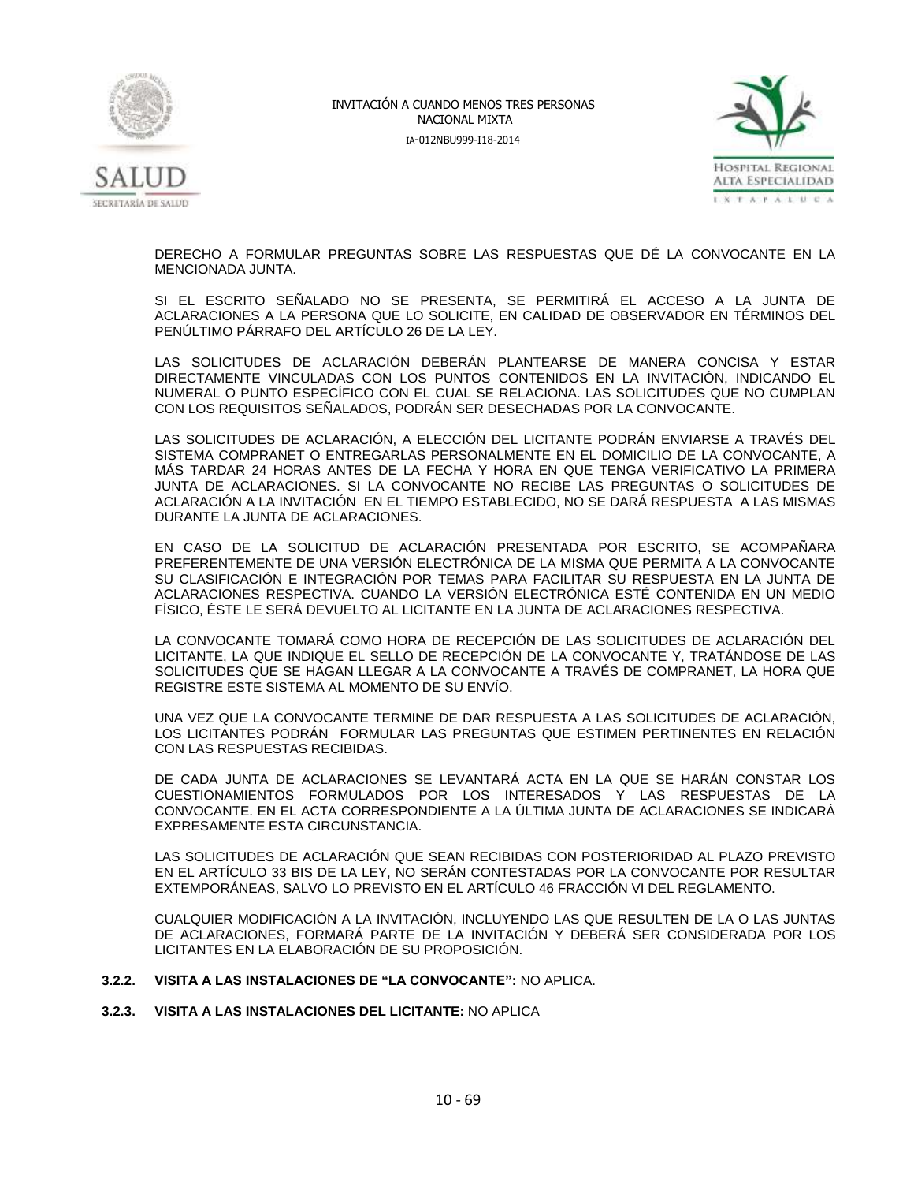DERECHO A FORMULAR PREGUNTAS SOBRE LAS RESPUESTAS QUE DÉ LA CONVOCANTE EN LA MENCIONADA JUNTA.

SI EL ESCRITO SEÑALADO NO SE PRESENTA, SE PERMITIRÁ EL ACCESO A LA JUNTA DE ACLARACIONES A LA PERSONA QUE LO SOLICITE, EN CALIDAD DE OBSERVADOR EN TÉRMINOS DEL PENÚLTIMO PÁRRAFO DEL ARTÍCULO 26 DE LA LEY.

LAS SOLICITUDES DE ACLARACIÓN DEBERÁN PLANTEARSE DE MANERA CONCISA Y ESTAR DIRECTAMENTE VINCULADAS CON LOS PUNTOS CONTENIDOS EN LA INVITACIÓN, INDICANDO EL NUMERAL O PUNTO ESPECÍFICO CON EL CUAL SE RELACIONA. LAS SOLICITUDES QUE NO CUMPLAN CON LOS REQUISITOS SEÑALADOS, PODRÁN SER DESECHADAS POR LA CONVOCANTE.

LAS SOLICITUDES DE ACLARACIÓN, A ELECCIÓN DEL LICITANTE PODRÁN ENVIARSE A TRAVÉS DEL SISTEMA COMPRANET O ENTREGARLAS PERSONALMENTE EN EL DOMICILIO DE LA CONVOCANTE, A MÁS TARDAR 24 HORAS ANTES DE LA FECHA Y HORA EN QUE TENGA VERIFICATIVO LA PRIMERA JUNTA DE ACLARACIONES. SI LA CONVOCANTE NO RECIBE LAS PREGUNTAS O SOLICITUDES DE ACLARACIÓN A LA INVITACIÓN EN EL TIEMPO ESTABLECIDO, NO SE DARÁ RESPUESTA A LAS MISMAS DURANTE LA JUNTA DE ACLARACIONES.

EN CASO DE LA SOLICITUD DE ACLARACIÓN PRESENTADA POR ESCRITO, SE ACOMPAÑARA PREFERENTEMENTE DE UNA VERSIÓN ELECTRÓNICA DE LA MISMA QUE PERMITA A LA CONVOCANTE SU CLASIFICACIÓN E INTEGRACIÓN POR TEMAS PARA FACILITAR SU RESPUESTA EN LA JUNTA DE ACLARACIONES RESPECTIVA. CUANDO LA VERSIÓN ELECTRÓNICA ESTÉ CONTENIDA EN UN MEDIO FÍSICO, ÉSTE LE SERÁ DEVUELTO AL LICITANTE EN LA JUNTA DE ACLARACIONES RESPECTIVA.

LA CONVOCANTE TOMARÁ COMO HORA DE RECEPCIÓN DE LAS SOLICITUDES DE ACLARACIÓN DEL LICITANTE, LA QUE INDIQUE EL SELLO DE RECEPCIÓN DE LA CONVOCANTE Y, TRATÁNDOSE DE LAS SOLICITUDES QUE SE HAGAN LLEGAR A LA CONVOCANTE A TRAVÉS DE COMPRANET, LA HORA QUE REGISTRE ESTE SISTEMA AL MOMENTO DE SU ENVÍO.

UNA VEZ QUE LA CONVOCANTE TERMINE DE DAR RESPUESTA A LAS SOLICITUDES DE ACLARACIÓN, LOS LICITANTES PODRÁN FORMULAR LAS PREGUNTAS QUE ESTIMEN PERTINENTES EN RELACIÓN CON LAS RESPUESTAS RECIBIDAS.

DE CADA JUNTA DE ACLARACIONES SE LEVANTARÁ ACTA EN LA QUE SE HARÁN CONSTAR LOS CUESTIONAMIENTOS FORMULADOS POR LOS INTERESADOS Y LAS RESPUESTAS DE LA CONVOCANTE. EN EL ACTA CORRESPONDIENTE A LA ÚLTIMA JUNTA DE ACLARACIONES SE INDICARÁ EXPRESAMENTE ESTA CIRCUNSTANCIA.

LAS SOLICITUDES DE ACLARACIÓN QUE SEAN RECIBIDAS CON POSTERIORIDAD AL PLAZO PREVISTO EN EL ARTÍCULO 33 BIS DE LA LEY, NO SERÁN CONTESTADAS POR LA CONVOCANTE POR RESULTAR EXTEMPORÁNEAS, SALVO LO PREVISTO EN EL ARTÍCULO 46 FRACCIÓN VI DEL REGLAMENTO.

CUALQUIER MODIFICACIÓN A LA INVITACIÓN, INCLUYENDO LAS QUE RESULTEN DE LA O LAS JUNTAS DE ACLARACIONES, FORMARÁ PARTE DE LA INVITACIÓN Y DEBERÁ SER CONSIDERADA POR LOS LICITANTES EN LA ELABORACIÓN DE SU PROPOSICIÓN.

**3.2.2. VISITA A LAS INSTALACIONES DE "LA CONVOCANTE":** NO APLICA.

**3.2.3. VISITA A LAS INSTALACIONES DEL LICITANTE:** NO APLICA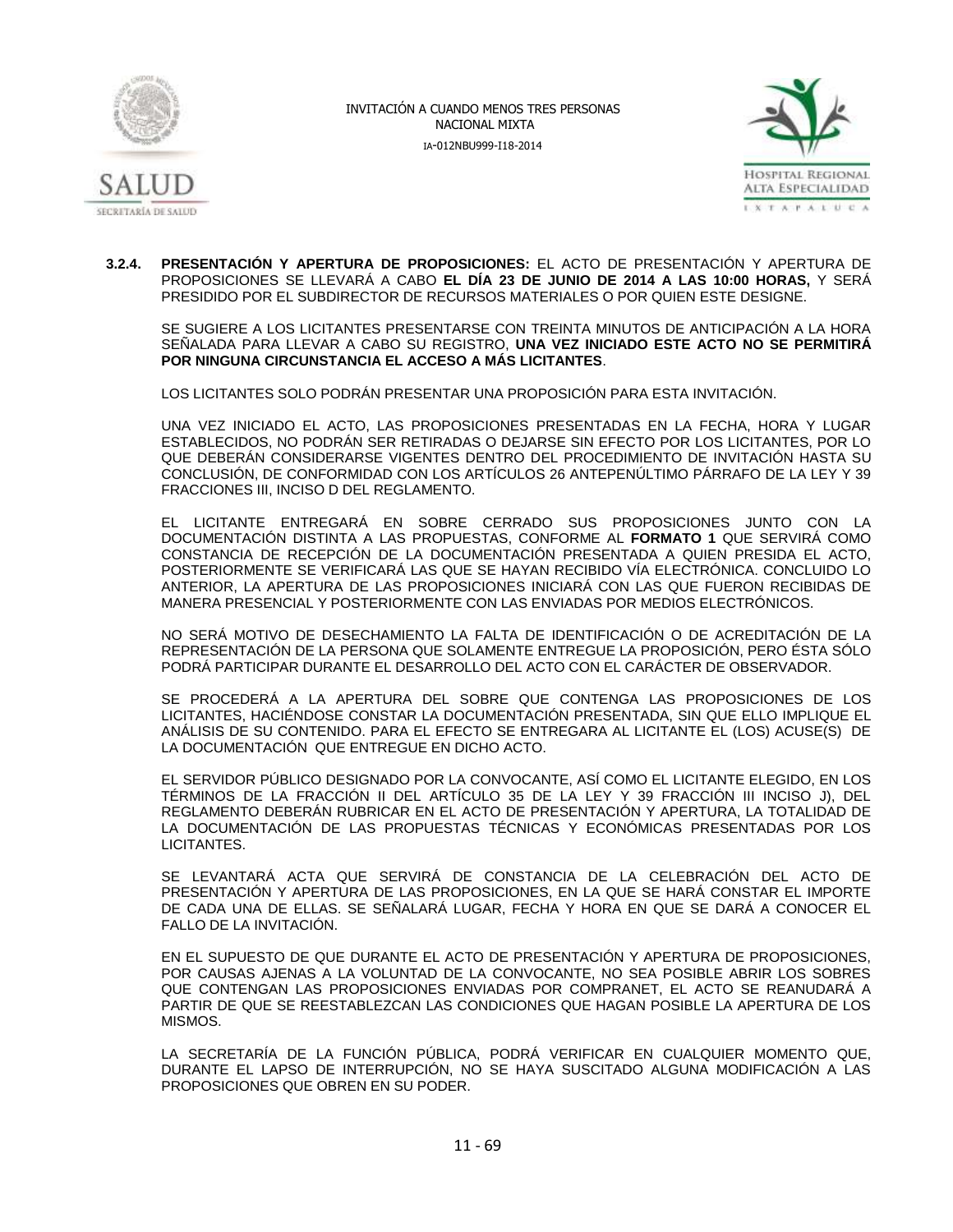**3.2.4. PRESENTACIÓN Y APERTURA DE PROPOSICIONES:** EL ACTO DE PRESENTACIÓN Y APERTURA DE PROPOSICIONES SE LLEVARÁ A CABO **EL DÍA 23 DE JUNIO DE 2014 A LAS 10:00 HORAS,** Y SERÁ PRESIDIDO POR EL SUBDIRECTOR DE RECURSOS MATERIALES O POR QUIEN ESTE DESIGNE.

SE SUGIERE A LOS LICITANTES PRESENTARSE CON TREINTA MINUTOS DE ANTICIPACIÓN A LA HORA SEÑALADA PARA LLEVAR A CABO SU REGISTRO, **UNA VEZ INICIADO ESTE ACTO NO SE PERMITIRÁ POR NINGUNA CIRCUNSTANCIA EL ACCESO A MÁS LICITANTES**.

LOS LICITANTES SOLO PODRÁN PRESENTAR UNA PROPOSICIÓN PARA ESTA INVITACIÓN.

UNA VEZ INICIADO EL ACTO, LAS PROPOSICIONES PRESENTADAS EN LA FECHA, HORA Y LUGAR ESTABLECIDOS, NO PODRÁN SER RETIRADAS O DEJARSE SIN EFECTO POR LOS LICITANTES, POR LO QUE DEBERÁN CONSIDERARSE VIGENTES DENTRO DEL PROCEDIMIENTO DE INVITACIÓN HASTA SU CONCLUSIÓN, DE CONFORMIDAD CON LOS ARTÍCULOS 26 ANTEPENÚLTIMO PÁRRAFO DE LA LEY Y 39 FRACCIONES III, INCISO D DEL REGLAMENTO.

EL LICITANTE ENTREGARÁ EN SOBRE CERRADO SUS PROPOSICIONES JUNTO CON LA DOCUMENTACIÓN DISTINTA A LAS PROPUESTAS, CONFORME AL **FORMATO 1** QUE SERVIRÁ COMO CONSTANCIA DE RECEPCIÓN DE LA DOCUMENTACIÓN PRESENTADA A QUIEN PRESIDA EL ACTO, POSTERIORMENTE SE VERIFICARÁ LAS QUE SE HAYAN RECIBIDO VÍA ELECTRÓNICA. CONCLUIDO LO ANTERIOR, LA APERTURA DE LAS PROPOSICIONES INICIARÁ CON LAS QUE FUERON RECIBIDAS DE MANERA PRESENCIAL Y POSTERIORMENTE CON LAS ENVIADAS POR MEDIOS ELECTRÓNICOS.

NO SERÁ MOTIVO DE DESECHAMIENTO LA FALTA DE IDENTIFICACIÓN O DE ACREDITACIÓN DE LA REPRESENTACIÓN DE LA PERSONA QUE SOLAMENTE ENTREGUE LA PROPOSICIÓN, PERO ÉSTA SÓLO PODRÁ PARTICIPAR DURANTE EL DESARROLLO DEL ACTO CON EL CARÁCTER DE OBSERVADOR.

SE PROCEDERÁ A LA APERTURA DEL SOBRE QUE CONTENGA LAS PROPOSICIONES DE LOS LICITANTES, HACIÉNDOSE CONSTAR LA DOCUMENTACIÓN PRESENTADA, SIN QUE ELLO IMPLIQUE EL ANÁLISIS DE SU CONTENIDO. PARA EL EFECTO SE ENTREGARA AL LICITANTE EL (LOS) ACUSE(S) DE LA DOCUMENTACIÓN QUE ENTREGUE EN DICHO ACTO.

EL SERVIDOR PÚBLICO DESIGNADO POR LA CONVOCANTE, ASÍ COMO EL LICITANTE ELEGIDO, EN LOS TÉRMINOS DE LA FRACCIÓN II DEL ARTÍCULO 35 DE LA LEY Y 39 FRACCIÓN III INCISO J), DEL REGLAMENTO DEBERÁN RUBRICAR EN EL ACTO DE PRESENTACIÓN Y APERTURA, LA TOTALIDAD DE LA DOCUMENTACIÓN DE LAS PROPUESTAS TÉCNICAS Y ECONÓMICAS PRESENTADAS POR LOS LICITANTES.

SE LEVANTARÁ ACTA QUE SERVIRÁ DE CONSTANCIA DE LA CELEBRACIÓN DEL ACTO DE PRESENTACIÓN Y APERTURA DE LAS PROPOSICIONES, EN LA QUE SE HARÁ CONSTAR EL IMPORTE DE CADA UNA DE ELLAS. SE SEÑALARÁ LUGAR, FECHA Y HORA EN QUE SE DARÁ A CONOCER EL FALLO DE LA INVITACIÓN.

EN EL SUPUESTO DE QUE DURANTE EL ACTO DE PRESENTACIÓN Y APERTURA DE PROPOSICIONES, POR CAUSAS AJENAS A LA VOLUNTAD DE LA CONVOCANTE, NO SEA POSIBLE ABRIR LOS SOBRES QUE CONTENGAN LAS PROPOSICIONES ENVIADAS POR COMPRANET, EL ACTO SE REANUDARÁ A PARTIR DE QUE SE REESTABLEZCAN LAS CONDICIONES QUE HAGAN POSIBLE LA APERTURA DE LOS MISMOS.

LA SECRETARÍA DE LA FUNCIÓN PÚBLICA, PODRÁ VERIFICAR EN CUALQUIER MOMENTO QUE, DURANTE EL LAPSO DE INTERRUPCIÓN, NO SE HAYA SUSCITADO ALGUNA MODIFICACIÓN A LAS PROPOSICIONES QUE OBREN EN SU PODER.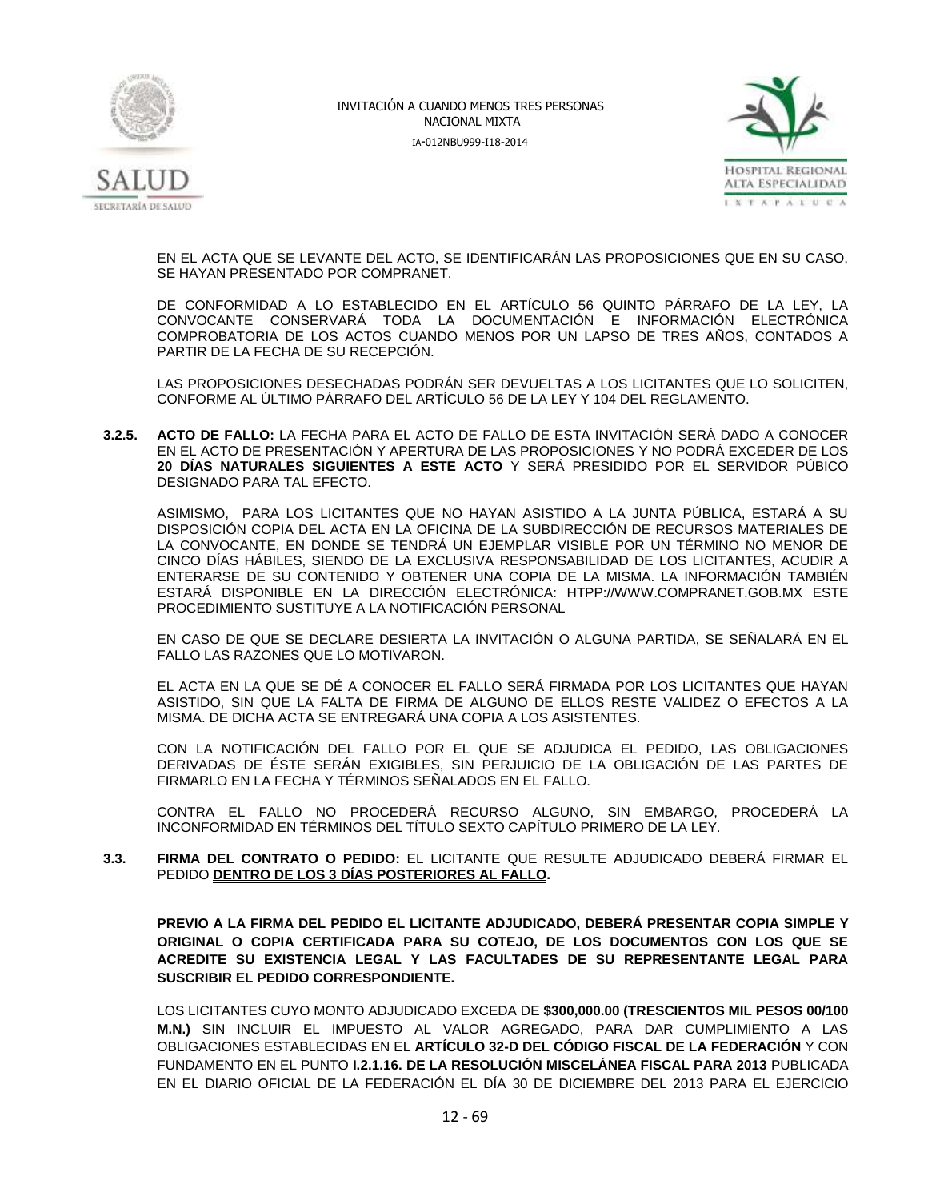EN EL ACTA QUE SE LEVANTE DEL ACTO, SE IDENTIFICARÁN LAS PROPOSICIONES QUE EN SU CASO, SE HAYAN PRESENTADO POR COMPRANET.

DE CONFORMIDAD A LO ESTABLECIDO EN EL ARTÍCULO 56 QUINTO PÁRRAFO DE LA LEY, LA CONVOCANTE CONSERVARÁ TODA LA DOCUMENTACIÓN E INFORMACIÓN ELECTRÓNICA COMPROBATORIA DE LOS ACTOS CUANDO MENOS POR UN LAPSO DE TRES AÑOS, CONTADOS A PARTIR DE LA FECHA DE SU RECEPCIÓN.

LAS PROPOSICIONES DESECHADAS PODRÁN SER DEVUELTAS A LOS LICITANTES QUE LO SOLICITEN, CONFORME AL ÚLTIMO PÁRRAFO DEL ARTÍCULO 56 DE LA LEY Y 104 DEL REGLAMENTO.

**3.2.5. ACTO DE FALLO:** LA FECHA PARA EL ACTO DE FALLO DE ESTA INVITACIÓN SERÁ DADO A CONOCER EN EL ACTO DE PRESENTACIÓN Y APERTURA DE LAS PROPOSICIONES Y NO PODRÁ EXCEDER DE LOS **20 DÍAS NATURALES SIGUIENTES A ESTE ACTO** Y SERÁ PRESIDIDO POR EL SERVIDOR PÚBICO DESIGNADO PARA TAL EFECTO.

ASIMISMO, PARA LOS LICITANTES QUE NO HAYAN ASISTIDO A LA JUNTA PÚBLICA, ESTARÁ A SU DISPOSICIÓN COPIA DEL ACTA EN LA OFICINA DE LA SUBDIRECCIÓN DE RECURSOS MATERIALES DE LA CONVOCANTE, EN DONDE SE TENDRÁ UN EJEMPLAR VISIBLE POR UN TÉRMINO NO MENOR DE CINCO DÍAS HÁBILES, SIENDO DE LA EXCLUSIVA RESPONSABILIDAD DE LOS LICITANTES, ACUDIR A ENTERARSE DE SU CONTENIDO Y OBTENER UNA COPIA DE LA MISMA. LA INFORMACIÓN TAMBIÉN ESTARÁ DISPONIBLE EN LA DIRECCIÓN ELECTRÓNICA: HTPP://WWW.COMPRANET.GOB.MX ESTE PROCEDIMIENTO SUSTITUYE A LA NOTIFICACIÓN PERSONAL

EN CASO DE QUE SE DECLARE DESIERTA LA INVITACIÓN O ALGUNA PARTIDA, SE SEÑALARÁ EN EL FALLO LAS RAZONES QUE LO MOTIVARON.

EL ACTA EN LA QUE SE DÉ A CONOCER EL FALLO SERÁ FIRMADA POR LOS LICITANTES QUE HAYAN ASISTIDO, SIN QUE LA FALTA DE FIRMA DE ALGUNO DE ELLOS RESTE VALIDEZ O EFECTOS A LA MISMA. DE DICHA ACTA SE ENTREGARÁ UNA COPIA A LOS ASISTENTES.

CON LA NOTIFICACIÓN DEL FALLO POR EL QUE SE ADJUDICA EL PEDIDO, LAS OBLIGACIONES DERIVADAS DE ÉSTE SERÁN EXIGIBLES, SIN PERJUICIO DE LA OBLIGACIÓN DE LAS PARTES DE FIRMARLO EN LA FECHA Y TÉRMINOS SEÑALADOS EN EL FALLO.

CONTRA EL FALLO NO PROCEDERÁ RECURSO ALGUNO, SIN EMBARGO, PROCEDERÁ LA INCONFORMIDAD EN TÉRMINOS DEL TÍTULO SEXTO CAPÍTULO PRIMERO DE LA LEY.

**3.3. FIRMA DEL CONTRATO O PEDIDO:** EL LICITANTE QUE RESULTE ADJUDICADO DEBERÁ FIRMAR EL PEDIDO **DENTRO DE LOS 3 DÍAS POSTERIORES AL FALLO.**

**PREVIO A LA FIRMA DEL PEDIDO EL LICITANTE ADJUDICADO, DEBERÁ PRESENTAR COPIA SIMPLE Y ORIGINAL O COPIA CERTIFICADA PARA SU COTEJO, DE LOS DOCUMENTOS CON LOS QUE SE ACREDITE SU EXISTENCIA LEGAL Y LAS FACULTADES DE SU REPRESENTANTE LEGAL PARA SUSCRIBIR EL PEDIDO CORRESPONDIENTE.**

LOS LICITANTES CUYO MONTO ADJUDICADO EXCEDA DE **$300,000.00 (TRESCIENTOS MIL PESOS 00/100 M.N.)** SIN INCLUIR EL IMPUESTO AL VALOR AGREGADO, PARA DAR CUMPLIMIENTO A LAS OBLIGACIONES ESTABLECIDAS EN EL **ARTÍCULO 32-D DEL CÓDIGO FISCAL DE LA FEDERACIÓN** Y CON FUNDAMENTO EN EL PUNTO **I.2.1.16. DE LA RESOLUCIÓN MISCELÁNEA FISCAL PARA 2013** PUBLICADA EN EL DIARIO OFICIAL DE LA FEDERACIÓN EL DÍA 30 DE DICIEMBRE DEL 2013 PARA EL EJERCICIO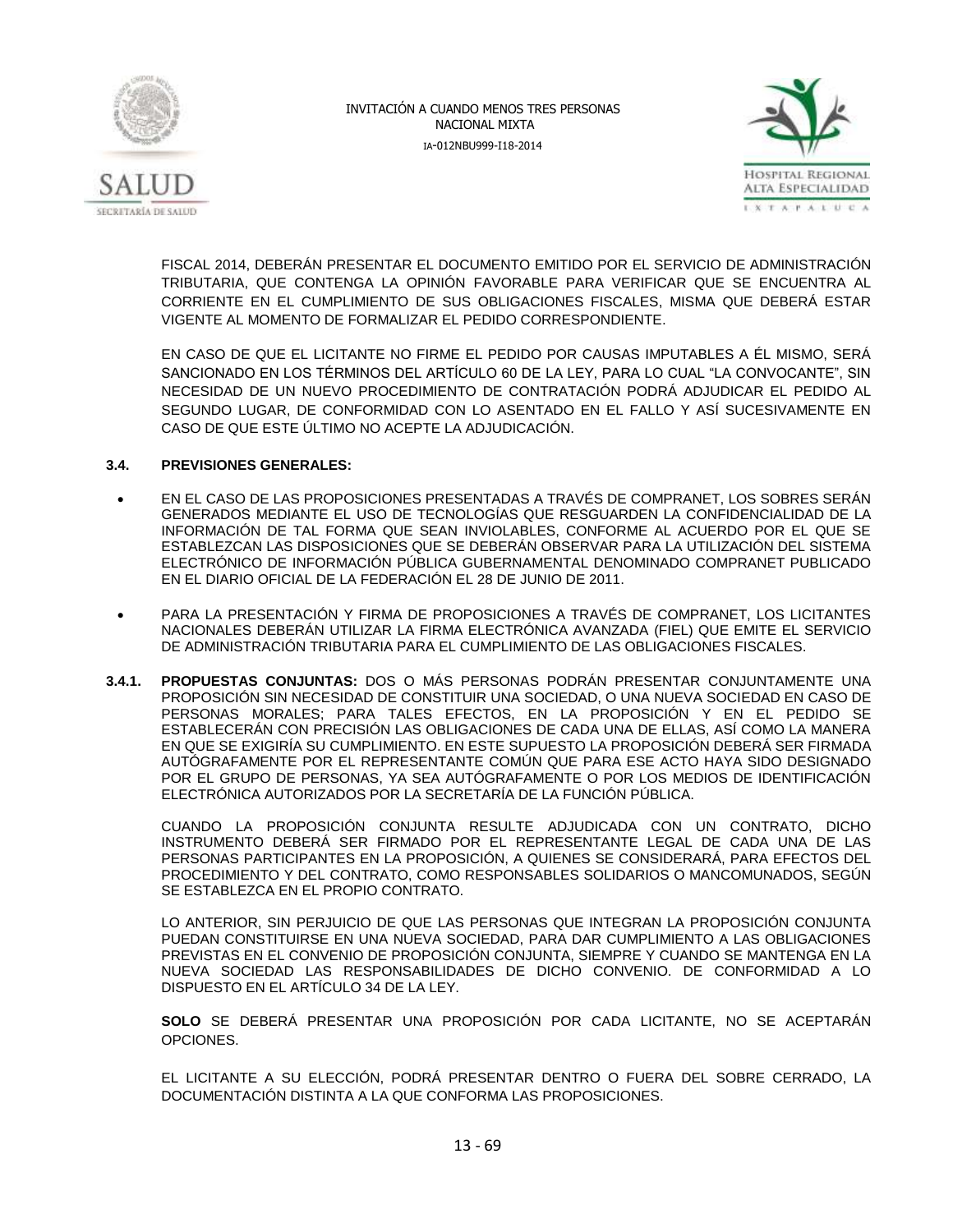FISCAL 2014, DEBERÁN PRESENTAR EL DOCUMENTO EMITIDO POR EL SERVICIO DE ADMINISTRACIÓN TRIBUTARIA, QUE CONTENGA LA OPINIÓN FAVORABLE PARA VERIFICAR QUE SE ENCUENTRA AL CORRIENTE EN EL CUMPLIMIENTO DE SUS OBLIGACIONES FISCALES, MISMA QUE DEBERÁ ESTAR VIGENTE AL MOMENTO DE FORMALIZAR EL PEDIDO CORRESPONDIENTE.

EN CASO DE QUE EL LICITANTE NO FIRME EL PEDIDO POR CAUSAS IMPUTABLES A ÉL MISMO, SERÁ SANCIONADO EN LOS TÉRMINOS DEL ARTÍCULO 60 DE LA LEY, PARA LO CUAL "LA CONVOCANTE", SIN NECESIDAD DE UN NUEVO PROCEDIMIENTO DE CONTRATACIÓN PODRÁ ADJUDICAR EL PEDIDO AL SEGUNDO LUGAR, DE CONFORMIDAD CON LO ASENTADO EN EL FALLO Y ASÍ SUCESIVAMENTE EN CASO DE QUE ESTE ÚLTIMO NO ACEPTE LA ADJUDICACIÓN.

### 3.4. PREVISIONES GENERALES:

- EN EL CASO DE LAS PROPOSICIONES PRESENTADAS A TRAVÉS DE COMPRANET, LOS SOBRES SERÁN GENERADOS MEDIANTE EL USO DE TECNOLOGÍAS QUE RESGUARDEN LA CONFIDENCIALIDAD DE LA INFORMACIÓN DE TAL FORMA QUE SEAN INVIOLABLES, CONFORME AL ACUERDO POR EL QUE SE ESTABLEZCAN LAS DISPOSICIONES QUE SE DEBERÁN OBSERVAR PARA LA UTILIZACIÓN DEL SISTEMA ELECTRÓNICO DE INFORMACIÓN PÚBLICA GUBERNAMENTAL DENOMINADO COMPRANET PUBLICADO EN EL DIARIO OFICIAL DE LA FEDERACIÓN EL 28 DE JUNIO DE 2011.
- PARA LA PRESENTACIÓN Y FIRMA DE PROPOSICIONES A TRAVÉS DE COMPRANET, LOS LICITANTES NACIONALES DEBERÁN UTILIZAR LA FIRMA ELECTRÓNICA AVANZADA (FIEL) QUE EMITE EL SERVICIO DE ADMINISTRACIÓN TRIBUTARIA PARA EL CUMPLIMIENTO DE LAS OBLIGACIONES FISCALES.

**3.4.1. PROPUESTAS CONJUNTAS:** DOS O MÁS PERSONAS PODRÁN PRESENTAR CONJUNTAMENTE UNA PROPOSICIÓN SIN NECESIDAD DE CONSTITUIR UNA SOCIEDAD, O UNA NUEVA SOCIEDAD EN CASO DE PERSONAS MORALES; PARA TALES EFECTOS, EN LA PROPOSICIÓN Y EN EL PEDIDO SE ESTABLECERÁN CON PRECISIÓN LAS OBLIGACIONES DE CADA UNA DE ELLAS, ASÍ COMO LA MANERA EN QUE SE EXIGIRÍA SU CUMPLIMIENTO. EN ESTE SUPUESTO LA PROPOSICIÓN DEBERÁ SER FIRMADA AUTÓGRAFAMENTE POR EL REPRESENTANTE COMÚN QUE PARA ESE ACTO HAYA SIDO DESIGNADO POR EL GRUPO DE PERSONAS, YA SEA AUTÓGRAFAMENTE O POR LOS MEDIOS DE IDENTIFICACIÓN ELECTRÓNICA AUTORIZADOS POR LA SECRETARÍA DE LA FUNCIÓN PÚBLICA.

CUANDO LA PROPOSICIÓN CONJUNTA RESULTE ADJUDICADA CON UN CONTRATO, DICHO INSTRUMENTO DEBERÁ SER FIRMADO POR EL REPRESENTANTE LEGAL DE CADA UNA DE LAS PERSONAS PARTICIPANTES EN LA PROPOSICIÓN, A QUIENES SE CONSIDERARÁ, PARA EFECTOS DEL PROCEDIMIENTO Y DEL CONTRATO, COMO RESPONSABLES SOLIDARIOS O MANCOMUNADOS, SEGÚN SE ESTABLEZCA EN EL PROPIO CONTRATO.

LO ANTERIOR, SIN PERJUICIO DE QUE LAS PERSONAS QUE INTEGRAN LA PROPOSICIÓN CONJUNTA PUEDAN CONSTITUIRSE EN UNA NUEVA SOCIEDAD, PARA DAR CUMPLIMIENTO A LAS OBLIGACIONES PREVISTAS EN EL CONVENIO DE PROPOSICIÓN CONJUNTA, SIEMPRE Y CUANDO SE MANTENGA EN LA NUEVA SOCIEDAD LAS RESPONSABILIDADES DE DICHO CONVENIO. DE CONFORMIDAD A LO DISPUESTO EN EL ARTÍCULO 34 DE LA LEY.

**SOLO** SE DEBERÁ PRESENTAR UNA PROPOSICIÓN POR CADA LICITANTE, NO SE ACEPTARÁN OPCIONES.

EL LICITANTE A SU ELECCIÓN, PODRÁ PRESENTAR DENTRO O FUERA DEL SOBRE CERRADO, LA DOCUMENTACIÓN DISTINTA A LA QUE CONFORMA LAS PROPOSICIONES.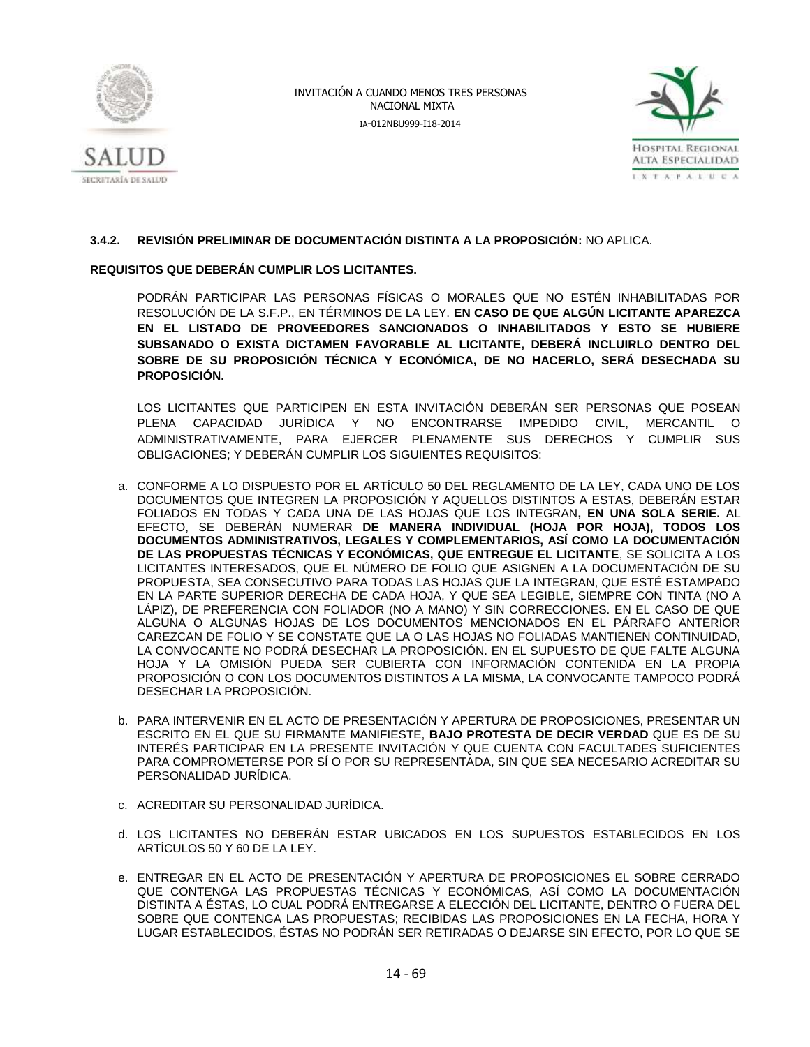**3.4.2. REVISIÓN PRELIMINAR DE DOCUMENTACIÓN DISTINTA A LA PROPOSICIÓN:** NO APLICA.

**REQUISITOS QUE DEBERÁN CUMPLIR LOS LICITANTES.**

PODRÁN PARTICIPAR LAS PERSONAS FÍSICAS O MORALES QUE NO ESTÉN INHABILITADAS POR RESOLUCIÓN DE LA S.F.P., EN TÉRMINOS DE LA LEY. **EN CASO DE QUE ALGÚN LICITANTE APAREZCA EN EL LISTADO DE PROVEEDORES SANCIONADOS O INHABILITADOS Y ESTO SE HUBIERE SUBSANADO O EXISTA DICTAMEN FAVORABLE AL LICITANTE, DEBERÁ INCLUIRLO DENTRO DEL SOBRE DE SU PROPOSICIÓN TÉCNICA Y ECONÓMICA, DE NO HACERLO, SERÁ DESECHADA SU PROPOSICIÓN.**

LOS LICITANTES QUE PARTICIPEN EN ESTA INVITACIÓN DEBERÁN SER PERSONAS QUE POSEAN PLENA CAPACIDAD JURÍDICA Y NO ENCONTRARSE IMPEDIDO CIVIL, MERCANTIL O ADMINISTRATIVAMENTE, PARA EJERCER PLENAMENTE SUS DERECHOS Y CUMPLIR SUS OBLIGACIONES; Y DEBERÁN CUMPLIR LOS SIGUIENTES REQUISITOS:

a. CONFORME A LO DISPUESTO POR EL ARTÍCULO 50 DEL REGLAMENTO DE LA LEY, CADA UNO DE LOS DOCUMENTOS QUE INTEGREN LA PROPOSICIÓN Y AQUELLOS DISTINTOS A ESTAS, DEBERÁN ESTAR FOLIADOS EN TODAS Y CADA UNA DE LAS HOJAS QUE LOS INTEGRAN**, EN UNA SOLA SERIE.** AL EFECTO, SE DEBERÁN NUMERAR **DE MANERA INDIVIDUAL (HOJA POR HOJA), TODOS LOS DOCUMENTOS ADMINISTRATIVOS, LEGALES Y COMPLEMENTARIOS, ASÍ COMO LA DOCUMENTACIÓN DE LAS PROPUESTAS TÉCNICAS Y ECONÓMICAS, QUE ENTREGUE EL LICITANTE**, SE SOLICITA A LOS LICITANTES INTERESADOS, QUE EL NÚMERO DE FOLIO QUE ASIGNEN A LA DOCUMENTACIÓN DE SU PROPUESTA, SEA CONSECUTIVO PARA TODAS LAS HOJAS QUE LA INTEGRAN, QUE ESTÉ ESTAMPADO EN LA PARTE SUPERIOR DERECHA DE CADA HOJA, Y QUE SEA LEGIBLE, SIEMPRE CON TINTA (NO A LÁPIZ), DE PREFERENCIA CON FOLIADOR (NO A MANO) Y SIN CORRECCIONES. EN EL CASO DE QUE ALGUNA O ALGUNAS HOJAS DE LOS DOCUMENTOS MENCIONADOS EN EL PÁRRAFO ANTERIOR CAREZCAN DE FOLIO Y SE CONSTATE QUE LA O LAS HOJAS NO FOLIADAS MANTIENEN CONTINUIDAD, LA CONVOCANTE NO PODRÁ DESECHAR LA PROPOSICIÓN. EN EL SUPUESTO DE QUE FALTE ALGUNA HOJA Y LA OMISIÓN PUEDA SER CUBIERTA CON INFORMACIÓN CONTENIDA EN LA PROPIA PROPOSICIÓN O CON LOS DOCUMENTOS DISTINTOS A LA MISMA, LA CONVOCANTE TAMPOCO PODRÁ DESECHAR LA PROPOSICIÓN.

b. PARA INTERVENIR EN EL ACTO DE PRESENTACIÓN Y APERTURA DE PROPOSICIONES, PRESENTAR UN ESCRITO EN EL QUE SU FIRMANTE MANIFIESTE, **BAJO PROTESTA DE DECIR VERDAD** QUE ES DE SU INTERÉS PARTICIPAR EN LA PRESENTE INVITACIÓN Y QUE CUENTA CON FACULTADES SUFICIENTES PARA COMPROMETERSE POR SÍ O POR SU REPRESENTADA, SIN QUE SEA NECESARIO ACREDITAR SU PERSONALIDAD JURÍDICA.

c. ACREDITAR SU PERSONALIDAD JURÍDICA.

d. LOS LICITANTES NO DEBERÁN ESTAR UBICADOS EN LOS SUPUESTOS ESTABLECIDOS EN LOS ARTÍCULOS 50 Y 60 DE LA LEY.

e. ENTREGAR EN EL ACTO DE PRESENTACIÓN Y APERTURA DE PROPOSICIONES EL SOBRE CERRADO QUE CONTENGA LAS PROPUESTAS TÉCNICAS Y ECONÓMICAS, ASÍ COMO LA DOCUMENTACIÓN DISTINTA A ÉSTAS, LO CUAL PODRÁ ENTREGARSE A ELECCIÓN DEL LICITANTE, DENTRO O FUERA DEL SOBRE QUE CONTENGA LAS PROPUESTAS; RECIBIDAS LAS PROPOSICIONES EN LA FECHA, HORA Y LUGAR ESTABLECIDOS, ÉSTAS NO PODRÁN SER RETIRADAS O DEJARSE SIN EFECTO, POR LO QUE SE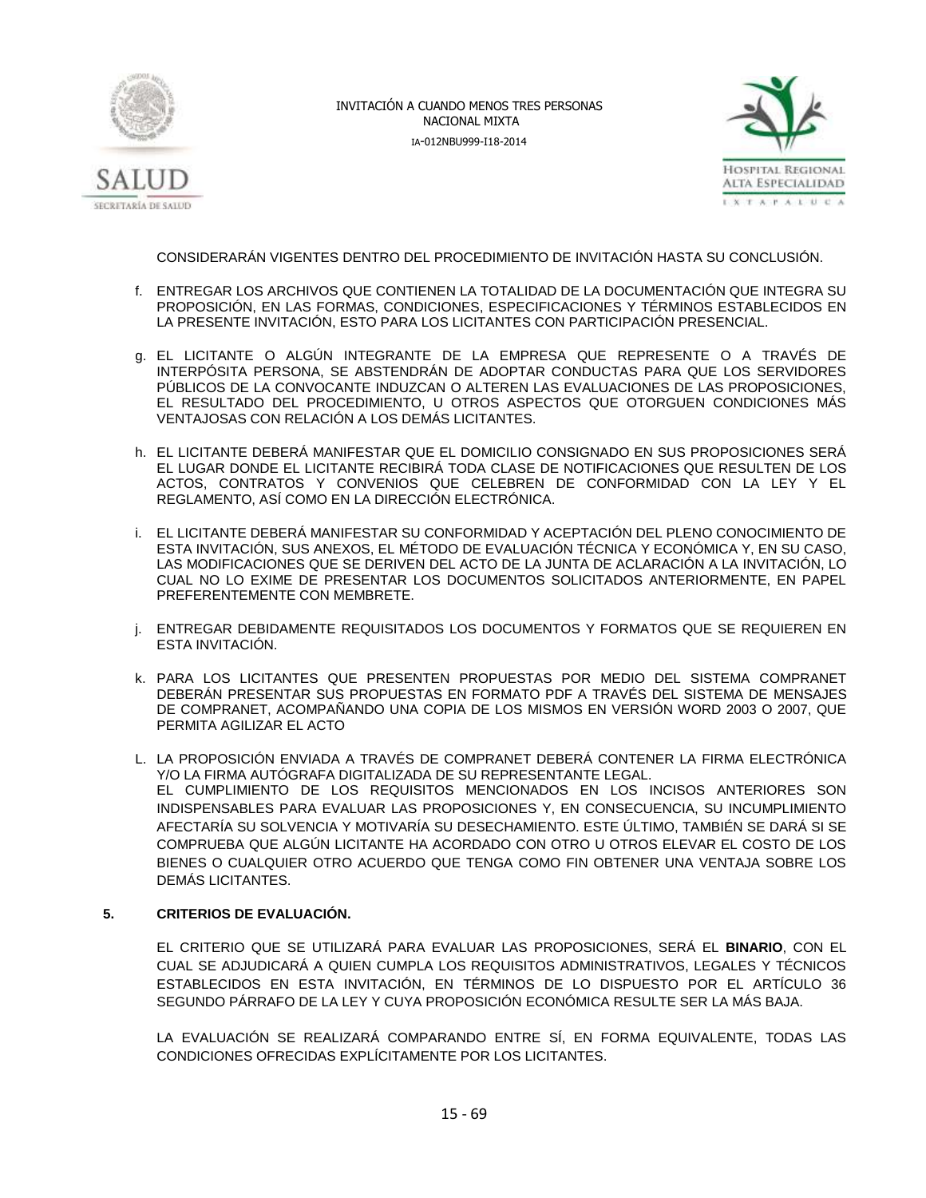CONSIDERARÁN VIGENTES DENTRO DEL PROCEDIMIENTO DE INVITACIÓN HASTA SU CONCLUSIÓN.

f. ENTREGAR LOS ARCHIVOS QUE CONTIENEN LA TOTALIDAD DE LA DOCUMENTACIÓN QUE INTEGRA SU PROPOSICIÓN, EN LAS FORMAS, CONDICIONES, ESPECIFICACIONES Y TÉRMINOS ESTABLECIDOS EN LA PRESENTE INVITACIÓN, ESTO PARA LOS LICITANTES CON PARTICIPACIÓN PRESENCIAL.

g. EL LICITANTE O ALGÚN INTEGRANTE DE LA EMPRESA QUE REPRESENTE O A TRAVÉS DE INTERPÓSITA PERSONA, SE ABSTENDRÁN DE ADOPTAR CONDUCTAS PARA QUE LOS SERVIDORES PÚBLICOS DE LA CONVOCANTE INDUZCAN O ALTEREN LAS EVALUACIONES DE LAS PROPOSICIONES, EL RESULTADO DEL PROCEDIMIENTO, U OTROS ASPECTOS QUE OTORGUEN CONDICIONES MÁS VENTAJOSAS CON RELACIÓN A LOS DEMÁS LICITANTES.

h. EL LICITANTE DEBERÁ MANIFESTAR QUE EL DOMICILIO CONSIGNADO EN SUS PROPOSICIONES SERÁ EL LUGAR DONDE EL LICITANTE RECIBIRÁ TODA CLASE DE NOTIFICACIONES QUE RESULTEN DE LOS ACTOS, CONTRATOS Y CONVENIOS QUE CELEBREN DE CONFORMIDAD CON LA LEY Y EL REGLAMENTO, ASÍ COMO EN LA DIRECCIÓN ELECTRÓNICA.

i. EL LICITANTE DEBERÁ MANIFESTAR SU CONFORMIDAD Y ACEPTACIÓN DEL PLENO CONOCIMIENTO DE ESTA INVITACIÓN, SUS ANEXOS, EL MÉTODO DE EVALUACIÓN TÉCNICA Y ECONÓMICA Y, EN SU CASO, LAS MODIFICACIONES QUE SE DERIVEN DEL ACTO DE LA JUNTA DE ACLARACIÓN A LA INVITACIÓN, LO CUAL NO LO EXIME DE PRESENTAR LOS DOCUMENTOS SOLICITADOS ANTERIORMENTE, EN PAPEL PREFERENTEMENTE CON MEMBRETE.

j. ENTREGAR DEBIDAMENTE REQUISITADOS LOS DOCUMENTOS Y FORMATOS QUE SE REQUIEREN EN ESTA INVITACIÓN.

k. PARA LOS LICITANTES QUE PRESENTEN PROPUESTAS POR MEDIO DEL SISTEMA COMPRANET DEBERÁN PRESENTAR SUS PROPUESTAS EN FORMATO PDF A TRAVÉS DEL SISTEMA DE MENSAJES DE COMPRANET, ACOMPAÑANDO UNA COPIA DE LOS MISMOS EN VERSIÓN WORD 2003 O 2007, QUE PERMITA AGILIZAR EL ACTO

L. LA PROPOSICIÓN ENVIADA A TRAVÉS DE COMPRANET DEBERÁ CONTENER LA FIRMA ELECTRÓNICA Y/O LA FIRMA AUTÓGRAFA DIGITALIZADA DE SU REPRESENTANTE LEGAL.
EL CUMPLIMIENTO DE LOS REQUISITOS MENCIONADOS EN LOS INCISOS ANTERIORES SON INDISPENSABLES PARA EVALUAR LAS PROPOSICIONES Y, EN CONSECUENCIA, SU INCUMPLIMIENTO AFECTARÍA SU SOLVENCIA Y MOTIVARÍA SU DESECHAMIENTO. ESTE ÚLTIMO, TAMBIÉN SE DARÁ SI SE COMPRUEBA QUE ALGÚN LICITANTE HA ACORDADO CON OTRO U OTROS ELEVAR EL COSTO DE LOS BIENES O CUALQUIER OTRO ACUERDO QUE TENGA COMO FIN OBTENER UNA VENTAJA SOBRE LOS DEMÁS LICITANTES.

## 5. CRITERIOS DE EVALUACIÓN.

EL CRITERIO QUE SE UTILIZARÁ PARA EVALUAR LAS PROPOSICIONES, SERÁ EL **BINARIO**, CON EL CUAL SE ADJUDICARÁ A QUIEN CUMPLA LOS REQUISITOS ADMINISTRATIVOS, LEGALES Y TÉCNICOS ESTABLECIDOS EN ESTA INVITACIÓN, EN TÉRMINOS DE LO DISPUESTO POR EL ARTÍCULO 36 SEGUNDO PÁRRAFO DE LA LEY Y CUYA PROPOSICIÓN ECONÓMICA RESULTE SER LA MÁS BAJA.

LA EVALUACIÓN SE REALIZARÁ COMPARANDO ENTRE SÍ, EN FORMA EQUIVALENTE, TODAS LAS CONDICIONES OFRECIDAS EXPLÍCITAMENTE POR LOS LICITANTES.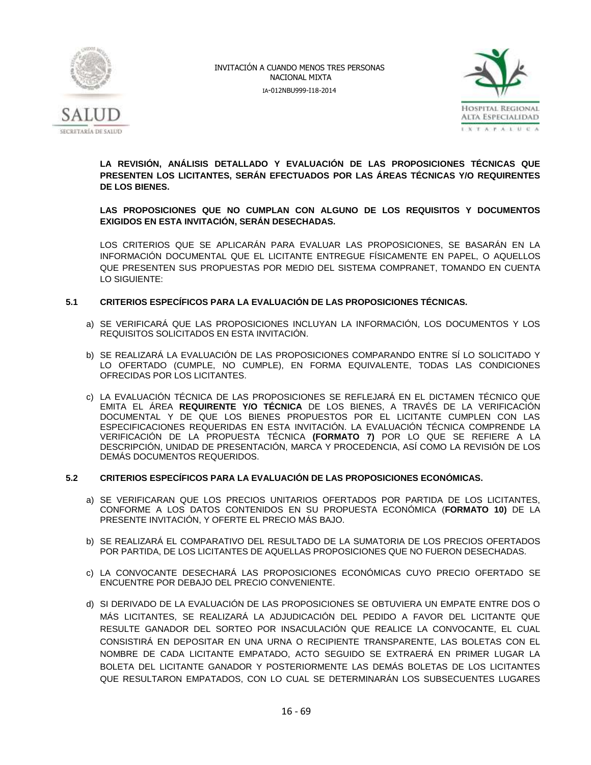**LA REVISIÓN, ANÁLISIS DETALLADO Y EVALUACIÓN DE LAS PROPOSICIONES TÉCNICAS QUE PRESENTEN LOS LICITANTES, SERÁN EFECTUADOS POR LAS ÁREAS TÉCNICAS Y/O REQUIRENTES DE LOS BIENES.**

**LAS PROPOSICIONES QUE NO CUMPLAN CON ALGUNO DE LOS REQUISITOS Y DOCUMENTOS EXIGIDOS EN ESTA INVITACIÓN, SERÁN DESECHADAS.**

LOS CRITERIOS QUE SE APLICARÁN PARA EVALUAR LAS PROPOSICIONES, SE BASARÁN EN LA INFORMACIÓN DOCUMENTAL QUE EL LICITANTE ENTREGUE FÍSICAMENTE EN PAPEL, O AQUELLOS QUE PRESENTEN SUS PROPUESTAS POR MEDIO DEL SISTEMA COMPRANET, TOMANDO EN CUENTA LO SIGUIENTE:

## 5.1 CRITERIOS ESPECÍFICOS PARA LA EVALUACIÓN DE LAS PROPOSICIONES TÉCNICAS.

a) SE VERIFICARÁ QUE LAS PROPOSICIONES INCLUYAN LA INFORMACIÓN, LOS DOCUMENTOS Y LOS REQUISITOS SOLICITADOS EN ESTA INVITACIÓN.

b) SE REALIZARÁ LA EVALUACIÓN DE LAS PROPOSICIONES COMPARANDO ENTRE SÍ LO SOLICITADO Y LO OFERTADO (CUMPLE, NO CUMPLE), EN FORMA EQUIVALENTE, TODAS LAS CONDICIONES OFRECIDAS POR LOS LICITANTES.

c) LA EVALUACIÓN TÉCNICA DE LAS PROPOSICIONES SE REFLEJARÁ EN EL DICTAMEN TÉCNICO QUE EMITA EL ÁREA **REQUIRENTE Y/O TÉCNICA** DE LOS BIENES, A TRAVÉS DE LA VERIFICACIÓN DOCUMENTAL Y DE QUE LOS BIENES PROPUESTOS POR EL LICITANTE CUMPLEN CON LAS ESPECIFICACIONES REQUERIDAS EN ESTA INVITACIÓN. LA EVALUACIÓN TÉCNICA COMPRENDE LA VERIFICACIÓN DE LA PROPUESTA TÉCNICA **(FORMATO 7)** POR LO QUE SE REFIERE A LA DESCRIPCIÓN, UNIDAD DE PRESENTACIÓN, MARCA Y PROCEDENCIA, ASÍ COMO LA REVISIÓN DE LOS DEMÁS DOCUMENTOS REQUERIDOS.

## 5.2 CRITERIOS ESPECÍFICOS PARA LA EVALUACIÓN DE LAS PROPOSICIONES ECONÓMICAS.

a) SE VERIFICARAN QUE LOS PRECIOS UNITARIOS OFERTADOS POR PARTIDA DE LOS LICITANTES, CONFORME A LOS DATOS CONTENIDOS EN SU PROPUESTA ECONÓMICA (**FORMATO 10)** DE LA PRESENTE INVITACIÓN, Y OFERTE EL PRECIO MÁS BAJO.

b) SE REALIZARÁ EL COMPARATIVO DEL RESULTADO DE LA SUMATORIA DE LOS PRECIOS OFERTADOS POR PARTIDA, DE LOS LICITANTES DE AQUELLAS PROPOSICIONES QUE NO FUERON DESECHADAS.

c) LA CONVOCANTE DESECHARÁ LAS PROPOSICIONES ECONÓMICAS CUYO PRECIO OFERTADO SE ENCUENTRE POR DEBAJO DEL PRECIO CONVENIENTE.

d) SI DERIVADO DE LA EVALUACIÓN DE LAS PROPOSICIONES SE OBTUVIERA UN EMPATE ENTRE DOS O MÁS LICITANTES, SE REALIZARÁ LA ADJUDICACIÓN DEL PEDIDO A FAVOR DEL LICITANTE QUE RESULTE GANADOR DEL SORTEO POR INSACULACIÓN QUE REALICE LA CONVOCANTE, EL CUAL CONSISTIRÁ EN DEPOSITAR EN UNA URNA O RECIPIENTE TRANSPARENTE, LAS BOLETAS CON EL NOMBRE DE CADA LICITANTE EMPATADO, ACTO SEGUIDO SE EXTRAERÁ EN PRIMER LUGAR LA BOLETA DEL LICITANTE GANADOR Y POSTERIORMENTE LAS DEMÁS BOLETAS DE LOS LICITANTES QUE RESULTARON EMPATADOS, CON LO CUAL SE DETERMINARÁN LOS SUBSECUENTES LUGARES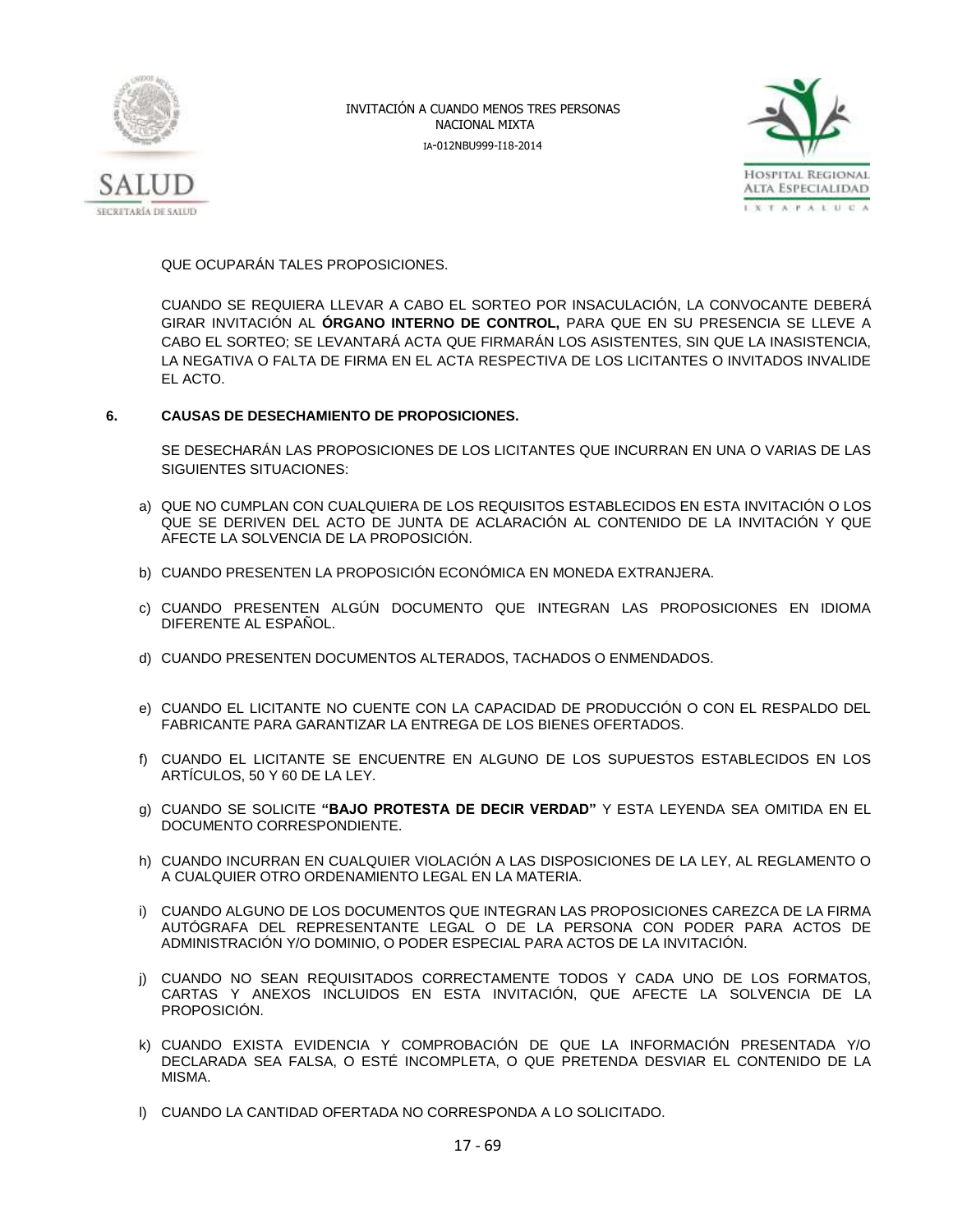QUE OCUPARÁN TALES PROPOSICIONES.

CUANDO SE REQUIERA LLEVAR A CABO EL SORTEO POR INSACULACIÓN, LA CONVOCANTE DEBERÁ GIRAR INVITACIÓN AL **ÓRGANO INTERNO DE CONTROL,** PARA QUE EN SU PRESENCIA SE LLEVE A CABO EL SORTEO; SE LEVANTARÁ ACTA QUE FIRMARÁN LOS ASISTENTES, SIN QUE LA INASISTENCIA, LA NEGATIVA O FALTA DE FIRMA EN EL ACTA RESPECTIVA DE LOS LICITANTES O INVITADOS INVALIDE EL ACTO.

## 6. CAUSAS DE DESECHAMIENTO DE PROPOSICIONES.

SE DESECHARÁN LAS PROPOSICIONES DE LOS LICITANTES QUE INCURRAN EN UNA O VARIAS DE LAS SIGUIENTES SITUACIONES:

a) QUE NO CUMPLAN CON CUALQUIERA DE LOS REQUISITOS ESTABLECIDOS EN ESTA INVITACIÓN O LOS QUE SE DERIVEN DEL ACTO DE JUNTA DE ACLARACIÓN AL CONTENIDO DE LA INVITACIÓN Y QUE AFECTE LA SOLVENCIA DE LA PROPOSICIÓN.

b) CUANDO PRESENTEN LA PROPOSICIÓN ECONÓMICA EN MONEDA EXTRANJERA.

c) CUANDO PRESENTEN ALGÚN DOCUMENTO QUE INTEGRAN LAS PROPOSICIONES EN IDIOMA DIFERENTE AL ESPAÑOL.

d) CUANDO PRESENTEN DOCUMENTOS ALTERADOS, TACHADOS O ENMENDADOS.

e) CUANDO EL LICITANTE NO CUENTE CON LA CAPACIDAD DE PRODUCCIÓN O CON EL RESPALDO DEL FABRICANTE PARA GARANTIZAR LA ENTREGA DE LOS BIENES OFERTADOS.

f) CUANDO EL LICITANTE SE ENCUENTRE EN ALGUNO DE LOS SUPUESTOS ESTABLECIDOS EN LOS ARTÍCULOS, 50 Y 60 DE LA LEY.

g) CUANDO SE SOLICITE **"BAJO PROTESTA DE DECIR VERDAD"** Y ESTA LEYENDA SEA OMITIDA EN EL DOCUMENTO CORRESPONDIENTE.

h) CUANDO INCURRAN EN CUALQUIER VIOLACIÓN A LAS DISPOSICIONES DE LA LEY, AL REGLAMENTO O A CUALQUIER OTRO ORDENAMIENTO LEGAL EN LA MATERIA.

i) CUANDO ALGUNO DE LOS DOCUMENTOS QUE INTEGRAN LAS PROPOSICIONES CAREZCA DE LA FIRMA AUTÓGRAFA DEL REPRESENTANTE LEGAL O DE LA PERSONA CON PODER PARA ACTOS DE ADMINISTRACIÓN Y/O DOMINIO, O PODER ESPECIAL PARA ACTOS DE LA INVITACIÓN.

j) CUANDO NO SEAN REQUISITADOS CORRECTAMENTE TODOS Y CADA UNO DE LOS FORMATOS, CARTAS Y ANEXOS INCLUIDOS EN ESTA INVITACIÓN, QUE AFECTE LA SOLVENCIA DE LA PROPOSICIÓN.

k) CUANDO EXISTA EVIDENCIA Y COMPROBACIÓN DE QUE LA INFORMACIÓN PRESENTADA Y/O DECLARADA SEA FALSA, O ESTÉ INCOMPLETA, O QUE PRETENDA DESVIAR EL CONTENIDO DE LA MISMA.

l) CUANDO LA CANTIDAD OFERTADA NO CORRESPONDA A LO SOLICITADO.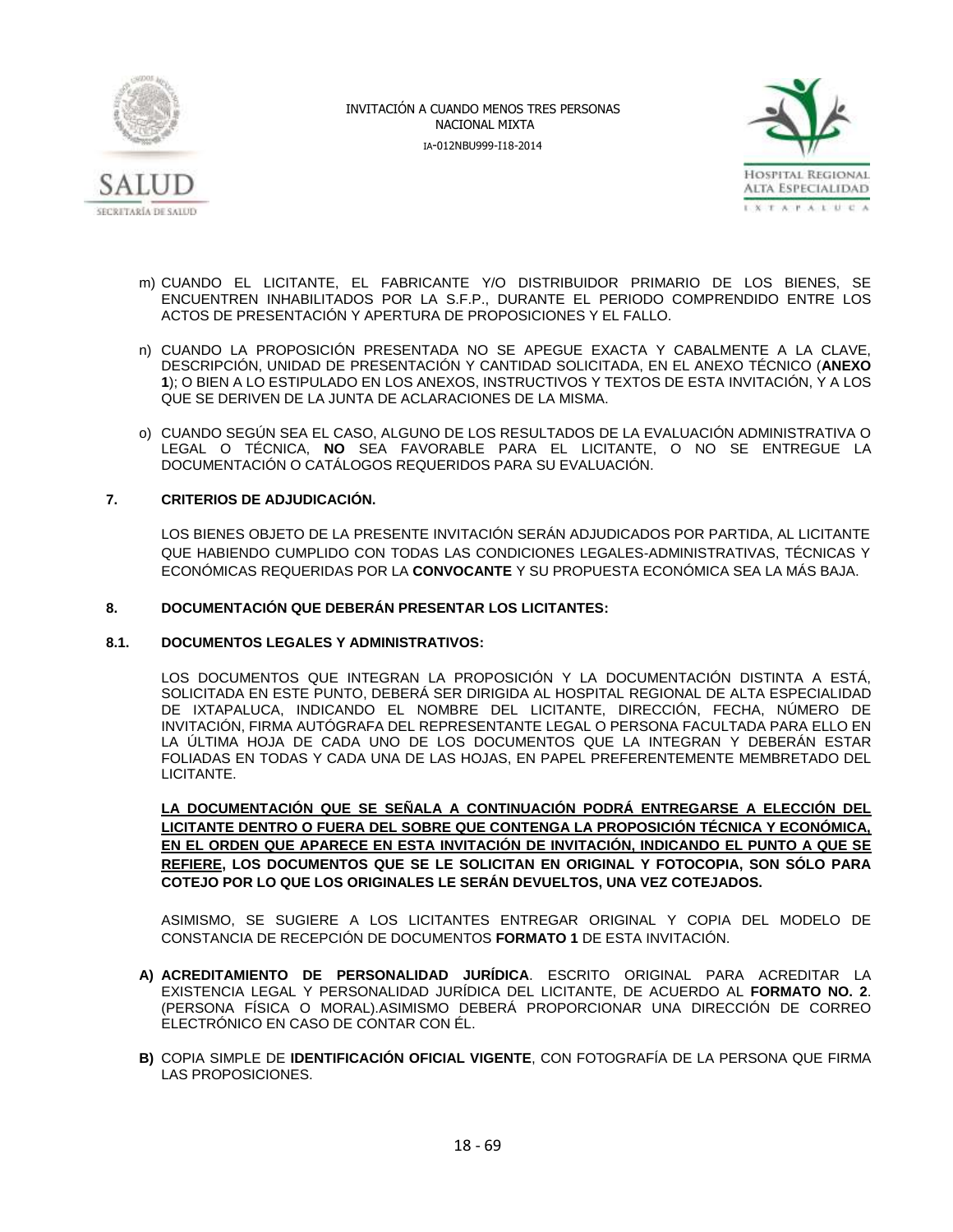m) CUANDO EL LICITANTE, EL FABRICANTE Y/O DISTRIBUIDOR PRIMARIO DE LOS BIENES, SE ENCUENTREN INHABILITADOS POR LA S.F.P., DURANTE EL PERIODO COMPRENDIDO ENTRE LOS ACTOS DE PRESENTACIÓN Y APERTURA DE PROPOSICIONES Y EL FALLO.

n) CUANDO LA PROPOSICIÓN PRESENTADA NO SE APEGUE EXACTA Y CABALMENTE A LA CLAVE, DESCRIPCIÓN, UNIDAD DE PRESENTACIÓN Y CANTIDAD SOLICITADA, EN EL ANEXO TÉCNICO (**ANEXO 1**); O BIEN A LO ESTIPULADO EN LOS ANEXOS, INSTRUCTIVOS Y TEXTOS DE ESTA INVITACIÓN, Y A LOS QUE SE DERIVEN DE LA JUNTA DE ACLARACIONES DE LA MISMA.

o) CUANDO SEGÚN SEA EL CASO, ALGUNO DE LOS RESULTADOS DE LA EVALUACIÓN ADMINISTRATIVA O LEGAL O TÉCNICA, **NO** SEA FAVORABLE PARA EL LICITANTE, O NO SE ENTREGUE LA DOCUMENTACIÓN O CATÁLOGOS REQUERIDOS PARA SU EVALUACIÓN.

## 7. CRITERIOS DE ADJUDICACIÓN.

LOS BIENES OBJETO DE LA PRESENTE INVITACIÓN SERÁN ADJUDICADOS POR PARTIDA, AL LICITANTE QUE HABIENDO CUMPLIDO CON TODAS LAS CONDICIONES LEGALES-ADMINISTRATIVAS, TÉCNICAS Y ECONÓMICAS REQUERIDAS POR LA **CONVOCANTE** Y SU PROPUESTA ECONÓMICA SEA LA MÁS BAJA.

## 8. DOCUMENTACIÓN QUE DEBERÁN PRESENTAR LOS LICITANTES:

### 8.1. DOCUMENTOS LEGALES Y ADMINISTRATIVOS:

LOS DOCUMENTOS QUE INTEGRAN LA PROPOSICIÓN Y LA DOCUMENTACIÓN DISTINTA A ESTÁ, SOLICITADA EN ESTE PUNTO, DEBERÁ SER DIRIGIDA AL HOSPITAL REGIONAL DE ALTA ESPECIALIDAD DE IXTAPALUCA, INDICANDO EL NOMBRE DEL LICITANTE, DIRECCIÓN, FECHA, NÚMERO DE INVITACIÓN, FIRMA AUTÓGRAFA DEL REPRESENTANTE LEGAL O PERSONA FACULTADA PARA ELLO EN LA ÚLTIMA HOJA DE CADA UNO DE LOS DOCUMENTOS QUE LA INTEGRAN Y DEBERÁN ESTAR FOLIADAS EN TODAS Y CADA UNA DE LAS HOJAS, EN PAPEL PREFERENTEMENTE MEMBRETADO DEL LICITANTE.

**<u>LA DOCUMENTACIÓN QUE SE SEÑALA A CONTINUACIÓN PODRÁ ENTREGARSE A ELECCIÓN DEL LICITANTE DENTRO O FUERA DEL SOBRE QUE CONTENGA LA PROPOSICIÓN TÉCNICA Y ECONÓMICA, EN EL ORDEN QUE APARECE EN ESTA INVITACIÓN DE INVITACIÓN, INDICANDO EL PUNTO A QUE SE REFIERE</u>, LOS DOCUMENTOS QUE SE LE SOLICITAN EN ORIGINAL Y FOTOCOPIA, SON SÓLO PARA COTEJO POR LO QUE LOS ORIGINALES LE SERÁN DEVUELTOS, UNA VEZ COTEJADOS.**

ASIMISMO, SE SUGIERE A LOS LICITANTES ENTREGAR ORIGINAL Y COPIA DEL MODELO DE CONSTANCIA DE RECEPCIÓN DE DOCUMENTOS **FORMATO 1** DE ESTA INVITACIÓN.

**A)** **ACREDITAMIENTO DE PERSONALIDAD JURÍDICA**. ESCRITO ORIGINAL PARA ACREDITAR LA EXISTENCIA LEGAL Y PERSONALIDAD JURÍDICA DEL LICITANTE, DE ACUERDO AL **FORMATO NO. 2**. (PERSONA FÍSICA O MORAL).ASIMISMO DEBERÁ PROPORCIONAR UNA DIRECCIÓN DE CORREO ELECTRÓNICO EN CASO DE CONTAR CON ÉL.

**B)** COPIA SIMPLE DE **IDENTIFICACIÓN OFICIAL VIGENTE**, CON FOTOGRAFÍA DE LA PERSONA QUE FIRMA LAS PROPOSICIONES.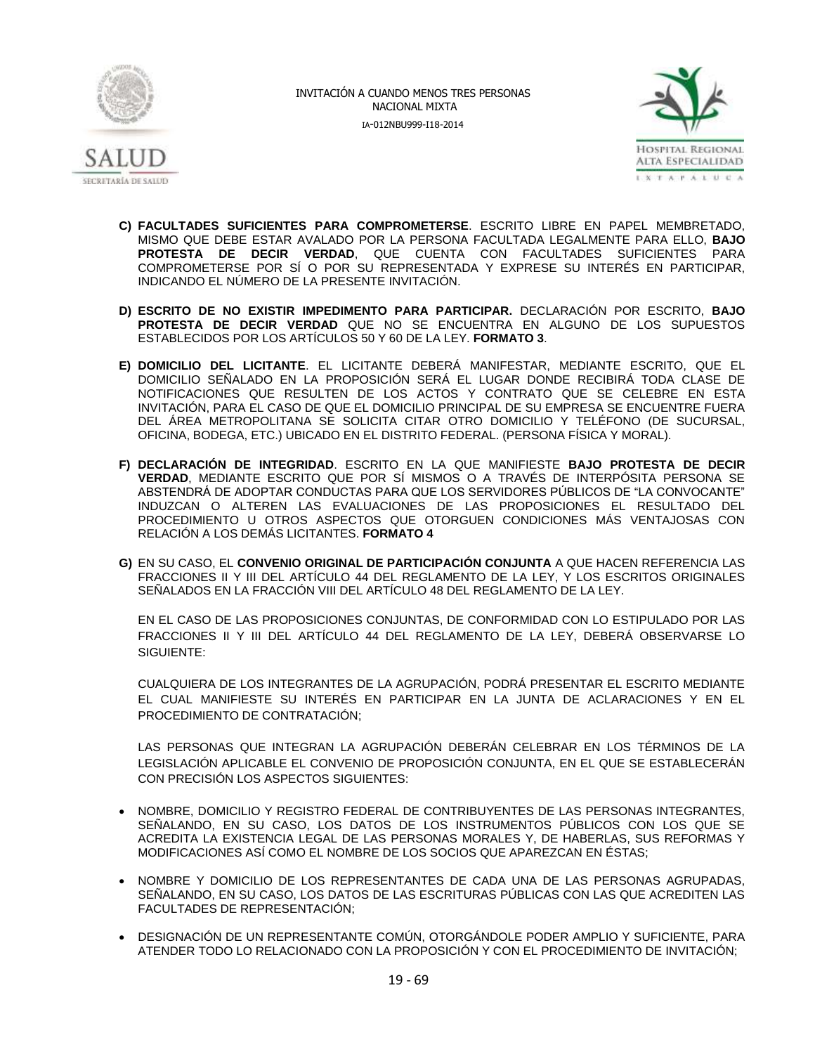**C) FACULTADES SUFICIENTES PARA COMPROMETERSE**. ESCRITO LIBRE EN PAPEL MEMBRETADO, MISMO QUE DEBE ESTAR AVALADO POR LA PERSONA FACULTADA LEGALMENTE PARA ELLO, **BAJO PROTESTA DE DECIR VERDAD**, QUE CUENTA CON FACULTADES SUFICIENTES PARA COMPROMETERSE POR SÍ O POR SU REPRESENTADA Y EXPRESE SU INTERÉS EN PARTICIPAR, INDICANDO EL NÚMERO DE LA PRESENTE INVITACIÓN.

**D) ESCRITO DE NO EXISTIR IMPEDIMENTO PARA PARTICIPAR.** DECLARACIÓN POR ESCRITO, **BAJO PROTESTA DE DECIR VERDAD** QUE NO SE ENCUENTRA EN ALGUNO DE LOS SUPUESTOS ESTABLECIDOS POR LOS ARTÍCULOS 50 Y 60 DE LA LEY. **FORMATO 3**.

**E) DOMICILIO DEL LICITANTE**. EL LICITANTE DEBERÁ MANIFESTAR, MEDIANTE ESCRITO, QUE EL DOMICILIO SEÑALADO EN LA PROPOSICIÓN SERÁ EL LUGAR DONDE RECIBIRÁ TODA CLASE DE NOTIFICACIONES QUE RESULTEN DE LOS ACTOS Y CONTRATO QUE SE CELEBRE EN ESTA INVITACIÓN, PARA EL CASO DE QUE EL DOMICILIO PRINCIPAL DE SU EMPRESA SE ENCUENTRE FUERA DEL ÁREA METROPOLITANA SE SOLICITA CITAR OTRO DOMICILIO Y TELÉFONO (DE SUCURSAL, OFICINA, BODEGA, ETC.) UBICADO EN EL DISTRITO FEDERAL. (PERSONA FÍSICA Y MORAL).

**F) DECLARACIÓN DE INTEGRIDAD**. ESCRITO EN LA QUE MANIFIESTE **BAJO PROTESTA DE DECIR VERDAD**, MEDIANTE ESCRITO QUE POR SÍ MISMOS O A TRAVÉS DE INTERPÓSITA PERSONA SE ABSTENDRÁ DE ADOPTAR CONDUCTAS PARA QUE LOS SERVIDORES PÚBLICOS DE "LA CONVOCANTE" INDUZCAN O ALTEREN LAS EVALUACIONES DE LAS PROPOSICIONES EL RESULTADO DEL PROCEDIMIENTO U OTROS ASPECTOS QUE OTORGUEN CONDICIONES MÁS VENTAJOSAS CON RELACIÓN A LOS DEMÁS LICITANTES. **FORMATO 4**

**G)** EN SU CASO, EL **CONVENIO ORIGINAL DE PARTICIPACIÓN CONJUNTA** A QUE HACEN REFERENCIA LAS FRACCIONES II Y III DEL ARTÍCULO 44 DEL REGLAMENTO DE LA LEY, Y LOS ESCRITOS ORIGINALES SEÑALADOS EN LA FRACCIÓN VIII DEL ARTÍCULO 48 DEL REGLAMENTO DE LA LEY.

EN EL CASO DE LAS PROPOSICIONES CONJUNTAS, DE CONFORMIDAD CON LO ESTIPULADO POR LAS FRACCIONES II Y III DEL ARTÍCULO 44 DEL REGLAMENTO DE LA LEY, DEBERÁ OBSERVARSE LO SIGUIENTE:

CUALQUIERA DE LOS INTEGRANTES DE LA AGRUPACIÓN, PODRÁ PRESENTAR EL ESCRITO MEDIANTE EL CUAL MANIFIESTE SU INTERÉS EN PARTICIPAR EN LA JUNTA DE ACLARACIONES Y EN EL PROCEDIMIENTO DE CONTRATACIÓN;

LAS PERSONAS QUE INTEGRAN LA AGRUPACIÓN DEBERÁN CELEBRAR EN LOS TÉRMINOS DE LA LEGISLACIÓN APLICABLE EL CONVENIO DE PROPOSICIÓN CONJUNTA, EN EL QUE SE ESTABLECERÁN CON PRECISIÓN LOS ASPECTOS SIGUIENTES:

- NOMBRE, DOMICILIO Y REGISTRO FEDERAL DE CONTRIBUYENTES DE LAS PERSONAS INTEGRANTES, SEÑALANDO, EN SU CASO, LOS DATOS DE LOS INSTRUMENTOS PÚBLICOS CON LOS QUE SE ACREDITA LA EXISTENCIA LEGAL DE LAS PERSONAS MORALES Y, DE HABERLAS, SUS REFORMAS Y MODIFICACIONES ASÍ COMO EL NOMBRE DE LOS SOCIOS QUE APAREZCAN EN ÉSTAS;
- NOMBRE Y DOMICILIO DE LOS REPRESENTANTES DE CADA UNA DE LAS PERSONAS AGRUPADAS, SEÑALANDO, EN SU CASO, LOS DATOS DE LAS ESCRITURAS PÚBLICAS CON LAS QUE ACREDITEN LAS FACULTADES DE REPRESENTACIÓN;
- DESIGNACIÓN DE UN REPRESENTANTE COMÚN, OTORGÁNDOLE PODER AMPLIO Y SUFICIENTE, PARA ATENDER TODO LO RELACIONADO CON LA PROPOSICIÓN Y CON EL PROCEDIMIENTO DE INVITACIÓN;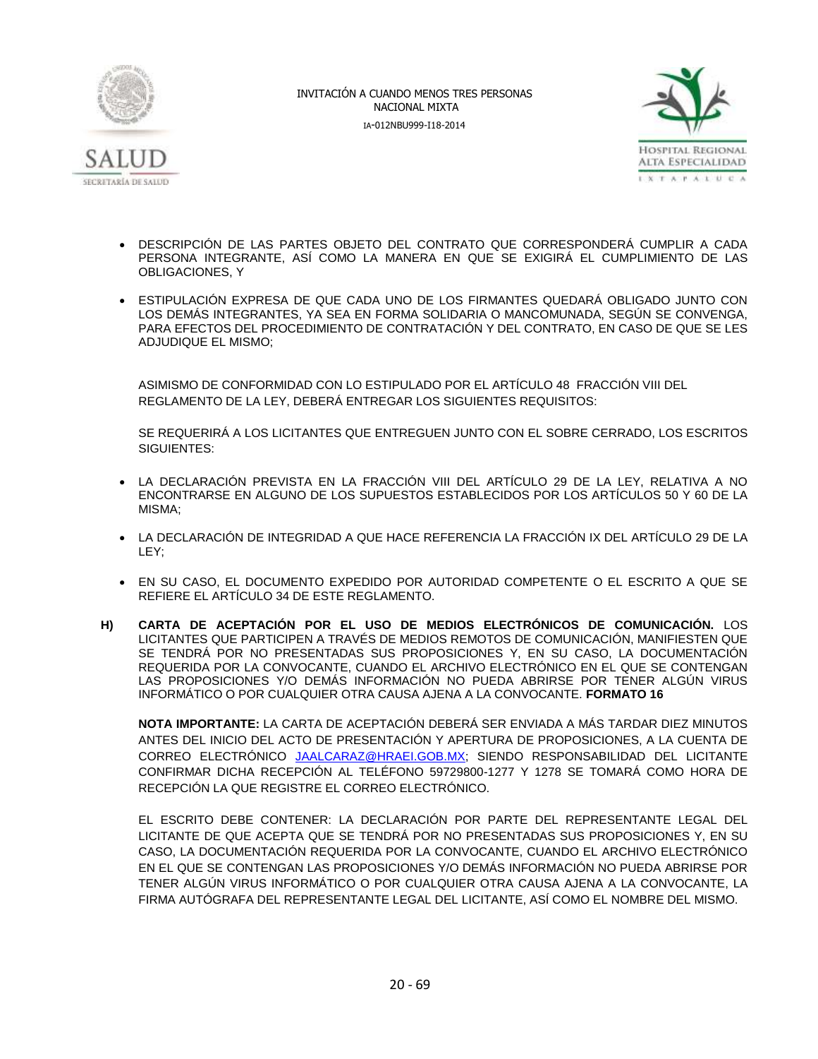- DESCRIPCIÓN DE LAS PARTES OBJETO DEL CONTRATO QUE CORRESPONDERÁ CUMPLIR A CADA PERSONA INTEGRANTE, ASÍ COMO LA MANERA EN QUE SE EXIGIRÁ EL CUMPLIMIENTO DE LAS OBLIGACIONES, Y

- ESTIPULACIÓN EXPRESA DE QUE CADA UNO DE LOS FIRMANTES QUEDARÁ OBLIGADO JUNTO CON LOS DEMÁS INTEGRANTES, YA SEA EN FORMA SOLIDARIA O MANCOMUNADA, SEGÚN SE CONVENGA, PARA EFECTOS DEL PROCEDIMIENTO DE CONTRATACIÓN Y DEL CONTRATO, EN CASO DE QUE SE LES ADJUDIQUE EL MISMO;

ASIMISMO DE CONFORMIDAD CON LO ESTIPULADO POR EL ARTÍCULO 48 FRACCIÓN VIII DEL REGLAMENTO DE LA LEY, DEBERÁ ENTREGAR LOS SIGUIENTES REQUISITOS:

SE REQUERIRÁ A LOS LICITANTES QUE ENTREGUEN JUNTO CON EL SOBRE CERRADO, LOS ESCRITOS SIGUIENTES:

- LA DECLARACIÓN PREVISTA EN LA FRACCIÓN VIII DEL ARTÍCULO 29 DE LA LEY, RELATIVA A NO ENCONTRARSE EN ALGUNO DE LOS SUPUESTOS ESTABLECIDOS POR LOS ARTÍCULOS 50 Y 60 DE LA MISMA;

- LA DECLARACIÓN DE INTEGRIDAD A QUE HACE REFERENCIA LA FRACCIÓN IX DEL ARTÍCULO 29 DE LA LEY;

- EN SU CASO, EL DOCUMENTO EXPEDIDO POR AUTORIDAD COMPETENTE O EL ESCRITO A QUE SE REFIERE EL ARTÍCULO 34 DE ESTE REGLAMENTO.

**H)** **CARTA DE ACEPTACIÓN POR EL USO DE MEDIOS ELECTRÓNICOS DE COMUNICACIÓN.** LOS LICITANTES QUE PARTICIPEN A TRAVÉS DE MEDIOS REMOTOS DE COMUNICACIÓN, MANIFIESTEN QUE SE TENDRÁ POR NO PRESENTADAS SUS PROPOSICIONES Y, EN SU CASO, LA DOCUMENTACIÓN REQUERIDA POR LA CONVOCANTE, CUANDO EL ARCHIVO ELECTRÓNICO EN EL QUE SE CONTENGAN LAS PROPOSICIONES Y/O DEMÁS INFORMACIÓN NO PUEDA ABRIRSE POR TENER ALGÚN VIRUS INFORMÁTICO O POR CUALQUIER OTRA CAUSA AJENA A LA CONVOCANTE. **FORMATO 16**

**NOTA IMPORTANTE:** LA CARTA DE ACEPTACIÓN DEBERÁ SER ENVIADA A MÁS TARDAR DIEZ MINUTOS ANTES DEL INICIO DEL ACTO DE PRESENTACIÓN Y APERTURA DE PROPOSICIONES, A LA CUENTA DE CORREO ELECTRÓNICO JAALCARAZ@HRAEI.GOB.MX; SIENDO RESPONSABILIDAD DEL LICITANTE CONFIRMAR DICHA RECEPCIÓN AL TELÉFONO 59729800-1277 Y 1278 SE TOMARÁ COMO HORA DE RECEPCIÓN LA QUE REGISTRE EL CORREO ELECTRÓNICO.

EL ESCRITO DEBE CONTENER: LA DECLARACIÓN POR PARTE DEL REPRESENTANTE LEGAL DEL LICITANTE DE QUE ACEPTA QUE SE TENDRÁ POR NO PRESENTADAS SUS PROPOSICIONES Y, EN SU CASO, LA DOCUMENTACIÓN REQUERIDA POR LA CONVOCANTE, CUANDO EL ARCHIVO ELECTRÓNICO EN EL QUE SE CONTENGAN LAS PROPOSICIONES Y/O DEMÁS INFORMACIÓN NO PUEDA ABRIRSE POR TENER ALGÚN VIRUS INFORMÁTICO O POR CUALQUIER OTRA CAUSA AJENA A LA CONVOCANTE, LA FIRMA AUTÓGRAFA DEL REPRESENTANTE LEGAL DEL LICITANTE, ASÍ COMO EL NOMBRE DEL MISMO.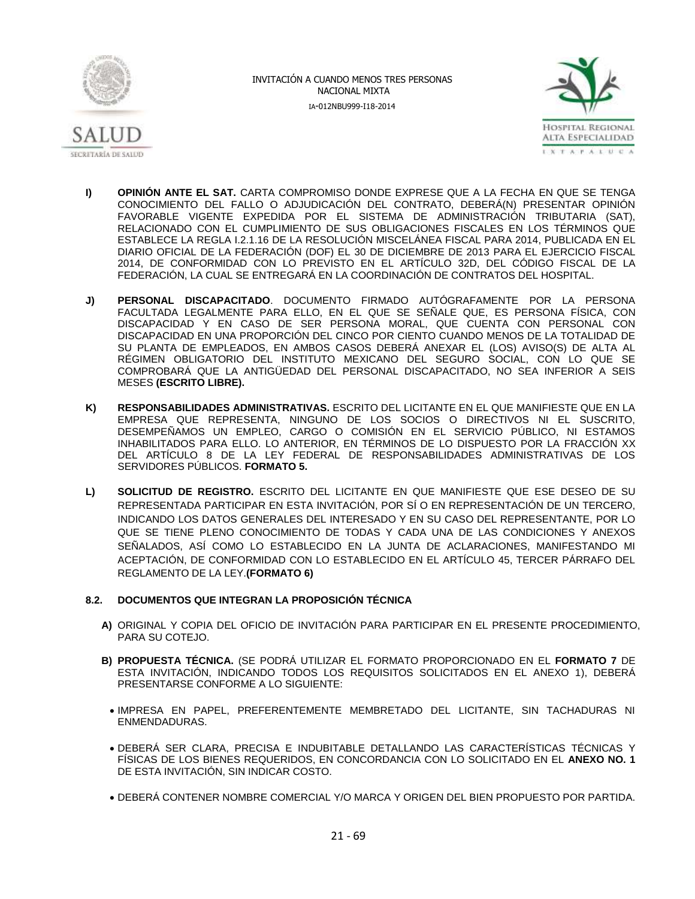**I)** **OPINIÓN ANTE EL SAT.** CARTA COMPROMISO DONDE EXPRESE QUE A LA FECHA EN QUE SE TENGA CONOCIMIENTO DEL FALLO O ADJUDICACIÓN DEL CONTRATO, DEBERÁ(N) PRESENTAR OPINIÓN FAVORABLE VIGENTE EXPEDIDA POR EL SISTEMA DE ADMINISTRACIÓN TRIBUTARIA (SAT), RELACIONADO CON EL CUMPLIMIENTO DE SUS OBLIGACIONES FISCALES EN LOS TÉRMINOS QUE ESTABLECE LA REGLA I.2.1.16 DE LA RESOLUCIÓN MISCELÁNEA FISCAL PARA 2014, PUBLICADA EN EL DIARIO OFICIAL DE LA FEDERACIÓN (DOF) EL 30 DE DICIEMBRE DE 2013 PARA EL EJERCICIO FISCAL 2014, DE CONFORMIDAD CON LO PREVISTO EN EL ARTÍCULO 32D, DEL CÓDIGO FISCAL DE LA FEDERACIÓN, LA CUAL SE ENTREGARÁ EN LA COORDINACIÓN DE CONTRATOS DEL HOSPITAL.

**J)** **PERSONAL DISCAPACITADO**. DOCUMENTO FIRMADO AUTÓGRAFAMENTE POR LA PERSONA FACULTADA LEGALMENTE PARA ELLO, EN EL QUE SE SEÑALE QUE, ES PERSONA FÍSICA, CON DISCAPACIDAD Y EN CASO DE SER PERSONA MORAL, QUE CUENTA CON PERSONAL CON DISCAPACIDAD EN UNA PROPORCIÓN DEL CINCO POR CIENTO CUANDO MENOS DE LA TOTALIDAD DE SU PLANTA DE EMPLEADOS, EN AMBOS CASOS DEBERÁ ANEXAR EL (LOS) AVISO(S) DE ALTA AL RÉGIMEN OBLIGATORIO DEL INSTITUTO MEXICANO DEL SEGURO SOCIAL, CON LO QUE SE COMPROBARÁ QUE LA ANTIGÜEDAD DEL PERSONAL DISCAPACITADO, NO SEA INFERIOR A SEIS MESES **(ESCRITO LIBRE).**

**K)** **RESPONSABILIDADES ADMINISTRATIVAS.** ESCRITO DEL LICITANTE EN EL QUE MANIFIESTE QUE EN LA EMPRESA QUE REPRESENTA, NINGUNO DE LOS SOCIOS O DIRECTIVOS NI EL SUSCRITO, DESEMPEÑAMOS UN EMPLEO, CARGO O COMISIÓN EN EL SERVICIO PÚBLICO, NI ESTAMOS INHABILITADOS PARA ELLO. LO ANTERIOR, EN TÉRMINOS DE LO DISPUESTO POR LA FRACCIÓN XX DEL ARTÍCULO 8 DE LA LEY FEDERAL DE RESPONSABILIDADES ADMINISTRATIVAS DE LOS SERVIDORES PÚBLICOS. **FORMATO 5.**

**L)** **SOLICITUD DE REGISTRO.** ESCRITO DEL LICITANTE EN QUE MANIFIESTE QUE ESE DESEO DE SU REPRESENTADA PARTICIPAR EN ESTA INVITACIÓN, POR SÍ O EN REPRESENTACIÓN DE UN TERCERO, INDICANDO LOS DATOS GENERALES DEL INTERESADO Y EN SU CASO DEL REPRESENTANTE, POR LO QUE SE TIENE PLENO CONOCIMIENTO DE TODAS Y CADA UNA DE LAS CONDICIONES Y ANEXOS SEÑALADOS, ASÍ COMO LO ESTABLECIDO EN LA JUNTA DE ACLARACIONES, MANIFESTANDO MI ACEPTACIÓN, DE CONFORMIDAD CON LO ESTABLECIDO EN EL ARTÍCULO 45, TERCER PÁRRAFO DEL REGLAMENTO DE LA LEY.**(FORMATO 6)**

### 8.2. DOCUMENTOS QUE INTEGRAN LA PROPOSICIÓN TÉCNICA

**A)** ORIGINAL Y COPIA DEL OFICIO DE INVITACIÓN PARA PARTICIPAR EN EL PRESENTE PROCEDIMIENTO, PARA SU COTEJO.

**B)** **PROPUESTA TÉCNICA.** (SE PODRÁ UTILIZAR EL FORMATO PROPORCIONADO EN EL **FORMATO 7** DE ESTA INVITACIÓN, INDICANDO TODOS LOS REQUISITOS SOLICITADOS EN EL ANEXO 1), DEBERÁ PRESENTARSE CONFORME A LO SIGUIENTE:

- IMPRESA EN PAPEL, PREFERENTEMENTE MEMBRETADO DEL LICITANTE, SIN TACHADURAS NI ENMENDADURAS.
- DEBERÁ SER CLARA, PRECISA E INDUBITABLE DETALLANDO LAS CARACTERÍSTICAS TÉCNICAS Y FÍSICAS DE LOS BIENES REQUERIDOS, EN CONCORDANCIA CON LO SOLICITADO EN EL **ANEXO NO. 1** DE ESTA INVITACIÓN, SIN INDICAR COSTO.
- DEBERÁ CONTENER NOMBRE COMERCIAL Y/O MARCA Y ORIGEN DEL BIEN PROPUESTO POR PARTIDA.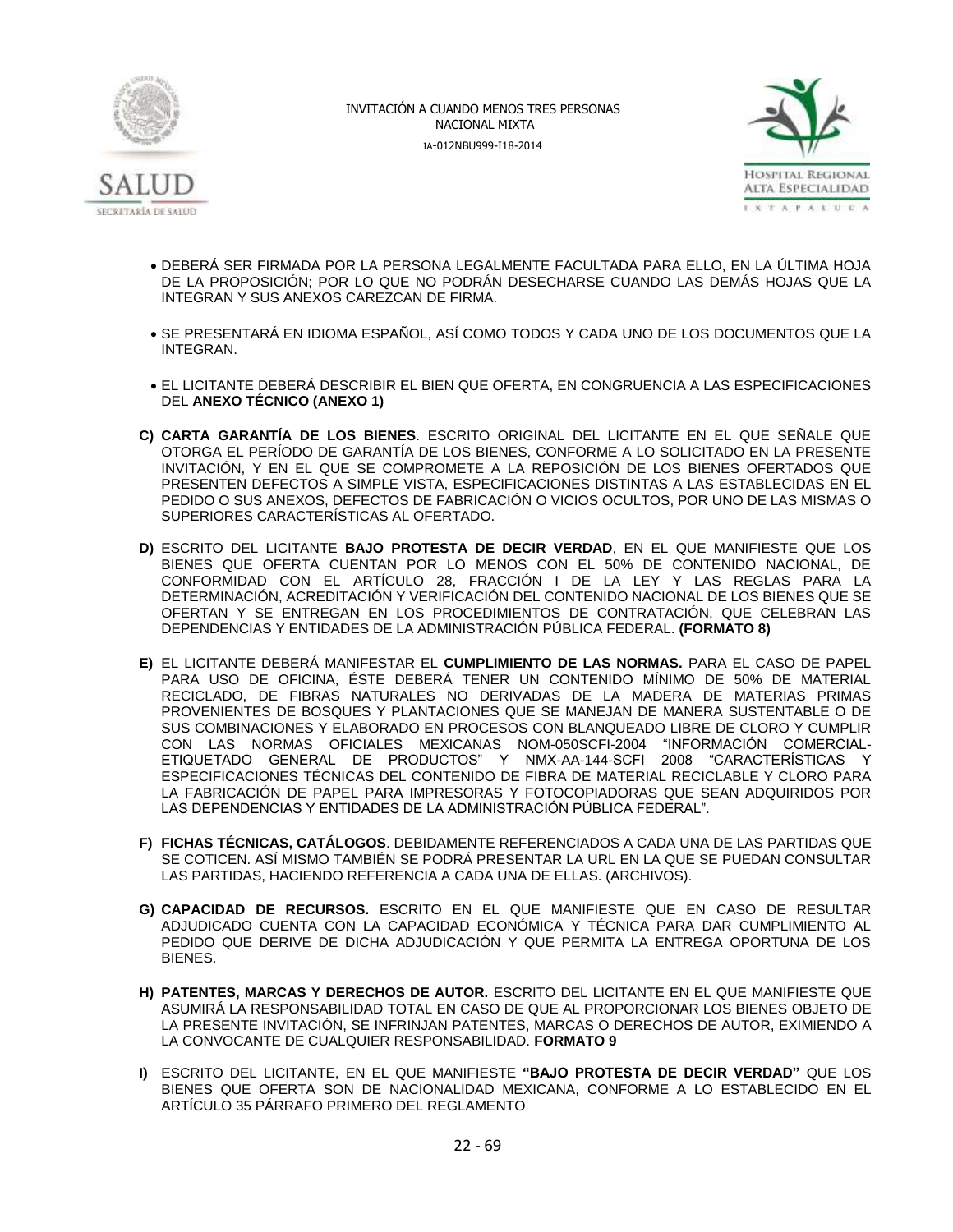- DEBERÁ SER FIRMADA POR LA PERSONA LEGALMENTE FACULTADA PARA ELLO, EN LA ÚLTIMA HOJA DE LA PROPOSICIÓN; POR LO QUE NO PODRÁN DESECHARSE CUANDO LAS DEMÁS HOJAS QUE LA INTEGRAN Y SUS ANEXOS CAREZCAN DE FIRMA.

- SE PRESENTARÁ EN IDIOMA ESPAÑOL, ASÍ COMO TODOS Y CADA UNO DE LOS DOCUMENTOS QUE LA INTEGRAN.

- EL LICITANTE DEBERÁ DESCRIBIR EL BIEN QUE OFERTA, EN CONGRUENCIA A LAS ESPECIFICACIONES DEL **ANEXO TÉCNICO (ANEXO 1)**

**C) CARTA GARANTÍA DE LOS BIENES**. ESCRITO ORIGINAL DEL LICITANTE EN EL QUE SEÑALE QUE OTORGA EL PERÍODO DE GARANTÍA DE LOS BIENES, CONFORME A LO SOLICITADO EN LA PRESENTE INVITACIÓN, Y EN EL QUE SE COMPROMETE A LA REPOSICIÓN DE LOS BIENES OFERTADOS QUE PRESENTEN DEFECTOS A SIMPLE VISTA, ESPECIFICACIONES DISTINTAS A LAS ESTABLECIDAS EN EL PEDIDO O SUS ANEXOS, DEFECTOS DE FABRICACIÓN O VICIOS OCULTOS, POR UNO DE LAS MISMAS O SUPERIORES CARACTERÍSTICAS AL OFERTADO.

**D)** ESCRITO DEL LICITANTE **BAJO PROTESTA DE DECIR VERDAD**, EN EL QUE MANIFIESTE QUE LOS BIENES QUE OFERTA CUENTAN POR LO MENOS CON EL 50% DE CONTENIDO NACIONAL, DE CONFORMIDAD CON EL ARTÍCULO 28, FRACCIÓN I DE LA LEY Y LAS REGLAS PARA LA DETERMINACIÓN, ACREDITACIÓN Y VERIFICACIÓN DEL CONTENIDO NACIONAL DE LOS BIENES QUE SE OFERTAN Y SE ENTREGAN EN LOS PROCEDIMIENTOS DE CONTRATACIÓN, QUE CELEBRAN LAS DEPENDENCIAS Y ENTIDADES DE LA ADMINISTRACIÓN PÚBLICA FEDERAL. **(FORMATO 8)**

**E)** EL LICITANTE DEBERÁ MANIFESTAR EL **CUMPLIMIENTO DE LAS NORMAS.** PARA EL CASO DE PAPEL PARA USO DE OFICINA, ÉSTE DEBERÁ TENER UN CONTENIDO MÍNIMO DE 50% DE MATERIAL RECICLADO, DE FIBRAS NATURALES NO DERIVADAS DE LA MADERA DE MATERIAS PRIMAS PROVENIENTES DE BOSQUES Y PLANTACIONES QUE SE MANEJAN DE MANERA SUSTENTABLE O DE SUS COMBINACIONES Y ELABORADO EN PROCESOS CON BLANQUEADO LIBRE DE CLORO Y CUMPLIR CON LAS NORMAS OFICIALES MEXICANAS NOM-050SCFI-2004 "INFORMACIÓN COMERCIAL-ETIQUETADO GENERAL DE PRODUCTOS" Y NMX-AA-144-SCFI 2008 "CARACTERÍSTICAS Y ESPECIFICACIONES TÉCNICAS DEL CONTENIDO DE FIBRA DE MATERIAL RECICLABLE Y CLORO PARA LA FABRICACIÓN DE PAPEL PARA IMPRESORAS Y FOTOCOPIADORAS QUE SEAN ADQUIRIDOS POR LAS DEPENDENCIAS Y ENTIDADES DE LA ADMINISTRACIÓN PÚBLICA FEDERAL".

**F) FICHAS TÉCNICAS, CATÁLOGOS**. DEBIDAMENTE REFERENCIADOS A CADA UNA DE LAS PARTIDAS QUE SE COTICEN. ASÍ MISMO TAMBIÉN SE PODRÁ PRESENTAR LA URL EN LA QUE SE PUEDAN CONSULTAR LAS PARTIDAS, HACIENDO REFERENCIA A CADA UNA DE ELLAS. (ARCHIVOS).

**G) CAPACIDAD DE RECURSOS.** ESCRITO EN EL QUE MANIFIESTE QUE EN CASO DE RESULTAR ADJUDICADO CUENTA CON LA CAPACIDAD ECONÓMICA Y TÉCNICA PARA DAR CUMPLIMIENTO AL PEDIDO QUE DERIVE DE DICHA ADJUDICACIÓN Y QUE PERMITA LA ENTREGA OPORTUNA DE LOS BIENES.

**H) PATENTES, MARCAS Y DERECHOS DE AUTOR.** ESCRITO DEL LICITANTE EN EL QUE MANIFIESTE QUE ASUMIRÁ LA RESPONSABILIDAD TOTAL EN CASO DE QUE AL PROPORCIONAR LOS BIENES OBJETO DE LA PRESENTE INVITACIÓN, SE INFRINJAN PATENTES, MARCAS O DERECHOS DE AUTOR, EXIMIENDO A LA CONVOCANTE DE CUALQUIER RESPONSABILIDAD. **FORMATO 9**

**I)** ESCRITO DEL LICITANTE, EN EL QUE MANIFIESTE **"BAJO PROTESTA DE DECIR VERDAD"** QUE LOS BIENES QUE OFERTA SON DE NACIONALIDAD MEXICANA, CONFORME A LO ESTABLECIDO EN EL ARTÍCULO 35 PÁRRAFO PRIMERO DEL REGLAMENTO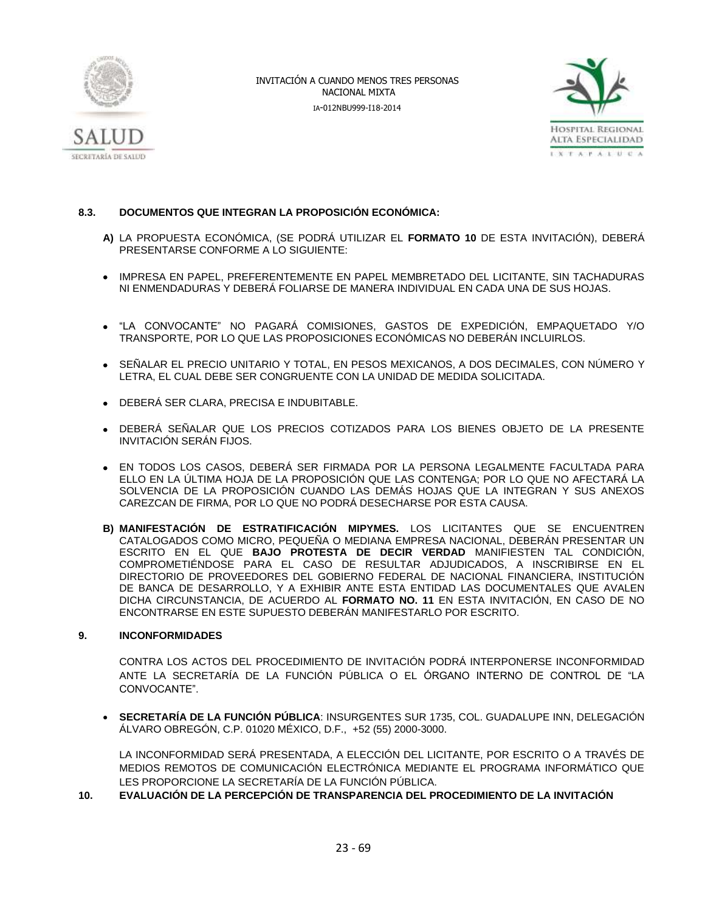### 8.3. DOCUMENTOS QUE INTEGRAN LA PROPOSICIÓN ECONÓMICA:

**A)** LA PROPUESTA ECONÓMICA, (SE PODRÁ UTILIZAR EL **FORMATO 10** DE ESTA INVITACIÓN), DEBERÁ PRESENTARSE CONFORME A LO SIGUIENTE:

- IMPRESA EN PAPEL, PREFERENTEMENTE EN PAPEL MEMBRETADO DEL LICITANTE, SIN TACHADURAS NI ENMENDADURAS Y DEBERÁ FOLIARSE DE MANERA INDIVIDUAL EN CADA UNA DE SUS HOJAS.
- "LA CONVOCANTE" NO PAGARÁ COMISIONES, GASTOS DE EXPEDICIÓN, EMPAQUETADO Y/O TRANSPORTE, POR LO QUE LAS PROPOSICIONES ECONÓMICAS NO DEBERÁN INCLUIRLOS.
- SEÑALAR EL PRECIO UNITARIO Y TOTAL, EN PESOS MEXICANOS, A DOS DECIMALES, CON NÚMERO Y LETRA, EL CUAL DEBE SER CONGRUENTE CON LA UNIDAD DE MEDIDA SOLICITADA.
- DEBERÁ SER CLARA, PRECISA E INDUBITABLE.
- DEBERÁ SEÑALAR QUE LOS PRECIOS COTIZADOS PARA LOS BIENES OBJETO DE LA PRESENTE INVITACIÓN SERÁN FIJOS.
- EN TODOS LOS CASOS, DEBERÁ SER FIRMADA POR LA PERSONA LEGALMENTE FACULTADA PARA ELLO EN LA ÚLTIMA HOJA DE LA PROPOSICIÓN QUE LAS CONTENGA; POR LO QUE NO AFECTARÁ LA SOLVENCIA DE LA PROPOSICIÓN CUANDO LAS DEMÁS HOJAS QUE LA INTEGRAN Y SUS ANEXOS CAREZCAN DE FIRMA, POR LO QUE NO PODRÁ DESECHARSE POR ESTA CAUSA.

**B) MANIFESTACIÓN DE ESTRATIFICACIÓN MIPYMES.** LOS LICITANTES QUE SE ENCUENTREN CATALOGADOS COMO MICRO, PEQUEÑA O MEDIANA EMPRESA NACIONAL, DEBERÁN PRESENTAR UN ESCRITO EN EL QUE **BAJO PROTESTA DE DECIR VERDAD** MANIFIESTEN TAL CONDICIÓN, COMPROMETIÉNDOSE PARA EL CASO DE RESULTAR ADJUDICADOS, A INSCRIBIRSE EN EL DIRECTORIO DE PROVEEDORES DEL GOBIERNO FEDERAL DE NACIONAL FINANCIERA, INSTITUCIÓN DE BANCA DE DESARROLLO, Y A EXHIBIR ANTE ESTA ENTIDAD LAS DOCUMENTALES QUE AVALEN DICHA CIRCUNSTANCIA, DE ACUERDO AL **FORMATO NO. 11** EN ESTA INVITACIÓN, EN CASO DE NO ENCONTRARSE EN ESTE SUPUESTO DEBERÁN MANIFESTARLO POR ESCRITO.

## 9. INCONFORMIDADES

CONTRA LOS ACTOS DEL PROCEDIMIENTO DE INVITACIÓN PODRÁ INTERPONERSE INCONFORMIDAD ANTE LA SECRETARÍA DE LA FUNCIÓN PÚBLICA O EL ÓRGANO INTERNO DE CONTROL DE "LA CONVOCANTE".

- **SECRETARÍA DE LA FUNCIÓN PÚBLICA**: INSURGENTES SUR 1735, COL. GUADALUPE INN, DELEGACIÓN ÁLVARO OBREGÓN, C.P. 01020 MÉXICO, D.F., +52 (55) 2000-3000.

LA INCONFORMIDAD SERÁ PRESENTADA, A ELECCIÓN DEL LICITANTE, POR ESCRITO O A TRAVÉS DE MEDIOS REMOTOS DE COMUNICACIÓN ELECTRÓNICA MEDIANTE EL PROGRAMA INFORMÁTICO QUE LES PROPORCIONE LA SECRETARÍA DE LA FUNCIÓN PÚBLICA.

## 10. EVALUACIÓN DE LA PERCEPCIÓN DE TRANSPARENCIA DEL PROCEDIMIENTO DE LA INVITACIÓN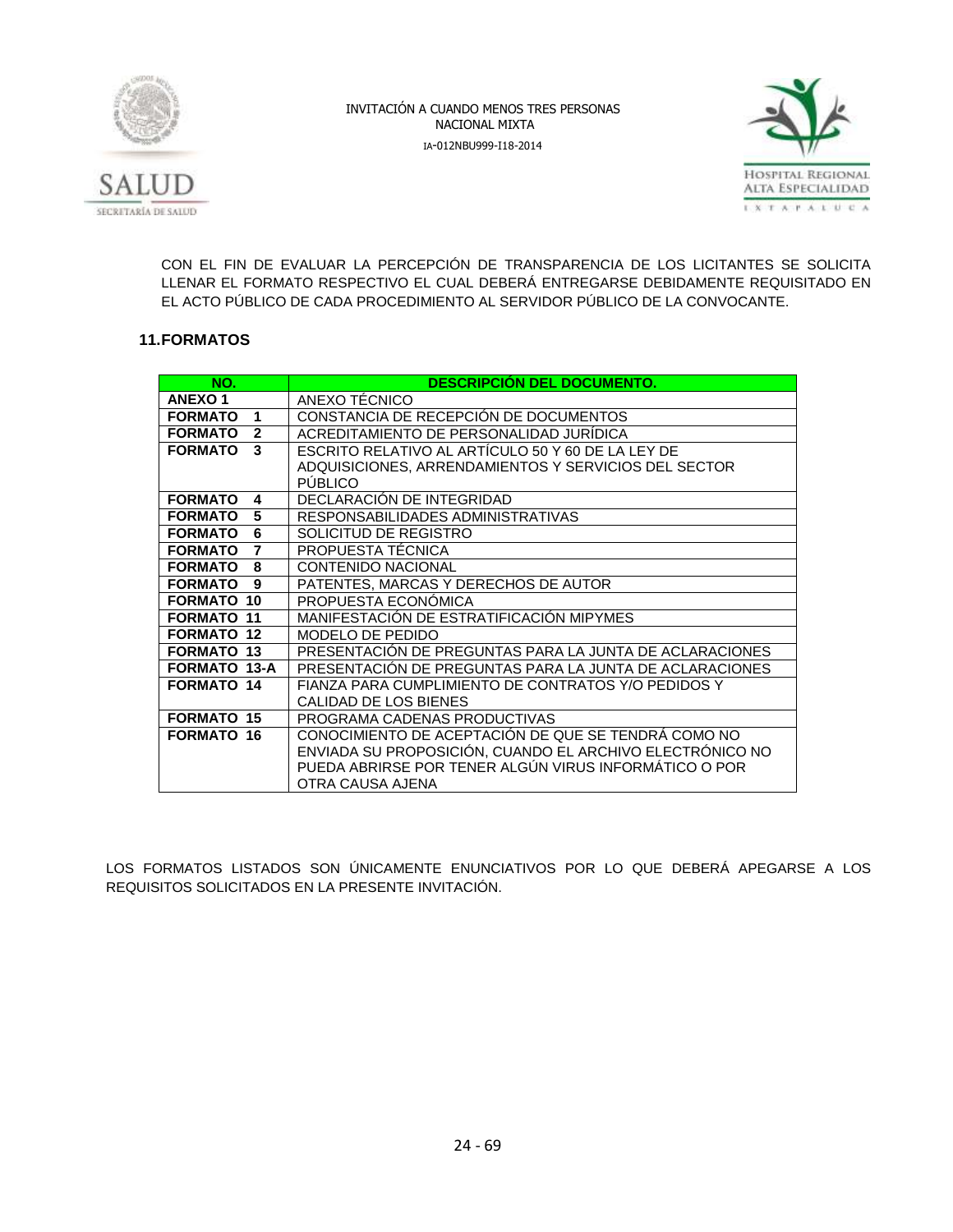CON EL FIN DE EVALUAR LA PERCEPCIÓN DE TRANSPARENCIA DE LOS LICITANTES SE SOLICITA LLENAR EL FORMATO RESPECTIVO EL CUAL DEBERÁ ENTREGARSE DEBIDAMENTE REQUISITADO EN EL ACTO PÚBLICO DE CADA PROCEDIMIENTO AL SERVIDOR PÚBLICO DE LA CONVOCANTE.

## 11.FORMATOS

| NO. | DESCRIPCIÓN DEL DOCUMENTO. |
|---|---|
| **ANEXO 1** | ANEXO TÉCNICO |
| **FORMATO 1** | CONSTANCIA DE RECEPCIÓN DE DOCUMENTOS |
| **FORMATO 2** | ACREDITAMIENTO DE PERSONALIDAD JURÍDICA |
| **FORMATO 3** | ESCRITO RELATIVO AL ARTÍCULO 50 Y 60 DE LA LEY DE ADQUISICIONES, ARRENDAMIENTOS Y SERVICIOS DEL SECTOR PÚBLICO |
| **FORMATO 4** | DECLARACIÓN DE INTEGRIDAD |
| **FORMATO 5** | RESPONSABILIDADES ADMINISTRATIVAS |
| **FORMATO 6** | SOLICITUD DE REGISTRO |
| **FORMATO 7** | PROPUESTA TÉCNICA |
| **FORMATO 8** | CONTENIDO NACIONAL |
| **FORMATO 9** | PATENTES, MARCAS Y DERECHOS DE AUTOR |
| **FORMATO 10** | PROPUESTA ECONÓMICA |
| **FORMATO 11** | MANIFESTACIÓN DE ESTRATIFICACIÓN MIPYMES |
| **FORMATO 12** | MODELO DE PEDIDO |
| **FORMATO 13** | PRESENTACIÓN DE PREGUNTAS PARA LA JUNTA DE ACLARACIONES |
| **FORMATO 13-A** | PRESENTACIÓN DE PREGUNTAS PARA LA JUNTA DE ACLARACIONES |
| **FORMATO 14** | FIANZA PARA CUMPLIMIENTO DE CONTRATOS Y/O PEDIDOS Y CALIDAD DE LOS BIENES |
| **FORMATO 15** | PROGRAMA CADENAS PRODUCTIVAS |
| **FORMATO 16** | CONOCIMIENTO DE ACEPTACIÓN DE QUE SE TENDRÁ COMO NO ENVIADA SU PROPOSICIÓN, CUANDO EL ARCHIVO ELECTRÓNICO NO PUEDA ABRIRSE POR TENER ALGÚN VIRUS INFORMÁTICO O POR OTRA CAUSA AJENA |

LOS FORMATOS LISTADOS SON ÚNICAMENTE ENUNCIATIVOS POR LO QUE DEBERÁ APEGARSE A LOS REQUISITOS SOLICITADOS EN LA PRESENTE INVITACIÓN.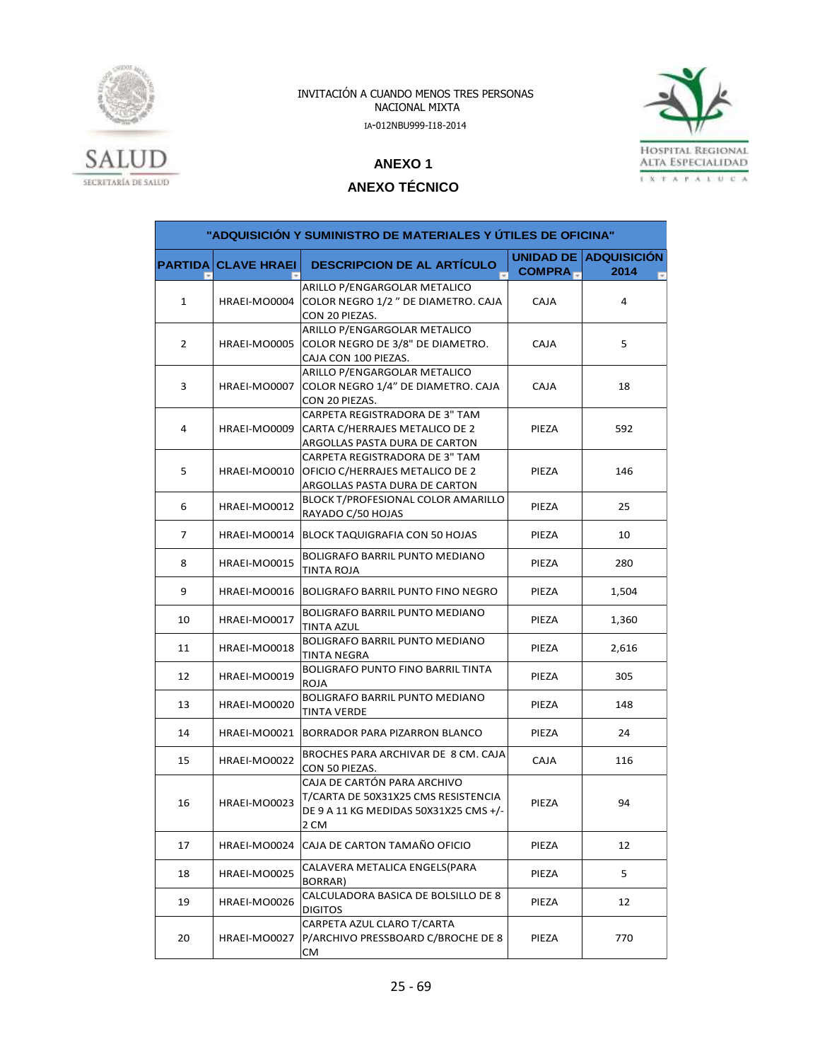INVITACIÓN A CUANDO MENOS TRES PERSONAS
NACIONAL MIXTA
IA-012NBU999-I18-2014

SALUD
SECRETARÍA DE SALUD

HOSPITAL REGIONAL
ALTA ESPECIALIDAD
IXTAPALUCA

## ANEXO 1

## ANEXO TÉCNICO

| "ADQUISICIÓN Y SUMINISTRO DE MATERIALES Y ÚTILES DE OFICINA" | | | | |
|---|---|---|---|---|
| **PARTIDA** | **CLAVE HRAEI** | **DESCRIPCION DE AL ARTÍCULO** | **UNIDAD DE COMPRA** | **ADQUISICIÓN 2014** |
| 1 | HRAEI-MO0004 | ARILLO P/ENGARGOLAR METALICO COLOR NEGRO 1/2 " DE DIAMETRO. CAJA CON 20 PIEZAS. | CAJA | 4 |
| 2 | HRAEI-MO0005 | ARILLO P/ENGARGOLAR METALICO COLOR NEGRO DE 3/8" DE DIAMETRO. CAJA CON 100 PIEZAS. | CAJA | 5 |
| 3 | HRAEI-MO0007 | ARILLO P/ENGARGOLAR METALICO COLOR NEGRO 1/4" DE DIAMETRO. CAJA CON 20 PIEZAS. | CAJA | 18 |
| 4 | HRAEI-MO0009 | CARPETA REGISTRADORA DE 3" TAM CARTA C/HERRAJES METALICO DE 2 ARGOLLAS PASTA DURA DE CARTON | PIEZA | 592 |
| 5 | HRAEI-MO0010 | CARPETA REGISTRADORA DE 3" TAM OFICIO C/HERRAJES METALICO DE 2 ARGOLLAS PASTA DURA DE CARTON | PIEZA | 146 |
| 6 | HRAEI-MO0012 | BLOCK T/PROFESIONAL COLOR AMARILLO RAYADO C/50 HOJAS | PIEZA | 25 |
| 7 | HRAEI-MO0014 | BLOCK TAQUIGRAFIA CON 50 HOJAS | PIEZA | 10 |
| 8 | HRAEI-MO0015 | BOLIGRAFO BARRIL PUNTO MEDIANO TINTA ROJA | PIEZA | 280 |
| 9 | HRAEI-MO0016 | BOLIGRAFO BARRIL PUNTO FINO NEGRO | PIEZA | 1,504 |
| 10 | HRAEI-MO0017 | BOLIGRAFO BARRIL PUNTO MEDIANO TINTA AZUL | PIEZA | 1,360 |
| 11 | HRAEI-MO0018 | BOLIGRAFO BARRIL PUNTO MEDIANO TINTA NEGRA | PIEZA | 2,616 |
| 12 | HRAEI-MO0019 | BOLIGRAFO PUNTO FINO BARRIL TINTA ROJA | PIEZA | 305 |
| 13 | HRAEI-MO0020 | BOLIGRAFO BARRIL PUNTO MEDIANO TINTA VERDE | PIEZA | 148 |
| 14 | HRAEI-MO0021 | BORRADOR PARA PIZARRON BLANCO | PIEZA | 24 |
| 15 | HRAEI-MO0022 | BROCHES PARA ARCHIVAR DE 8 CM. CAJA CON 50 PIEZAS. | CAJA | 116 |
| 16 | HRAEI-MO0023 | CAJA DE CARTÓN PARA ARCHIVO T/CARTA DE 50X31X25 CMS RESISTENCIA DE 9 A 11 KG MEDIDAS 50X31X25 CMS +/- 2 CM | PIEZA | 94 |
| 17 | HRAEI-MO0024 | CAJA DE CARTON TAMAÑO OFICIO | PIEZA | 12 |
| 18 | HRAEI-MO0025 | CALAVERA METALICA ENGELS(PARA BORRAR) | PIEZA | 5 |
| 19 | HRAEI-MO0026 | CALCULADORA BASICA DE BOLSILLO DE 8 DIGITOS | PIEZA | 12 |
| 20 | HRAEI-MO0027 | CARPETA AZUL CLARO T/CARTA P/ARCHIVO PRESSBOARD C/BROCHE DE 8 CM | PIEZA | 770 |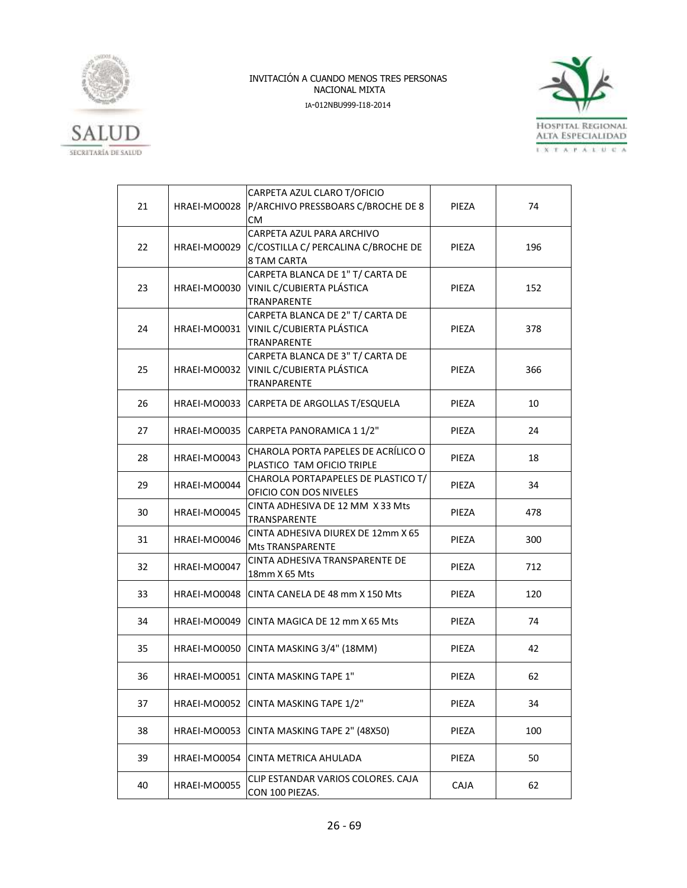| 21 | HRAEI-MO0028 | CARPETA AZUL CLARO T/OFICIO P/ARCHIVO PRESSBOARS C/BROCHE DE 8 CM | PIEZA | 74 |
|---|---|---|---|---|
| 22 | HRAEI-MO0029 | CARPETA AZUL PARA ARCHIVO C/COSTILLA C/ PERCALINA C/BROCHE DE 8 TAM CARTA | PIEZA | 196 |
| 23 | HRAEI-MO0030 | CARPETA BLANCA DE 1" T/ CARTA DE VINIL C/CUBIERTA PLÁSTICA TRANPARENTE | PIEZA | 152 |
| 24 | HRAEI-MO0031 | CARPETA BLANCA DE 2" T/ CARTA DE VINIL C/CUBIERTA PLÁSTICA TRANPARENTE | PIEZA | 378 |
| 25 | HRAEI-MO0032 | CARPETA BLANCA DE 3" T/ CARTA DE VINIL C/CUBIERTA PLÁSTICA TRANPARENTE | PIEZA | 366 |
| 26 | HRAEI-MO0033 | CARPETA DE ARGOLLAS T/ESQUELA | PIEZA | 10 |
| 27 | HRAEI-MO0035 | CARPETA PANORAMICA 1 1/2" | PIEZA | 24 |
| 28 | HRAEI-MO0043 | CHAROLA PORTA PAPELES DE ACRÍLICO O PLASTICO TAM OFICIO TRIPLE | PIEZA | 18 |
| 29 | HRAEI-MO0044 | CHAROLA PORTAPAPELES DE PLASTICO T/ OFICIO CON DOS NIVELES | PIEZA | 34 |
| 30 | HRAEI-MO0045 | CINTA ADHESIVA DE 12 MM X 33 Mts TRANSPARENTE | PIEZA | 478 |
| 31 | HRAEI-MO0046 | CINTA ADHESIVA DIUREX DE 12mm X 65 Mts TRANSPARENTE | PIEZA | 300 |
| 32 | HRAEI-MO0047 | CINTA ADHESIVA TRANSPARENTE DE 18mm X 65 Mts | PIEZA | 712 |
| 33 | HRAEI-MO0048 | CINTA CANELA DE 48 mm X 150 Mts | PIEZA | 120 |
| 34 | HRAEI-MO0049 | CINTA MAGICA DE 12 mm X 65 Mts | PIEZA | 74 |
| 35 | HRAEI-MO0050 | CINTA MASKING 3/4" (18MM) | PIEZA | 42 |
| 36 | HRAEI-MO0051 | CINTA MASKING TAPE 1" | PIEZA | 62 |
| 37 | HRAEI-MO0052 | CINTA MASKING TAPE 1/2" | PIEZA | 34 |
| 38 | HRAEI-MO0053 | CINTA MASKING TAPE 2" (48X50) | PIEZA | 100 |
| 39 | HRAEI-MO0054 | CINTA METRICA AHULADA | PIEZA | 50 |
| 40 | HRAEI-MO0055 | CLIP ESTANDAR VARIOS COLORES. CAJA CON 100 PIEZAS. | CAJA | 62 |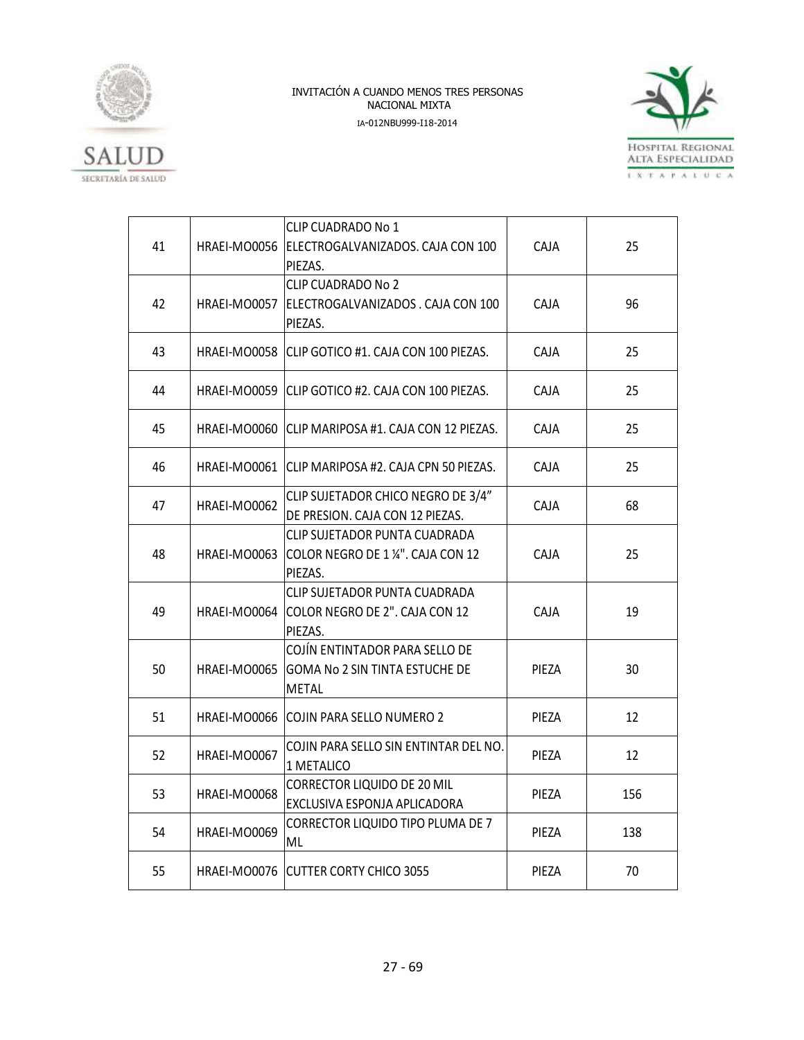| 41 | HRAEI-MO0056 | CLIP CUADRADO No 1 ELECTROGALVANIZADOS. CAJA CON 100 PIEZAS. | CAJA | 25 |
|---|---|---|---|---|
| 42 | HRAEI-MO0057 | CLIP CUADRADO No 2 ELECTROGALVANIZADOS . CAJA CON 100 PIEZAS. | CAJA | 96 |
| 43 | HRAEI-MO0058 | CLIP GOTICO #1. CAJA CON 100 PIEZAS. | CAJA | 25 |
| 44 | HRAEI-MO0059 | CLIP GOTICO #2. CAJA CON 100 PIEZAS. | CAJA | 25 |
| 45 | HRAEI-MO0060 | CLIP MARIPOSA #1. CAJA CON 12 PIEZAS. | CAJA | 25 |
| 46 | HRAEI-MO0061 | CLIP MARIPOSA #2. CAJA CPN 50 PIEZAS. | CAJA | 25 |
| 47 | HRAEI-MO0062 | CLIP SUJETADOR CHICO NEGRO DE 3/4" DE PRESION. CAJA CON 12 PIEZAS. | CAJA | 68 |
| 48 | HRAEI-MO0063 | CLIP SUJETADOR PUNTA CUADRADA COLOR NEGRO DE 1 ¼". CAJA CON 12 PIEZAS. | CAJA | 25 |
| 49 | HRAEI-MO0064 | CLIP SUJETADOR PUNTA CUADRADA COLOR NEGRO DE 2". CAJA CON 12 PIEZAS. | CAJA | 19 |
| 50 | HRAEI-MO0065 | COJÍN ENTINTADOR PARA SELLO DE GOMA No 2 SIN TINTA ESTUCHE DE METAL | PIEZA | 30 |
| 51 | HRAEI-MO0066 | COJIN PARA SELLO NUMERO 2 | PIEZA | 12 |
| 52 | HRAEI-MO0067 | COJIN PARA SELLO SIN ENTINTAR DEL NO. 1 METALICO | PIEZA | 12 |
| 53 | HRAEI-MO0068 | CORRECTOR LIQUIDO DE 20 MIL EXCLUSIVA ESPONJA APLICADORA | PIEZA | 156 |
| 54 | HRAEI-MO0069 | CORRECTOR LIQUIDO TIPO PLUMA DE 7 ML | PIEZA | 138 |
| 55 | HRAEI-MO0076 | CUTTER CORTY CHICO 3055 | PIEZA | 70 |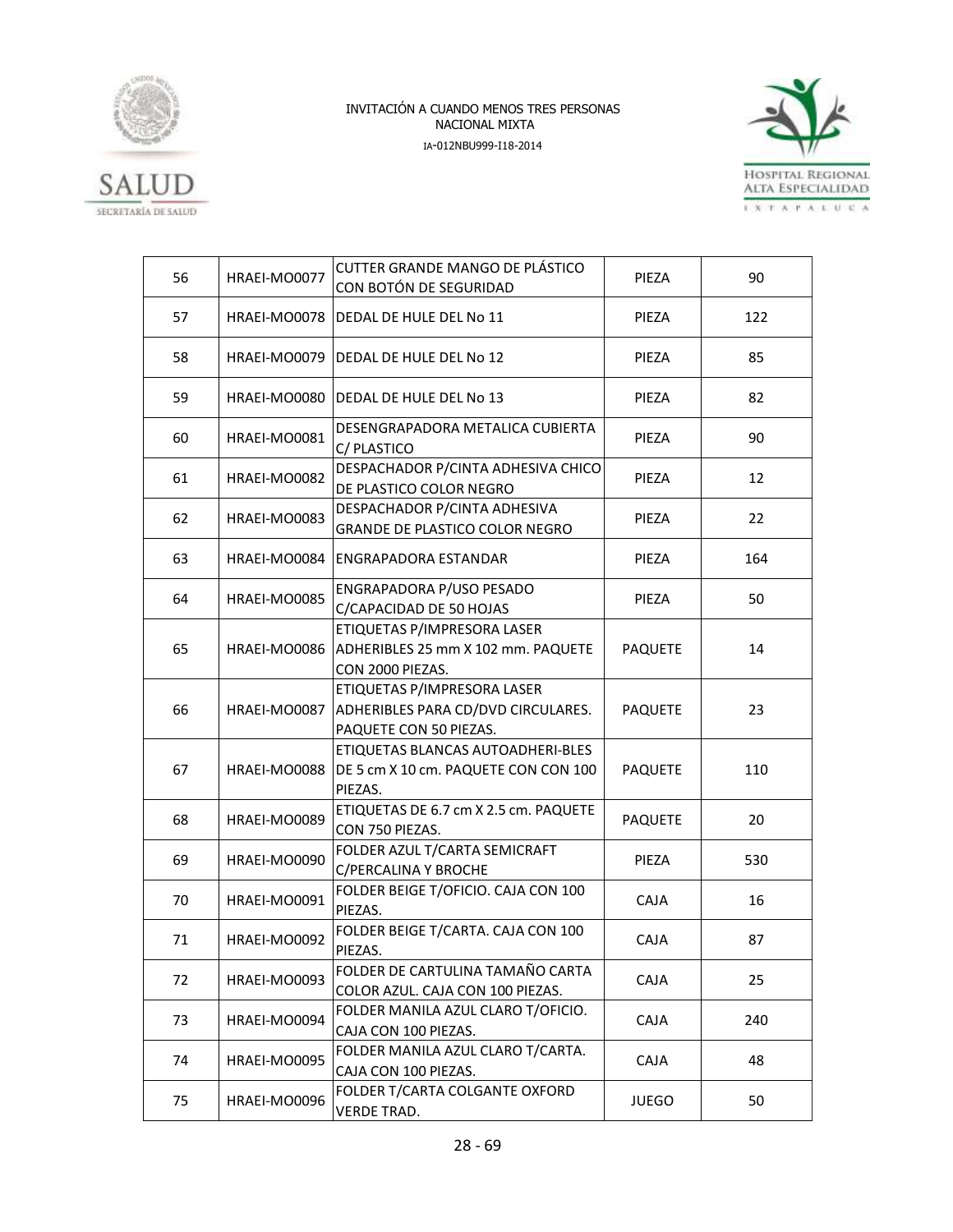| 56 | HRAEI-MO0077 | CUTTER GRANDE MANGO DE PLÁSTICO CON BOTÓN DE SEGURIDAD | PIEZA | 90 |
|---|---|---|---|---|
| 57 | HRAEI-MO0078 | DEDAL DE HULE DEL No 11 | PIEZA | 122 |
| 58 | HRAEI-MO0079 | DEDAL DE HULE DEL No 12 | PIEZA | 85 |
| 59 | HRAEI-MO0080 | DEDAL DE HULE DEL No 13 | PIEZA | 82 |
| 60 | HRAEI-MO0081 | DESENGRAPADORA METALICA CUBIERTA C/ PLASTICO | PIEZA | 90 |
| 61 | HRAEI-MO0082 | DESPACHADOR P/CINTA ADHESIVA CHICO DE PLASTICO COLOR NEGRO | PIEZA | 12 |
| 62 | HRAEI-MO0083 | DESPACHADOR P/CINTA ADHESIVA GRANDE DE PLASTICO COLOR NEGRO | PIEZA | 22 |
| 63 | HRAEI-MO0084 | ENGRAPADORA ESTANDAR | PIEZA | 164 |
| 64 | HRAEI-MO0085 | ENGRAPADORA P/USO PESADO C/CAPACIDAD DE 50 HOJAS | PIEZA | 50 |
| 65 | HRAEI-MO0086 | ETIQUETAS P/IMPRESORA LASER ADHERIBLES 25 mm X 102 mm. PAQUETE CON 2000 PIEZAS. | PAQUETE | 14 |
| 66 | HRAEI-MO0087 | ETIQUETAS P/IMPRESORA LASER ADHERIBLES PARA CD/DVD CIRCULARES. PAQUETE CON 50 PIEZAS. | PAQUETE | 23 |
| 67 | HRAEI-MO0088 | ETIQUETAS BLANCAS AUTOADHERI-BLES DE 5 cm X 10 cm. PAQUETE CON CON 100 PIEZAS. | PAQUETE | 110 |
| 68 | HRAEI-MO0089 | ETIQUETAS DE 6.7 cm X 2.5 cm. PAQUETE CON 750 PIEZAS. | PAQUETE | 20 |
| 69 | HRAEI-MO0090 | FOLDER AZUL T/CARTA SEMICRAFT C/PERCALINA Y BROCHE | PIEZA | 530 |
| 70 | HRAEI-MO0091 | FOLDER BEIGE T/OFICIO. CAJA CON 100 PIEZAS. | CAJA | 16 |
| 71 | HRAEI-MO0092 | FOLDER BEIGE T/CARTA. CAJA CON 100 PIEZAS. | CAJA | 87 |
| 72 | HRAEI-MO0093 | FOLDER DE CARTULINA TAMAÑO CARTA COLOR AZUL. CAJA CON 100 PIEZAS. | CAJA | 25 |
| 73 | HRAEI-MO0094 | FOLDER MANILA AZUL CLARO T/OFICIO. CAJA CON 100 PIEZAS. | CAJA | 240 |
| 74 | HRAEI-MO0095 | FOLDER MANILA AZUL CLARO T/CARTA. CAJA CON 100 PIEZAS. | CAJA | 48 |
| 75 | HRAEI-MO0096 | FOLDER T/CARTA COLGANTE OXFORD VERDE TRAD. | JUEGO | 50 |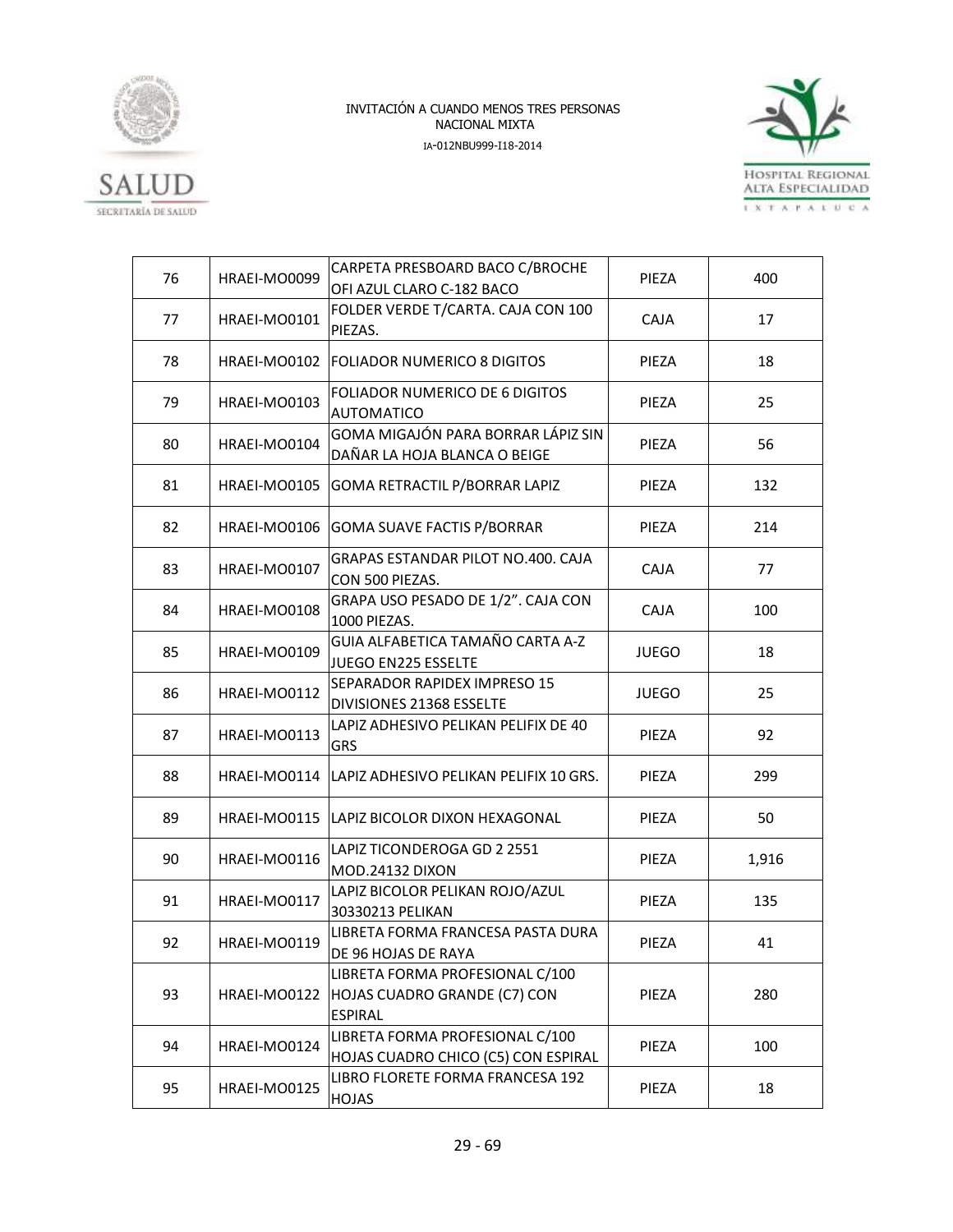| 76 | HRAEI-MO0099 | CARPETA PRESBOARD BACO C/BROCHE OFI AZUL CLARO C-182 BACO | PIEZA | 400 |
|---|---|---|---|---|
| 77 | HRAEI-MO0101 | FOLDER VERDE T/CARTA. CAJA CON 100 PIEZAS. | CAJA | 17 |
| 78 | HRAEI-MO0102 | FOLIADOR NUMERICO 8 DIGITOS | PIEZA | 18 |
| 79 | HRAEI-MO0103 | FOLIADOR NUMERICO DE 6 DIGITOS AUTOMATICO | PIEZA | 25 |
| 80 | HRAEI-MO0104 | GOMA MIGAJÓN PARA BORRAR LÁPIZ SIN DAÑAR LA HOJA BLANCA O BEIGE | PIEZA | 56 |
| 81 | HRAEI-MO0105 | GOMA RETRACTIL P/BORRAR LAPIZ | PIEZA | 132 |
| 82 | HRAEI-MO0106 | GOMA SUAVE FACTIS P/BORRAR | PIEZA | 214 |
| 83 | HRAEI-MO0107 | GRAPAS ESTANDAR PILOT NO.400. CAJA CON 500 PIEZAS. | CAJA | 77 |
| 84 | HRAEI-MO0108 | GRAPA USO PESADO DE 1/2". CAJA CON 1000 PIEZAS. | CAJA | 100 |
| 85 | HRAEI-MO0109 | GUIA ALFABETICA TAMAÑO CARTA A-Z JUEGO EN225 ESSELTE | JUEGO | 18 |
| 86 | HRAEI-MO0112 | SEPARADOR RAPIDEX IMPRESO 15 DIVISIONES 21368 ESSELTE | JUEGO | 25 |
| 87 | HRAEI-MO0113 | LAPIZ ADHESIVO PELIKAN PELIFIX DE 40 GRS | PIEZA | 92 |
| 88 | HRAEI-MO0114 | LAPIZ ADHESIVO PELIKAN PELIFIX 10 GRS. | PIEZA | 299 |
| 89 | HRAEI-MO0115 | LAPIZ BICOLOR DIXON HEXAGONAL | PIEZA | 50 |
| 90 | HRAEI-MO0116 | LAPIZ TICONDEROGA GD 2 2551 MOD.24132 DIXON | PIEZA | 1,916 |
| 91 | HRAEI-MO0117 | LAPIZ BICOLOR PELIKAN ROJO/AZUL 30330213 PELIKAN | PIEZA | 135 |
| 92 | HRAEI-MO0119 | LIBRETA FORMA FRANCESA PASTA DURA DE 96 HOJAS DE RAYA | PIEZA | 41 |
| 93 | HRAEI-MO0122 | LIBRETA FORMA PROFESIONAL C/100 HOJAS CUADRO GRANDE (C7) CON ESPIRAL | PIEZA | 280 |
| 94 | HRAEI-MO0124 | LIBRETA FORMA PROFESIONAL C/100 HOJAS CUADRO CHICO (C5) CON ESPIRAL | PIEZA | 100 |
| 95 | HRAEI-MO0125 | LIBRO FLORETE FORMA FRANCESA 192 HOJAS | PIEZA | 18 |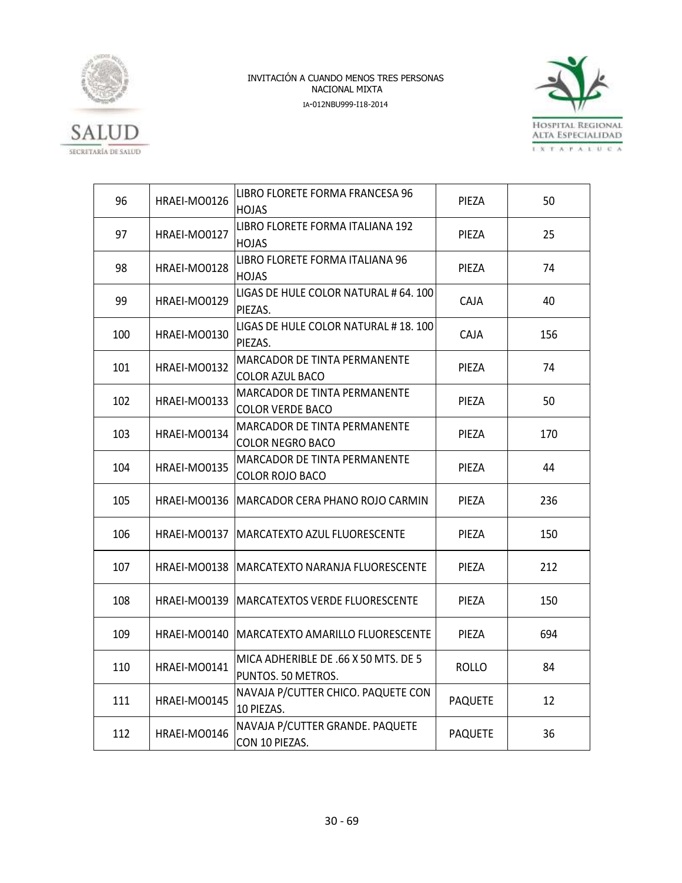INVITACIÓN A CUANDO MENOS TRES PERSONAS
NACIONAL MIXTA
IA-012NBU999-I18-2014

| | | | | |
|---|---|---|---|---|
| 96 | HRAEI-MO0126 | LIBRO FLORETE FORMA FRANCESA 96 HOJAS | PIEZA | 50 |
| 97 | HRAEI-MO0127 | LIBRO FLORETE FORMA ITALIANA 192 HOJAS | PIEZA | 25 |
| 98 | HRAEI-MO0128 | LIBRO FLORETE FORMA ITALIANA 96 HOJAS | PIEZA | 74 |
| 99 | HRAEI-MO0129 | LIGAS DE HULE COLOR NATURAL # 64. 100 PIEZAS. | CAJA | 40 |
| 100 | HRAEI-MO0130 | LIGAS DE HULE COLOR NATURAL # 18. 100 PIEZAS. | CAJA | 156 |
| 101 | HRAEI-MO0132 | MARCADOR DE TINTA PERMANENTE COLOR AZUL BACO | PIEZA | 74 |
| 102 | HRAEI-MO0133 | MARCADOR DE TINTA PERMANENTE COLOR VERDE BACO | PIEZA | 50 |
| 103 | HRAEI-MO0134 | MARCADOR DE TINTA PERMANENTE COLOR NEGRO BACO | PIEZA | 170 |
| 104 | HRAEI-MO0135 | MARCADOR DE TINTA PERMANENTE COLOR ROJO BACO | PIEZA | 44 |
| 105 | HRAEI-MO0136 | MARCADOR CERA PHANO ROJO CARMIN | PIEZA | 236 |
| 106 | HRAEI-MO0137 | MARCATEXTO AZUL FLUORESCENTE | PIEZA | 150 |
| 107 | HRAEI-MO0138 | MARCATEXTO NARANJA FLUORESCENTE | PIEZA | 212 |
| 108 | HRAEI-MO0139 | MARCATEXTOS VERDE FLUORESCENTE | PIEZA | 150 |
| 109 | HRAEI-MO0140 | MARCATEXTO AMARILLO FLUORESCENTE | PIEZA | 694 |
| 110 | HRAEI-MO0141 | MICA ADHERIBLE DE .66 X 50 MTS. DE 5 PUNTOS. 50 METROS. | ROLLO | 84 |
| 111 | HRAEI-MO0145 | NAVAJA P/CUTTER CHICO. PAQUETE CON 10 PIEZAS. | PAQUETE | 12 |
| 112 | HRAEI-MO0146 | NAVAJA P/CUTTER GRANDE. PAQUETE CON 10 PIEZAS. | PAQUETE | 36 |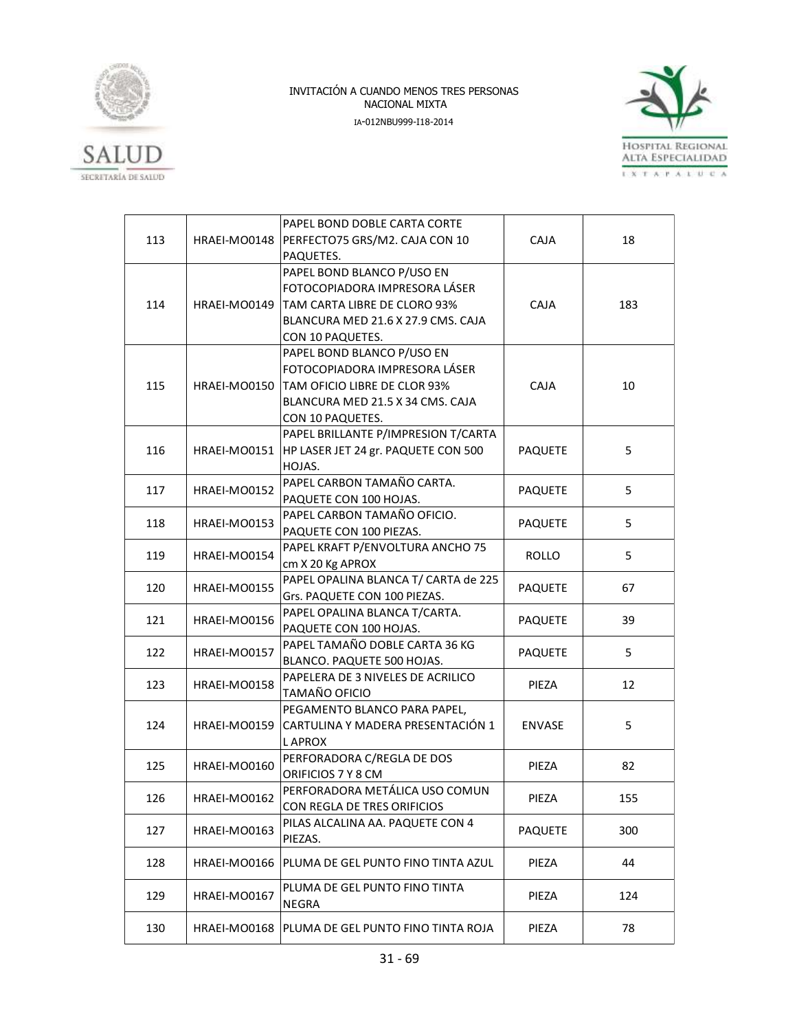| | | | | |
|---|---|---|---|---|
| 113 | HRAEI-MO0148 | PAPEL BOND DOBLE CARTA CORTE PERFECTO75 GRS/M2. CAJA CON 10 PAQUETES. | CAJA | 18 |
| 114 | HRAEI-MO0149 | PAPEL BOND BLANCO P/USO EN FOTOCOPIADORA IMPRESORA LÁSER TAM CARTA LIBRE DE CLORO 93% BLANCURA MED 21.6 X 27.9 CMS. CAJA CON 10 PAQUETES. | CAJA | 183 |
| 115 | HRAEI-MO0150 | PAPEL BOND BLANCO P/USO EN FOTOCOPIADORA IMPRESORA LÁSER TAM OFICIO LIBRE DE CLOR 93% BLANCURA MED 21.5 X 34 CMS. CAJA CON 10 PAQUETES. | CAJA | 10 |
| 116 | HRAEI-MO0151 | PAPEL BRILLANTE P/IMPRESION T/CARTA HP LASER JET 24 gr. PAQUETE CON 500 HOJAS. | PAQUETE | 5 |
| 117 | HRAEI-MO0152 | PAPEL CARBON TAMAÑO CARTA. PAQUETE CON 100 HOJAS. | PAQUETE | 5 |
| 118 | HRAEI-MO0153 | PAPEL CARBON TAMAÑO OFICIO. PAQUETE CON 100 PIEZAS. | PAQUETE | 5 |
| 119 | HRAEI-MO0154 | PAPEL KRAFT P/ENVOLTURA ANCHO 75 cm X 20 Kg APROX | ROLLO | 5 |
| 120 | HRAEI-MO0155 | PAPEL OPALINA BLANCA T/ CARTA de 225 Grs. PAQUETE CON 100 PIEZAS. | PAQUETE | 67 |
| 121 | HRAEI-MO0156 | PAPEL OPALINA BLANCA T/CARTA. PAQUETE CON 100 HOJAS. | PAQUETE | 39 |
| 122 | HRAEI-MO0157 | PAPEL TAMAÑO DOBLE CARTA 36 KG BLANCO. PAQUETE 500 HOJAS. | PAQUETE | 5 |
| 123 | HRAEI-MO0158 | PAPELERA DE 3 NIVELES DE ACRILICO TAMAÑO OFICIO | PIEZA | 12 |
| 124 | HRAEI-MO0159 | PEGAMENTO BLANCO PARA PAPEL, CARTULINA Y MADERA PRESENTACIÓN 1 L APROX | ENVASE | 5 |
| 125 | HRAEI-MO0160 | PERFORADORA C/REGLA DE DOS ORIFICIOS 7 Y 8 CM | PIEZA | 82 |
| 126 | HRAEI-MO0162 | PERFORADORA METÁLICA USO COMUN CON REGLA DE TRES ORIFICIOS | PIEZA | 155 |
| 127 | HRAEI-MO0163 | PILAS ALCALINA AA. PAQUETE CON 4 PIEZAS. | PAQUETE | 300 |
| 128 | HRAEI-MO0166 | PLUMA DE GEL PUNTO FINO TINTA AZUL | PIEZA | 44 |
| 129 | HRAEI-MO0167 | PLUMA DE GEL PUNTO FINO TINTA NEGRA | PIEZA | 124 |
| 130 | HRAEI-MO0168 | PLUMA DE GEL PUNTO FINO TINTA ROJA | PIEZA | 78 |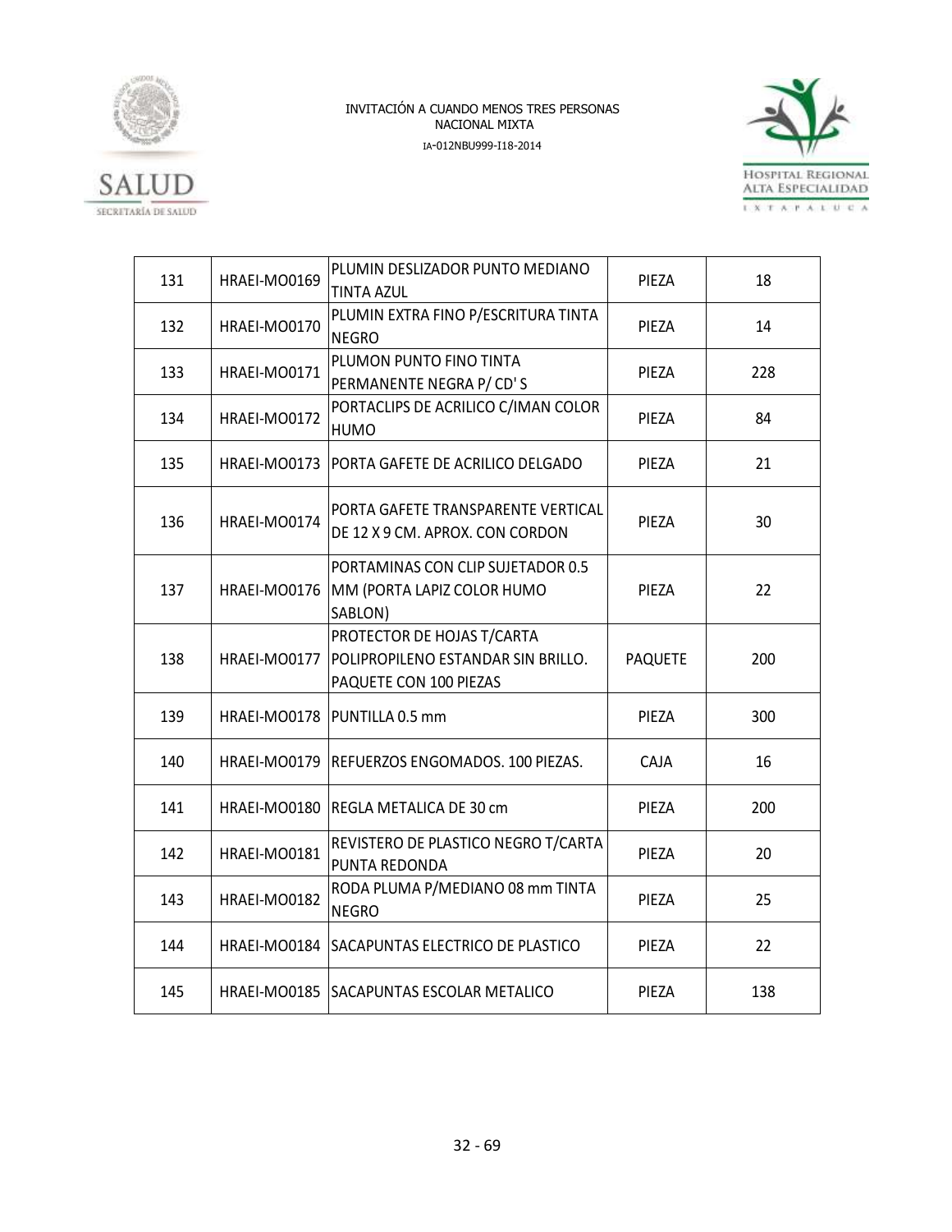INVITACIÓN A CUANDO MENOS TRES PERSONAS
NACIONAL MIXTA
IA-012NBU999-I18-2014

| 131 | HRAEI-MO0169 | PLUMIN DESLIZADOR PUNTO MEDIANO TINTA AZUL | PIEZA | 18 |
|---|---|---|---|---|
| 132 | HRAEI-MO0170 | PLUMIN EXTRA FINO P/ESCRITURA TINTA NEGRO | PIEZA | 14 |
| 133 | HRAEI-MO0171 | PLUMON PUNTO FINO TINTA PERMANENTE NEGRA P/ CD' S | PIEZA | 228 |
| 134 | HRAEI-MO0172 | PORTACLIPS DE ACRILICO C/IMAN COLOR HUMO | PIEZA | 84 |
| 135 | HRAEI-MO0173 | PORTA GAFETE DE ACRILICO DELGADO | PIEZA | 21 |
| 136 | HRAEI-MO0174 | PORTA GAFETE TRANSPARENTE VERTICAL DE 12 X 9 CM. APROX. CON CORDON | PIEZA | 30 |
| 137 | HRAEI-MO0176 | PORTAMINAS CON CLIP SUJETADOR 0.5 MM (PORTA LAPIZ COLOR HUMO SABLON) | PIEZA | 22 |
| 138 | HRAEI-MO0177 | PROTECTOR DE HOJAS T/CARTA POLIPROPILENO ESTANDAR SIN BRILLO. PAQUETE CON 100 PIEZAS | PAQUETE | 200 |
| 139 | HRAEI-MO0178 | PUNTILLA 0.5 mm | PIEZA | 300 |
| 140 | HRAEI-MO0179 | REFUERZOS ENGOMADOS. 100 PIEZAS. | CAJA | 16 |
| 141 | HRAEI-MO0180 | REGLA METALICA DE 30 cm | PIEZA | 200 |
| 142 | HRAEI-MO0181 | REVISTERO DE PLASTICO NEGRO T/CARTA PUNTA REDONDA | PIEZA | 20 |
| 143 | HRAEI-MO0182 | RODA PLUMA P/MEDIANO 08 mm TINTA NEGRO | PIEZA | 25 |
| 144 | HRAEI-MO0184 | SACAPUNTAS ELECTRICO DE PLASTICO | PIEZA | 22 |
| 145 | HRAEI-MO0185 | SACAPUNTAS ESCOLAR METALICO | PIEZA | 138 |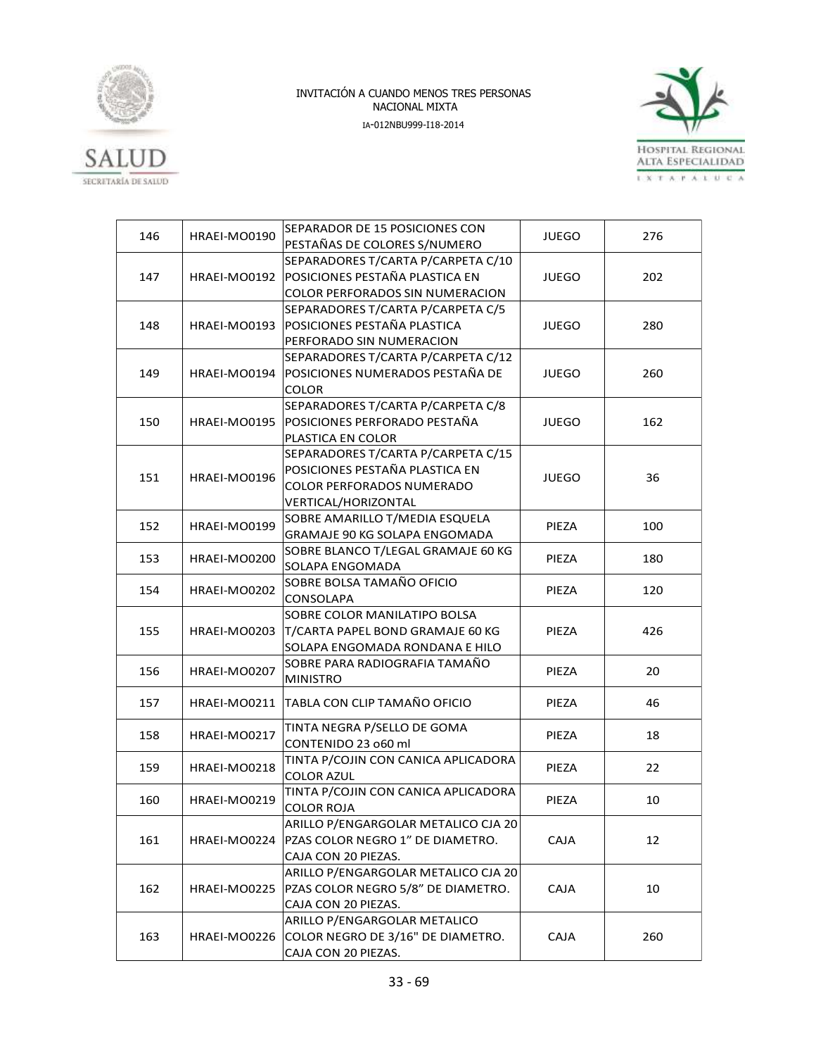| 146 | HRAEI-MO0190 | SEPARADOR DE 15 POSICIONES CON PESTAÑAS DE COLORES S/NUMERO | JUEGO | 276 |
|---|---|---|---|---|
| 147 | HRAEI-MO0192 | SEPARADORES T/CARTA P/CARPETA C/10 POSICIONES PESTAÑA PLASTICA EN COLOR PERFORADOS SIN NUMERACION | JUEGO | 202 |
| 148 | HRAEI-MO0193 | SEPARADORES T/CARTA P/CARPETA C/5 POSICIONES PESTAÑA PLASTICA PERFORADO SIN NUMERACION | JUEGO | 280 |
| 149 | HRAEI-MO0194 | SEPARADORES T/CARTA P/CARPETA C/12 POSICIONES NUMERADOS PESTAÑA DE COLOR | JUEGO | 260 |
| 150 | HRAEI-MO0195 | SEPARADORES T/CARTA P/CARPETA C/8 POSICIONES PERFORADO PESTAÑA PLASTICA EN COLOR | JUEGO | 162 |
| 151 | HRAEI-MO0196 | SEPARADORES T/CARTA P/CARPETA C/15 POSICIONES PESTAÑA PLASTICA EN COLOR PERFORADOS NUMERADO VERTICAL/HORIZONTAL | JUEGO | 36 |
| 152 | HRAEI-MO0199 | SOBRE AMARILLO T/MEDIA ESQUELA GRAMAJE 90 KG SOLAPA ENGOMADA | PIEZA | 100 |
| 153 | HRAEI-MO0200 | SOBRE BLANCO T/LEGAL GRAMAJE 60 KG SOLAPA ENGOMADA | PIEZA | 180 |
| 154 | HRAEI-MO0202 | SOBRE BOLSA TAMAÑO OFICIO CONSOLAPA | PIEZA | 120 |
| 155 | HRAEI-MO0203 | SOBRE COLOR MANILATIPO BOLSA T/CARTA PAPEL BOND GRAMAJE 60 KG SOLAPA ENGOMADA RONDANA E HILO | PIEZA | 426 |
| 156 | HRAEI-MO0207 | SOBRE PARA RADIOGRAFIA TAMAÑO MINISTRO | PIEZA | 20 |
| 157 | HRAEI-MO0211 | TABLA CON CLIP TAMAÑO OFICIO | PIEZA | 46 |
| 158 | HRAEI-MO0217 | TINTA NEGRA P/SELLO DE GOMA CONTENIDO 23 o60 ml | PIEZA | 18 |
| 159 | HRAEI-MO0218 | TINTA P/COJIN CON CANICA APLICADORA COLOR AZUL | PIEZA | 22 |
| 160 | HRAEI-MO0219 | TINTA P/COJIN CON CANICA APLICADORA COLOR ROJA | PIEZA | 10 |
| 161 | HRAEI-MO0224 | ARILLO P/ENGARGOLAR METALICO CJA 20 PZAS COLOR NEGRO 1" DE DIAMETRO. CAJA CON 20 PIEZAS. | CAJA | 12 |
| 162 | HRAEI-MO0225 | ARILLO P/ENGARGOLAR METALICO CJA 20 PZAS COLOR NEGRO 5/8" DE DIAMETRO. CAJA CON 20 PIEZAS. | CAJA | 10 |
| 163 | HRAEI-MO0226 | ARILLO P/ENGARGOLAR METALICO COLOR NEGRO DE 3/16" DE DIAMETRO. CAJA CON 20 PIEZAS. | CAJA | 260 |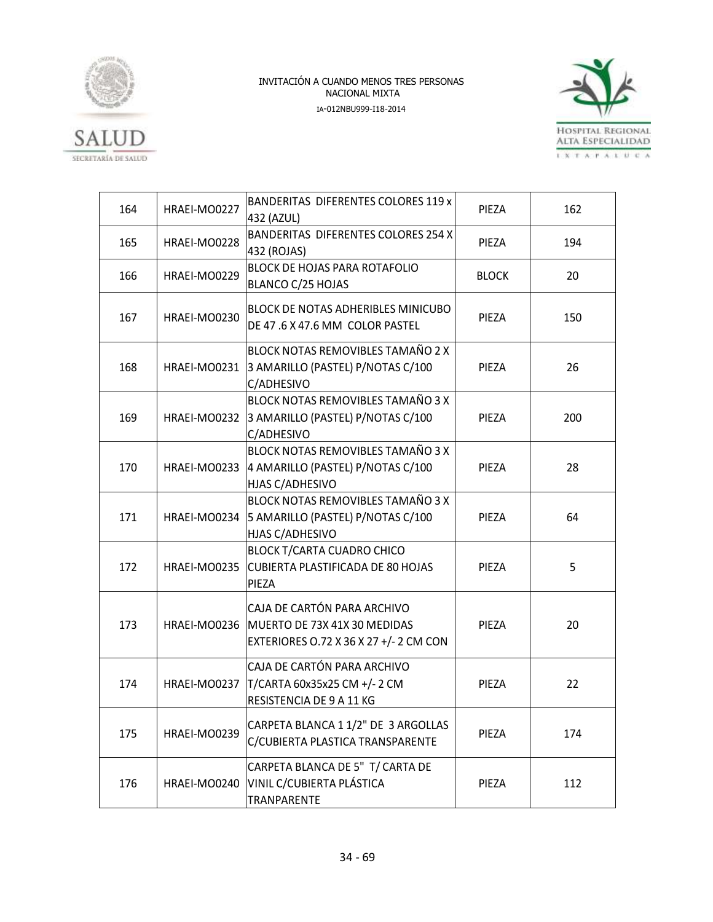INVITACIÓN A CUANDO MENOS TRES PERSONAS NACIONAL MIXTA

IA-012NBU999-I18-2014

| 164 | HRAEI-MO0227 | BANDERITAS DIFERENTES COLORES 119 x 432 (AZUL) | PIEZA | 162 |
|---|---|---|---|---|
| 165 | HRAEI-MO0228 | BANDERITAS DIFERENTES COLORES 254 X 432 (ROJAS) | PIEZA | 194 |
| 166 | HRAEI-MO0229 | BLOCK DE HOJAS PARA ROTAFOLIO BLANCO C/25 HOJAS | BLOCK | 20 |
| 167 | HRAEI-MO0230 | BLOCK DE NOTAS ADHERIBLES MINICUBO DE 47 .6 X 47.6 MM COLOR PASTEL | PIEZA | 150 |
| 168 | HRAEI-MO0231 | BLOCK NOTAS REMOVIBLES TAMAÑO 2 X 3 AMARILLO (PASTEL) P/NOTAS C/100 C/ADHESIVO | PIEZA | 26 |
| 169 | HRAEI-MO0232 | BLOCK NOTAS REMOVIBLES TAMAÑO 3 X 3 AMARILLO (PASTEL) P/NOTAS C/100 C/ADHESIVO | PIEZA | 200 |
| 170 | HRAEI-MO0233 | BLOCK NOTAS REMOVIBLES TAMAÑO 3 X 4 AMARILLO (PASTEL) P/NOTAS C/100 HJAS C/ADHESIVO | PIEZA | 28 |
| 171 | HRAEI-MO0234 | BLOCK NOTAS REMOVIBLES TAMAÑO 3 X 5 AMARILLO (PASTEL) P/NOTAS C/100 HJAS C/ADHESIVO | PIEZA | 64 |
| 172 | HRAEI-MO0235 | BLOCK T/CARTA CUADRO CHICO CUBIERTA PLASTIFICADA DE 80 HOJAS PIEZA | PIEZA | 5 |
| 173 | HRAEI-MO0236 | CAJA DE CARTÓN PARA ARCHIVO MUERTO DE 73X 41X 30 MEDIDAS EXTERIORES O.72 X 36 X 27 +/- 2 CM CON | PIEZA | 20 |
| 174 | HRAEI-MO0237 | CAJA DE CARTÓN PARA ARCHIVO T/CARTA 60x35x25 CM +/- 2 CM RESISTENCIA DE 9 A 11 KG | PIEZA | 22 |
| 175 | HRAEI-MO0239 | CARPETA BLANCA 1 1/2" DE 3 ARGOLLAS C/CUBIERTA PLASTICA TRANSPARENTE | PIEZA | 174 |
| 176 | HRAEI-MO0240 | CARPETA BLANCA DE 5" T/ CARTA DE VINIL C/CUBIERTA PLÁSTICA TRANPARENTE | PIEZA | 112 |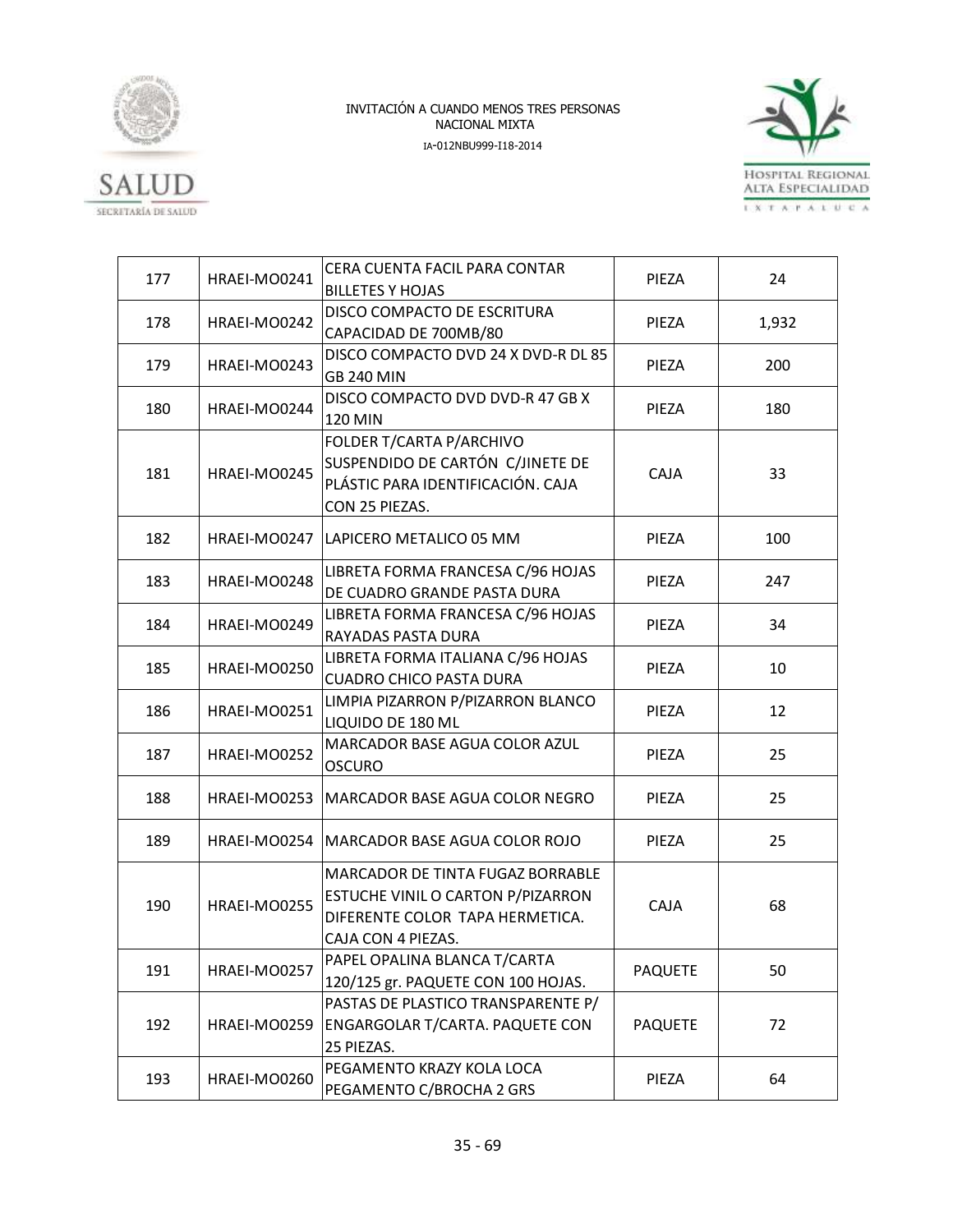INVITACIÓN A CUANDO MENOS TRES PERSONAS
NACIONAL MIXTA
IA-012NBU999-I18-2014

| | | | | |
|---|---|---|---|---|
| 177 | HRAEI-MO0241 | CERA CUENTA FACIL PARA CONTAR BILLETES Y HOJAS | PIEZA | 24 |
| 178 | HRAEI-MO0242 | DISCO COMPACTO DE ESCRITURA CAPACIDAD DE 700MB/80 | PIEZA | 1,932 |
| 179 | HRAEI-MO0243 | DISCO COMPACTO DVD 24 X DVD-R DL 85 GB 240 MIN | PIEZA | 200 |
| 180 | HRAEI-MO0244 | DISCO COMPACTO DVD DVD-R 47 GB X 120 MIN | PIEZA | 180 |
| 181 | HRAEI-MO0245 | FOLDER T/CARTA P/ARCHIVO SUSPENDIDO DE CARTÓN C/JINETE DE PLÁSTIC PARA IDENTIFICACIÓN. CAJA CON 25 PIEZAS. | CAJA | 33 |
| 182 | HRAEI-MO0247 | LAPICERO METALICO 05 MM | PIEZA | 100 |
| 183 | HRAEI-MO0248 | LIBRETA FORMA FRANCESA C/96 HOJAS DE CUADRO GRANDE PASTA DURA | PIEZA | 247 |
| 184 | HRAEI-MO0249 | LIBRETA FORMA FRANCESA C/96 HOJAS RAYADAS PASTA DURA | PIEZA | 34 |
| 185 | HRAEI-MO0250 | LIBRETA FORMA ITALIANA C/96 HOJAS CUADRO CHICO PASTA DURA | PIEZA | 10 |
| 186 | HRAEI-MO0251 | LIMPIA PIZARRON P/PIZARRON BLANCO LIQUIDO DE 180 ML | PIEZA | 12 |
| 187 | HRAEI-MO0252 | MARCADOR BASE AGUA COLOR AZUL OSCURO | PIEZA | 25 |
| 188 | HRAEI-MO0253 | MARCADOR BASE AGUA COLOR NEGRO | PIEZA | 25 |
| 189 | HRAEI-MO0254 | MARCADOR BASE AGUA COLOR ROJO | PIEZA | 25 |
| 190 | HRAEI-MO0255 | MARCADOR DE TINTA FUGAZ BORRABLE ESTUCHE VINIL O CARTON P/PIZARRON DIFERENTE COLOR TAPA HERMETICA. CAJA CON 4 PIEZAS. | CAJA | 68 |
| 191 | HRAEI-MO0257 | PAPEL OPALINA BLANCA T/CARTA 120/125 gr. PAQUETE CON 100 HOJAS. | PAQUETE | 50 |
| 192 | HRAEI-MO0259 | PASTAS DE PLASTICO TRANSPARENTE P/ ENGARGOLAR T/CARTA. PAQUETE CON 25 PIEZAS. | PAQUETE | 72 |
| 193 | HRAEI-MO0260 | PEGAMENTO KRAZY KOLA LOCA PEGAMENTO C/BROCHA 2 GRS | PIEZA | 64 |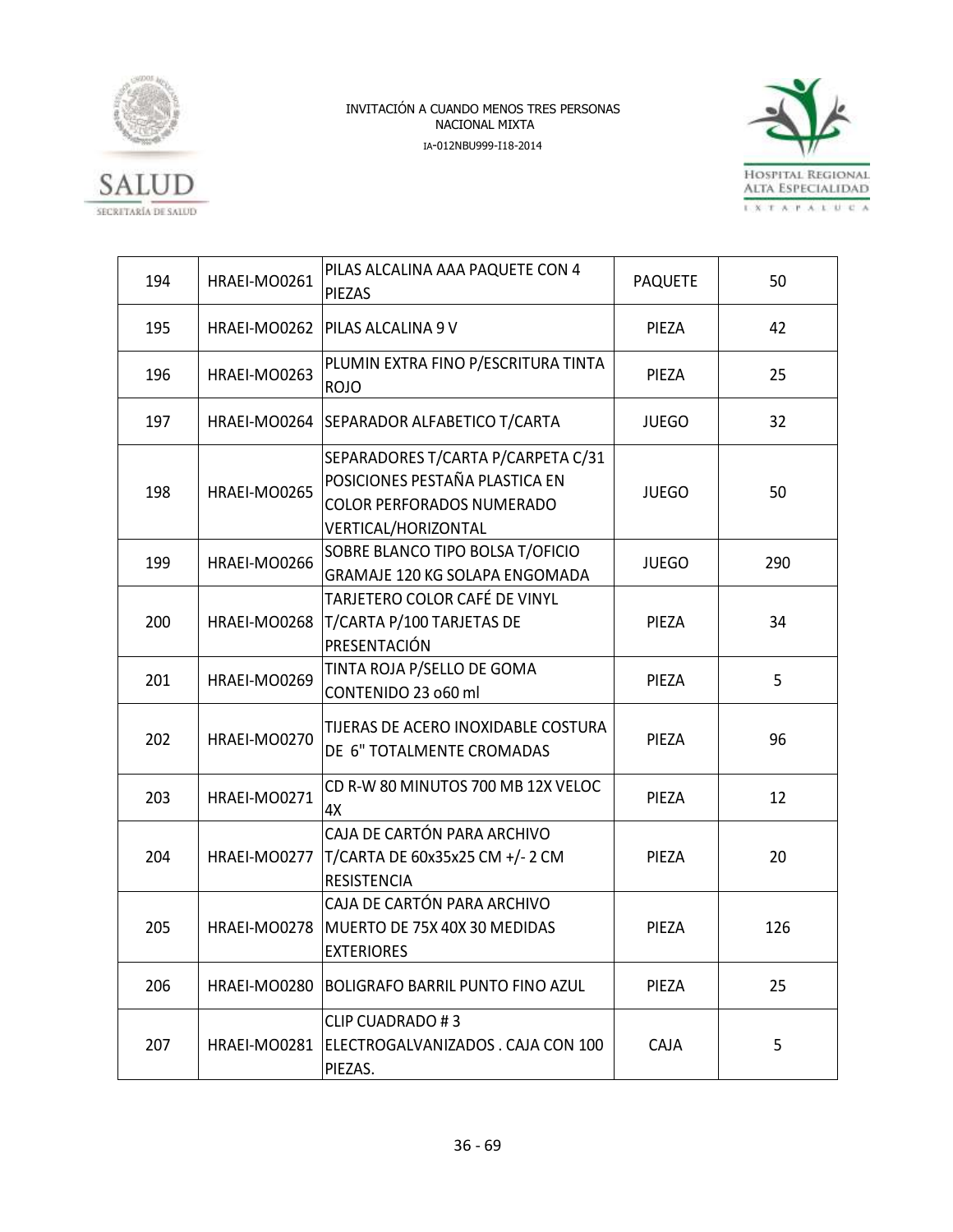INVITACIÓN A CUANDO MENOS TRES PERSONAS
NACIONAL MIXTA
IA-012NBU999-I18-2014

| 194 | HRAEI-MO0261 | PILAS ALCALINA AAA PAQUETE CON 4 PIEZAS | PAQUETE | 50 |
|---|---|---|---|---|
| 195 | HRAEI-MO0262 | PILAS ALCALINA 9 V | PIEZA | 42 |
| 196 | HRAEI-MO0263 | PLUMIN EXTRA FINO P/ESCRITURA TINTA ROJO | PIEZA | 25 |
| 197 | HRAEI-MO0264 | SEPARADOR ALFABETICO T/CARTA | JUEGO | 32 |
| 198 | HRAEI-MO0265 | SEPARADORES T/CARTA P/CARPETA C/31 POSICIONES PESTAÑA PLASTICA EN COLOR PERFORADOS NUMERADO VERTICAL/HORIZONTAL | JUEGO | 50 |
| 199 | HRAEI-MO0266 | SOBRE BLANCO TIPO BOLSA T/OFICIO GRAMAJE 120 KG SOLAPA ENGOMADA | JUEGO | 290 |
| 200 | HRAEI-MO0268 | TARJETERO COLOR CAFÉ DE VINYL T/CARTA P/100 TARJETAS DE PRESENTACIÓN | PIEZA | 34 |
| 201 | HRAEI-MO0269 | TINTA ROJA P/SELLO DE GOMA CONTENIDO 23 o60 ml | PIEZA | 5 |
| 202 | HRAEI-MO0270 | TIJERAS DE ACERO INOXIDABLE COSTURA DE 6" TOTALMENTE CROMADAS | PIEZA | 96 |
| 203 | HRAEI-MO0271 | CD R-W 80 MINUTOS 700 MB 12X VELOC 4X | PIEZA | 12 |
| 204 | HRAEI-MO0277 | CAJA DE CARTÓN PARA ARCHIVO T/CARTA DE 60x35x25 CM +/- 2 CM RESISTENCIA | PIEZA | 20 |
| 205 | HRAEI-MO0278 | CAJA DE CARTÓN PARA ARCHIVO MUERTO DE 75X 40X 30 MEDIDAS EXTERIORES | PIEZA | 126 |
| 206 | HRAEI-MO0280 | BOLIGRAFO BARRIL PUNTO FINO AZUL | PIEZA | 25 |
| 207 | HRAEI-MO0281 | CLIP CUADRADO # 3 ELECTROGALVANIZADOS . CAJA CON 100 PIEZAS. | CAJA | 5 |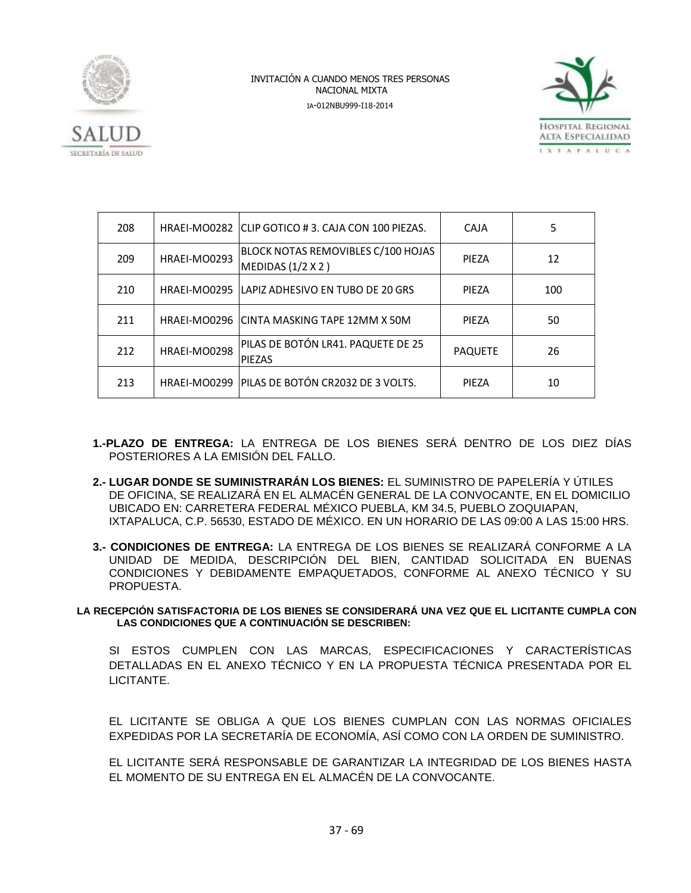| 208 | HRAEI-MO0282 | CLIP GOTICO # 3. CAJA CON 100 PIEZAS. | CAJA | 5 |
|---|---|---|---|---|
| 209 | HRAEI-MO0293 | BLOCK NOTAS REMOVIBLES C/100 HOJAS MEDIDAS (1/2 X 2 ) | PIEZA | 12 |
| 210 | HRAEI-MO0295 | LAPIZ ADHESIVO EN TUBO DE 20 GRS | PIEZA | 100 |
| 211 | HRAEI-MO0296 | CINTA MASKING TAPE 12MM X 50M | PIEZA | 50 |
| 212 | HRAEI-MO0298 | PILAS DE BOTÓN LR41. PAQUETE DE 25 PIEZAS | PAQUETE | 26 |
| 213 | HRAEI-MO0299 | PILAS DE BOTÓN CR2032 DE 3 VOLTS. | PIEZA | 10 |

**1.-PLAZO DE ENTREGA:** LA ENTREGA DE LOS BIENES SERÁ DENTRO DE LOS DIEZ DÍAS POSTERIORES A LA EMISIÓN DEL FALLO.

**2.- LUGAR DONDE SE SUMINISTRARÁN LOS BIENES:** EL SUMINISTRO DE PAPELERÍA Y ÚTILES DE OFICINA, SE REALIZARÁ EN EL ALMACÉN GENERAL DE LA CONVOCANTE, EN EL DOMICILIO UBICADO EN: CARRETERA FEDERAL MÉXICO PUEBLA, KM 34.5, PUEBLO ZOQUIAPAN, IXTAPALUCA, C.P. 56530, ESTADO DE MÉXICO. EN UN HORARIO DE LAS 09:00 A LAS 15:00 HRS.

**3.- CONDICIONES DE ENTREGA:** LA ENTREGA DE LOS BIENES SE REALIZARÁ CONFORME A LA UNIDAD DE MEDIDA, DESCRIPCIÓN DEL BIEN, CANTIDAD SOLICITADA EN BUENAS CONDICIONES Y DEBIDAMENTE EMPAQUETADOS, CONFORME AL ANEXO TÉCNICO Y SU PROPUESTA.

**LA RECEPCIÓN SATISFACTORIA DE LOS BIENES SE CONSIDERARÁ UNA VEZ QUE EL LICITANTE CUMPLA CON LAS CONDICIONES QUE A CONTINUACIÓN SE DESCRIBEN:**

SI ESTOS CUMPLEN CON LAS MARCAS, ESPECIFICACIONES Y CARACTERÍSTICAS DETALLADAS EN EL ANEXO TÉCNICO Y EN LA PROPUESTA TÉCNICA PRESENTADA POR EL LICITANTE.

EL LICITANTE SE OBLIGA A QUE LOS BIENES CUMPLAN CON LAS NORMAS OFICIALES EXPEDIDAS POR LA SECRETARÍA DE ECONOMÍA, ASÍ COMO CON LA ORDEN DE SUMINISTRO.

EL LICITANTE SERÁ RESPONSABLE DE GARANTIZAR LA INTEGRIDAD DE LOS BIENES HASTA EL MOMENTO DE SU ENTREGA EN EL ALMACÉN DE LA CONVOCANTE.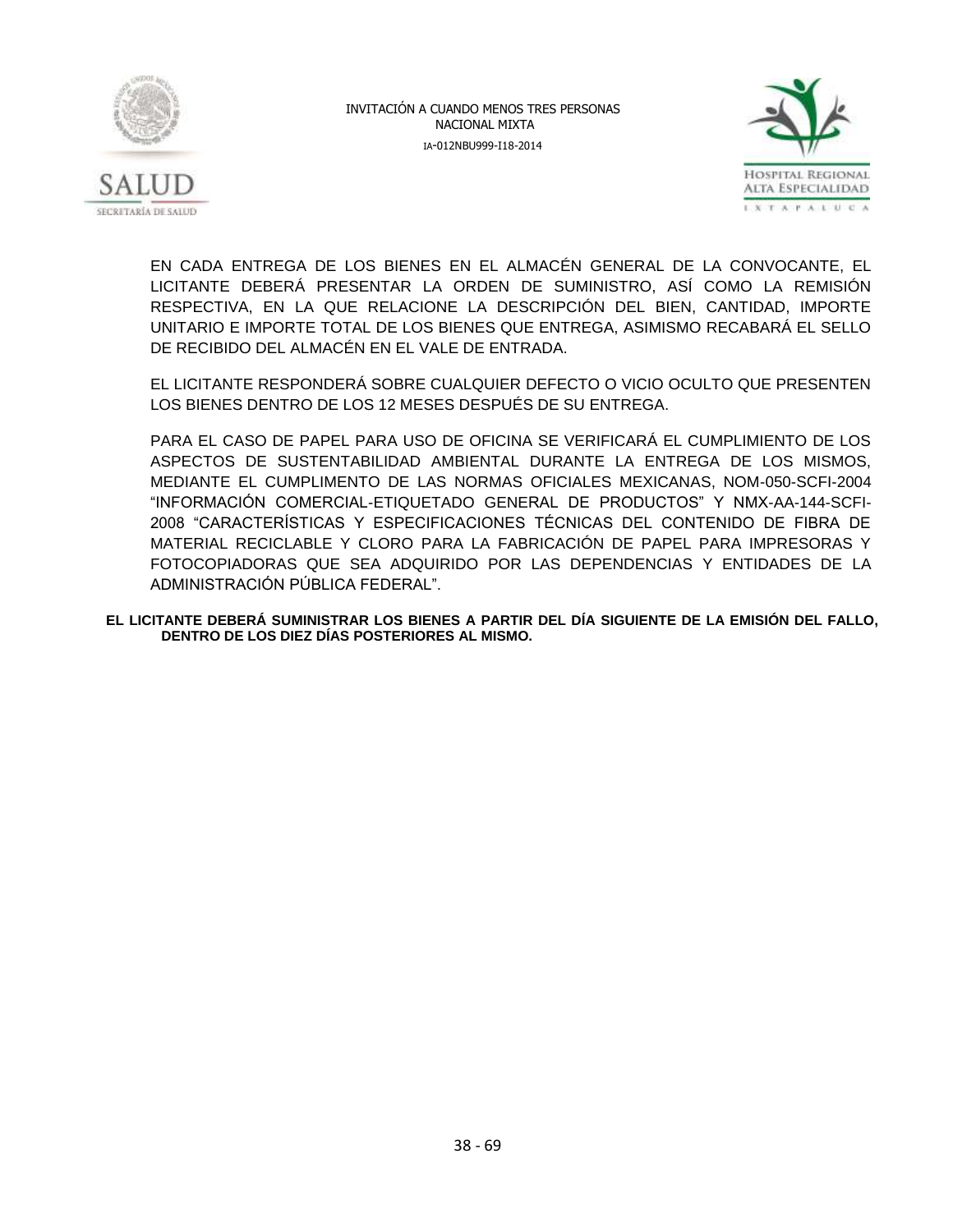EN CADA ENTREGA DE LOS BIENES EN EL ALMACÉN GENERAL DE LA CONVOCANTE, EL LICITANTE DEBERÁ PRESENTAR LA ORDEN DE SUMINISTRO, ASÍ COMO LA REMISIÓN RESPECTIVA, EN LA QUE RELACIONE LA DESCRIPCIÓN DEL BIEN, CANTIDAD, IMPORTE UNITARIO E IMPORTE TOTAL DE LOS BIENES QUE ENTREGA, ASIMISMO RECABARÁ EL SELLO DE RECIBIDO DEL ALMACÉN EN EL VALE DE ENTRADA.

EL LICITANTE RESPONDERÁ SOBRE CUALQUIER DEFECTO O VICIO OCULTO QUE PRESENTEN LOS BIENES DENTRO DE LOS 12 MESES DESPUÉS DE SU ENTREGA.

PARA EL CASO DE PAPEL PARA USO DE OFICINA SE VERIFICARÁ EL CUMPLIMIENTO DE LOS ASPECTOS DE SUSTENTABILIDAD AMBIENTAL DURANTE LA ENTREGA DE LOS MISMOS, MEDIANTE EL CUMPLIMENTO DE LAS NORMAS OFICIALES MEXICANAS, NOM-050-SCFI-2004 "INFORMACIÓN COMERCIAL-ETIQUETADO GENERAL DE PRODUCTOS" Y NMX-AA-144-SCFI-2008 "CARACTERÍSTICAS Y ESPECIFICACIONES TÉCNICAS DEL CONTENIDO DE FIBRA DE MATERIAL RECICLABLE Y CLORO PARA LA FABRICACIÓN DE PAPEL PARA IMPRESORAS Y FOTOCOPIADORAS QUE SEA ADQUIRIDO POR LAS DEPENDENCIAS Y ENTIDADES DE LA ADMINISTRACIÓN PÚBLICA FEDERAL".

**EL LICITANTE DEBERÁ SUMINISTRAR LOS BIENES A PARTIR DEL DÍA SIGUIENTE DE LA EMISIÓN DEL FALLO, DENTRO DE LOS DIEZ DÍAS POSTERIORES AL MISMO.**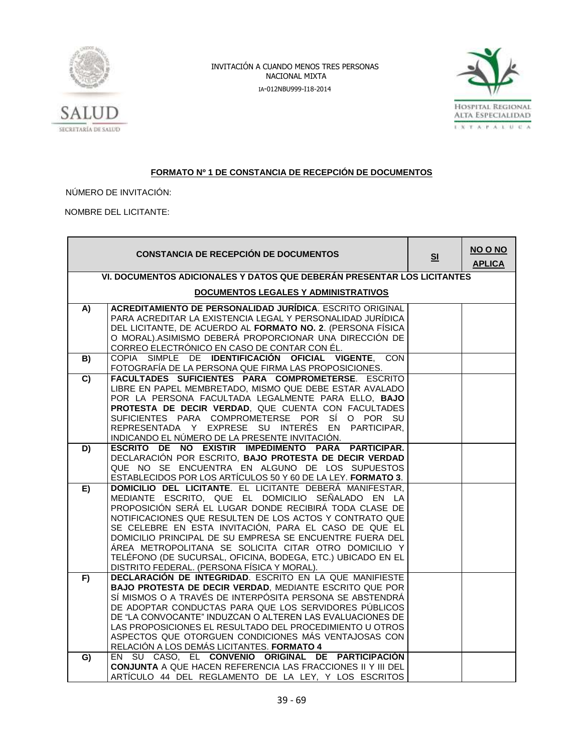INVITACIÓN A CUANDO MENOS TRES PERSONAS
NACIONAL MIXTA
IA-012NBU999-I18-2014

**FORMATO Nº 1 DE CONSTANCIA DE RECEPCIÓN DE DOCUMENTOS**

NÚMERO DE INVITACIÓN:

NOMBRE DEL LICITANTE:

| | CONSTANCIA DE RECEPCIÓN DE DOCUMENTOS | SI | NO O NO APLICA |
|---|---|---|---|
| | **VI. DOCUMENTOS ADICIONALES Y DATOS QUE DEBERÁN PRESENTAR LOS LICITANTES** | | |
| | **DOCUMENTOS LEGALES Y ADMINISTRATIVOS** | | |
| **A)** | **ACREDITAMIENTO DE PERSONALIDAD JURÍDICA**. ESCRITO ORIGINAL PARA ACREDITAR LA EXISTENCIA LEGAL Y PERSONALIDAD JURÍDICA DEL LICITANTE, DE ACUERDO AL **FORMATO NO. 2**. (PERSONA FÍSICA O MORAL).ASIMISMO DEBERÁ PROPORCIONAR UNA DIRECCIÓN DE CORREO ELECTRÓNICO EN CASO DE CONTAR CON ÉL. | | |
| **B)** | COPIA SIMPLE DE **IDENTIFICACIÓN OFICIAL VIGENTE**, CON FOTOGRAFÍA DE LA PERSONA QUE FIRMA LAS PROPOSICIONES. | | |
| **C)** | **FACULTADES SUFICIENTES PARA COMPROMETERSE**. ESCRITO LIBRE EN PAPEL MEMBRETADO, MISMO QUE DEBE ESTAR AVALADO POR LA PERSONA FACULTADA LEGALMENTE PARA ELLO, **BAJO PROTESTA DE DECIR VERDAD**, QUE CUENTA CON FACULTADES SUFICIENTES PARA COMPROMETERSE POR SÍ O POR SU REPRESENTADA Y EXPRESE SU INTERÉS EN PARTICIPAR, INDICANDO EL NÚMERO DE LA PRESENTE INVITACIÓN. | | |
| **D)** | **ESCRITO DE NO EXISTIR IMPEDIMENTO PARA PARTICIPAR.** DECLARACIÓN POR ESCRITO, **BAJO PROTESTA DE DECIR VERDAD** QUE NO SE ENCUENTRA EN ALGUNO DE LOS SUPUESTOS ESTABLECIDOS POR LOS ARTÍCULOS 50 Y 60 DE LA LEY. **FORMATO 3**. | | |
| **E)** | **DOMICILIO DEL LICITANTE**. EL LICITANTE DEBERÁ MANIFESTAR, MEDIANTE ESCRITO, QUE EL DOMICILIO SEÑALADO EN LA PROPOSICIÓN SERÁ EL LUGAR DONDE RECIBIRÁ TODA CLASE DE NOTIFICACIONES QUE RESULTEN DE LOS ACTOS Y CONTRATO QUE SE CELEBRE EN ESTA INVITACIÓN, PARA EL CASO DE QUE EL DOMICILIO PRINCIPAL DE SU EMPRESA SE ENCUENTRE FUERA DEL ÁREA METROPOLITANA SE SOLICITA CITAR OTRO DOMICILIO Y TELÉFONO (DE SUCURSAL, OFICINA, BODEGA, ETC.) UBICADO EN EL DISTRITO FEDERAL. (PERSONA FÍSICA Y MORAL). | | |
| **F)** | **DECLARACIÓN DE INTEGRIDAD**. ESCRITO EN LA QUE MANIFIESTE **BAJO PROTESTA DE DECIR VERDAD**, MEDIANTE ESCRITO QUE POR SÍ MISMOS O A TRAVÉS DE INTERPÓSITA PERSONA SE ABSTENDRÁ DE ADOPTAR CONDUCTAS PARA QUE LOS SERVIDORES PÚBLICOS DE "LA CONVOCANTE" INDUZCAN O ALTEREN LAS EVALUACIONES DE LAS PROPOSICIONES EL RESULTADO DEL PROCEDIMIENTO U OTROS ASPECTOS QUE OTORGUEN CONDICIONES MÁS VENTAJOSAS CON RELACIÓN A LOS DEMÁS LICITANTES. **FORMATO 4** | | |
| **G)** | EN SU CASO, EL **CONVENIO ORIGINAL DE PARTICIPACIÓN CONJUNTA** A QUE HACEN REFERENCIA LAS FRACCIONES II Y III DEL ARTÍCULO 44 DEL REGLAMENTO DE LA LEY, Y LOS ESCRITOS | | |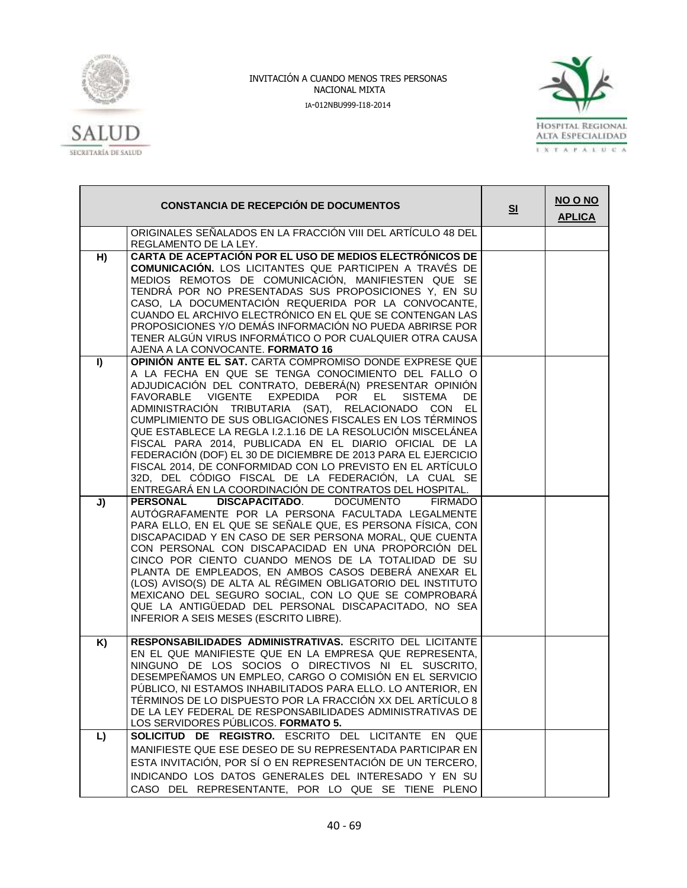| | CONSTANCIA DE RECEPCIÓN DE DOCUMENTOS | SI | NO O NO APLICA |
|---|---|---|---|
| | ORIGINALES SEÑALADOS EN LA FRACCIÓN VIII DEL ARTÍCULO 48 DEL REGLAMENTO DE LA LEY. | | |
| H) | **CARTA DE ACEPTACIÓN POR EL USO DE MEDIOS ELECTRÓNICOS DE COMUNICACIÓN.** LOS LICITANTES QUE PARTICIPEN A TRAVÉS DE MEDIOS REMOTOS DE COMUNICACIÓN, MANIFIESTEN QUE SE TENDRÁ POR NO PRESENTADAS SUS PROPOSICIONES Y, EN SU CASO, LA DOCUMENTACIÓN REQUERIDA POR LA CONVOCANTE, CUANDO EL ARCHIVO ELECTRÓNICO EN EL QUE SE CONTENGAN LAS PROPOSICIONES Y/O DEMÁS INFORMACIÓN NO PUEDA ABRIRSE POR TENER ALGÚN VIRUS INFORMÁTICO O POR CUALQUIER OTRA CAUSA AJENA A LA CONVOCANTE. **FORMATO 16** | | |
| I) | **OPINIÓN ANTE EL SAT.** CARTA COMPROMISO DONDE EXPRESE QUE A LA FECHA EN QUE SE TENGA CONOCIMIENTO DEL FALLO O ADJUDICACIÓN DEL CONTRATO, DEBERÁ(N) PRESENTAR OPINIÓN FAVORABLE VIGENTE EXPEDIDA POR EL SISTEMA DE ADMINISTRACIÓN TRIBUTARIA (SAT), RELACIONADO CON EL CUMPLIMIENTO DE SUS OBLIGACIONES FISCALES EN LOS TÉRMINOS QUE ESTABLECE LA REGLA I.2.1.16 DE LA RESOLUCIÓN MISCELÁNEA FISCAL PARA 2014, PUBLICADA EN EL DIARIO OFICIAL DE LA FEDERACIÓN (DOF) EL 30 DE DICIEMBRE DE 2013 PARA EL EJERCICIO FISCAL 2014, DE CONFORMIDAD CON LO PREVISTO EN EL ARTÍCULO 32D, DEL CÓDIGO FISCAL DE LA FEDERACIÓN, LA CUAL SE ENTREGARÁ EN LA COORDINACIÓN DE CONTRATOS DEL HOSPITAL. | | |
| J) | **PERSONAL DISCAPACITADO**. DOCUMENTO FIRMADO AUTÓGRAFAMENTE POR LA PERSONA FACULTADA LEGALMENTE PARA ELLO, EN EL QUE SE SEÑALE QUE, ES PERSONA FÍSICA, CON DISCAPACIDAD Y EN CASO DE SER PERSONA MORAL, QUE CUENTA CON PERSONAL CON DISCAPACIDAD EN UNA PROPORCIÓN DEL CINCO POR CIENTO CUANDO MENOS DE LA TOTALIDAD DE SU PLANTA DE EMPLEADOS, EN AMBOS CASOS DEBERÁ ANEXAR EL (LOS) AVISO(S) DE ALTA AL RÉGIMEN OBLIGATORIO DEL INSTITUTO MEXICANO DEL SEGURO SOCIAL, CON LO QUE SE COMPROBARÁ QUE LA ANTIGÜEDAD DEL PERSONAL DISCAPACITADO, NO SEA INFERIOR A SEIS MESES (ESCRITO LIBRE). | | |
| K) | **RESPONSABILIDADES ADMINISTRATIVAS.** ESCRITO DEL LICITANTE EN EL QUE MANIFIESTE QUE EN LA EMPRESA QUE REPRESENTA, NINGUNO DE LOS SOCIOS O DIRECTIVOS NI EL SUSCRITO, DESEMPEÑAMOS UN EMPLEO, CARGO O COMISIÓN EN EL SERVICIO PÚBLICO, NI ESTAMOS INHABILITADOS PARA ELLO. LO ANTERIOR, EN TÉRMINOS DE LO DISPUESTO POR LA FRACCIÓN XX DEL ARTÍCULO 8 DE LA LEY FEDERAL DE RESPONSABILIDADES ADMINISTRATIVAS DE LOS SERVIDORES PÚBLICOS. **FORMATO 5.** | | |
| L) | **SOLICITUD DE REGISTRO.** ESCRITO DEL LICITANTE EN QUE MANIFIESTE QUE ESE DESEO DE SU REPRESENTADA PARTICIPAR EN ESTA INVITACIÓN, POR SÍ O EN REPRESENTACIÓN DE UN TERCERO, INDICANDO LOS DATOS GENERALES DEL INTERESADO Y EN SU CASO DEL REPRESENTANTE, POR LO QUE SE TIENE PLENO | | |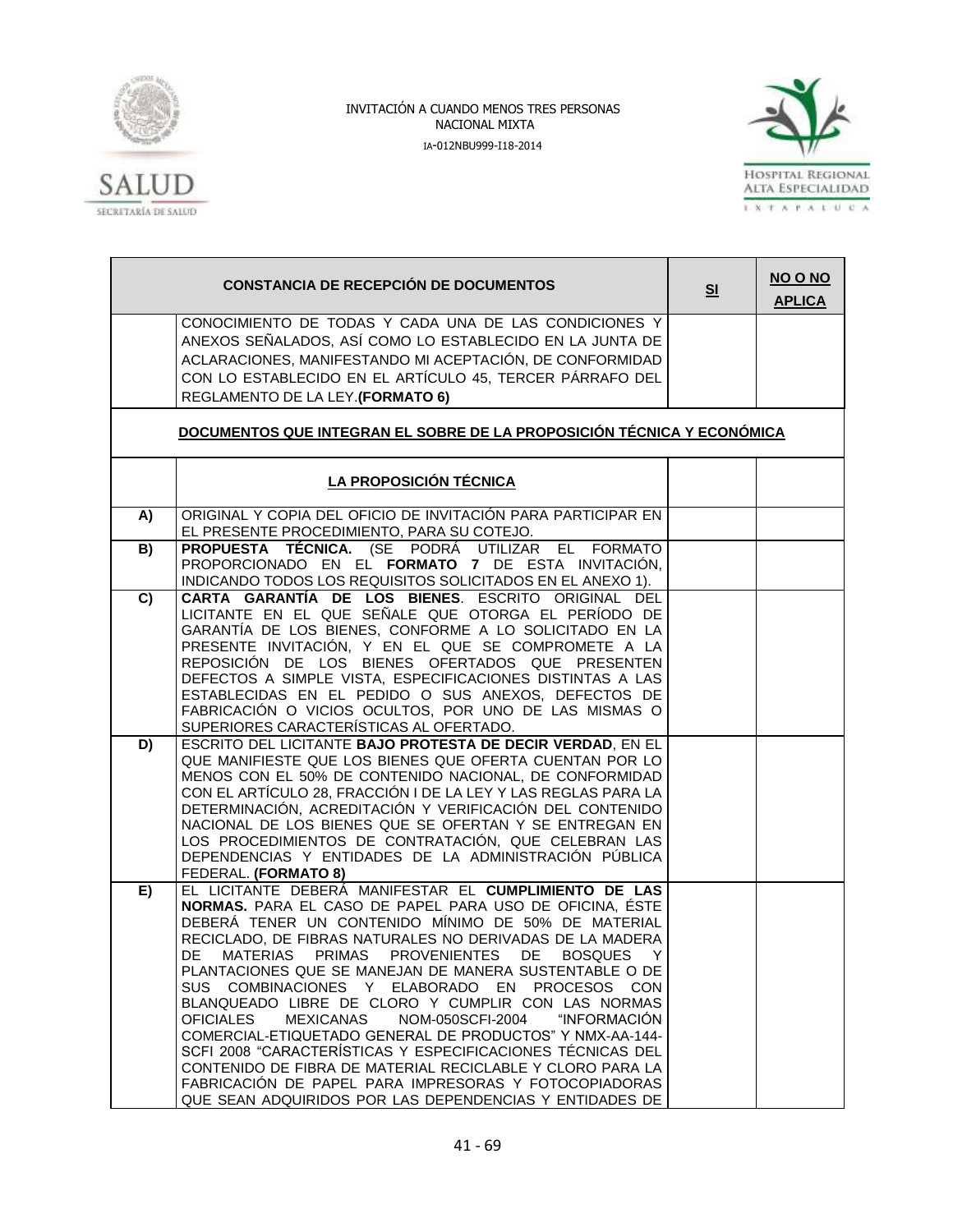INVITACIÓN A CUANDO MENOS TRES PERSONAS
NACIONAL MIXTA
IA-012NBU999-I18-2014

| | CONSTANCIA DE RECEPCIÓN DE DOCUMENTOS | SI | NO O NO APLICA |
|---|---|---|---|
| | CONOCIMIENTO DE TODAS Y CADA UNA DE LAS CONDICIONES Y ANEXOS SEÑALADOS, ASÍ COMO LO ESTABLECIDO EN LA JUNTA DE ACLARACIONES, MANIFESTANDO MI ACEPTACIÓN, DE CONFORMIDAD CON LO ESTABLECIDO EN EL ARTÍCULO 45, TERCER PÁRRAFO DEL REGLAMENTO DE LA LEY. **(FORMATO 6)** | | |
| | **DOCUMENTOS QUE INTEGRAN EL SOBRE DE LA PROPOSICIÓN TÉCNICA Y ECONÓMICA** | | |
| | **LA PROPOSICIÓN TÉCNICA** | | |
| **A)** | ORIGINAL Y COPIA DEL OFICIO DE INVITACIÓN PARA PARTICIPAR EN EL PRESENTE PROCEDIMIENTO, PARA SU COTEJO. | | |
| **B)** | **PROPUESTA TÉCNICA.** (SE PODRÁ UTILIZAR EL FORMATO PROPORCIONADO EN EL **FORMATO 7** DE ESTA INVITACIÓN, INDICANDO TODOS LOS REQUISITOS SOLICITADOS EN EL ANEXO 1). | | |
| **C)** | **CARTA GARANTÍA DE LOS BIENES**. ESCRITO ORIGINAL DEL LICITANTE EN EL QUE SEÑALE QUE OTORGA EL PERÍODO DE GARANTÍA DE LOS BIENES, CONFORME A LO SOLICITADO EN LA PRESENTE INVITACIÓN, Y EN EL QUE SE COMPROMETE A LA REPOSICIÓN DE LOS BIENES OFERTADOS QUE PRESENTEN DEFECTOS A SIMPLE VISTA, ESPECIFICACIONES DISTINTAS A LAS ESTABLECIDAS EN EL PEDIDO O SUS ANEXOS, DEFECTOS DE FABRICACIÓN O VICIOS OCULTOS, POR UNO DE LAS MISMAS O SUPERIORES CARACTERÍSTICAS AL OFERTADO. | | |
| **D)** | ESCRITO DEL LICITANTE **BAJO PROTESTA DE DECIR VERDAD**, EN EL QUE MANIFIESTE QUE LOS BIENES QUE OFERTA CUENTAN POR LO MENOS CON EL 50% DE CONTENIDO NACIONAL, DE CONFORMIDAD CON EL ARTÍCULO 28, FRACCIÓN I DE LA LEY Y LAS REGLAS PARA LA DETERMINACIÓN, ACREDITACIÓN Y VERIFICACIÓN DEL CONTENIDO NACIONAL DE LOS BIENES QUE SE OFERTAN Y SE ENTREGAN EN LOS PROCEDIMIENTOS DE CONTRATACIÓN, QUE CELEBRAN LAS DEPENDENCIAS Y ENTIDADES DE LA ADMINISTRACIÓN PÚBLICA FEDERAL. **(FORMATO 8)** | | |
| **E)** | EL LICITANTE DEBERÁ MANIFESTAR EL **CUMPLIMIENTO DE LAS NORMAS.** PARA EL CASO DE PAPEL PARA USO DE OFICINA, ÉSTE DEBERÁ TENER UN CONTENIDO MÍNIMO DE 50% DE MATERIAL RECICLADO, DE FIBRAS NATURALES NO DERIVADAS DE LA MADERA DE MATERIAS PRIMAS PROVENIENTES DE BOSQUES Y PLANTACIONES QUE SE MANEJAN DE MANERA SUSTENTABLE O DE SUS COMBINACIONES Y ELABORADO EN PROCESOS CON BLANQUEADO LIBRE DE CLORO Y CUMPLIR CON LAS NORMAS OFICIALES MEXICANAS NOM-050SCFI-2004 "INFORMACIÓN COMERCIAL-ETIQUETADO GENERAL DE PRODUCTOS" Y NMX-AA-144-SCFI 2008 "CARACTERÍSTICAS Y ESPECIFICACIONES TÉCNICAS DEL CONTENIDO DE FIBRA DE MATERIAL RECICLABLE Y CLORO PARA LA FABRICACIÓN DE PAPEL PARA IMPRESORAS Y FOTOCOPIADORAS QUE SEAN ADQUIRIDOS POR LAS DEPENDENCIAS Y ENTIDADES DE | | |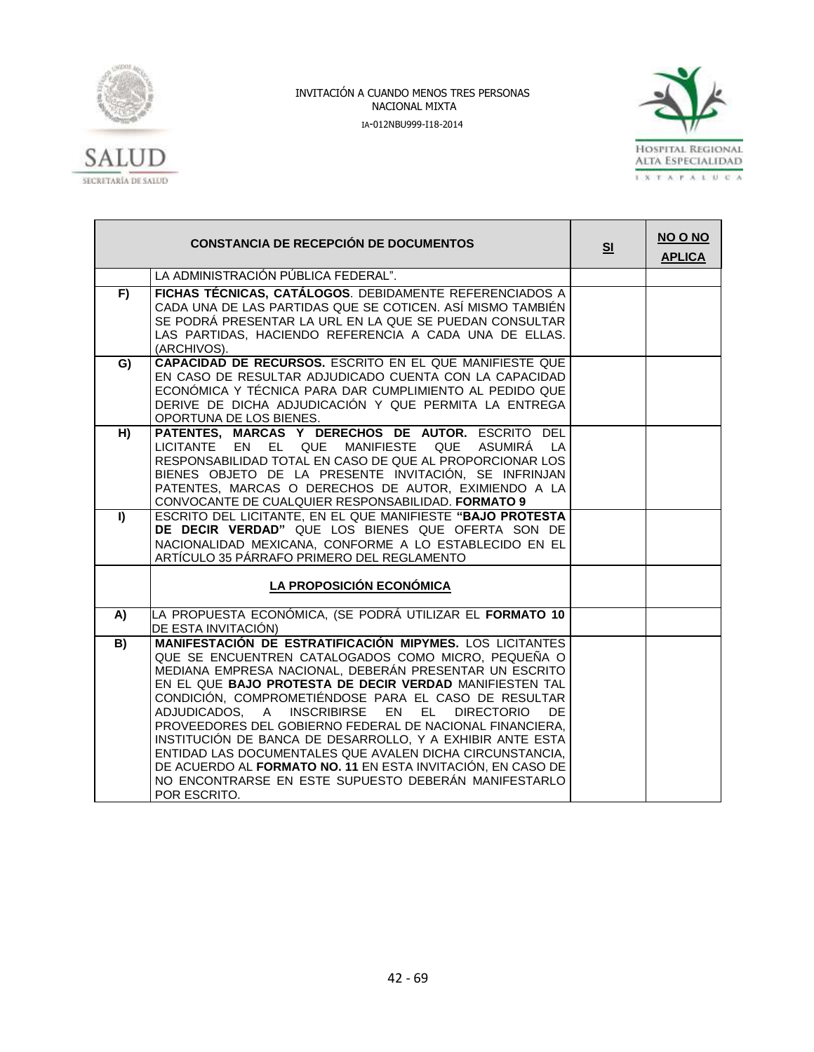| CONSTANCIA DE RECEPCIÓN DE DOCUMENTOS | | SI | NO O NO APLICA |
|---|---|---|---|
| | LA ADMINISTRACIÓN PÚBLICA FEDERAL". | | |
| F) | **FICHAS TÉCNICAS, CATÁLOGOS**. DEBIDAMENTE REFERENCIADOS A CADA UNA DE LAS PARTIDAS QUE SE COTICEN. ASÍ MISMO TAMBIÉN SE PODRÁ PRESENTAR LA URL EN LA QUE SE PUEDAN CONSULTAR LAS PARTIDAS, HACIENDO REFERENCIA A CADA UNA DE ELLAS. (ARCHIVOS). | | |
| G) | **CAPACIDAD DE RECURSOS.** ESCRITO EN EL QUE MANIFIESTE QUE EN CASO DE RESULTAR ADJUDICADO CUENTA CON LA CAPACIDAD ECONÓMICA Y TÉCNICA PARA DAR CUMPLIMIENTO AL PEDIDO QUE DERIVE DE DICHA ADJUDICACIÓN Y QUE PERMITA LA ENTREGA OPORTUNA DE LOS BIENES. | | |
| H) | **PATENTES, MARCAS Y DERECHOS DE AUTOR.** ESCRITO DEL LICITANTE EN EL QUE MANIFIESTE QUE ASUMIRÁ LA RESPONSABILIDAD TOTAL EN CASO DE QUE AL PROPORCIONAR LOS BIENES OBJETO DE LA PRESENTE INVITACIÓN, SE INFRINJAN PATENTES, MARCAS O DERECHOS DE AUTOR, EXIMIENDO A LA CONVOCANTE DE CUALQUIER RESPONSABILIDAD. **FORMATO 9** | | |
| I) | ESCRITO DEL LICITANTE, EN EL QUE MANIFIESTE **"BAJO PROTESTA DE DECIR VERDAD"** QUE LOS BIENES QUE OFERTA SON DE NACIONALIDAD MEXICANA, CONFORME A LO ESTABLECIDO EN EL ARTÍCULO 35 PÁRRAFO PRIMERO DEL REGLAMENTO | | |
| | **LA PROPOSICIÓN ECONÓMICA** | | |
| A) | LA PROPUESTA ECONÓMICA, (SE PODRÁ UTILIZAR EL **FORMATO 10** DE ESTA INVITACIÓN) | | |
| B) | **MANIFESTACIÓN DE ESTRATIFICACIÓN MIPYMES.** LOS LICITANTES QUE SE ENCUENTREN CATALOGADOS COMO MICRO, PEQUEÑA O MEDIANA EMPRESA NACIONAL, DEBERÁN PRESENTAR UN ESCRITO EN EL QUE **BAJO PROTESTA DE DECIR VERDAD** MANIFIESTEN TAL CONDICIÓN, COMPROMETIÉNDOSE PARA EL CASO DE RESULTAR ADJUDICADOS, A INSCRIBIRSE EN EL DIRECTORIO DE PROVEEDORES DEL GOBIERNO FEDERAL DE NACIONAL FINANCIERA, INSTITUCIÓN DE BANCA DE DESARROLLO, Y A EXHIBIR ANTE ESTA ENTIDAD LAS DOCUMENTALES QUE AVALEN DICHA CIRCUNSTANCIA, DE ACUERDO AL **FORMATO NO. 11** EN ESTA INVITACIÓN, EN CASO DE NO ENCONTRARSE EN ESTE SUPUESTO DEBERÁN MANIFESTARLO POR ESCRITO. | | |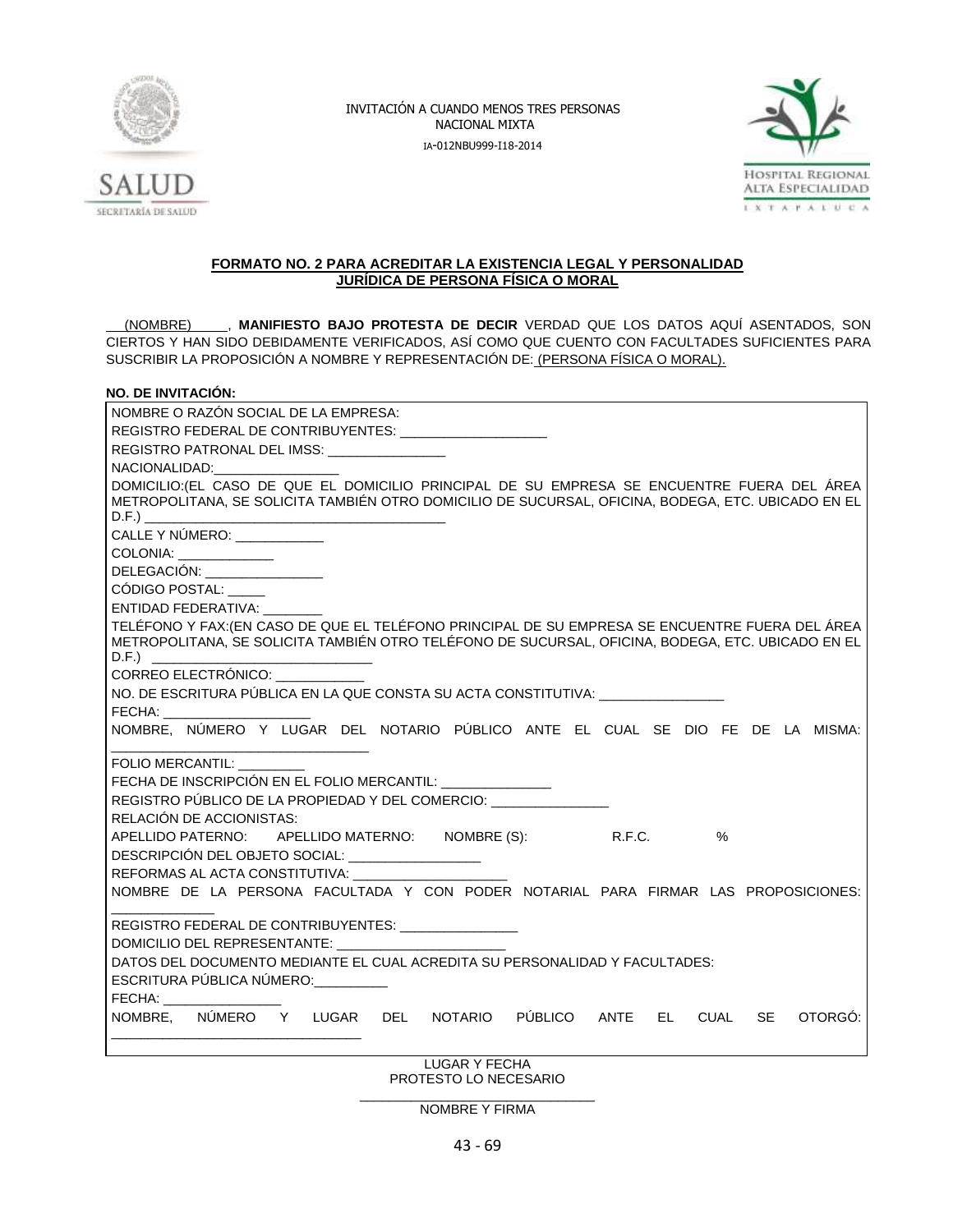INVITACIÓN A CUANDO MENOS TRES PERSONAS
NACIONAL MIXTA
IA-012NBU999-I18-2014

## FORMATO NO. 2 PARA ACREDITAR LA EXISTENCIA LEGAL Y PERSONALIDAD JURÍDICA DE PERSONA FÍSICA O MORAL

___(NOMBRE)_____, **MANIFIESTO BAJO PROTESTA DE DECIR** VERDAD QUE LOS DATOS AQUÍ ASENTADOS, SON CIERTOS Y HAN SIDO DEBIDAMENTE VERIFICADOS, ASÍ COMO QUE CUENTO CON FACULTADES SUFICIENTES PARA SUSCRIBIR LA PROPOSICIÓN A NOMBRE Y REPRESENTACIÓN DE: (PERSONA FÍSICA O MORAL).

**NO. DE INVITACIÓN:**

NOMBRE O RAZÓN SOCIAL DE LA EMPRESA:

REGISTRO FEDERAL DE CONTRIBUYENTES: ____________________

REGISTRO PATRONAL DEL IMSS: ________________

NACIONALIDAD:________________

DOMICILIO:(EL CASO DE QUE EL DOMICILIO PRINCIPAL DE SU EMPRESA SE ENCUENTRE FUERA DEL ÁREA METROPOLITANA, SE SOLICITA TAMBIÉN OTRO DOMICILIO DE SUCURSAL, OFICINA, BODEGA, ETC. UBICADO EN EL D.F.) ________________________________________

CALLE Y NÚMERO: ____________

COLONIA: _____________

DELEGACIÓN: ________________

CÓDIGO POSTAL: _____

ENTIDAD FEDERATIVA: ________

TELÉFONO Y FAX:(EN CASO DE QUE EL TELÉFONO PRINCIPAL DE SU EMPRESA SE ENCUENTRE FUERA DEL ÁREA METROPOLITANA, SE SOLICITA TAMBIÉN OTRO TELÉFONO DE SUCURSAL, OFICINA, BODEGA, ETC. UBICADO EN EL D.F.) ______________________________

CORREO ELECTRÓNICO: ____________

NO. DE ESCRITURA PÚBLICA EN LA QUE CONSTA SU ACTA CONSTITUTIVA: _________________

FECHA: ___________________

NOMBRE, NÚMERO Y LUGAR DEL NOTARIO PÚBLICO ANTE EL CUAL SE DIO FE DE LA MISMA: ________________________________

FOLIO MERCANTIL: _________

FECHA DE INSCRIPCIÓN EN EL FOLIO MERCANTIL: ______________

REGISTRO PÚBLICO DE LA PROPIEDAD Y DEL COMERCIO: _______________

RELACIÓN DE ACCIONISTAS:

APELLIDO PATERNO: APELLIDO MATERNO: NOMBRE (S): R.F.C. %

DESCRIPCIÓN DEL OBJETO SOCIAL: _________________

REFORMAS AL ACTA CONSTITUTIVA: ____________________

NOMBRE DE LA PERSONA FACULTADA Y CON PODER NOTARIAL PARA FIRMAR LAS PROPOSICIONES: _____________

REGISTRO FEDERAL DE CONTRIBUYENTES: _______________

DOMICILIO DEL REPRESENTANTE: ______________________

DATOS DEL DOCUMENTO MEDIANTE EL CUAL ACREDITA SU PERSONALIDAD Y FACULTADES:

ESCRITURA PÚBLICA NÚMERO:__________

FECHA: ________________

NOMBRE, NÚMERO Y LUGAR DEL NOTARIO PÚBLICO ANTE EL CUAL SE OTORGÓ: _______________________________

LUGAR Y FECHA
PROTESTO LO NECESARIO

_______________________________
NOMBRE Y FIRMA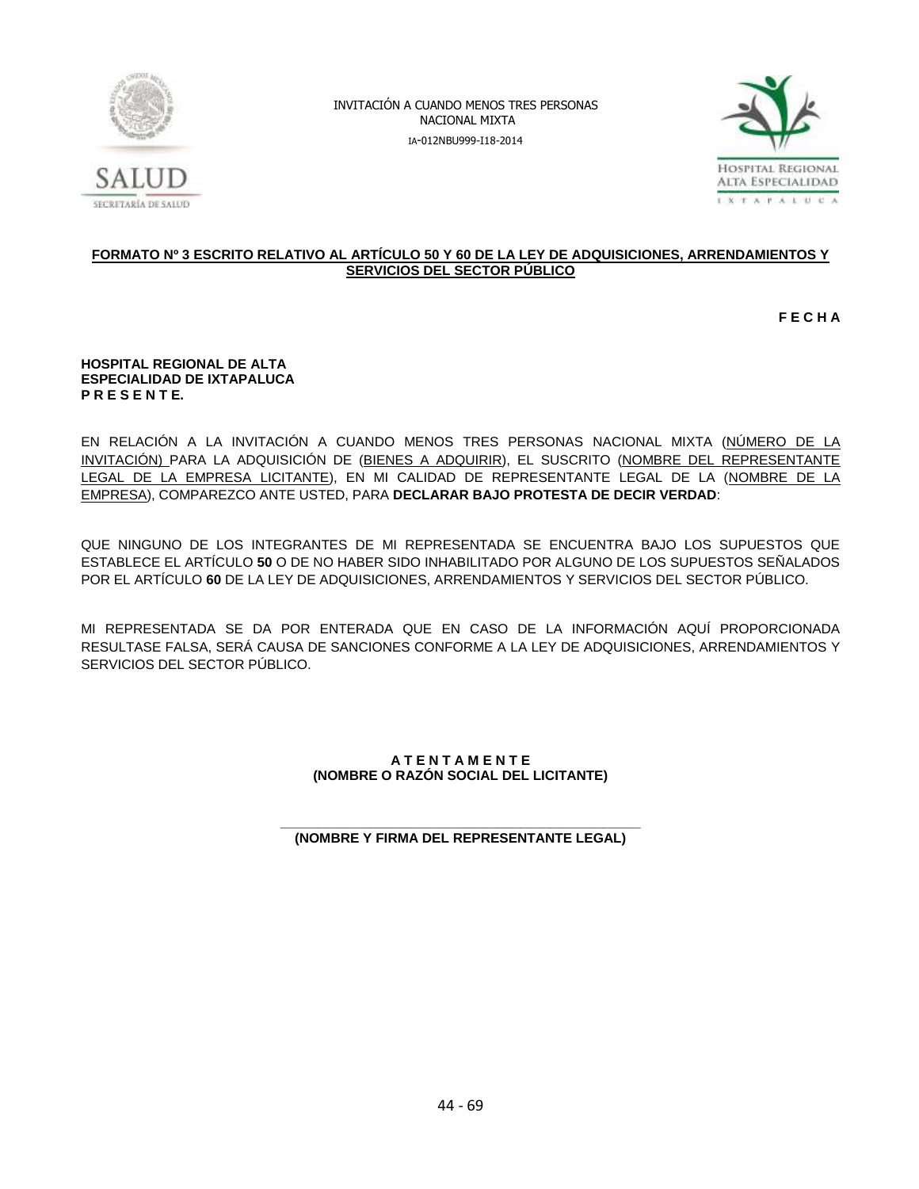**FORMATO Nº 3 ESCRITO RELATIVO AL ARTÍCULO 50 Y 60 DE LA LEY DE ADQUISICIONES, ARRENDAMIENTOS Y SERVICIOS DEL SECTOR PÚBLICO**

**F E C H A**

**HOSPITAL REGIONAL DE ALTA ESPECIALIDAD DE IXTAPALUCA**
**P R E S E N T E.**

EN RELACIÓN A LA INVITACIÓN A CUANDO MENOS TRES PERSONAS NACIONAL MIXTA (NÚMERO DE LA INVITACIÓN) PARA LA ADQUISICIÓN DE (BIENES A ADQUIRIR), EL SUSCRITO (NOMBRE DEL REPRESENTANTE LEGAL DE LA EMPRESA LICITANTE), EN MI CALIDAD DE REPRESENTANTE LEGAL DE LA (NOMBRE DE LA EMPRESA), COMPAREZCO ANTE USTED, PARA **DECLARAR BAJO PROTESTA DE DECIR VERDAD**:

QUE NINGUNO DE LOS INTEGRANTES DE MI REPRESENTADA SE ENCUENTRA BAJO LOS SUPUESTOS QUE ESTABLECE EL ARTÍCULO **50** O DE NO HABER SIDO INHABILITADO POR ALGUNO DE LOS SUPUESTOS SEÑALADOS POR EL ARTÍCULO **60** DE LA LEY DE ADQUISICIONES, ARRENDAMIENTOS Y SERVICIOS DEL SECTOR PÚBLICO.

MI REPRESENTADA SE DA POR ENTERADA QUE EN CASO DE LA INFORMACIÓN AQUÍ PROPORCIONADA RESULTASE FALSA, SERÁ CAUSA DE SANCIONES CONFORME A LA LEY DE ADQUISICIONES, ARRENDAMIENTOS Y SERVICIOS DEL SECTOR PÚBLICO.

**A T E N T A M E N T E**
**(NOMBRE O RAZÓN SOCIAL DEL LICITANTE)**

\_\_\_\_\_\_\_\_\_\_\_\_\_\_\_\_\_\_\_\_\_\_\_\_\_\_\_\_\_\_\_\_\_\_\_\_\_\_\_\_\_\_\_\_
**(NOMBRE Y FIRMA DEL REPRESENTANTE LEGAL)**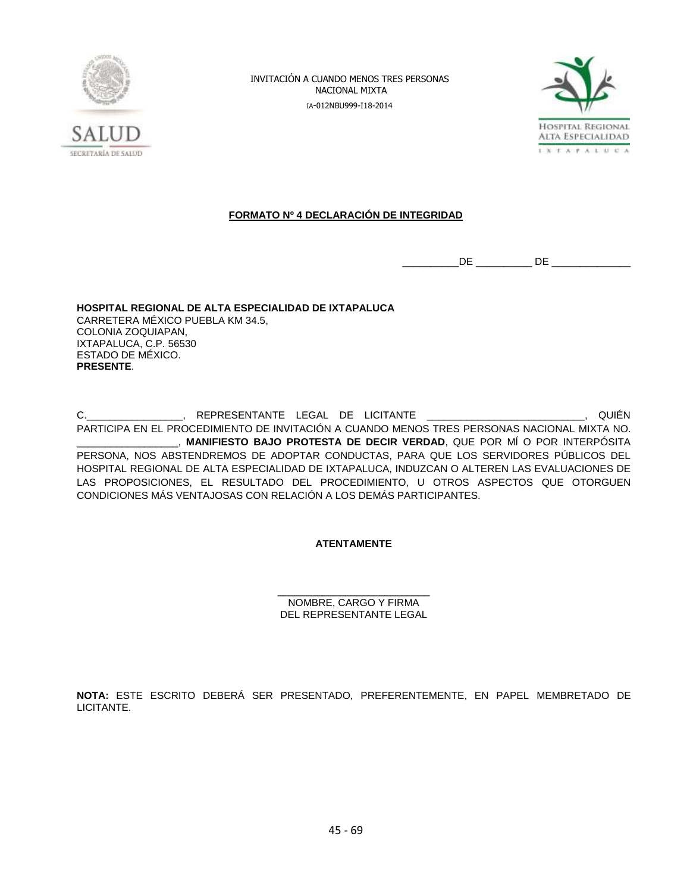**FORMATO Nº 4 DECLARACIÓN DE INTEGRIDAD**

__________DE __________ DE ______________

**HOSPITAL REGIONAL DE ALTA ESPECIALIDAD DE IXTAPALUCA**
CARRETERA MÉXICO PUEBLA KM 34.5,
COLONIA ZOQUIAPAN,
IXTAPALUCA, C.P. 56530
ESTADO DE MÉXICO.
**PRESENTE**.

C.________________, REPRESENTANTE LEGAL DE LICITANTE ___________________________, QUIÉN PARTICIPA EN EL PROCEDIMIENTO DE INVITACIÓN A CUANDO MENOS TRES PERSONAS NACIONAL MIXTA NO. _________________, **MANIFIESTO BAJO PROTESTA DE DECIR VERDAD**, QUE POR MÍ O POR INTERPÓSITA PERSONA, NOS ABSTENDREMOS DE ADOPTAR CONDUCTAS, PARA QUE LOS SERVIDORES PÚBLICOS DEL HOSPITAL REGIONAL DE ALTA ESPECIALIDAD DE IXTAPALUCA, INDUZCAN O ALTEREN LAS EVALUACIONES DE LAS PROPOSICIONES, EL RESULTADO DEL PROCEDIMIENTO, U OTROS ASPECTOS QUE OTORGUEN CONDICIONES MÁS VENTAJOSAS CON RELACIÓN A LOS DEMÁS PARTICIPANTES.

**ATENTAMENTE**

__________________________
NOMBRE, CARGO Y FIRMA
DEL REPRESENTANTE LEGAL

**NOTA:** ESTE ESCRITO DEBERÁ SER PRESENTADO, PREFERENTEMENTE, EN PAPEL MEMBRETADO DE LICITANTE.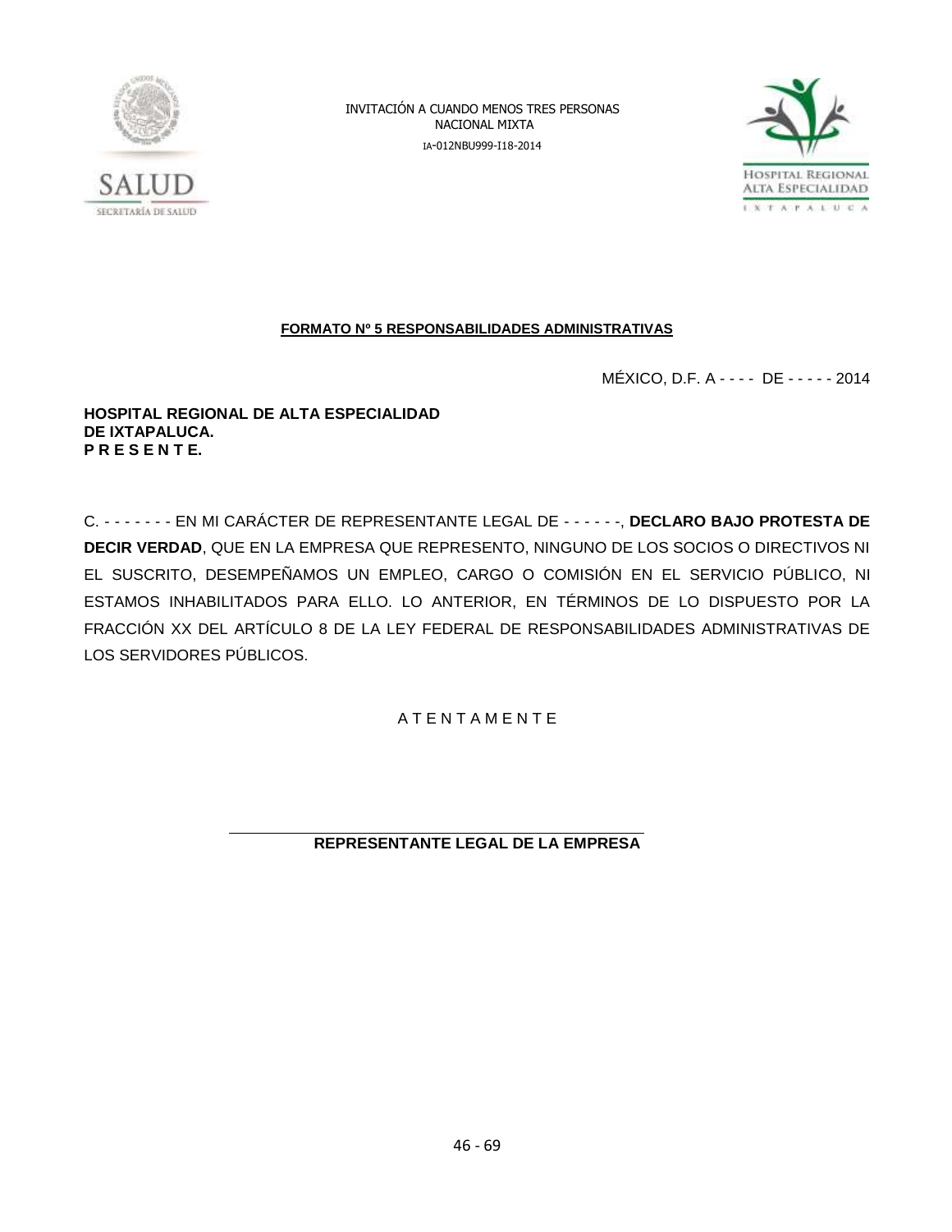INVITACIÓN A CUANDO MENOS TRES PERSONAS
NACIONAL MIXTA
IA-012NBU999-I18-2014

**FORMATO Nº 5 RESPONSABILIDADES ADMINISTRATIVAS**

MÉXICO, D.F. A - - - - DE - - - - - 2014

**HOSPITAL REGIONAL DE ALTA ESPECIALIDAD**
**DE IXTAPALUCA.**
**P R E S E N T E.**

C. - - - - - - - EN MI CARÁCTER DE REPRESENTANTE LEGAL DE - - - - - -, **DECLARO BAJO PROTESTA DE DECIR VERDAD**, QUE EN LA EMPRESA QUE REPRESENTO, NINGUNO DE LOS SOCIOS O DIRECTIVOS NI EL SUSCRITO, DESEMPEÑAMOS UN EMPLEO, CARGO O COMISIÓN EN EL SERVICIO PÚBLICO, NI ESTAMOS INHABILITADOS PARA ELLO. LO ANTERIOR, EN TÉRMINOS DE LO DISPUESTO POR LA FRACCIÓN XX DEL ARTÍCULO 8 DE LA LEY FEDERAL DE RESPONSABILIDADES ADMINISTRATIVAS DE LOS SERVIDORES PÚBLICOS.

A T E N T A M E N T E

______________________________________________
**REPRESENTANTE LEGAL DE LA EMPRESA**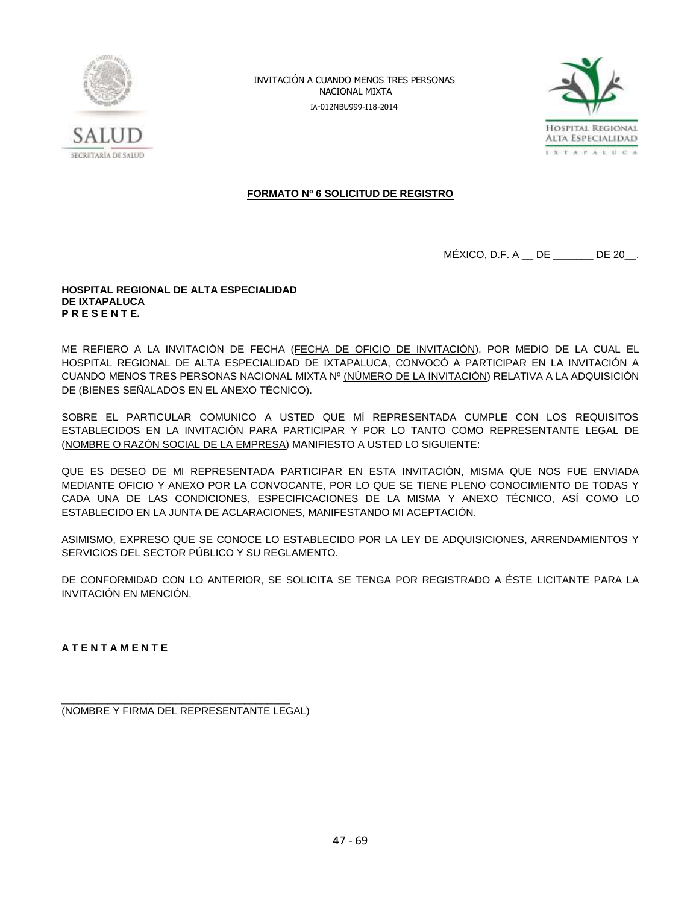INVITACIÓN A CUANDO MENOS TRES PERSONAS NACIONAL MIXTA

IA-012NBU999-I18-2014

**FORMATO Nº 6 SOLICITUD DE REGISTRO**

MÉXICO, D.F. A __ DE _______ DE 20__.

**HOSPITAL REGIONAL DE ALTA ESPECIALIDAD**
**DE IXTAPALUCA**
**P R E S E N T E.**

ME REFIERO A LA INVITACIÓN DE FECHA (FECHA DE OFICIO DE INVITACIÓN), POR MEDIO DE LA CUAL EL HOSPITAL REGIONAL DE ALTA ESPECIALIDAD DE IXTAPALUCA, CONVOCÓ A PARTICIPAR EN LA INVITACIÓN A CUANDO MENOS TRES PERSONAS NACIONAL MIXTA Nº (NÚMERO DE LA INVITACIÓN) RELATIVA A LA ADQUISICIÓN DE (BIENES SEÑALADOS EN EL ANEXO TÉCNICO).

SOBRE EL PARTICULAR COMUNICO A USTED QUE MÍ REPRESENTADA CUMPLE CON LOS REQUISITOS ESTABLECIDOS EN LA INVITACIÓN PARA PARTICIPAR Y POR LO TANTO COMO REPRESENTANTE LEGAL DE (NOMBRE O RAZÓN SOCIAL DE LA EMPRESA) MANIFIESTO A USTED LO SIGUIENTE:

QUE ES DESEO DE MI REPRESENTADA PARTICIPAR EN ESTA INVITACIÓN, MISMA QUE NOS FUE ENVIADA MEDIANTE OFICIO Y ANEXO POR LA CONVOCANTE, POR LO QUE SE TIENE PLENO CONOCIMIENTO DE TODAS Y CADA UNA DE LAS CONDICIONES, ESPECIFICACIONES DE LA MISMA Y ANEXO TÉCNICO, ASÍ COMO LO ESTABLECIDO EN LA JUNTA DE ACLARACIONES, MANIFESTANDO MI ACEPTACIÓN.

ASIMISMO, EXPRESO QUE SE CONOCE LO ESTABLECIDO POR LA LEY DE ADQUISICIONES, ARRENDAMIENTOS Y SERVICIOS DEL SECTOR PÚBLICO Y SU REGLAMENTO.

DE CONFORMIDAD CON LO ANTERIOR, SE SOLICITA SE TENGA POR REGISTRADO A ÉSTE LICITANTE PARA LA INVITACIÓN EN MENCIÓN.

**A T E N T A M E N T E**

_______________________________________
(NOMBRE Y FIRMA DEL REPRESENTANTE LEGAL)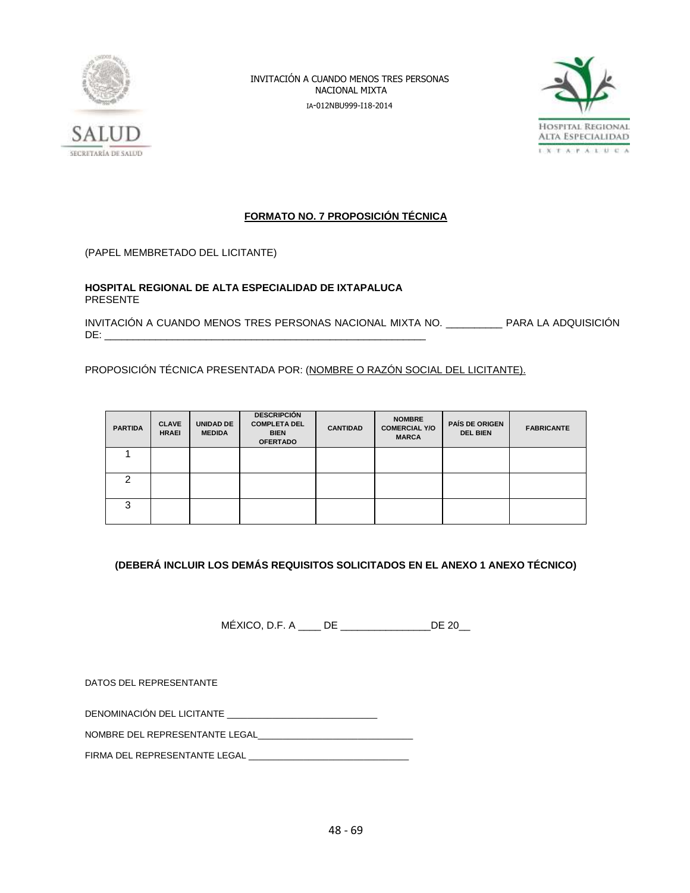**FORMATO NO. 7 PROPOSICIÓN TÉCNICA**

(PAPEL MEMBRETADO DEL LICITANTE)

**HOSPITAL REGIONAL DE ALTA ESPECIALIDAD DE IXTAPALUCA**
PRESENTE

INVITACIÓN A CUANDO MENOS TRES PERSONAS NACIONAL MIXTA NO. _________ PARA LA ADQUISICIÓN DE: ___________________________________________________________

PROPOSICIÓN TÉCNICA PRESENTADA POR: (NOMBRE O RAZÓN SOCIAL DEL LICITANTE).

| PARTIDA | CLAVE HRAEI | UNIDAD DE MEDIDA | DESCRIPCIÓN COMPLETA DEL BIEN OFERTADO | CANTIDAD | NOMBRE COMERCIAL Y/O MARCA | PAÍS DE ORIGEN DEL BIEN | FABRICANTE |
|---|---|---|---|---|---|---|---|
| 1 | | | | | | | |
| 2 | | | | | | | |
| 3 | | | | | | | |

**(DEBERÁ INCLUIR LOS DEMÁS REQUISITOS SOLICITADOS EN EL ANEXO 1 ANEXO TÉCNICO)**

MÉXICO, D.F. A ____ DE _______________DE 20__

DATOS DEL REPRESENTANTE

DENOMINACIÓN DEL LICITANTE _____________________________

NOMBRE DEL REPRESENTANTE LEGAL______________________________

FIRMA DEL REPRESENTANTE LEGAL _______________________________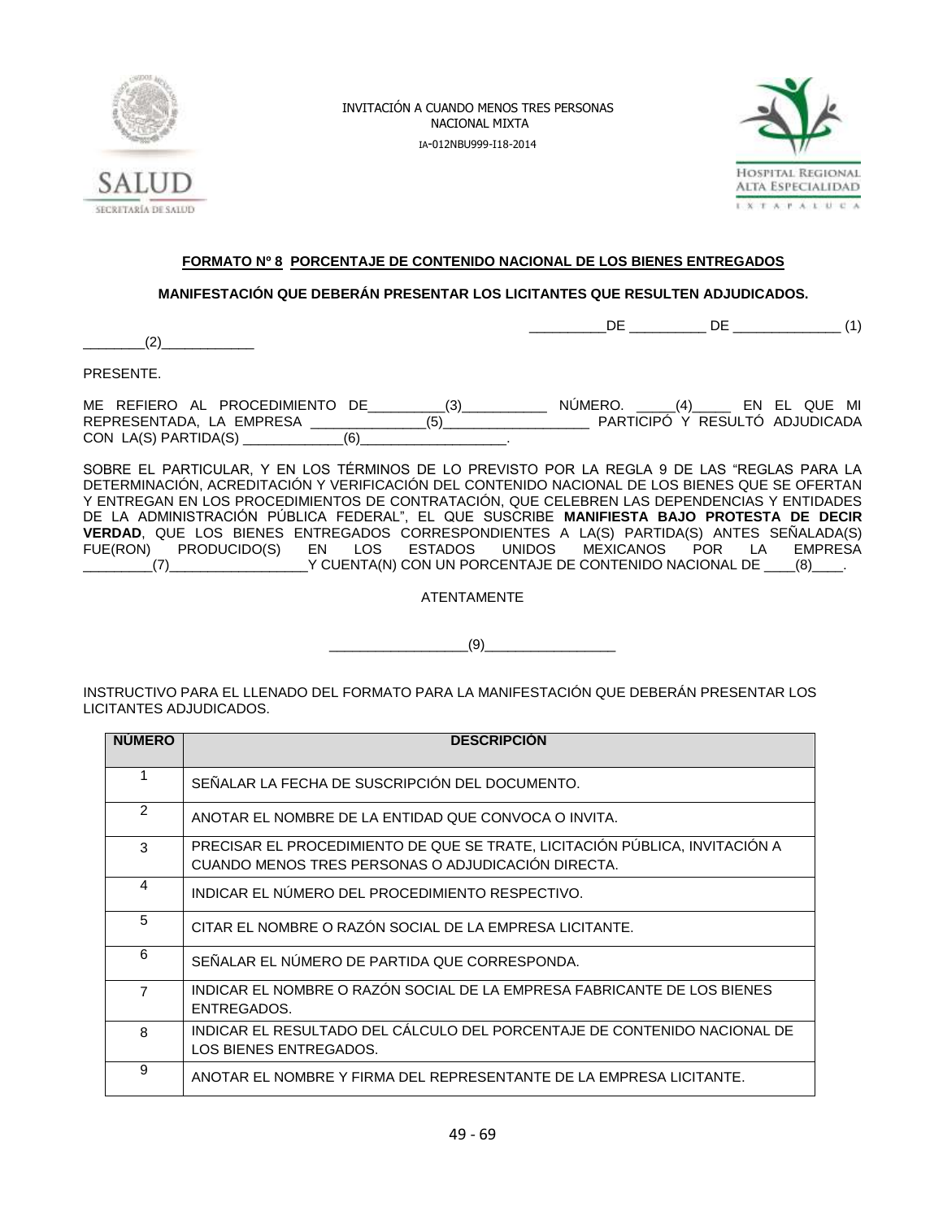INVITACIÓN A CUANDO MENOS TRES PERSONAS
NACIONAL MIXTA
IA-012NBU999-I18-2014

**FORMATO Nº 8 PORCENTAJE DE CONTENIDO NACIONAL DE LOS BIENES ENTREGADOS**

**MANIFESTACIÓN QUE DEBERÁN PRESENTAR LOS LICITANTES QUE RESULTEN ADJUDICADOS.**

__________DE __________ DE ______________ (1)

________(2)____________

PRESENTE.

ME REFIERO AL PROCEDIMIENTO DE__________(3)___________ NÚMERO. _____(4)_____ EN EL QUE MI REPRESENTADA, LA EMPRESA _______________(5)___________________ PARTICIPÓ Y RESULTÓ ADJUDICADA CON LA(S) PARTIDA(S) _____________(6)___________________.

SOBRE EL PARTICULAR, Y EN LOS TÉRMINOS DE LO PREVISTO POR LA REGLA 9 DE LAS "REGLAS PARA LA DETERMINACIÓN, ACREDITACIÓN Y VERIFICACIÓN DEL CONTENIDO NACIONAL DE LOS BIENES QUE SE OFERTAN Y ENTREGAN EN LOS PROCEDIMIENTOS DE CONTRATACIÓN, QUE CELEBREN LAS DEPENDENCIAS Y ENTIDADES DE LA ADMINISTRACIÓN PÚBLICA FEDERAL", EL QUE SUSCRIBE **MANIFIESTA BAJO PROTESTA DE DECIR VERDAD**, QUE LOS BIENES ENTREGADOS CORRESPONDIENTES A LA(S) PARTIDA(S) ANTES SEÑALADA(S) FUE(RON) PRODUCIDO(S) EN LOS ESTADOS UNIDOS MEXICANOS POR LA EMPRESA _________(7)__________________Y CUENTA(N) CON UN PORCENTAJE DE CONTENIDO NACIONAL DE ____(8)____.

ATENTAMENTE

__________________(9)_________________

INSTRUCTIVO PARA EL LLENADO DEL FORMATO PARA LA MANIFESTACIÓN QUE DEBERÁN PRESENTAR LOS LICITANTES ADJUDICADOS.

| NÚMERO | DESCRIPCIÓN |
| --- | --- |
| 1 | SEÑALAR LA FECHA DE SUSCRIPCIÓN DEL DOCUMENTO. |
| 2 | ANOTAR EL NOMBRE DE LA ENTIDAD QUE CONVOCA O INVITA. |
| 3 | PRECISAR EL PROCEDIMIENTO DE QUE SE TRATE, LICITACIÓN PÚBLICA, INVITACIÓN A CUANDO MENOS TRES PERSONAS O ADJUDICACIÓN DIRECTA. |
| 4 | INDICAR EL NÚMERO DEL PROCEDIMIENTO RESPECTIVO. |
| 5 | CITAR EL NOMBRE O RAZÓN SOCIAL DE LA EMPRESA LICITANTE. |
| 6 | SEÑALAR EL NÚMERO DE PARTIDA QUE CORRESPONDA. |
| 7 | INDICAR EL NOMBRE O RAZÓN SOCIAL DE LA EMPRESA FABRICANTE DE LOS BIENES ENTREGADOS. |
| 8 | INDICAR EL RESULTADO DEL CÁLCULO DEL PORCENTAJE DE CONTENIDO NACIONAL DE LOS BIENES ENTREGADOS. |
| 9 | ANOTAR EL NOMBRE Y FIRMA DEL REPRESENTANTE DE LA EMPRESA LICITANTE. |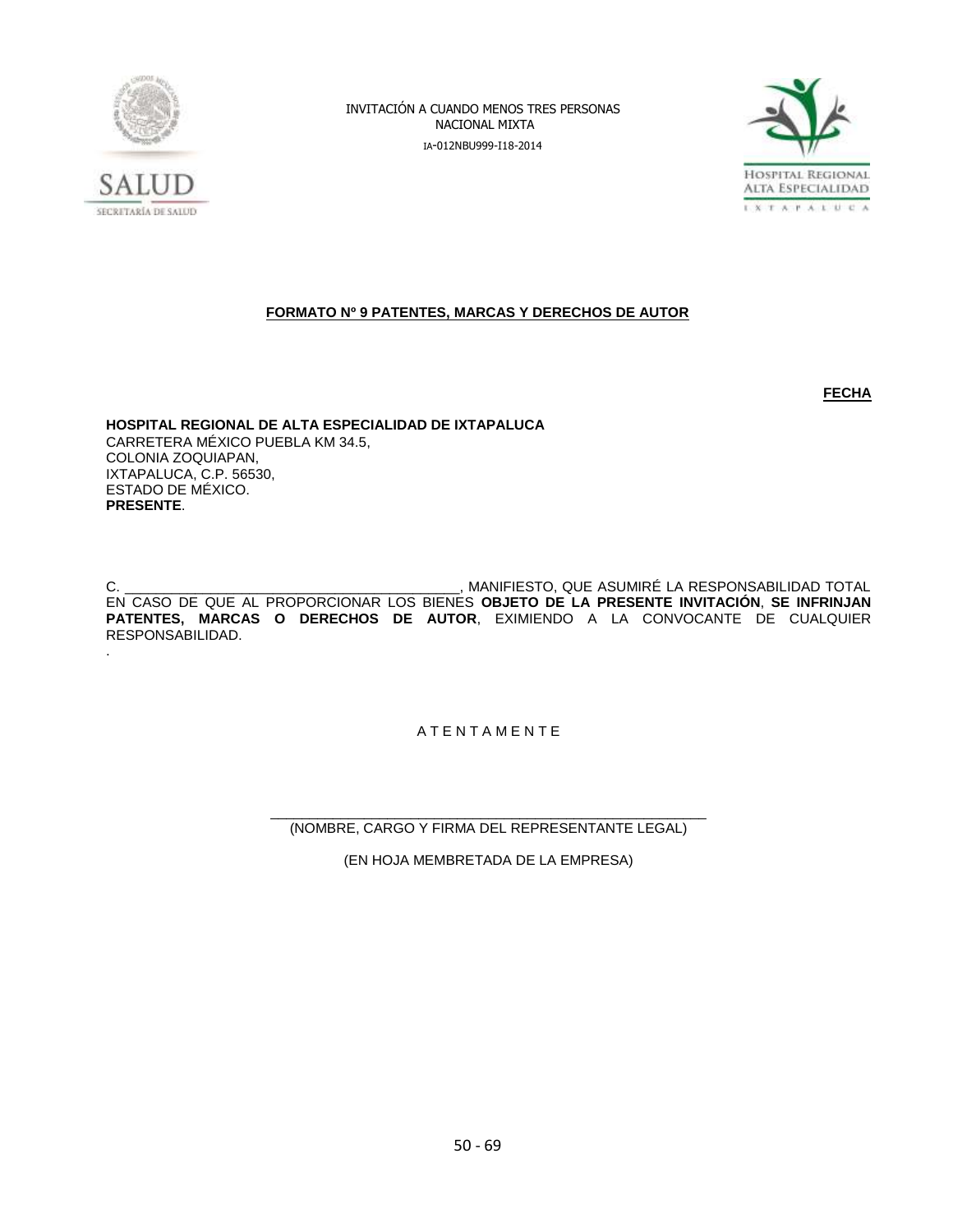INVITACIÓN A CUANDO MENOS TRES PERSONAS
NACIONAL MIXTA
IA-012NBU999-I18-2014

**FORMATO Nº 9 PATENTES, MARCAS Y DERECHOS DE AUTOR**

**FECHA**

**HOSPITAL REGIONAL DE ALTA ESPECIALIDAD DE IXTAPALUCA**
CARRETERA MÉXICO PUEBLA KM 34.5,
COLONIA ZOQUIAPAN,
IXTAPALUCA, C.P. 56530,
ESTADO DE MÉXICO.
**PRESENTE**.

C. ___________________________________________, MANIFIESTO, QUE ASUMIRÉ LA RESPONSABILIDAD TOTAL EN CASO DE QUE AL PROPORCIONAR LOS BIENES **OBJETO DE LA PRESENTE INVITACIÓN**, **SE INFRINJAN PATENTES, MARCAS O DERECHOS DE AUTOR**, EXIMIENDO A LA CONVOCANTE DE CUALQUIER RESPONSABILIDAD.
.

A T E N T A M E N T E

_______________________________________________________
(NOMBRE, CARGO Y FIRMA DEL REPRESENTANTE LEGAL)

(EN HOJA MEMBRETADA DE LA EMPRESA)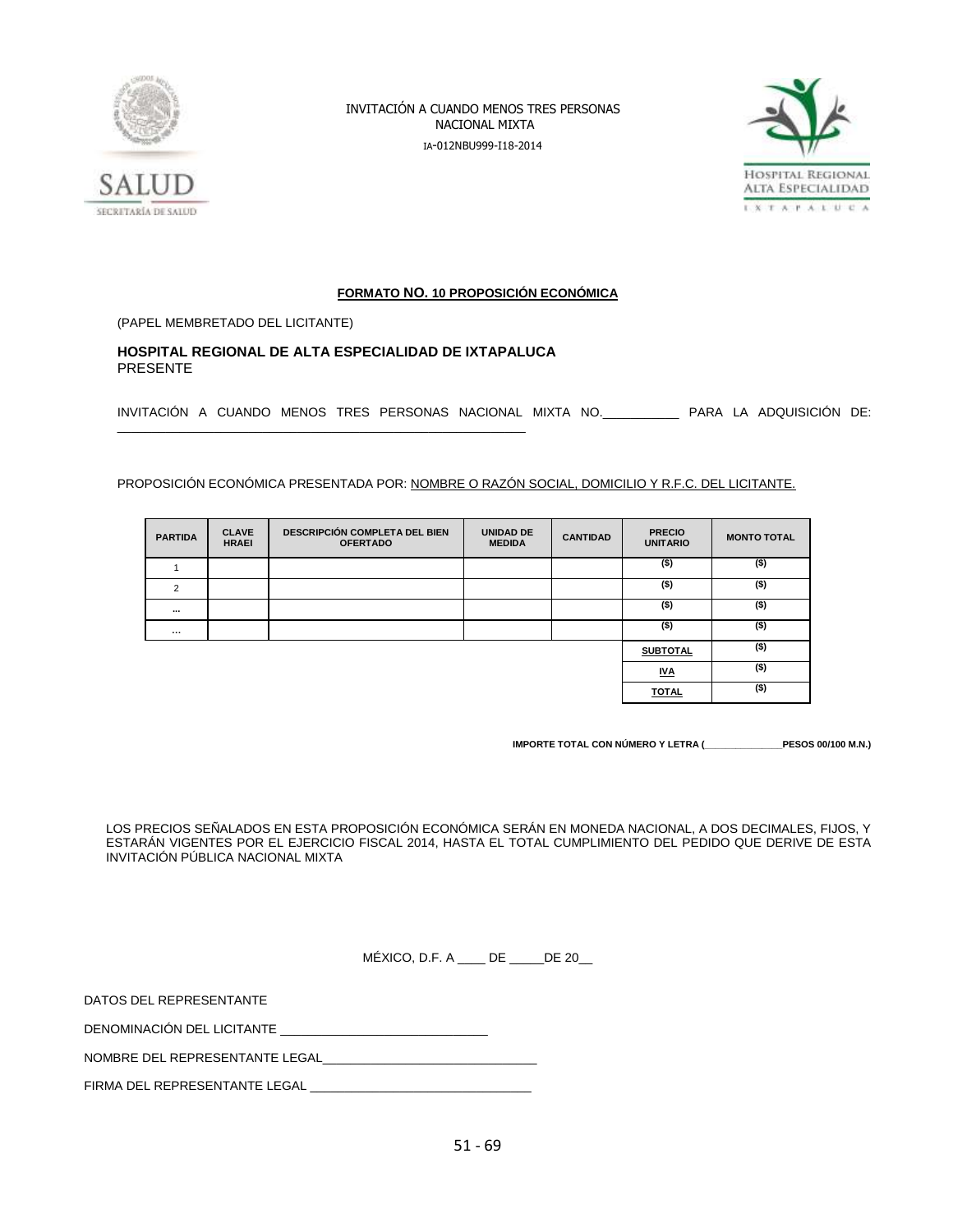**FORMATO NO. 10 PROPOSICIÓN ECONÓMICA**

(PAPEL MEMBRETADO DEL LICITANTE)

**HOSPITAL REGIONAL DE ALTA ESPECIALIDAD DE IXTAPALUCA**
PRESENTE

INVITACIÓN A CUANDO MENOS TRES PERSONAS NACIONAL MIXTA NO.___________ PARA LA ADQUISICIÓN DE: ___________________________________________________________

PROPOSICIÓN ECONÓMICA PRESENTADA POR: NOMBRE O RAZÓN SOCIAL, DOMICILIO Y R.F.C. DEL LICITANTE.

| PARTIDA | CLAVE HRAEI | DESCRIPCIÓN COMPLETA DEL BIEN OFERTADO | UNIDAD DE MEDIDA | CANTIDAD | PRECIO UNITARIO | MONTO TOTAL |
|---|---|---|---|---|---|---|
| 1 | | | | | ($) | ($) |
| 2 | | | | | ($) | ($) |
| ... | | | | | ($) | ($) |
| ... | | | | | ($) | ($) |
| | | | | | **SUBTOTAL** | ($) |
| | | | | | **IVA** | ($) |
| | | | | | **TOTAL** | ($) |

**IMPORTE TOTAL CON NÚMERO Y LETRA (_______________PESOS 00/100 M.N.)**

LOS PRECIOS SEÑALADOS EN ESTA PROPOSICIÓN ECONÓMICA SERÁN EN MONEDA NACIONAL, A DOS DECIMALES, FIJOS, Y ESTARÁN VIGENTES POR EL EJERCICIO FISCAL 2014, HASTA EL TOTAL CUMPLIMIENTO DEL PEDIDO QUE DERIVE DE ESTA INVITACIÓN PÚBLICA NACIONAL MIXTA

MÉXICO, D.F. A ____ DE _____DE 20__

DATOS DEL REPRESENTANTE

DENOMINACIÓN DEL LICITANTE ______________________________

NOMBRE DEL REPRESENTANTE LEGAL______________________________

FIRMA DEL REPRESENTANTE LEGAL _______________________________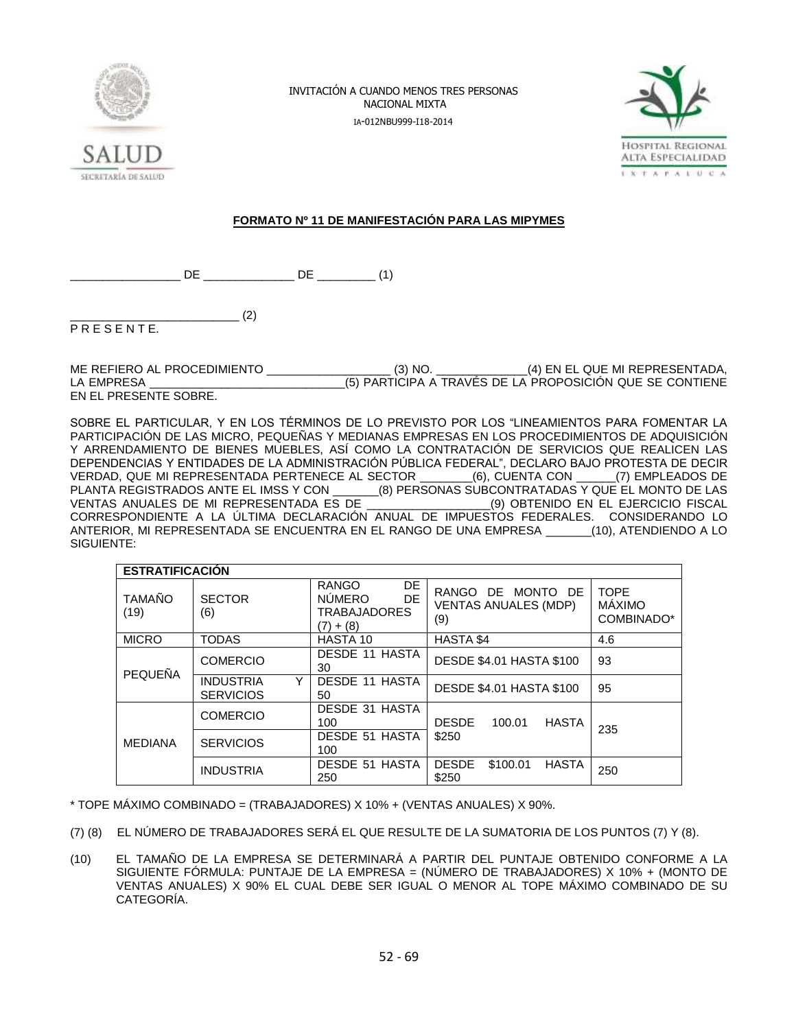INVITACIÓN A CUANDO MENOS TRES PERSONAS NACIONAL MIXTA

IA-012NBU999-I18-2014

**FORMATO Nº 11 DE MANIFESTACIÓN PARA LAS MIPYMES**

_________________ DE ______________ DE _________ (1)

___________________________ (2)
P R E S E N T E.

ME REFIERO AL PROCEDIMIENTO ___________________ (3) NO. ______________(4) EN EL QUE MI REPRESENTADA, LA EMPRESA ______________________________(5) PARTICIPA A TRAVÉS DE LA PROPOSICIÓN QUE SE CONTIENE EN EL PRESENTE SOBRE.

SOBRE EL PARTICULAR, Y EN LOS TÉRMINOS DE LO PREVISTO POR LOS "LINEAMIENTOS PARA FOMENTAR LA PARTICIPACIÓN DE LAS MICRO, PEQUEÑAS Y MEDIANAS EMPRESAS EN LOS PROCEDIMIENTOS DE ADQUISICIÓN Y ARRENDAMIENTO DE BIENES MUEBLES, ASÍ COMO LA CONTRATACIÓN DE SERVICIOS QUE REALICEN LAS DEPENDENCIAS Y ENTIDADES DE LA ADMINISTRACIÓN PÚBLICA FEDERAL", DECLARO BAJO PROTESTA DE DECIR VERDAD, QUE MI REPRESENTADA PERTENECE AL SECTOR ________(6), CUENTA CON ______(7) EMPLEADOS DE PLANTA REGISTRADOS ANTE EL IMSS Y CON _______(8) PERSONAS SUBCONTRATADAS Y QUE EL MONTO DE LAS VENTAS ANUALES DE MI REPRESENTADA ES DE __________________(9) OBTENIDO EN EL EJERCICIO FISCAL CORRESPONDIENTE A LA ÚLTIMA DECLARACIÓN ANUAL DE IMPUESTOS FEDERALES. CONSIDERANDO LO ANTERIOR, MI REPRESENTADA SE ENCUENTRA EN EL RANGO DE UNA EMPRESA _______(10), ATENDIENDO A LO SIGUIENTE:

| ESTRATIFICACIÓN | | | | |
|---|---|---|---|---|
| TAMAÑO (19) | SECTOR (6) | RANGO DE NÚMERO DE TRABAJADORES (7) + (8) | RANGO DE MONTO DE VENTAS ANUALES (MDP) (9) | TOPE MÁXIMO COMBINADO* |
| MICRO | TODAS | HASTA 10 | HASTA $4 | 4.6 |
| PEQUEÑA | COMERCIO | DESDE 11 HASTA 30 | DESDE $4.01 HASTA $100 | 93 |
| | INDUSTRIA Y SERVICIOS | DESDE 11 HASTA 50 | DESDE $4.01 HASTA $100 | 95 |
| MEDIANA | COMERCIO | DESDE 31 HASTA 100 | DESDE 100.01 HASTA $250 | 235 |
| | SERVICIOS | DESDE 51 HASTA 100 | | |
| | INDUSTRIA | DESDE 51 HASTA 250 | DESDE $100.01 HASTA $250 | 250 |

\* TOPE MÁXIMO COMBINADO = (TRABAJADORES) X 10% + (VENTAS ANUALES) X 90%.

(7) (8) EL NÚMERO DE TRABAJADORES SERÁ EL QUE RESULTE DE LA SUMATORIA DE LOS PUNTOS (7) Y (8).

(10) EL TAMAÑO DE LA EMPRESA SE DETERMINARÁ A PARTIR DEL PUNTAJE OBTENIDO CONFORME A LA SIGUIENTE FÓRMULA: PUNTAJE DE LA EMPRESA = (NÚMERO DE TRABAJADORES) X 10% + (MONTO DE VENTAS ANUALES) X 90% EL CUAL DEBE SER IGUAL O MENOR AL TOPE MÁXIMO COMBINADO DE SU CATEGORÍA.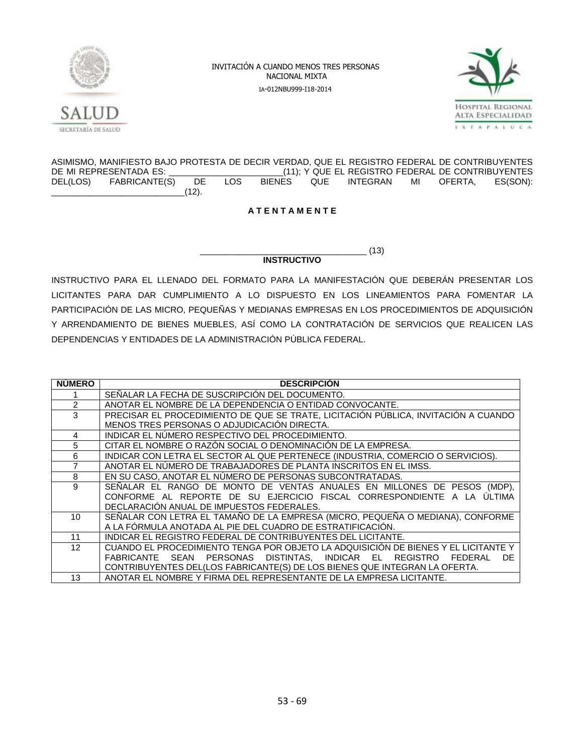ASIMISMO, MANIFIESTO BAJO PROTESTA DE DECIR VERDAD, QUE EL REGISTRO FEDERAL DE CONTRIBUYENTES DE MI REPRESENTADA ES: ________________________(11); Y QUE EL REGISTRO FEDERAL DE CONTRIBUYENTES DEL(LOS) FABRICANTE(S) DE LOS BIENES QUE INTEGRAN MI OFERTA, ES(SON): ____________________________(12).

**A T E N T A M E N T E**

__________________________________ (13)

**INSTRUCTIVO**

INSTRUCTIVO PARA EL LLENADO DEL FORMATO PARA LA MANIFESTACIÓN QUE DEBERÁN PRESENTAR LOS LICITANTES PARA DAR CUMPLIMIENTO A LO DISPUESTO EN LOS LINEAMIENTOS PARA FOMENTAR LA PARTICIPACIÓN DE LAS MICRO, PEQUEÑAS Y MEDIANAS EMPRESAS EN LOS PROCEDIMIENTOS DE ADQUISICIÓN Y ARRENDAMIENTO DE BIENES MUEBLES, ASÍ COMO LA CONTRATACIÓN DE SERVICIOS QUE REALICEN LAS DEPENDENCIAS Y ENTIDADES DE LA ADMINISTRACIÓN PÚBLICA FEDERAL.

| NÚMERO | DESCRIPCIÓN |
|---|---|
| 1 | SEÑALAR LA FECHA DE SUSCRIPCIÓN DEL DOCUMENTO. |
| 2 | ANOTAR EL NOMBRE DE LA DEPENDENCIA O ENTIDAD CONVOCANTE. |
| 3 | PRECISAR EL PROCEDIMIENTO DE QUE SE TRATE, LICITACIÓN PÚBLICA, INVITACIÓN A CUANDO MENOS TRES PERSONAS O ADJUDICACIÓN DIRECTA. |
| 4 | INDICAR EL NÚMERO RESPECTIVO DEL PROCEDIMIENTO. |
| 5 | CITAR EL NOMBRE O RAZÓN SOCIAL O DENOMINACIÓN DE LA EMPRESA. |
| 6 | INDICAR CON LETRA EL SECTOR AL QUE PERTENECE (INDUSTRIA, COMERCIO O SERVICIOS). |
| 7 | ANOTAR EL NÚMERO DE TRABAJADORES DE PLANTA INSCRITOS EN EL IMSS. |
| 8 | EN SU CASO, ANOTAR EL NÚMERO DE PERSONAS SUBCONTRATADAS. |
| 9 | SEÑALAR EL RANGO DE MONTO DE VENTAS ANUALES EN MILLONES DE PESOS (MDP), CONFORME AL REPORTE DE SU EJERCICIO FISCAL CORRESPONDIENTE A LA ÚLTIMA DECLARACIÓN ANUAL DE IMPUESTOS FEDERALES. |
| 10 | SEÑALAR CON LETRA EL TAMAÑO DE LA EMPRESA (MICRO, PEQUEÑA O MEDIANA), CONFORME A LA FÓRMULA ANOTADA AL PIE DEL CUADRO DE ESTRATIFICACIÓN. |
| 11 | INDICAR EL REGISTRO FEDERAL DE CONTRIBUYENTES DEL LICITANTE. |
| 12 | CUANDO EL PROCEDIMIENTO TENGA POR OBJETO LA ADQUISICIÓN DE BIENES Y EL LICITANTE Y FABRICANTE SEAN PERSONAS DISTINTAS, INDICAR EL REGISTRO FEDERAL DE CONTRIBUYENTES DEL(LOS FABRICANTE(S) DE LOS BIENES QUE INTEGRAN LA OFERTA. |
| 13 | ANOTAR EL NOMBRE Y FIRMA DEL REPRESENTANTE DE LA EMPRESA LICITANTE. |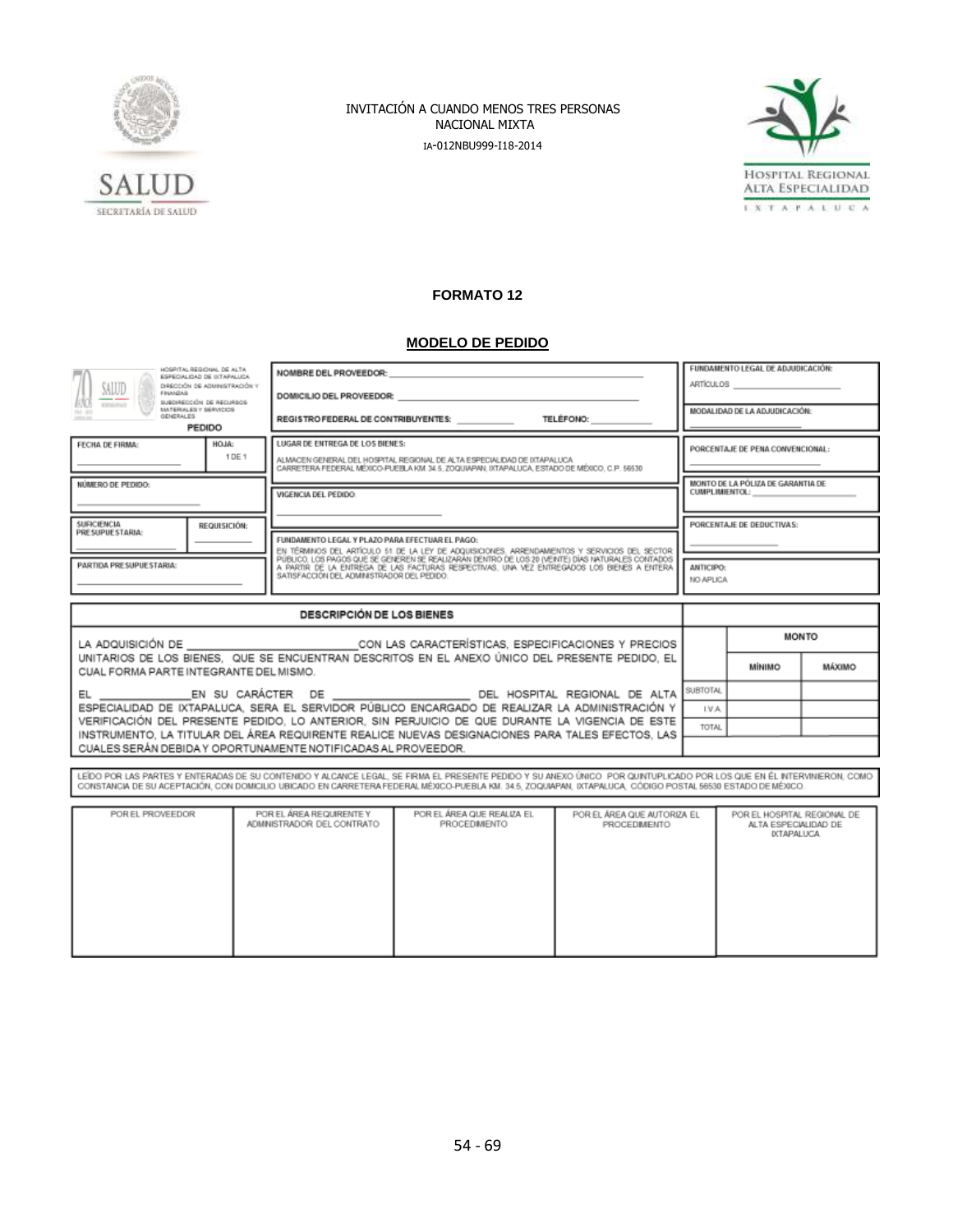INVITACIÓN A CUANDO MENOS TRES PERSONAS
NACIONAL MIXTA
IA-012NBU999-I18-2014

**FORMATO 12**

**MODELO DE PEDIDO**

| HOSPITAL REGIONAL DE ALTA ESPECIALIDAD DE IXTAPALUCA<br>DIRECCIÓN DE ADMINISTRACIÓN Y FINANZAS<br>SUBDIRECCIÓN DE RECURSOS MATERIALES Y SERVICIOS GENERALES<br>**PEDIDO** | NOMBRE DEL PROVEEDOR: ___<br>DOMICILIO DEL PROVEEDOR: ___<br>REGISTRO FEDERAL DE CONTRIBUYENTES: ___ TELÉFONO: ___ | FUNDAMENTO LEGAL DE ADJUDICACIÓN:<br>ARTÍCULOS ___<br>MODALIDAD DE LA ADJUDICACIÓN:<br>___ |
|---|---|---|
| FECHA DE FIRMA: ___ HOJA: 1 DE 1 | LUGAR DE ENTREGA DE LOS BIENES:<br>ALMACEN GENERAL DEL HOSPITAL REGIONAL DE ALTA ESPECIALIDAD DE IXTAPALUCA CARRETERA FEDERAL MEXICO-PUEBLA KM 34.5, ZOQUIAPAN, IXTAPALUCA, ESTADO DE MÉXICO, C.P. 56530 | PORCENTAJE DE PENA CONVENCIONAL:<br>___ |
| NÚMERO DE PEDIDO:<br>___ | VIGENCIA DEL PEDIDO:<br>___ | MONTO DE LA PÓLIZA DE GARANTIA DE CUMPLIMIENTOL: ___ |
| SUFICIENCIA PRESUPUESTARIA: ___ REQUISICIÓN: ___ | FUNDAMENTO LEGAL Y PLAZO PARA EFECTUAR EL PAGO:<br>EN TÉRMINOS DEL ARTÍCULO 51 DE LA LEY DE ADQUISICIONES, ARRENDAMIENTOS Y SERVICIOS DEL SECTOR PÚBLICO, LOS PAGOS QUE SE GENEREN SE REALIZARAN DENTRO DE LOS 20 (VEINTE) DÍAS NATURALES CONTADOS A PARTIR DE LA ENTREGA DE LAS FACTURAS RESPECTIVAS, UNA VEZ ENTREGADOS LOS BIENES A ENTERA SATISFACCIÓN DEL ADMINISTRADOR DEL PEDIDO. | PORCENTAJE DE DEDUCTIVAS:<br>___ |
| PARTIDA PRESUPUESTARIA:<br>___ | | ANTICIPO:<br>NO APLICA |

| DESCRIPCIÓN DE LOS BIENES | | | |
|---|---|---|---|
| | | MONTO | |
| LA ADQUISICIÓN DE ___ CON LAS CARACTERÍSTICAS, ESPECIFICACIONES Y PRECIOS UNITARIOS DE LOS BIENES, QUE SE ENCUENTRAN DESCRITOS EN EL ANEXO ÚNICO DEL PRESENTE PEDIDO, EL CUAL FORMA PARTE INTEGRANTE DEL MISMO. | | MÍNIMO | MÁXIMO |
| EL ___ EN SU CARÁCTER DE ___ DEL HOSPITAL REGIONAL DE ALTA ESPECIALIDAD DE IXTAPALUCA, SERA EL SERVIDOR PÚBLICO ENCARGADO DE REALIZAR LA ADMINISTRACIÓN Y VERIFICACIÓN DEL PRESENTE PEDIDO, LO ANTERIOR, SIN PERJUICIO DE QUE DURANTE LA VIGENCIA DE ESTE INSTRUMENTO, LA TITULAR DEL ÁREA REQUIRENTE REALICE NUEVAS DESIGNACIONES PARA TALES EFECTOS, LAS CUALES SERÁN DEBIDA Y OPORTUNAMENTE NOTIFICADAS AL PROVEEDOR. | SUBTOTAL | | |
| | I.V.A. | | |
| | TOTAL | | |

LEÍDO POR LAS PARTES Y ENTERADAS DE SU CONTENIDO Y ALCANCE LEGAL, SE FIRMA EL PRESENTE PEDIDO Y SU ANEXO ÚNICO POR QUINTUPLICADO POR LOS QUE EN ÉL INTERVINIERON, COMO CONSTANCIA DE SU ACEPTACIÓN, CON DOMICILIO UBICADO EN CARRETERA FEDERAL MÉXICO-PUEBLA KM. 34.5, ZOQUIAPAN, IXTAPALUCA, CÓDIGO POSTAL 56530 ESTADO DE MÉXICO.

| POR EL PROVEEDOR | POR EL ÁREA REQUIRENTE Y ADMINISTRADOR DEL CONTRATO | POR EL ÁREA QUE REALIZA EL PROCEDIMIENTO | POR EL ÁREA QUE AUTORIZA EL PROCEDIMIENTO | POR EL HOSPITAL REGIONAL DE ALTA ESPECIALIDAD DE IXTAPALUCA |
|---|---|---|---|---|
| | | | | |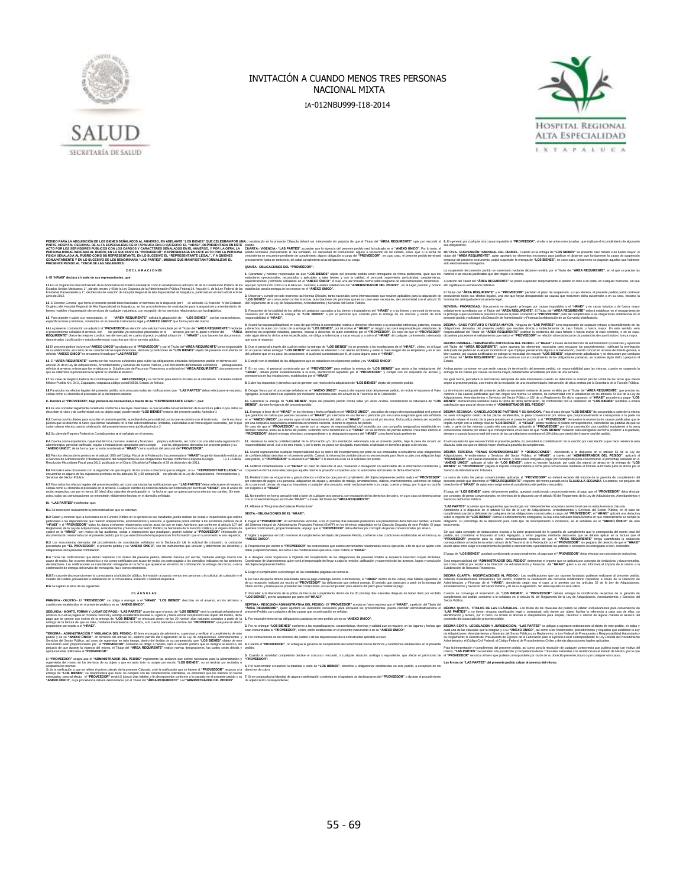# INVITACIÓN A CUANDO MENOS TRES PERSONAS NACIONAL MIXTA

IA-012NBU999-I18-2014

**PEDIDO PARA LA ADQUISICIÓN DE LOS BIENES SEÑALADOS AL ANVERSO, EN ADELANTE "LOS BIENES" QUE CELEBRAN POR UNA PARTE, HOSPITAL REGIONAL DE ALTA ESPECIALIDAD DE IXTAPALUCA, EN LO SUCESIVO EL "HRAEI", REPRESENTADA EN ESTE ACTO POR LOS SERVIDORES PÚBLICOS CON LOS CARGOS Y CARACTERES SEÑALADOS EN EL ANVERSO, Y POR LA OTRA, LA PERSONA MORAL INDICADA AL RUBRO, EN LO SUCESIVO EL "PROVEEDOR", REPRESENTADA EN ESTE ACTO POR LA PERSONA FÍSICA SEÑALADA AL RUBRO COMO SU REPRESENTANTE, EN LO SUCESIVO EL "REPRESENTANTE LEGAL", Y A QUIENES CONJUNTAMENTE Y EN LO SUCESIVO SE LES DENOMINARÁ "LAS PARTES", MISMAS QUE MANIFIESTAN FORMALIZAR EL PRESENTE PEDIDO AL TENOR DE LAS SIGUIENTES:**

## DECLARACIONES

**I.- El "HRAEI" declara a través de sus representantes, que:**

**I.1** Es un Organismo Descentralizado de la Administración Pública Federal tal como lo establecen los artículos 90 de la Constitución Política de los Estados Unidos Mexicanos, 1°, párrafo tercero y 45 de la Ley Orgánica de la Administración Pública Federal, 14, fracción II, de la Ley Federal de las Entidades Paraestatales y 1°, del Decreto de creación de Hospital Regional de Alta Especialidad de Ixtapaluca, publicado en el diario oficial el 8 de junio de 2012.

**I.2** El Director General que firma el presente pedido tiene facultades en términos de lo dispuesto por los artículos 16, fracción IV del Estatuto Orgánico del Hospital Regional de Alta Especialidad de Ixtapaluca, en los procedimientos de contratación para la adquisición y arrendamiento de bienes muebles y la prestación de servicios de cualquier naturaleza, con excepción de los servicios relacionados con la obra pública.

**I.3** Para atender y cubrir sus necesidades, el "ÁREA REQUIRENTE" solicita la adquisición de "LOS BIENES" con las características, especificaciones y términos, contenidos en el presente instrumento legal y el "ANEXO ÚNICO" que forma parte del mismo.

**I.4** La presente contratación se adjudicó al "PROVEEDOR" en atención a la solicitud formulada por el Titular del "ÁREA REQUIRENTE" mediante el procedimiento señalado al anverso, con las partidas y/o conceptos precisados en el anverso, por ser el, quien a criterio del "ÁREA REQUIRENTE" ofrecio las mejores condiciones del mercado en cuanto a precio y calidad a favor de l "HRAEI" y con base en los documentos denominados Justificación y estudio referencial, suscritos por dicho servidor público.

**I.5** El presente pedido incluye un "ANEXO ÚNICO" aprobado por el "PROVEEDOR" y por el Titular del "ÁREA REQUIRENTE" como responsable de su elaboración, así como de las características especificaciones, términos y condiciones de "LOS BIENES" objeto del presente instrumento. El referido "ANEXO ÚNICO" se encuentra firmado por "LAS PARTES".

**I.6** El "ÁREA REQUIRENTE" cuenta con los recursos suficientes para cubrir las obligaciones derivadas del presente pedido en términos del artículo 25 de la Ley de Adquisiciones, Arrendamientos y Servicios del Sector Público, y del documento denominado suficiencia presupuestaria referida al anverso, misma que fue emitida por la Subdirección de Recursos Financieros a solicitud del "ÁREA REQUIRENTE", documento en el que se determina la procedencia de aplicar la referida al anverso.

**I.7** Su clave de Registro Federal de Contribuyentes es: **HRA120609DQ4** y su domicilio para efectos fiscales es el ubicado en Carretera Federal México-Puebla Km. 34.5, Zoquiapan, Ixtapaluca, código postal 56530, Estado de México.

**I.8** Para todos los efectos legales del presente pedido, así como para todas las notificaciones que "LAS PARTES" deban efectuarse al respecto, señala como su domicilio el precisado en la declaración anterior.

**II.- Declara el "PROVEEDOR", bajo protesta de decir verdad, a través de su "REPRESENTANTE LEGAL", que:**

**II.1** Es una sociedad legalmente constituida conforme a las leyes mexicanas, lo cual acredita con el testimonio de la escritura pública cuyos datos se describen al rubro y de conformidad con su objeto social, puede vender "LOS BIENES" materia del presente pedido.

**II.2** Cuenta con facultades para suscribir el presente pedido, acreditando la personalidad con la que se ostenta con el testimonio de la escritura pública que se describe al rubro y que dichas facultades no le han sido modificadas, limitadas, canceladas o en forma alguna revocadas, por lo que surten plenos efectos para la celebración del presente instrumento jurídico.

**II.3** Su clave de Registro Federal de Contribuyentes es el señalado en el anverso.

**II.4** Cuenta con la experiencia, capacidad técnica, humana, material y financiera propia y suficiente, así como con una adecuada organización administrativa, personal calificado, equipo e instalaciones apropiadas para cumplir con las obligaciones derivadas del presente pedido y su "ANEXO ÚNICO", de tal forma que no será considerado el "HRAEI" como sustituto del personal del "PROVEEDOR".

**II.5** Para los efectos de lo previsto en el artículo 32-D del Código Fiscal de la Federación, ha presentado al "HRAEI" la opinión favorable emitida por el Servicio de Administración Tributaria respecto del cumplimiento de sus obligaciones fiscales conforme lo dispone la Regla I.2.1.16 de la Resolución Miscelánea Fiscal para 2012, publicada en el Diario Oficial de la Federación el 28 de diciembre de 2011.

**II.6** Formaliza este documento con la seguridad de que ninguno de los socios o directivos que la integran, ni su "REPRESENTANTE LEGAL" se encuentran en alguno de los supuestos previstos en los artículos 50 y 60 antepenúltimo párrafo de la Ley de Adquisiciones, Arrendamientos y Servicios del Sector Público.

**II.7** Para todos los efectos legales del presente pedido, así como para todas las notificaciones que "LAS PARTES" deban efectuarse al respecto, señala como su domicilio el precisado en el anverso. Cualquier cambio de domicilio deberá ser notificado por escrito al "HRAEI", en caso de no recibir respectivo, con por lo menos 10 (diez) días naturales de anticipación a la fecha en que se surta efectos ese cambio. Sin este aviso, todas las comunicaciones se entenderán válidamente hechas en el domicilio señalado.

**III.- "LAS PARTES" manifiestan que:**

**III.1** Se reconocen mutuamente la personalidad con que se ostentan;

**III.2** Saben y conocen que la Secretaría de la Función Pública en el ejercicio de sus facultades, podrá realizar las visitas e inspecciones que estime pertinentes a las dependencias que realicen adquisiciones, arrendamientos y servicios, e igualmente podrá solicitar a los servidores públicos de el "HRAEI" y al "PROVEEDOR" todos los datos e informes relacionados con los actos de que se trate. Asimismo, que conforme al artículo 107 del Reglamento de la Ley de Adquisiciones, Arrendamientos y Servicios del Sector Público, la Secretaría de la Función Pública y el órgano interno de control en el "HRAEI", con motivo de las auditorías, visitas o inspecciones que practiquen, podrán solicitar al "PROVEEDOR" información y/o documentación relacionada con el presente pedido, por lo que este último deberá proporcionar la información que en su momento se le requiera.

**III.3** Los instrumentos derivados del procedimiento de contratación señalados en la Declaración I.4, la solicitud de cotización, la cotización presentada por "EL PROVEEDOR", el presente pedido y su "ANEXO ÚNICO", son los instrumentos que vinculan y determinan los derechos y obligaciones en la presente contratación.

**III.4** Todas las notificaciones que deban realizarse con motivo del presente pedido, deberán hacerse por escrito, mediante entrega directa con acuse de recibo, fax o correo electrónico o vía correo certificado con acuse de recibo y/o porte pagado a los domicilios indicados en las anteriores declaraciones. Las notificaciones se considerarán entregadas en la fecha que aparece en el recibo de confirmación de entrega del correo, o en la confirmación de entrega del servicio de mensajería, fax o correo electrónico.

**III.5** En caso de discrepancia entre la convocatoria a la licitación pública, la invitación a cuando menos tres personas o la solicitud de cotización y el modelo del Pedido, prevalecerá lo establecido en la convocatoria, invitación o solicitud respectiva.

**III.6** Se sujetan al tenor de las siguientes:

## CLÁUSULAS

**PRIMERA.- OBJETO.-** El "PROVEEDOR" se obliga a entregar a el "HRAEI", "LOS BIENES" descritos en el anverso, en los términos y condiciones establecidos en el presente pedido y en su "ANEXO ÚNICO".

**SEGUNDA.- MONTO, FORMA Y LUGAR DE PAGO.-** "LAS PARTES" acuerdan que el precio de "LOS BIENES" será la cantidad señalada en el anverso, la cual se pagará en moneda nacional y será fija e inalterable durante su vigencia y hasta el total cumplimiento del objeto del Pedido, dicho pago que se genere con motivo de la entrega de "LOS BIENES" se efectuará dentro de los 20 (veinte) días naturales contados a partir de la entrega de la factura de que se trate, mediante transferencia de fondos, a la cuenta bancaria a nombre del "PROVEEDOR" que para tal efecto proporcione por escrito a el "HRAEI".

**TERCERA.- ADMINISTRACIÓN Y VIGILANCIA DEL PEDIDO.-** El área encargada de administrar, supervisar y verificar el cumplimiento de este pedido y de su "ANEXO ÚNICO", en términos del artículo 84, séptimo párrafo del Reglamento de la Ley de Adquisiciones, Arrendamientos y Servicios del Sector Público; así como de supervisar en todo tiempo, dentro del ámbito de su competencia, que "LOS BIENES" objeto de este instrumento sean proporcionados por el "PROVEEDOR" conforme se obligó a hacerlo, será el servidor público que se designa al anverso, en perjuicio de que durante la vigencia del mismo, el Titular del "ÁREA REQUIRENTE" realice nuevas designaciones, las cuales serán debida y oportunamente notificadas al "PROVEEDOR".

El "PROVEEDOR" acepta que el "ADMINISTRADOR DEL PEDIDO" implemente las acciones que estime necesarias para la administración y supervisión del mismo en los términos de su objeto y que en tanto éste no acepte por escrito "LOS BIENES", no se tendrán por recibidos o aceptados los mismos.

Si de la verificación a que se refiere el primer párrafo de la presente Cláusula, o de la notificación que se hiciere al "PROVEEDOR" respecto a la entrega de "LOS BIENES", se desprendiera que éstos no cumplen con las características solicitadas, se entenderá que los mismos no fueron entregados; para tal efecto, el "PROVEEDOR" tendrá 5 (cinco) días hábiles a fin de reponerlos conforme a lo pactado en el presente pedido y su "ANEXO ÚNICO", cuya procedencia deberá determinarse por el Titular del "ÁREA REQUIRENTE" o el "ADMINISTRADOR DEL PEDIDO".

Lo establecido en la presente Cláusula deberá ser interpretado sin perjuicio de que el Titular del "ÁREA REQUIRENTE" opte por rescindir el pedido.

**CUARTA.- VIGENCIA.-** "LAS PARTES" acuerdan que la vigencia del presente pedido será la indicada en el "ANEXO ÚNICO". Por lo tanto, el pedido terminará precisamente el día señalado, sin necesidad de comunicado alguno o resolución en tal sentido, salvo, que a la fecha de vencimiento se encuentre pendiente de cumplimiento alguna obligación a cargo del "PROVEEDOR", en cuyo caso, el presente pedido terminará precisamente hasta en tanto éste, dé cabal cumplimiento a las obligaciones a su cargo.

**QUINTA.- OBLIGACIONES DEL "PROVEEDOR":**

**1.** Garantizar y hacerse responsable de que "LOS BIENES" objeto del presente pedido serán entregados de forma profesional, igual que los estándares operacionales, reconocidos y aplicables a tales bienes y con la calidad, el personal, supervisión, periodicidad, características, especificaciones y términos señalados en el "ANEXO ÚNICO" el cual, una vez firmado, forma parte integrante de este instrumento, teniéndose aquí por reproducido como si a la letra se insertare; a entera satisfacción del "ADMINISTRADOR DEL PEDIDO", en el lugar, periodo y horario establecido para la entrega de los mismos en el "ANEXO ÚNICO".

**2.** Observar y cumplir en todo momento las Normas Oficiales, tanto nacionales como internacionales que resulten aplicables para la adquisición de "LOS BIENES" así como contar con las licencias, autorizaciones y/o permisos que en su caso sean necesarias, de conformidad con el artículo 31 del Reglamento de la Ley de Adquisiciones, Arrendamientos y Servicios del Sector Público.

**3.** Responder de la totalidad de los daños y/o perjuicios causados a los bienes o trabajadores del "HRAEI" o a los bienes y personal de terceros, causados por él durante la entrega de "LOS BIENES" o por el personal que contrate para la entrega de los mismos y eximir de toda responsabilidad al "HRAEI".

**4.** Asumir la responsabilidad total en caso de que infrinja la normatividad relativa a derechos inherentes a la propiedad intelectual, patentes, marcas y derechos de autor con motivo de la entrega de "LOS BIENES", por tal motivo el "HRAEI" en ningún caso será responsable por violaciones de derecho de propiedad industrial, patentes, marcas o derechos de autor cometidos por el "PROVEEDOR". En caso de que el "PROVEEDOR" viole algún derecho de los antes especificados, se obliga a indemnizar y sacar en paz y a salvo al "HRAEI" de cualquier controversia o demanda que surja al respecto.

**5.** Que el personal a través del cual se realice la entrega de "LOS BIENES" no se presente a las instalaciones de el "HRAEI", o bien, en el lugar en el que se deban entregar "LOS BIENES" en estado de ebriedad o con aliento alcohólico y evitar la mala imagen de su empleador y en el uso del uniforme que en su caso les proporcione, el cual será suministrado por él, sin costo alguno para el "HRAEI".

**6.** Cumplir con la totalidad de las obligaciones que se establecen en el presente pedido y su "ANEXO ÚNICO".

**7.** En su caso, el personal comisionado por el "PROVEEDOR" para realizar la entrega de "LOS BIENES" que asista a las instalaciones del "HRAEI", deberá portar invariablemente a la vista, identificación expedida por el "PROVEEDOR" y cumplir con los requisitos de acceso y permanencia en las instalaciones, establecidos por el "HRAEI".

**8.** Cubrir los impuestos y derechos que se generen con motivo de la adquisición de "LOS BIENES" objeto del presente pedido.

**9.** Otorgar fianza por el porcentaje señalado en el "ANEXO ÚNICO" respecto del importe total del presente pedido, sin incluir el Impuesto al Valor Agregado, la cual deberá ser expedida por institución autorizada para ello a favor de la Tesorería de la Federación.

**10.** Garantizar la entrega de "LOS BIENES" objeto del presente pedido contra fallas y/o vicios ocultos, considerando la naturaleza de "LOS BIENES", durante la vigencia del presente pedido.

**11.** Entregar a favor de el "HRAEI" en los términos y fecha señalada en el "ANEXO ÚNICO", una póliza de seguro de responsabilidad civil general que garantice los daños que puedan causarse a el "HRAEI" y/o a terceros en sus bienes o personas por una suma asegurada igual a la señalada en el "ANEXO ÚNICO", por evento o por el total resarcimiento del daño a el "HRAEI", su personal y/o terceros. Dicha póliza deberá ser expedida por una compañía aseguradora establecida en territorio nacional, durante la vigencia del pedido.

En caso de que el "PROVEEDOR" ya cuente con un seguro de responsabilidad civil expedido por una compañía aseguradora establecida en territorio nacional, antes de la firma del pedido, se tendrá como beneficiario a el "HRAEI" en los términos del párrafo anterior. Para tales efectos el "PROVEEDOR" deberá entregar el endoso correspondiente o la designación expresa del "HRAEI" como beneficiario preferente.

**12.** Mantener la estricta confidencialidad de la información y/o documentación relacionada con el presente pedido, bajo la pena de incurrir en responsabilidad penal, civil o de otra índole, y por lo tanto, no podrá ser divulgada, transmitida, ni utilizada en beneficio propio o de tercero.

**13.** Asumir expresamente cualquier responsabilidad que se derive del incumplimiento por parte de sus empleados o consultores a las obligaciones de confidencialidad descritas en el presente pedido. Cuando la información confidencial ya no sea necesaria para llevar a cabo una obligación bajo este pedido, el "PROVEEDOR" la devolverá al "HRAEI" o la destruirá si así se le solicitara por escrito.

**14.** Notificar inmediatamente a el "HRAEI" en caso de descubrir el uso, revelación o divulgación no autorizados de la información confidencial y cooperará en forma razonable para que aquélla retome la posesión e impedirá usos no autorizados adicionales de dicha información.

**15.** Realizar todas las erogaciones y gastos directos e indirectos que para el cumplimiento del objeto del presente pedido realice el "PROVEEDOR" por concepto de pago a su personal, adquisición de equipo y utensilios de trabajo, amortizaciones, viáticos, mantenimientos, uniformes de trabajo de su personal, primas de seguros, impuestos y cualquier otro concepto, serán exclusivamente a su cargo, cuenta y riesgo, por lo que no podrán ser exigidos a el "HRAEI".

**16.** No transferir en forma parcial ni total a favor de cualquier otra persona, con excepción de los derechos de cobro, en cuyo caso se deberá contar con el consentimiento por escrito del "HRAEI" a través del Titular del "ÁREA REQUIRENTE".

**17.** Afiliarse al "Programa de Cadenas Productivas".

**SEXTA.- OBLIGACIONES DE EL "HRAEI":**

**1.** Pagar al "PROVEEDOR", en exhibiciones vencidas, a los 20 (veinte) días naturales posteriores a la presentación de la factura o recibos, a través del Sistema Integral de Administración Financiera Federal (SIAFF) en los términos estipulados en la Cláusula Segunda de este pedido. En el pago quedará condicionado, proporcionalmente, al pago que el "PROVEEDOR" deba efectuar por concepto de penas convencionales por atraso.

**2.** Vigilar y supervisar en todo momento el cumplimiento del objeto del presente Pedido, conforme a las condiciones establecidas en el mismo y su "ANEXO ÚNICO".

**3.** Proporcionar por escrito al "PROVEEDOR" las instrucciones que estime convenientes relacionadas con su ejecución, a fin de que se ajuste a los datos y especificaciones, así como a las modificaciones que en su caso ordene el "HRAEI".

**4.** A designar como Supervisor o Vigilante del cumplimiento de las obligaciones del presente Pedido al Arquitecto Francisco Reyes Alcántara, Coordinador de Mantenimiento quien será el responsable de llevar a cabo la revisión, calificación y supervisión de los avances, logros y conclusión del objeto del presente Pedido.

**5.** Exigir el cumplimiento y el reintegro de las cantidades pagadas en demasía.

**6.** En caso de que la factura presentada para su pago contenga errores o deficiencias, el "HRAEI" dentro de los 3 (tres) días hábiles siguientes al de su recepción, indicará por escrito al "PROVEEDOR" las deficiencias que deberá corregir. El periodo que transcurra a partir de la entrega del citado escrito, y hasta que se presenten las correcciones, no se computará para efectos del plazo para realizar el pago.

**7.** Proceder a la liberación de la póliza de fianza de cumplimiento dentro de los 30 (treinta) días naturales después de haber dado por recibido "LOS BIENES", previa aceptación por parte del "HRAEI".

**SÉPTIMA.- RESCISIÓN ADMINISTRATIVA DEL PEDIDO.-** El "PROVEEDOR" acepta en forma expresa que el "HRAEI", a petición del Titular del "ÁREA REQUIRENTE", quien aportará los elementos necesarios para encauzar los procedimientos, pueda rescindir administrativamente el presente Pedido, por cualquiera de las causas que a continuación se señalan:

**1.** Por incumplimiento de las obligaciones pactadas en este pedido y/o en su "ANEXO ÚNICO";

**2.** Por no entregar "LOS BIENES" conforme a las especificaciones, características, términos y calidad que se requiere, en los lugares y fechas que sean convenidas en el "PROVEEDOR", o bien, estén establecidas en el presente instrumento o en su "ANEXO ÚNICO";

**3.** Por contravención de los términos del pedido o de las disposiciones de la normatividad aplicable al caso;

**4.** Cuando el "PROVEEDOR", no entregue la garantía de cumplimiento de conformidad con los términos y condiciones establecidos en el presente pedido;

**5.** Cuando la autoridad competente declare el concurso mercantil, o cualquier situación análoga o equivalente, que afecte el patrimonio de el "PROVEEDOR";

**6.** Por subcontratar o transferir la totalidad o parte de "LOS BIENES", derechos u obligaciones establecidos en este pedido, a excepción de los derechos de cobro;

**7.** Si se comprueba la falsedad de alguna manifestación contenida en el apartado de declaraciones del "PROVEEDOR" o durante el procedimiento de adjudicación correspondiente;

**8.** En general, por cualquier otra causa imputable al "PROVEEDOR", similar a las antes mencionadas, que implique el incumplimiento de alguna de sus obligaciones.

**OCTAVA.- SUSPENSIÓN TEMPORAL DEL PEDIDO.-** Cuando en la entrega de "LOS BIENES" se presente caso fortuito o de fuerza mayor, el titular del "ÁREA REQUIRENTE", quien aportará los elementos necesarios para justificar el dictamen que fundamente la causa de suspensión temporal del presente instrumento, podrá suspender la entrega de "LOS BIENES", en cuyo caso, únicamente se pagarán aquellos que hubiesen sido efectivamente entregados.

La suspensión del presente pedido se sustentará mediante dictamen emitido por el Titular del "ÁREA REQUIRENTE", en el que se precise las razones o las causas justificadas que den origen a la misma.

A petición del Titular del "ÁREA REQUIRENTE" se podrá suspender temporalmente el pedido en todo o en parte, en cualquier momento, sin que ello signifique su terminación definitiva.

El Titular del "ÁREA REQUIRENTE" y el "PROVEEDOR" pactarán el plazo de suspensión, a cuyo término, el presente pedido podrá continuar produciendo todos sus efectos legales, una vez que hayan desaparecido las causas que motivaron dicha suspensión o en su caso, iniciarse la terminación anticipada del instrumento legal.

**NOVENA.- PRÓRROGAS.-** Únicamente se otorgarán prórrogas por causas imputables a el "HRAEI" y en casos fortuitos o de fuerza mayor debidamente acreditados por el Titular del "ÁREA REQUIRENTE". El Titular del "ÁREA REQUIRENTE" deberá establecer en el otorgamiento de la prórroga a que se refiere la presente Cláusula el plazo concedido al "PROVEEDOR" para dar cumplimiento a las obligaciones establecidas en el presente pedido y solicitará a la Dirección de Administración y Finanzas la elaboración de un Convenio Modificatorio.

**DÉCIMA.- CASO FORTUITO O FUERZA MAYOR.-** Ninguna de "LAS PARTES" será responsable de cualquier retraso o incumplimiento de las obligaciones derivadas del presente pedido que resulten directa o indirectamente de caso fortuito o fuerza mayor. En este sentido, será responsabilidad del Titular del "ÁREA REQUIRENTE" justificar la existencia del caso fortuito o fuerza mayor al caso concreto, o en su caso, dictaminar procedente el ofrecimiento que realice el "PROVEEDOR" en relación a la existencia de circunstancias de caso fortuito o fuerza mayor.

**DÉCIMA PRIMERA.- TERMINACIÓN ANTICIPADA DEL PEDIDO.-** El "HRAEI" a través de la Dirección de Administración y Finanzas y a petición del Titular del "ÁREA REQUIRENTE", quien aportará los elementos necesarios para encauzar los procedimientos, notificará la terminación anticipada del pedido en cualquier momento sin que implique penalización alguna a la Dependencia, cuando concurran razones de interés general, o bien cuando, por causas justificadas se extinga la necesidad de requerir "LOS BIENES" originalmente adjudicados y se demuestre que continuar con el cumplimiento de las obligaciones pactadas, se ocasionaría algún daño o perjuicio al Estado.

Ambas partes convienen en que serán causas de terminación del presente pedido, sin responsabilidad para las mismas, cuando se suspenda la entrega de los bienes por causas de fuerza mayor, debidamente acreditadas por más de una semana.

De igual forma, procederá la terminación anticipada de este instrumento cuando se determine la nulidad parcial o total de los actos que dieron origen al presente pedido, con motivo de la resolución de una inconformidad o intervención de oficio emitida por la Secretaría de la Función Pública.

La terminación anticipada del presente pedido se sustentará mediante dictamen emitido por el Titular del "ÁREA REQUIRENTE", que precise las razones o las causas justificadas que den origen a la misma. Lo anterior, de conformidad con lo establecido en los artículos 54 Bis de la Ley de Adquisiciones, Arrendamientos y Servicios del Sector Público y 102 de su Reglamento. En dicho supuesto, el "HRAEI" procederá a pagar "LOS BIENES" efectivamente recibidos hasta la fecha de dicha terminación, de conformidad con la validación de "LOS BIENES" recibidos a entera satisfacción que para tal efecto remita el "ADMINISTRADOR DEL PEDIDO".

**DÉCIMA SEGUNDA.- CANCELACIÓN DE PARTIDAS Y SU SANCIÓN.-** Para el caso de que "LOS BIENES" de una partida o parte de la misma no sean entregados dentro de los plazos establecidos, la pena convencional por atraso que proporcionalmente le corresponda a la parte no prestada rebase el monto de la pena prevista en el presente pedido y el "PROVEEDOR" demuestre la existencia de causas justificadas que le impida cumplir con la entrega total de "LOS BIENES", el "HRAEI", podrá modificar el pedido correspondiente, cancelando las partidas de que se trate, o parte de las mismas cuando ello sea posible, aplicando al "PROVEEDOR" por dicha cancelación una cantidad equivalente a la pena convencional máxima por atraso que corresponda en el caso de que "LOS BIENES" hubiesen sido entregados en fecha posterior a la pactada, siempre y cuando la suma total del monto de las cancelaciones no rebase el 10% (diez por ciento) del importe total del pedido.

En el supuesto de que sea rescindido el presente pedido, no procederá la contabilización de la sanción por cancelación a que hace referencia esta cláusula, toda vez que se deberá hacer efectiva la garantía de cumplimiento.

**DÉCIMA TERCERA.- "PENAS CONVENCIONALES" Y "DEDUCCIONES".-** Atendiendo a lo dispuesto en el artículo 53 de la Ley de Adquisiciones, Arrendamientos y Servicios del Sector Público, el "HRAEI", a través del "ADMINISTRADOR DEL PEDIDO", aplicará al "PROVEEDOR", por causas imputables al mismo, y éste estará obligado a pagar por concepto de pena convencional, el porcentaje señalado en el "ANEXO ÚNICO", aplicado al valor de "LOS BIENES", sobre su importe facturado por cada día natural de atraso en la entrega de "LOS BIENES". El "PROVEEDOR" pagará el importe correspondiente a dicha pena convencional mediante el formato autorizado para tal efecto por el Servicio de Administración Tributaria.

La suma de todas las penas convencionales aplicadas al "PROVEEDOR" no deberá exceder del importe de la garantía de cumplimiento del presente pedido que determine el "ÁREA REQUIRENTE", respecto del monto pactado en la CLÁUSULA SEGUNDA. Lo anterior, sin perjuicio del derecho de el "HRAEI" de optar entre exigir entre el cumplimiento del pedido o rescindirlo.

El pago de "LOS BIENES" objeto del presente pedido, quedará condicionado proporcionalmente, al pago que el "PROVEEDOR" deba efectuar por concepto de penas convencionales, en términos de lo dispuesto por el artículo 95 del Reglamento de la Ley de Adquisiciones, Arrendamientos y Servicios del Sector Público.

"LAS PARTES" acuerdan que las garantías que se otorgan son independientes a la pena convencional que se estipula en esta cláusula.

Atendiendo a lo dispuesto en el artículo 53 Bis de la Ley de Adquisiciones, Arrendamientos y Servicios del Sector Público, el "HRAEI", en caso de cumplimiento parcial o deficiente de las obligaciones contractuales a cargo del "PROVEEDOR", el "HRAEI" aplicará una deducción sobre el importe de "LOS BIENES" parcial o deficientemente entregados, la cual será calculada hasta la fecha en que materialmente se cumpla la obligación. El porcentaje de la deducción para cada tipo de incumplimiento o deficiencia, es el señalado en el "ANEXO ÚNICO" de este instrumento.

Sin que cada concepto de deducciones exceda a la parte proporcional de la garantía de cumplimiento que le corresponda del monto total del pedido, sin considerar el Impuesto al Valor Agregado, y serán pagadas mediante descuento que se deberá aplicar en la factura que el "PROVEEDOR" presente para su cobro, inmediatamente después de que el "ÁREA REQUIRENTE" tenga cuantificada la deducción correspondiente o mediante su entero a favor de la Tesorería de la Federación por el "PROVEEDOR", sin perjuicio del derecho de que el "HRAEI" pueda optar entre exigir el cumplimiento del pedido o cancelar total o parcialmente las partidas o conceptos no entregados o bien rescindirlo.

El pago de "LOS BIENES" quedará condicionado proporcionalmente, al pago que el "PROVEEDOR" deba efectuar por concepto de deducciones.

Será responsabilidad del "ADMINISTRADOR DEL PEDIDO" determinar el importe que se aplicará por concepto de deductivas y documentarlas, así como notificar por escrito a la Dirección de Administración y Finanzas del "HRAEI" quien a su vez informará el importe de la misma a la Subdirección de Recursos Financieros.

**DÉCIMA CUARTA.- MODIFICACIONES AL PEDIDO.-** Las modificaciones que por razones fundadas pudieran realizarse al presente pedido, deberán invariablemente formalizarse por escrito, mediante la celebración del convenio modificatorio respectivo a través de la Dirección de Administración y Finanzas de el "HRAEI" según sea el caso, a lo previsto por los artículos 52 de la Ley de Adquisiciones, Arrendamientos y Servicios del Sector Público y 91 de su Reglamento. Sin éste requisito no será válido.

Cuando se convenga el incremento de "LOS BIENES", el "PROVEEDOR" deberá entregar la modificación respectiva de la garantía de cumplimiento del pedido, conforme a lo señalado en el artículo 91 del Reglamento de la Ley de Adquisiciones, Arrendamientos y Servicios del Sector Público.

**DÉCIMA QUINTA.- TÍTULOS DE LAS CLÁUSULAS.-** Los títulos de las cláusulas del pedido se utilizan exclusivamente para conveniencia de "LAS PARTES" y no tienen ninguna significación legal o contractual, sólo tienen por objeto facilitar la referencia a cada una de ellas, su identificación y lectura, por lo tanto, no limitan ni afectan la interpretación para ampliar, disminuir o afectar de alguna manera el alcance del contenido del clausulado del presente pedido.

**DÉCIMA SEXTA.- LEGISLACIÓN Y JURISDICCIÓN.-** "LAS PARTES" se obligan a sujetarse estrictamente al objeto de este pedido, en todas y cada una de las cláusulas que lo integran y a su "ANEXO ÚNICO", así como a los lineamientos, procedimientos y requisitos que establece la Ley de Adquisiciones, Arrendamientos y Servicios del Sector Público y su Reglamento; la Ley Federal de Presupuesto y Responsabilidad Hacendaria y su Reglamento; el Decreto de Presupuesto de Egresos de la Federación para el Ejercicio Fiscal correspondiente; la Ley Federal de Procedimiento Administrativo; el Código Civil Federal; el Código Federal de Procedimientos Civiles y demás disposiciones legales aplicables.

Para la interpretación y cumplimiento del presente pedido, así como para la resolución de cualquier controversia que pudiera surgir con motivo del mismo, "LAS PARTES" se someten a la jurisdicción y competencia de los Tribunales Federales con residencia en el Estado de México, por lo que el "PROVEEDOR" renuncia al fuero que pudiera corresponderle por razón de su domicilio presente, futuro o por cualquier otra causa.

**Las firmas de "LAS PARTES" del presente pedido calzan al anverso del mismo.**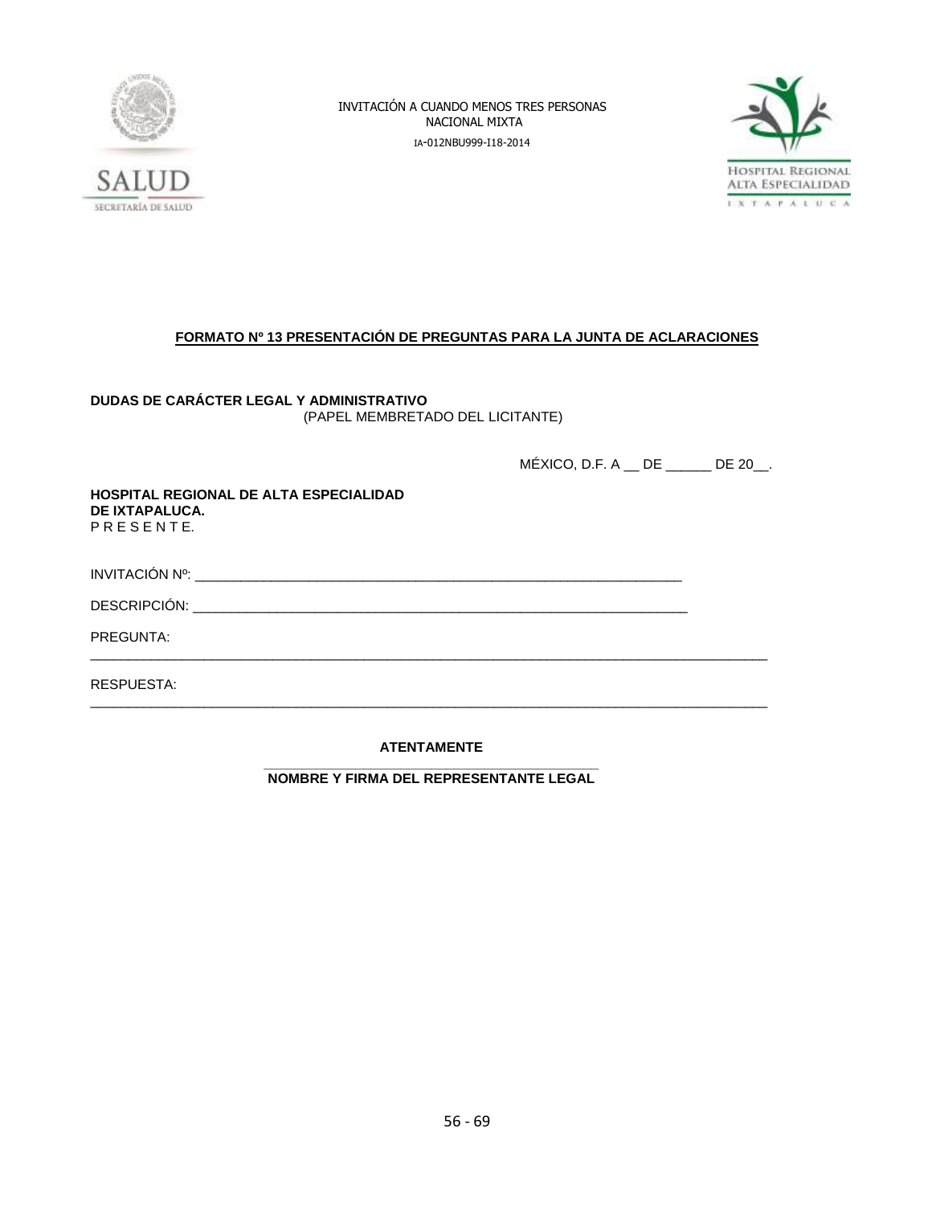INVITACIÓN A CUANDO MENOS TRES PERSONAS
NACIONAL MIXTA
IA-012NBU999-I18-2014

## FORMATO Nº 13 PRESENTACIÓN DE PREGUNTAS PARA LA JUNTA DE ACLARACIONES

**DUDAS DE CARÁCTER LEGAL Y ADMINISTRATIVO**
(PAPEL MEMBRETADO DEL LICITANTE)

MÉXICO, D.F. A __ DE ______ DE 20__.

**HOSPITAL REGIONAL DE ALTA ESPECIALIDAD**
**DE IXTAPALUCA.**
P R E S E N T E.

INVITACIÓN Nº: ___________________________________________________________

DESCRIPCIÓN: ___________________________________________________________

PREGUNTA:
_____________________________________________________________________________

RESPUESTA:
_____________________________________________________________________________

**ATENTAMENTE**

_____________________________________________

**NOMBRE Y FIRMA DEL REPRESENTANTE LEGAL**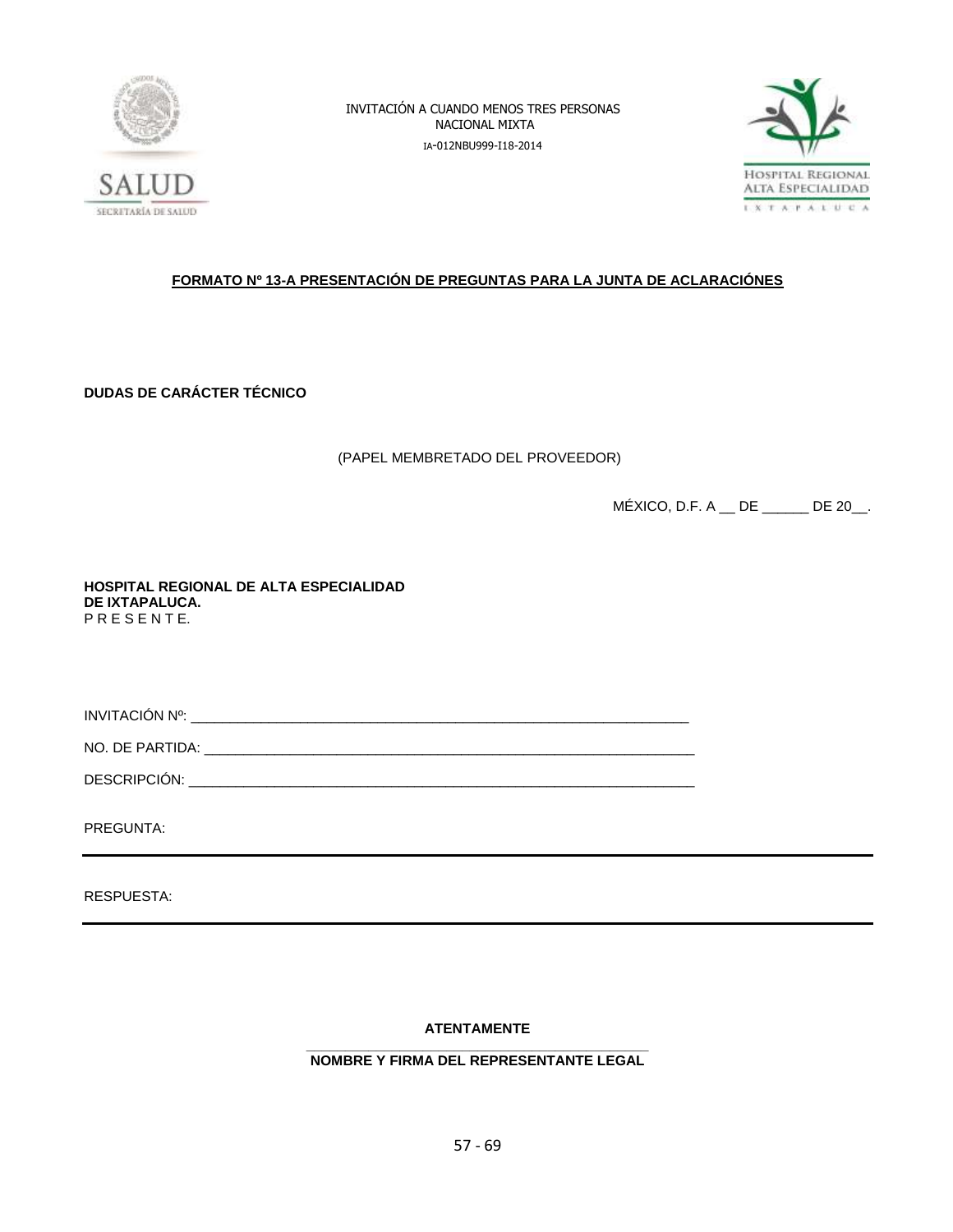INVITACIÓN A CUANDO MENOS TRES PERSONAS
NACIONAL MIXTA
IA-012NBU999-I18-2014

## FORMATO Nº 13-A PRESENTACIÓN DE PREGUNTAS PARA LA JUNTA DE ACLARACIÓNES

**DUDAS DE CARÁCTER TÉCNICO**

(PAPEL MEMBRETADO DEL PROVEEDOR)

MÉXICO, D.F. A __ DE ______ DE 20__.

**HOSPITAL REGIONAL DE ALTA ESPECIALIDAD**
**DE IXTAPALUCA.**
P R E S E N T E.

INVITACIÓN Nº: ________________________________________________________________

NO. DE PARTIDA: ________________________________________________________________

DESCRIPCIÓN: ________________________________________________________________

PREGUNTA:

---

RESPUESTA:

---

**ATENTAMENTE**

_____________________________________________
**NOMBRE Y FIRMA DEL REPRESENTANTE LEGAL**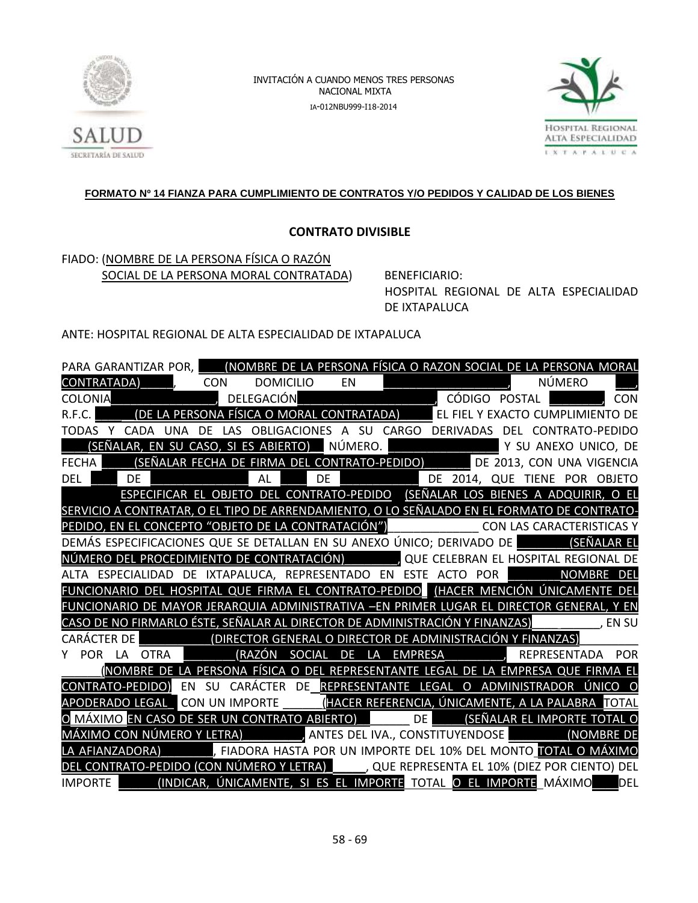INVITACIÓN A CUANDO MENOS TRES PERSONAS
NACIONAL MIXTA
IA-012NBU999-I18-2014

**FORMATO Nº 14 FIANZA PARA CUMPLIMIENTO DE CONTRATOS Y/O PEDIDOS Y CALIDAD DE LOS BIENES**

**CONTRATO DIVISIBLE**

FIADO: (NOMBRE DE LA PERSONA FÍSICA O RAZÓN SOCIAL DE LA PERSONA MORAL CONTRATADA)

BENEFICIARIO:
HOSPITAL REGIONAL DE ALTA ESPECIALIDAD DE IXTAPALUCA

ANTE: HOSPITAL REGIONAL DE ALTA ESPECIALIDAD DE IXTAPALUCA

PARA GARANTIZAR POR, ____(NOMBRE DE LA PERSONA FÍSICA O RAZON SOCIAL DE LA PERSONA MORAL CONTRATADA)_____, CON DOMICILIO EN __________________, NÚMERO ___, COLONIA________________, DELEGACIÓN_____________________, CÓDIGO POSTAL ________, CON R.F.C. _____(DE LA PERSONA FÍSICA O MORAL CONTRATADA)_____ EL FIEL Y EXACTO CUMPLIMIENTO DE TODAS Y CADA UNA DE LAS OBLIGACIONES A SU CARGO DERIVADAS DEL CONTRATO-PEDIDO ____(SEÑALAR, EN SU CASO, SI ES ABIERTO)__ NÚMERO. ________________ Y SU ANEXO UNICO, DE FECHA _____(SEÑALAR FECHA DE FIRMA DEL CONTRATO-PEDIDO)_______ DE 2013, CON UNA VIGENCIA DEL ____ DE ______________ AL ____ DE ___________ DE 2014, QUE TIENE POR OBJETO ________ ESPECIFICAR EL OBJETO DEL CONTRATO-PEDIDO (SEÑALAR LOS BIENES A ADQUIRIR, O EL SERVICIO A CONTRATAR, O EL TIPO DE ARRENDAMIENTO, O LO SEÑALADO EN EL FORMATO DE CONTRATO-PEDIDO, EN EL CONCEPTO "OBJETO DE LA CONTRATACIÓN")_____________ CON LAS CARACTERISTICAS Y DEMÁS ESPECIFICACIONES QUE SE DETALLAN EN SU ANEXO ÚNICO; DERIVADO DE ________(SEÑALAR EL NÚMERO DEL PROCEDIMIENTO DE CONTRATACIÓN)________, QUE CELEBRAN EL HOSPITAL REGIONAL DE ALTA ESPECIALIDAD DE IXTAPALUCA, REPRESENTADO EN ESTE ACTO POR ________NOMBRE DEL FUNCIONARIO DEL HOSPITAL QUE FIRMA EL CONTRATO-PEDIDO (HACER MENCIÓN ÚNICAMENTE DEL FUNCIONARIO DE MAYOR JERARQUIA ADMINISTRATIVA –EN PRIMER LUGAR EL DIRECTOR GENERAL, Y EN CASO DE NO FIRMARLO ÉSTE, SEÑALAR AL DIRECTOR DE ADMINISTRACIÓN Y FINANZAS)____ ______, EN SU CARÁCTER DE __________(DIRECTOR GENERAL O DIRECTOR DE ADMINISTRACIÓN Y FINANZAS)________ Y POR LA OTRA ________(RAZÓN SOCIAL DE LA EMPRESA_________, REPRESENTADA POR ______(NOMBRE DE LA PERSONA FÍSICA O DEL REPRESENTANTE LEGAL DE LA EMPRESA QUE FIRMA EL CONTRATO-PEDIDO) EN SU CARÁCTER DE REPRESENTANTE LEGAL O ADMINISTRADOR ÚNICO O APODERADO LEGAL CON UN IMPORTE ______(HACER REFERENCIA, ÚNICAMENTE, A LA PALABRA TOTAL O MÁXIMO EN CASO DE SER UN CONTRATO ABIERTO)______ DE _____(SEÑALAR EL IMPORTE TOTAL O MÁXIMO CON NÚMERO Y LETRA)_________, ANTES DEL IVA., CONSTITUYENDOSE _________(NOMBRE DE LA AFIANZADORA)________, FIADORA HASTA POR UN IMPORTE DEL 10% DEL MONTO TOTAL O MÁXIMO DEL CONTRATO-PEDIDO (CON NÚMERO Y LETRA) _____, QUE REPRESENTA EL 10% (DIEZ POR CIENTO) DEL IMPORTE ______(INDICAR, ÚNICAMENTE, SI ES EL IMPORTE TOTAL O EL IMPORTE MÁXIMO____DEL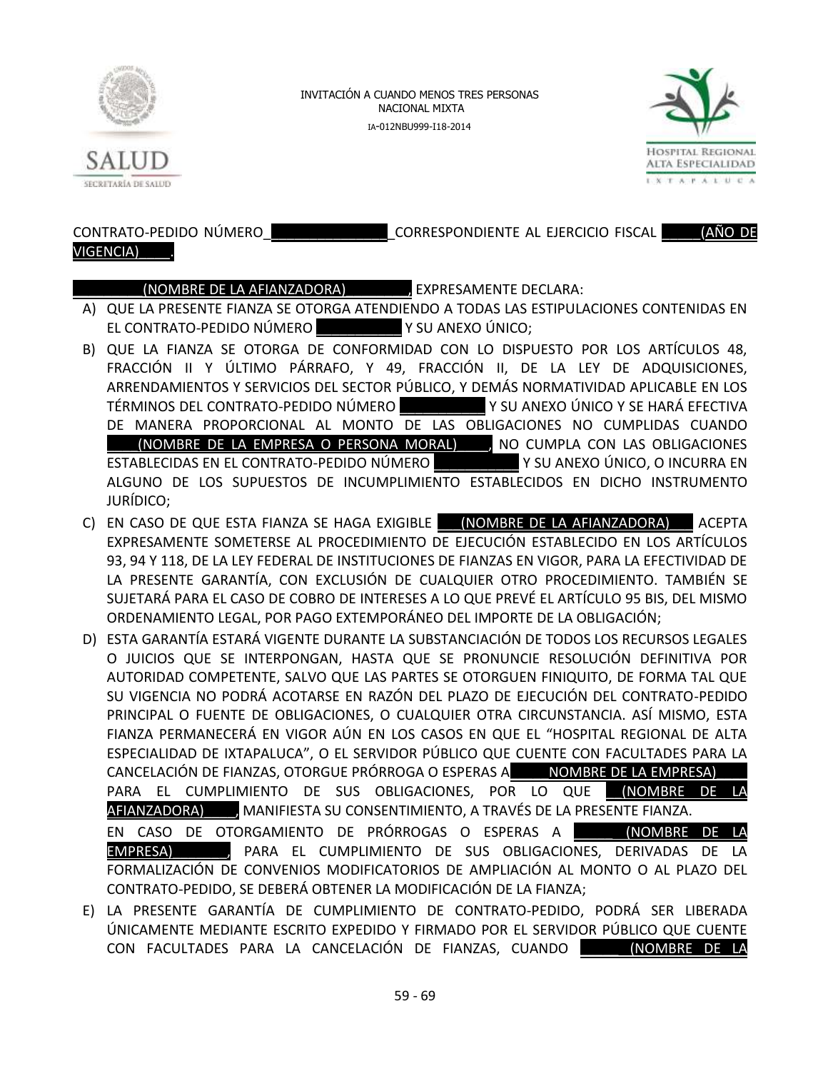CONTRATO-PEDIDO NÚMERO________________CORRESPONDIENTE AL EJERCICIO FISCAL _____(AÑO DE VIGENCIA)____.

__________(NOMBRE DE LA AFIANZADORA)_________, EXPRESAMENTE DECLARA:

A) QUE LA PRESENTE FIANZA SE OTORGA ATENDIENDO A TODAS LAS ESTIPULACIONES CONTENIDAS EN EL CONTRATO-PEDIDO NÚMERO ___________ Y SU ANEXO ÚNICO;

B) QUE LA FIANZA SE OTORGA DE CONFORMIDAD CON LO DISPUESTO POR LOS ARTÍCULOS 48, FRACCIÓN II Y ÚLTIMO PÁRRAFO, Y 49, FRACCIÓN II, DE LA LEY DE ADQUISICIONES, ARRENDAMIENTOS Y SERVICIOS DEL SECTOR PÚBLICO, Y DEMÁS NORMATIVIDAD APLICABLE EN LOS TÉRMINOS DEL CONTRATO-PEDIDO NÚMERO ___________ Y SU ANEXO ÚNICO Y SE HARÁ EFECTIVA DE MANERA PROPORCIONAL AL MONTO DE LAS OBLIGACIONES NO CUMPLIDAS CUANDO ____(NOMBRE DE LA EMPRESA O PERSONA MORAL)____, NO CUMPLA CON LAS OBLIGACIONES ESTABLECIDAS EN EL CONTRATO-PEDIDO NÚMERO ___________ Y SU ANEXO ÚNICO, O INCURRA EN ALGUNO DE LOS SUPUESTOS DE INCUMPLIMIENTO ESTABLECIDOS EN DICHO INSTRUMENTO JURÍDICO;

C) EN CASO DE QUE ESTA FIANZA SE HAGA EXIGIBLE ___(NOMBRE DE LA AFIANZADORA)___ ACEPTA EXPRESAMENTE SOMETERSE AL PROCEDIMIENTO DE EJECUCIÓN ESTABLECIDO EN LOS ARTÍCULOS 93, 94 Y 118, DE LA LEY FEDERAL DE INSTITUCIONES DE FIANZAS EN VIGOR, PARA LA EFECTIVIDAD DE LA PRESENTE GARANTÍA, CON EXCLUSIÓN DE CUALQUIER OTRO PROCEDIMIENTO. TAMBIÉN SE SUJETARÁ PARA EL CASO DE COBRO DE INTERESES A LO QUE PREVÉ EL ARTÍCULO 95 BIS, DEL MISMO ORDENAMIENTO LEGAL, POR PAGO EXTEMPORÁNEO DEL IMPORTE DE LA OBLIGACIÓN;

D) ESTA GARANTÍA ESTARÁ VIGENTE DURANTE LA SUBSTANCIACIÓN DE TODOS LOS RECURSOS LEGALES O JUICIOS QUE SE INTERPONGAN, HASTA QUE SE PRONUNCIE RESOLUCIÓN DEFINITIVA POR AUTORIDAD COMPETENTE, SALVO QUE LAS PARTES SE OTORGUEN FINIQUITO, DE FORMA TAL QUE SU VIGENCIA NO PODRÁ ACOTARSE EN RAZÓN DEL PLAZO DE EJECUCIÓN DEL CONTRATO-PEDIDO PRINCIPAL O FUENTE DE OBLIGACIONES, O CUALQUIER OTRA CIRCUNSTANCIA. ASÍ MISMO, ESTA FIANZA PERMANECERÁ EN VIGOR AÚN EN LOS CASOS EN QUE EL "HOSPITAL REGIONAL DE ALTA ESPECIALIDAD DE IXTAPALUCA", O EL SERVIDOR PÚBLICO QUE CUENTE CON FACULTADES PARA LA CANCELACIÓN DE FIANZAS, OTORGUE PRÓRROGA O ESPERAS A_____NOMBRE DE LA EMPRESA)____ PARA EL CUMPLIMIENTO DE SUS OBLIGACIONES, POR LO QUE __(NOMBRE DE LA AFIANZADORA)____, MANIFIESTA SU CONSENTIMIENTO, A TRAVÉS DE LA PRESENTE FIANZA.

   EN CASO DE OTORGAMIENTO DE PRÓRROGAS O ESPERAS A _____ (NOMBRE DE LA EMPRESA)_______, PARA EL CUMPLIMIENTO DE SUS OBLIGACIONES, DERIVADAS DE LA FORMALIZACIÓN DE CONVENIOS MODIFICATORIOS DE AMPLIACIÓN AL MONTO O AL PLAZO DEL CONTRATO-PEDIDO, SE DEBERÁ OBTENER LA MODIFICACIÓN DE LA FIANZA;

E) LA PRESENTE GARANTÍA DE CUMPLIMIENTO DE CONTRATO-PEDIDO, PODRÁ SER LIBERADA ÚNICAMENTE MEDIANTE ESCRITO EXPEDIDO Y FIRMADO POR EL SERVIDOR PÚBLICO QUE CUENTE CON FACULTADES PARA LA CANCELACIÓN DE FIANZAS, CUANDO _____ (NOMBRE DE LA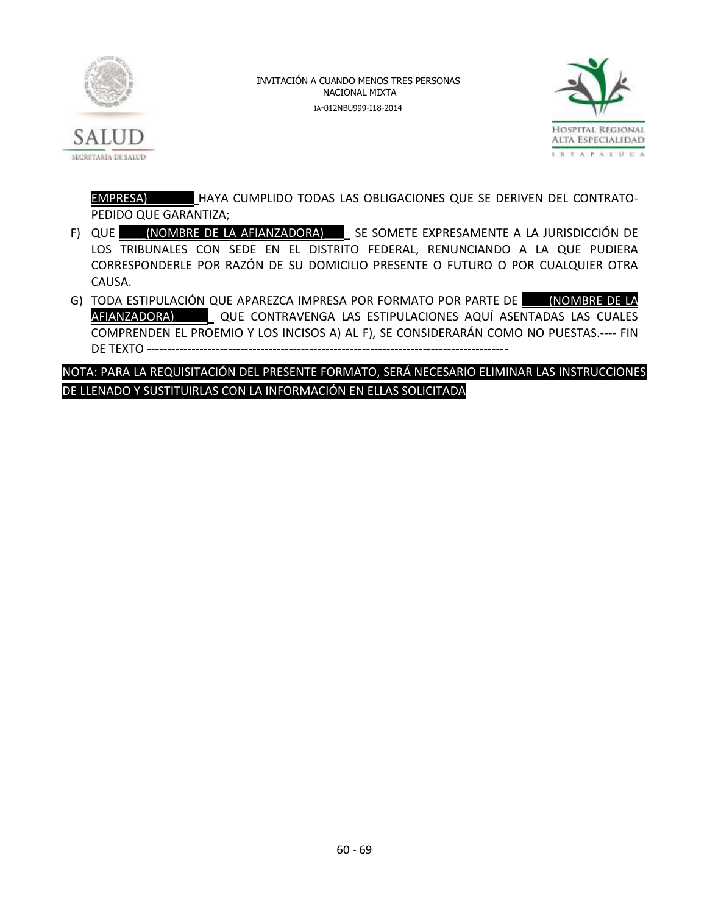EMPRESA)\_\_\_\_\_\_ HAYA CUMPLIDO TODAS LAS OBLIGACIONES QUE SE DERIVEN DEL CONTRATO-PEDIDO QUE GARANTIZA;

F) QUE \_\_\_\_(NOMBRE DE LA AFIANZADORA)\_\_\_\_ SE SOMETE EXPRESAMENTE A LA JURISDICCIÓN DE LOS TRIBUNALES CON SEDE EN EL DISTRITO FEDERAL, RENUNCIANDO A LA QUE PUDIERA CORRESPONDERLE POR RAZÓN DE SU DOMICILIO PRESENTE O FUTURO O POR CUALQUIER OTRA CAUSA.

G) TODA ESTIPULACIÓN QUE APAREZCA IMPRESA POR FORMATO POR PARTE DE \_\_\_\_(NOMBRE DE LA AFIANZADORA)\_\_\_\_ QUE CONTRAVENGA LAS ESTIPULACIONES AQUÍ ASENTADAS LAS CUALES COMPRENDEN EL PROEMIO Y LOS INCISOS A) AL F), SE CONSIDERARÁN COMO <u>NO</u> PUESTAS.---- FIN DE TEXTO ------------------------------------------------------------------------------------------

NOTA: PARA LA REQUISITACIÓN DEL PRESENTE FORMATO, SERÁ NECESARIO ELIMINAR LAS INSTRUCCIONES DE LLENADO Y SUSTITUIRLAS CON LA INFORMACIÓN EN ELLAS SOLICITADA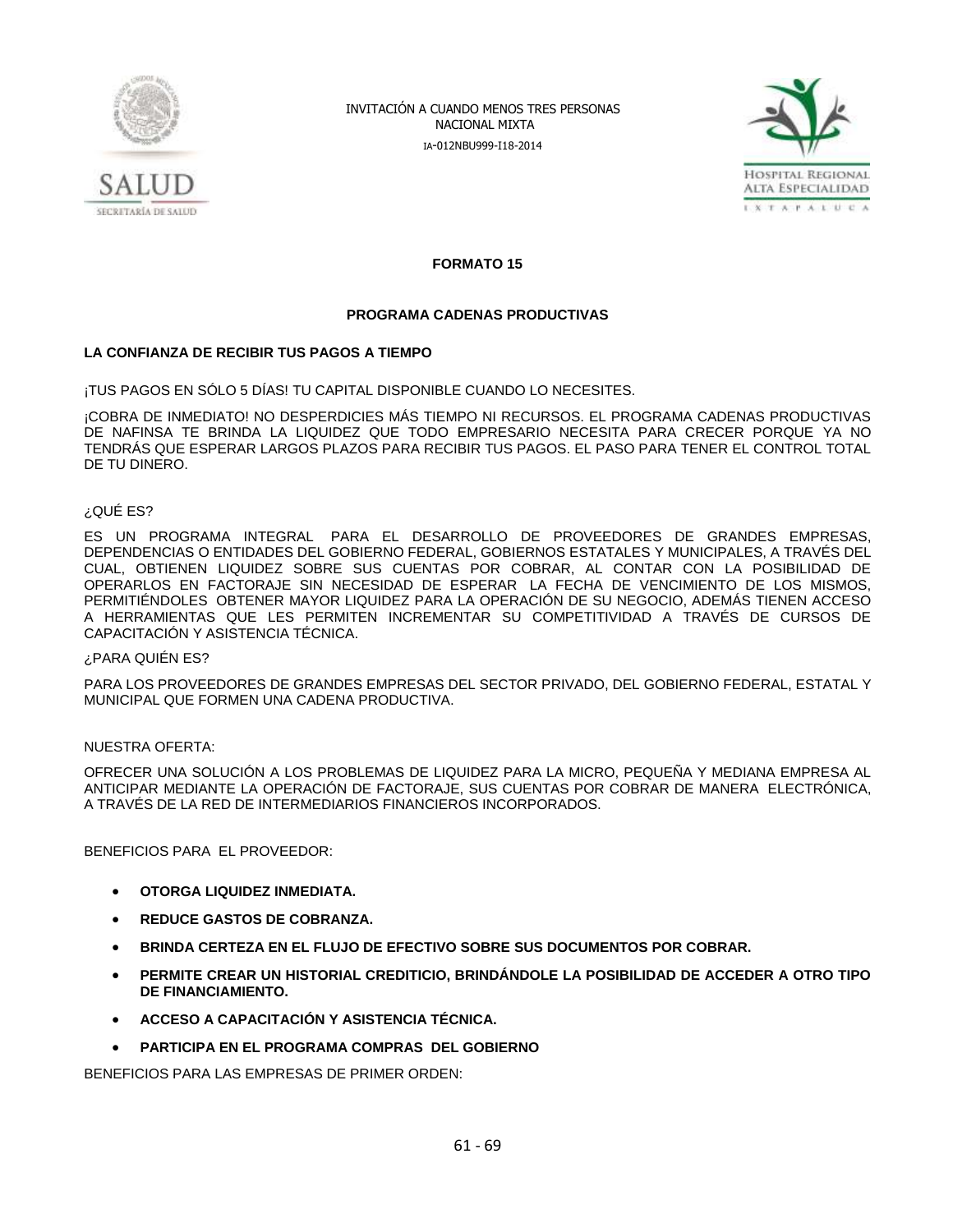## FORMATO 15

### PROGRAMA CADENAS PRODUCTIVAS

**LA CONFIANZA DE RECIBIR TUS PAGOS A TIEMPO**

¡TUS PAGOS EN SÓLO 5 DÍAS! TU CAPITAL DISPONIBLE CUANDO LO NECESITES.

¡COBRA DE INMEDIATO! NO DESPERDICIES MÁS TIEMPO NI RECURSOS. EL PROGRAMA CADENAS PRODUCTIVAS DE NAFINSA TE BRINDA LA LIQUIDEZ QUE TODO EMPRESARIO NECESITA PARA CRECER PORQUE YA NO TENDRÁS QUE ESPERAR LARGOS PLAZOS PARA RECIBIR TUS PAGOS. EL PASO PARA TENER EL CONTROL TOTAL DE TU DINERO.

¿QUÉ ES?

ES UN PROGRAMA INTEGRAL PARA EL DESARROLLO DE PROVEEDORES DE GRANDES EMPRESAS, DEPENDENCIAS O ENTIDADES DEL GOBIERNO FEDERAL, GOBIERNOS ESTATALES Y MUNICIPALES, A TRAVÉS DEL CUAL, OBTIENEN LIQUIDEZ SOBRE SUS CUENTAS POR COBRAR, AL CONTAR CON LA POSIBILIDAD DE OPERARLOS EN FACTORAJE SIN NECESIDAD DE ESPERAR LA FECHA DE VENCIMIENTO DE LOS MISMOS, PERMITIÉNDOLES OBTENER MAYOR LIQUIDEZ PARA LA OPERACIÓN DE SU NEGOCIO, ADEMÁS TIENEN ACCESO A HERRAMIENTAS QUE LES PERMITEN INCREMENTAR SU COMPETITIVIDAD A TRAVÉS DE CURSOS DE CAPACITACIÓN Y ASISTENCIA TÉCNICA.

¿PARA QUIÉN ES?

PARA LOS PROVEEDORES DE GRANDES EMPRESAS DEL SECTOR PRIVADO, DEL GOBIERNO FEDERAL, ESTATAL Y MUNICIPAL QUE FORMEN UNA CADENA PRODUCTIVA.

NUESTRA OFERTA:

OFRECER UNA SOLUCIÓN A LOS PROBLEMAS DE LIQUIDEZ PARA LA MICRO, PEQUEÑA Y MEDIANA EMPRESA AL ANTICIPAR MEDIANTE LA OPERACIÓN DE FACTORAJE, SUS CUENTAS POR COBRAR DE MANERA ELECTRÓNICA, A TRAVÉS DE LA RED DE INTERMEDIARIOS FINANCIEROS INCORPORADOS.

BENEFICIOS PARA EL PROVEEDOR:

- **OTORGA LIQUIDEZ INMEDIATA.**
- **REDUCE GASTOS DE COBRANZA.**
- **BRINDA CERTEZA EN EL FLUJO DE EFECTIVO SOBRE SUS DOCUMENTOS POR COBRAR.**
- **PERMITE CREAR UN HISTORIAL CREDITICIO, BRINDÁNDOLE LA POSIBILIDAD DE ACCEDER A OTRO TIPO DE FINANCIAMIENTO.**
- **ACCESO A CAPACITACIÓN Y ASISTENCIA TÉCNICA.**
- **PARTICIPA EN EL PROGRAMA COMPRAS DEL GOBIERNO**

BENEFICIOS PARA LAS EMPRESAS DE PRIMER ORDEN: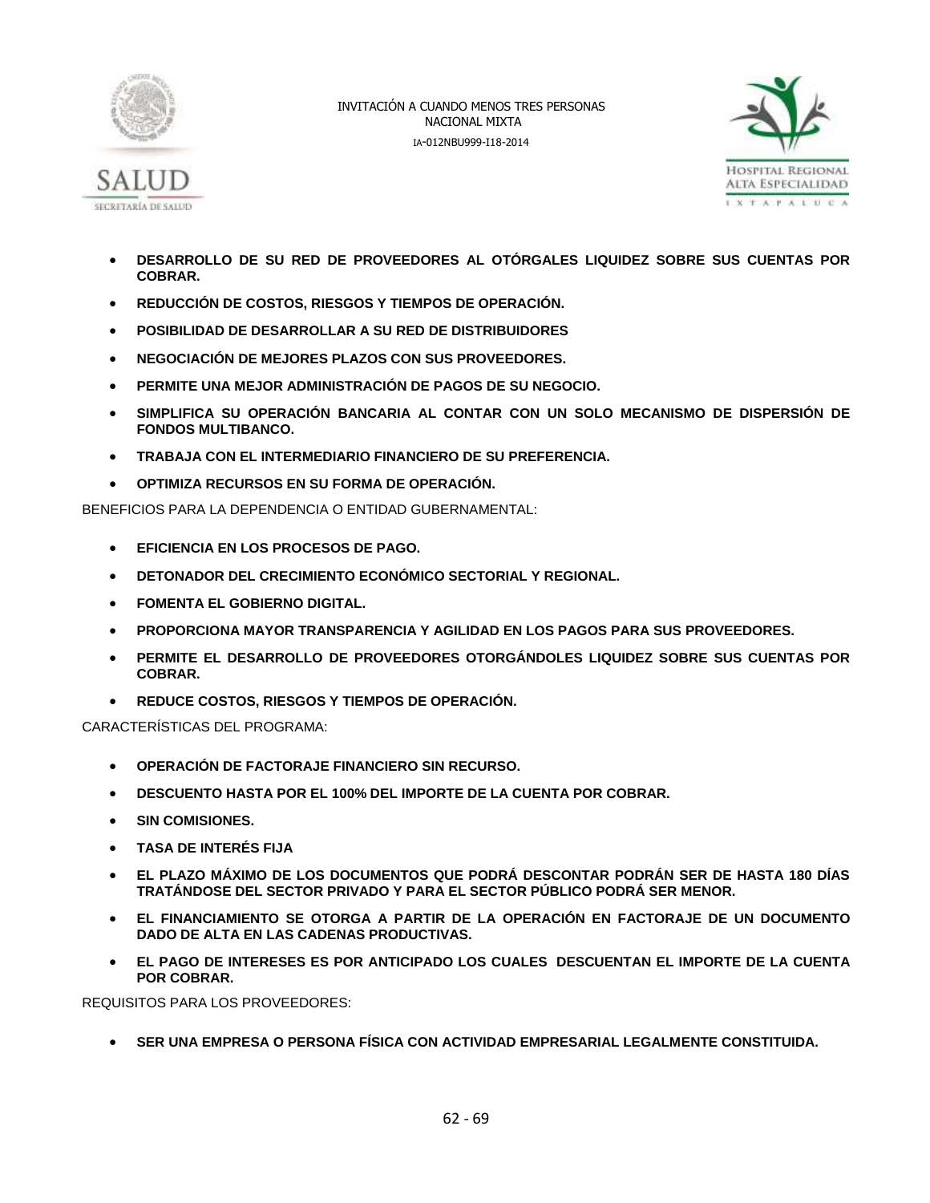- **DESARROLLO DE SU RED DE PROVEEDORES AL OTÓRGALES LIQUIDEZ SOBRE SUS CUENTAS POR COBRAR.**
- **REDUCCIÓN DE COSTOS, RIESGOS Y TIEMPOS DE OPERACIÓN.**
- **POSIBILIDAD DE DESARROLLAR A SU RED DE DISTRIBUIDORES**
- **NEGOCIACIÓN DE MEJORES PLAZOS CON SUS PROVEEDORES.**
- **PERMITE UNA MEJOR ADMINISTRACIÓN DE PAGOS DE SU NEGOCIO.**
- **SIMPLIFICA SU OPERACIÓN BANCARIA AL CONTAR CON UN SOLO MECANISMO DE DISPERSIÓN DE FONDOS MULTIBANCO.**
- **TRABAJA CON EL INTERMEDIARIO FINANCIERO DE SU PREFERENCIA.**
- **OPTIMIZA RECURSOS EN SU FORMA DE OPERACIÓN.**

BENEFICIOS PARA LA DEPENDENCIA O ENTIDAD GUBERNAMENTAL:

- **EFICIENCIA EN LOS PROCESOS DE PAGO.**
- **DETONADOR DEL CRECIMIENTO ECONÓMICO SECTORIAL Y REGIONAL.**
- **FOMENTA EL GOBIERNO DIGITAL.**
- **PROPORCIONA MAYOR TRANSPARENCIA Y AGILIDAD EN LOS PAGOS PARA SUS PROVEEDORES.**
- **PERMITE EL DESARROLLO DE PROVEEDORES OTORGÁNDOLES LIQUIDEZ SOBRE SUS CUENTAS POR COBRAR.**
- **REDUCE COSTOS, RIESGOS Y TIEMPOS DE OPERACIÓN.**

CARACTERÍSTICAS DEL PROGRAMA:

- **OPERACIÓN DE FACTORAJE FINANCIERO SIN RECURSO.**
- **DESCUENTO HASTA POR EL 100% DEL IMPORTE DE LA CUENTA POR COBRAR.**
- **SIN COMISIONES.**
- **TASA DE INTERÉS FIJA**
- **EL PLAZO MÁXIMO DE LOS DOCUMENTOS QUE PODRÁ DESCONTAR PODRÁN SER DE HASTA 180 DÍAS TRATÁNDOSE DEL SECTOR PRIVADO Y PARA EL SECTOR PÚBLICO PODRÁ SER MENOR.**
- **EL FINANCIAMIENTO SE OTORGA A PARTIR DE LA OPERACIÓN EN FACTORAJE DE UN DOCUMENTO DADO DE ALTA EN LAS CADENAS PRODUCTIVAS.**
- **EL PAGO DE INTERESES ES POR ANTICIPADO LOS CUALES DESCUENTAN EL IMPORTE DE LA CUENTA POR COBRAR.**

REQUISITOS PARA LOS PROVEEDORES:

- **SER UNA EMPRESA O PERSONA FÍSICA CON ACTIVIDAD EMPRESARIAL LEGALMENTE CONSTITUIDA.**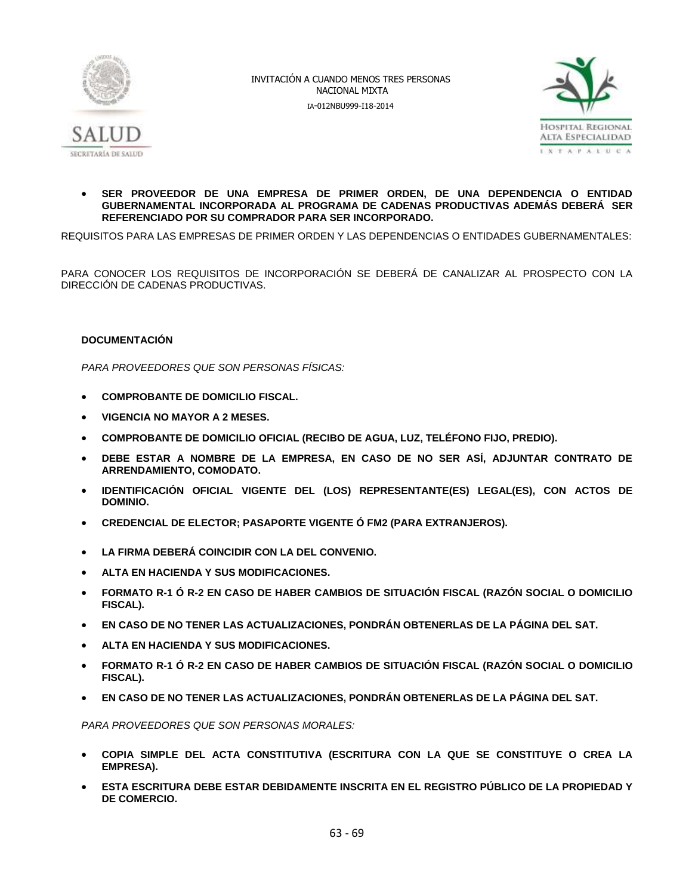- **SER PROVEEDOR DE UNA EMPRESA DE PRIMER ORDEN, DE UNA DEPENDENCIA O ENTIDAD GUBERNAMENTAL INCORPORADA AL PROGRAMA DE CADENAS PRODUCTIVAS ADEMÁS DEBERÁ SER REFERENCIADO POR SU COMPRADOR PARA SER INCORPORADO.**

REQUISITOS PARA LAS EMPRESAS DE PRIMER ORDEN Y LAS DEPENDENCIAS O ENTIDADES GUBERNAMENTALES:

PARA CONOCER LOS REQUISITOS DE INCORPORACIÓN SE DEBERÁ DE CANALIZAR AL PROSPECTO CON LA DIRECCIÓN DE CADENAS PRODUCTIVAS.

**DOCUMENTACIÓN**

*PARA PROVEEDORES QUE SON PERSONAS FÍSICAS:*

- **COMPROBANTE DE DOMICILIO FISCAL.**
- **VIGENCIA NO MAYOR A 2 MESES.**
- **COMPROBANTE DE DOMICILIO OFICIAL (RECIBO DE AGUA, LUZ, TELÉFONO FIJO, PREDIO).**
- **DEBE ESTAR A NOMBRE DE LA EMPRESA, EN CASO DE NO SER ASÍ, ADJUNTAR CONTRATO DE ARRENDAMIENTO, COMODATO.**
- **IDENTIFICACIÓN OFICIAL VIGENTE DEL (LOS) REPRESENTANTE(ES) LEGAL(ES), CON ACTOS DE DOMINIO.**
- **CREDENCIAL DE ELECTOR; PASAPORTE VIGENTE Ó FM2 (PARA EXTRANJEROS).**
- **LA FIRMA DEBERÁ COINCIDIR CON LA DEL CONVENIO.**
- **ALTA EN HACIENDA Y SUS MODIFICACIONES.**
- **FORMATO R-1 Ó R-2 EN CASO DE HABER CAMBIOS DE SITUACIÓN FISCAL (RAZÓN SOCIAL O DOMICILIO FISCAL).**
- **EN CASO DE NO TENER LAS ACTUALIZACIONES, PONDRÁN OBTENERLAS DE LA PÁGINA DEL SAT.**
- **ALTA EN HACIENDA Y SUS MODIFICACIONES.**
- **FORMATO R-1 Ó R-2 EN CASO DE HABER CAMBIOS DE SITUACIÓN FISCAL (RAZÓN SOCIAL O DOMICILIO FISCAL).**
- **EN CASO DE NO TENER LAS ACTUALIZACIONES, PONDRÁN OBTENERLAS DE LA PÁGINA DEL SAT.**

*PARA PROVEEDORES QUE SON PERSONAS MORALES:*

- **COPIA SIMPLE DEL ACTA CONSTITUTIVA (ESCRITURA CON LA QUE SE CONSTITUYE O CREA LA EMPRESA).**
- **ESTA ESCRITURA DEBE ESTAR DEBIDAMENTE INSCRITA EN EL REGISTRO PÚBLICO DE LA PROPIEDAD Y DE COMERCIO.**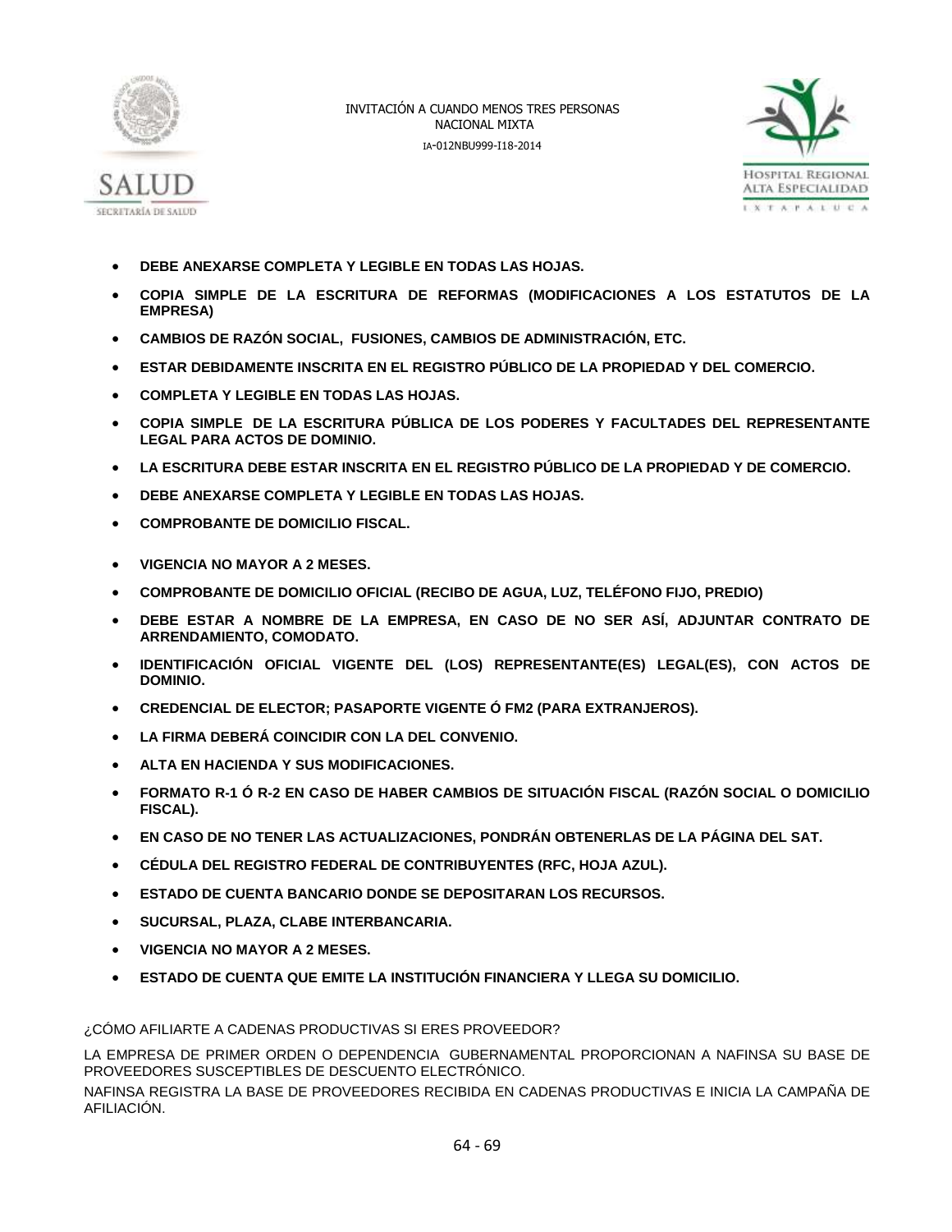- **DEBE ANEXARSE COMPLETA Y LEGIBLE EN TODAS LAS HOJAS.**
- **COPIA SIMPLE DE LA ESCRITURA DE REFORMAS (MODIFICACIONES A LOS ESTATUTOS DE LA EMPRESA)**
- **CAMBIOS DE RAZÓN SOCIAL, FUSIONES, CAMBIOS DE ADMINISTRACIÓN, ETC.**
- **ESTAR DEBIDAMENTE INSCRITA EN EL REGISTRO PÚBLICO DE LA PROPIEDAD Y DEL COMERCIO.**
- **COMPLETA Y LEGIBLE EN TODAS LAS HOJAS.**
- **COPIA SIMPLE DE LA ESCRITURA PÚBLICA DE LOS PODERES Y FACULTADES DEL REPRESENTANTE LEGAL PARA ACTOS DE DOMINIO.**
- **LA ESCRITURA DEBE ESTAR INSCRITA EN EL REGISTRO PÚBLICO DE LA PROPIEDAD Y DE COMERCIO.**
- **DEBE ANEXARSE COMPLETA Y LEGIBLE EN TODAS LAS HOJAS.**
- **COMPROBANTE DE DOMICILIO FISCAL.**
- **VIGENCIA NO MAYOR A 2 MESES.**
- **COMPROBANTE DE DOMICILIO OFICIAL (RECIBO DE AGUA, LUZ, TELÉFONO FIJO, PREDIO)**
- **DEBE ESTAR A NOMBRE DE LA EMPRESA, EN CASO DE NO SER ASÍ, ADJUNTAR CONTRATO DE ARRENDAMIENTO, COMODATO.**
- **IDENTIFICACIÓN OFICIAL VIGENTE DEL (LOS) REPRESENTANTE(ES) LEGAL(ES), CON ACTOS DE DOMINIO.**
- **CREDENCIAL DE ELECTOR; PASAPORTE VIGENTE Ó FM2 (PARA EXTRANJEROS).**
- **LA FIRMA DEBERÁ COINCIDIR CON LA DEL CONVENIO.**
- **ALTA EN HACIENDA Y SUS MODIFICACIONES.**
- **FORMATO R-1 Ó R-2 EN CASO DE HABER CAMBIOS DE SITUACIÓN FISCAL (RAZÓN SOCIAL O DOMICILIO FISCAL).**
- **EN CASO DE NO TENER LAS ACTUALIZACIONES, PONDRÁN OBTENERLAS DE LA PÁGINA DEL SAT.**
- **CÉDULA DEL REGISTRO FEDERAL DE CONTRIBUYENTES (RFC, HOJA AZUL).**
- **ESTADO DE CUENTA BANCARIO DONDE SE DEPOSITARAN LOS RECURSOS.**
- **SUCURSAL, PLAZA, CLABE INTERBANCARIA.**
- **VIGENCIA NO MAYOR A 2 MESES.**
- **ESTADO DE CUENTA QUE EMITE LA INSTITUCIÓN FINANCIERA Y LLEGA SU DOMICILIO.**

¿CÓMO AFILIARTE A CADENAS PRODUCTIVAS SI ERES PROVEEDOR?

LA EMPRESA DE PRIMER ORDEN O DEPENDENCIA GUBERNAMENTAL PROPORCIONAN A NAFINSA SU BASE DE PROVEEDORES SUSCEPTIBLES DE DESCUENTO ELECTRÓNICO.

NAFINSA REGISTRA LA BASE DE PROVEEDORES RECIBIDA EN CADENAS PRODUCTIVAS E INICIA LA CAMPAÑA DE AFILIACIÓN.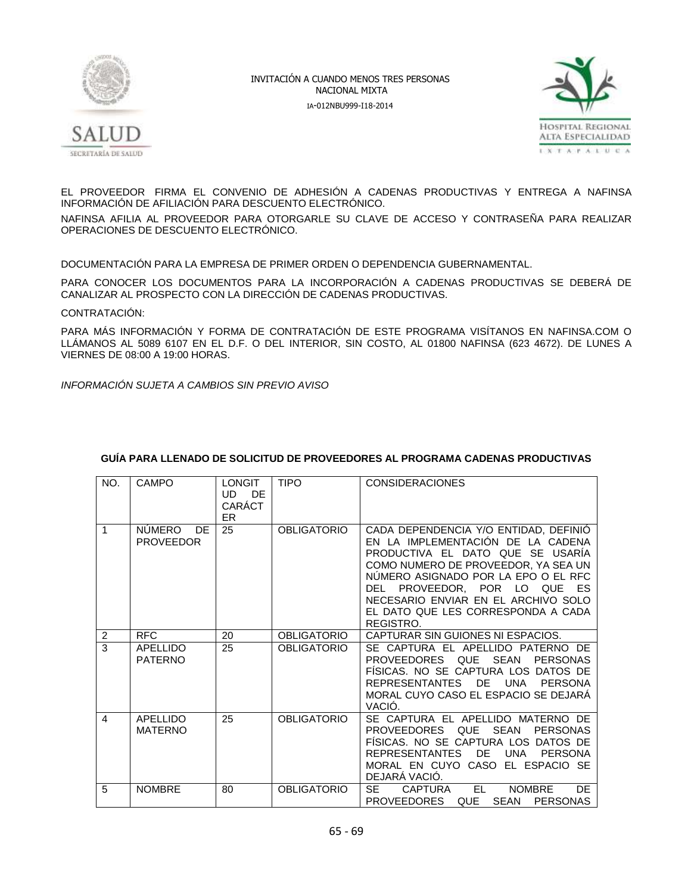EL PROVEEDOR FIRMA EL CONVENIO DE ADHESIÓN A CADENAS PRODUCTIVAS Y ENTREGA A NAFINSA INFORMACIÓN DE AFILIACIÓN PARA DESCUENTO ELECTRÓNICO.

NAFINSA AFILIA AL PROVEEDOR PARA OTORGARLE SU CLAVE DE ACCESO Y CONTRASEÑA PARA REALIZAR OPERACIONES DE DESCUENTO ELECTRÓNICO.

DOCUMENTACIÓN PARA LA EMPRESA DE PRIMER ORDEN O DEPENDENCIA GUBERNAMENTAL.

PARA CONOCER LOS DOCUMENTOS PARA LA INCORPORACIÓN A CADENAS PRODUCTIVAS SE DEBERÁ DE CANALIZAR AL PROSPECTO CON LA DIRECCIÓN DE CADENAS PRODUCTIVAS.

CONTRATACIÓN:

PARA MÁS INFORMACIÓN Y FORMA DE CONTRATACIÓN DE ESTE PROGRAMA VISÍTANOS EN NAFINSA.COM O LLÁMANOS AL 5089 6107 EN EL D.F. O DEL INTERIOR, SIN COSTO, AL 01800 NAFINSA (623 4672). DE LUNES A VIERNES DE 08:00 A 19:00 HORAS.

*INFORMACIÓN SUJETA A CAMBIOS SIN PREVIO AVISO*

**GUÍA PARA LLENADO DE SOLICITUD DE PROVEEDORES AL PROGRAMA CADENAS PRODUCTIVAS**

| NO. | CAMPO | LONGITUD DE CARÁCTER | TIPO | CONSIDERACIONES |
|---|---|---|---|---|
| 1 | NÚMERO DE PROVEEDOR | 25 | OBLIGATORIO | CADA DEPENDENCIA Y/O ENTIDAD, DEFINIÓ EN LA IMPLEMENTACIÓN DE LA CADENA PRODUCTIVA EL DATO QUE SE USARÍA COMO NUMERO DE PROVEEDOR, YA SEA UN NÚMERO ASIGNADO POR LA EPO O EL RFC DEL PROVEEDOR, POR LO QUE ES NECESARIO ENVIAR EN EL ARCHIVO SOLO EL DATO QUE LES CORRESPONDA A CADA REGISTRO. |
| 2 | RFC | 20 | OBLIGATORIO | CAPTURAR SIN GUIONES NI ESPACIOS. |
| 3 | APELLIDO PATERNO | 25 | OBLIGATORIO | SE CAPTURA EL APELLIDO PATERNO DE PROVEEDORES QUE SEAN PERSONAS FÍSICAS. NO SE CAPTURA LOS DATOS DE REPRESENTANTES DE UNA PERSONA MORAL CUYO CASO EL ESPACIO SE DEJARÁ VACIÓ. |
| 4 | APELLIDO MATERNO | 25 | OBLIGATORIO | SE CAPTURA EL APELLIDO MATERNO DE PROVEEDORES QUE SEAN PERSONAS FÍSICAS. NO SE CAPTURA LOS DATOS DE REPRESENTANTES DE UNA PERSONA MORAL EN CUYO CASO EL ESPACIO SE DEJARÁ VACIÓ. |
| 5 | NOMBRE | 80 | OBLIGATORIO | SE CAPTURA EL NOMBRE DE PROVEEDORES QUE SEAN PERSONAS |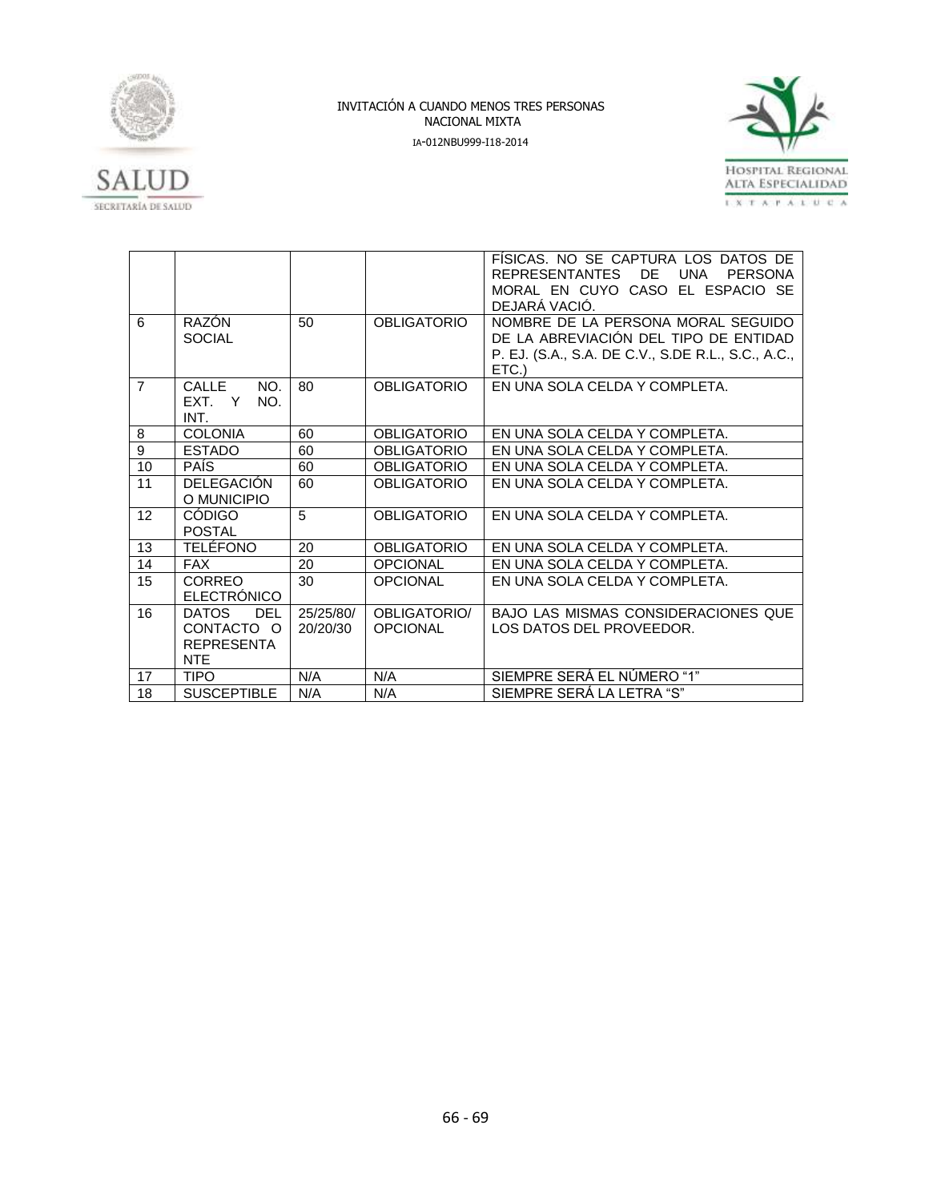|  |  |  |  | FÍSICAS. NO SE CAPTURA LOS DATOS DE REPRESENTANTES DE UNA PERSONA MORAL EN CUYO CASO EL ESPACIO SE DEJARÁ VACIÓ. |
|---|---|---|---|---|
| 6 | RAZÓN SOCIAL | 50 | OBLIGATORIO | NOMBRE DE LA PERSONA MORAL SEGUIDO DE LA ABREVIACIÓN DEL TIPO DE ENTIDAD P. EJ. (S.A., S.A. DE C.V., S.DE R.L., S.C., A.C., ETC.) |
| 7 | CALLE NO. EXT. Y NO. INT. | 80 | OBLIGATORIO | EN UNA SOLA CELDA Y COMPLETA. |
| 8 | COLONIA | 60 | OBLIGATORIO | EN UNA SOLA CELDA Y COMPLETA. |
| 9 | ESTADO | 60 | OBLIGATORIO | EN UNA SOLA CELDA Y COMPLETA. |
| 10 | PAÍS | 60 | OBLIGATORIO | EN UNA SOLA CELDA Y COMPLETA. |
| 11 | DELEGACIÓN O MUNICIPIO | 60 | OBLIGATORIO | EN UNA SOLA CELDA Y COMPLETA. |
| 12 | CÓDIGO POSTAL | 5 | OBLIGATORIO | EN UNA SOLA CELDA Y COMPLETA. |
| 13 | TELÉFONO | 20 | OBLIGATORIO | EN UNA SOLA CELDA Y COMPLETA. |
| 14 | FAX | 20 | OPCIONAL | EN UNA SOLA CELDA Y COMPLETA. |
| 15 | CORREO ELECTRÓNICO | 30 | OPCIONAL | EN UNA SOLA CELDA Y COMPLETA. |
| 16 | DATOS DEL CONTACTO O REPRESENTANTE | 25/25/80/ 20/20/30 | OBLIGATORIO/ OPCIONAL | BAJO LAS MISMAS CONSIDERACIONES QUE LOS DATOS DEL PROVEEDOR. |
| 17 | TIPO | N/A | N/A | SIEMPRE SERÁ EL NÚMERO "1" |
| 18 | SUSCEPTIBLE | N/A | N/A | SIEMPRE SERÁ LA LETRA "S" |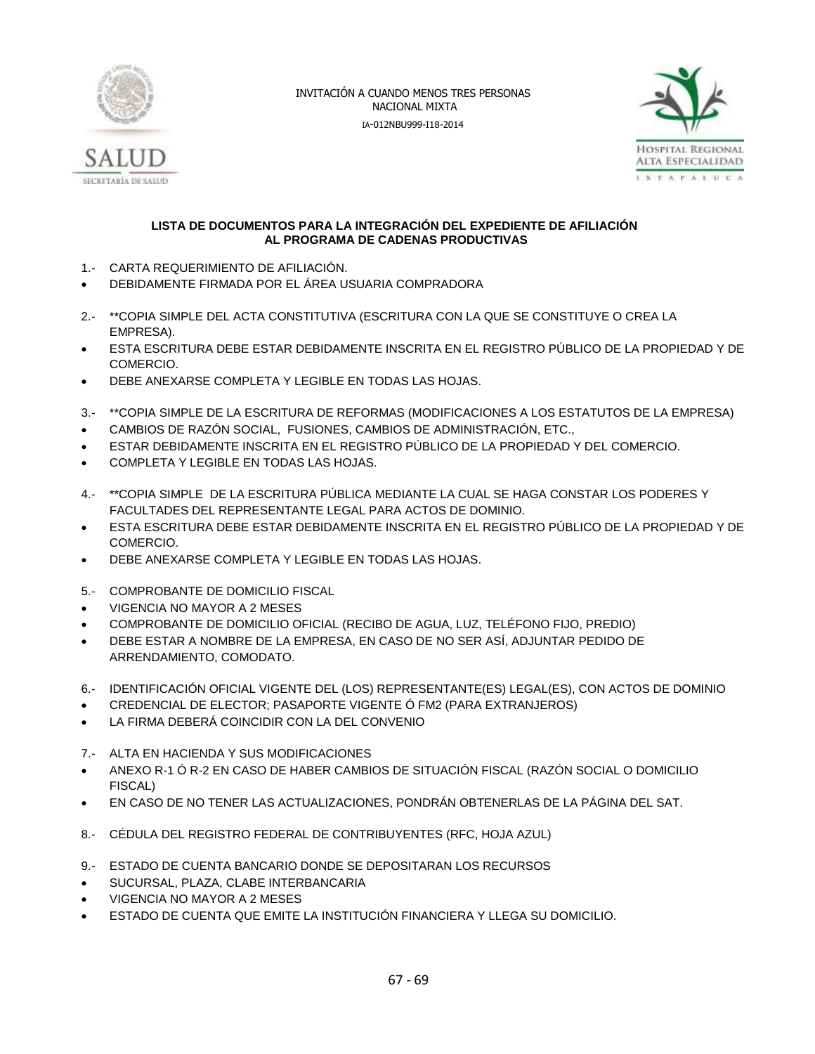## LISTA DE DOCUMENTOS PARA LA INTEGRACIÓN DEL EXPEDIENTE DE AFILIACIÓN AL PROGRAMA DE CADENAS PRODUCTIVAS

1.- CARTA REQUERIMIENTO DE AFILIACIÓN.

- DEBIDAMENTE FIRMADA POR EL ÁREA USUARIA COMPRADORA

2.- **COPIA SIMPLE DEL ACTA CONSTITUTIVA (ESCRITURA CON LA QUE SE CONSTITUYE O CREA LA EMPRESA).

- ESTA ESCRITURA DEBE ESTAR DEBIDAMENTE INSCRITA EN EL REGISTRO PÚBLICO DE LA PROPIEDAD Y DE COMERCIO.
- DEBE ANEXARSE COMPLETA Y LEGIBLE EN TODAS LAS HOJAS.

3.- **COPIA SIMPLE DE LA ESCRITURA DE REFORMAS (MODIFICACIONES A LOS ESTATUTOS DE LA EMPRESA)

- CAMBIOS DE RAZÓN SOCIAL, FUSIONES, CAMBIOS DE ADMINISTRACIÓN, ETC.,
- ESTAR DEBIDAMENTE INSCRITA EN EL REGISTRO PÚBLICO DE LA PROPIEDAD Y DEL COMERCIO.
- COMPLETA Y LEGIBLE EN TODAS LAS HOJAS.

4.- **COPIA SIMPLE DE LA ESCRITURA PÚBLICA MEDIANTE LA CUAL SE HAGA CONSTAR LOS PODERES Y FACULTADES DEL REPRESENTANTE LEGAL PARA ACTOS DE DOMINIO.

- ESTA ESCRITURA DEBE ESTAR DEBIDAMENTE INSCRITA EN EL REGISTRO PÚBLICO DE LA PROPIEDAD Y DE COMERCIO.
- DEBE ANEXARSE COMPLETA Y LEGIBLE EN TODAS LAS HOJAS.

5.- COMPROBANTE DE DOMICILIO FISCAL

- VIGENCIA NO MAYOR A 2 MESES
- COMPROBANTE DE DOMICILIO OFICIAL (RECIBO DE AGUA, LUZ, TELÉFONO FIJO, PREDIO)
- DEBE ESTAR A NOMBRE DE LA EMPRESA, EN CASO DE NO SER ASÍ, ADJUNTAR PEDIDO DE ARRENDAMIENTO, COMODATO.

6.- IDENTIFICACIÓN OFICIAL VIGENTE DEL (LOS) REPRESENTANTE(ES) LEGAL(ES), CON ACTOS DE DOMINIO

- CREDENCIAL DE ELECTOR; PASAPORTE VIGENTE Ó FM2 (PARA EXTRANJEROS)
- LA FIRMA DEBERÁ COINCIDIR CON LA DEL CONVENIO

7.- ALTA EN HACIENDA Y SUS MODIFICACIONES

- ANEXO R-1 Ó R-2 EN CASO DE HABER CAMBIOS DE SITUACIÓN FISCAL (RAZÓN SOCIAL O DOMICILIO FISCAL)
- EN CASO DE NO TENER LAS ACTUALIZACIONES, PONDRÁN OBTENERLAS DE LA PÁGINA DEL SAT.

8.- CÉDULA DEL REGISTRO FEDERAL DE CONTRIBUYENTES (RFC, HOJA AZUL)

9.- ESTADO DE CUENTA BANCARIO DONDE SE DEPOSITARAN LOS RECURSOS

- SUCURSAL, PLAZA, CLABE INTERBANCARIA
- VIGENCIA NO MAYOR A 2 MESES
- ESTADO DE CUENTA QUE EMITE LA INSTITUCIÓN FINANCIERA Y LLEGA SU DOMICILIO.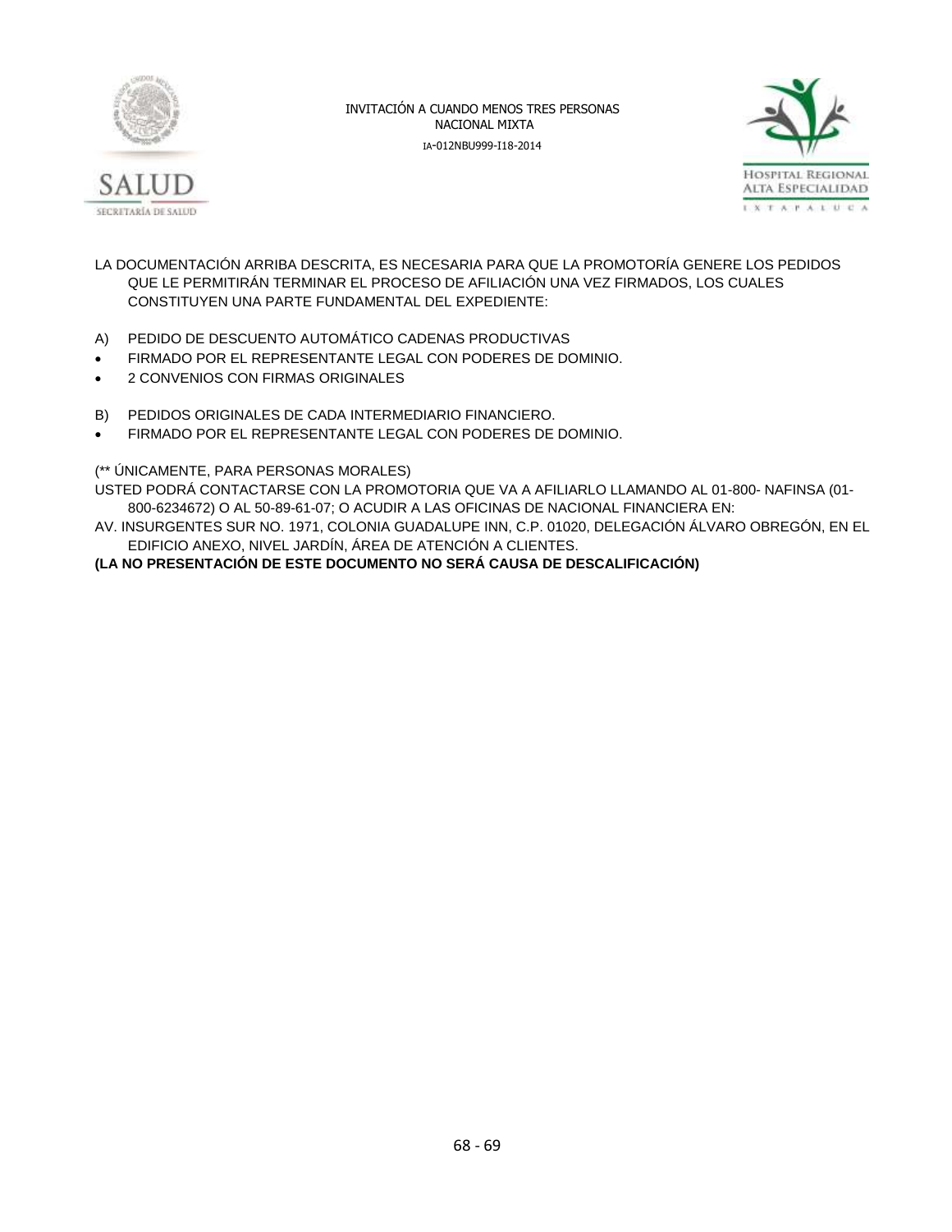LA DOCUMENTACIÓN ARRIBA DESCRITA, ES NECESARIA PARA QUE LA PROMOTORÍA GENERE LOS PEDIDOS QUE LE PERMITIRÁN TERMINAR EL PROCESO DE AFILIACIÓN UNA VEZ FIRMADOS, LOS CUALES CONSTITUYEN UNA PARTE FUNDAMENTAL DEL EXPEDIENTE:

A) PEDIDO DE DESCUENTO AUTOMÁTICO CADENAS PRODUCTIVAS

- FIRMADO POR EL REPRESENTANTE LEGAL CON PODERES DE DOMINIO.
- 2 CONVENIOS CON FIRMAS ORIGINALES

B) PEDIDOS ORIGINALES DE CADA INTERMEDIARIO FINANCIERO.

- FIRMADO POR EL REPRESENTANTE LEGAL CON PODERES DE DOMINIO.

(** ÚNICAMENTE, PARA PERSONAS MORALES)

USTED PODRÁ CONTACTARSE CON LA PROMOTORIA QUE VA A AFILIARLO LLAMANDO AL 01-800- NAFINSA (01-800-6234672) O AL 50-89-61-07; O ACUDIR A LAS OFICINAS DE NACIONAL FINANCIERA EN:

AV. INSURGENTES SUR NO. 1971, COLONIA GUADALUPE INN, C.P. 01020, DELEGACIÓN ÁLVARO OBREGÓN, EN EL EDIFICIO ANEXO, NIVEL JARDÍN, ÁREA DE ATENCIÓN A CLIENTES.

**(LA NO PRESENTACIÓN DE ESTE DOCUMENTO NO SERÁ CAUSA DE DESCALIFICACIÓN)**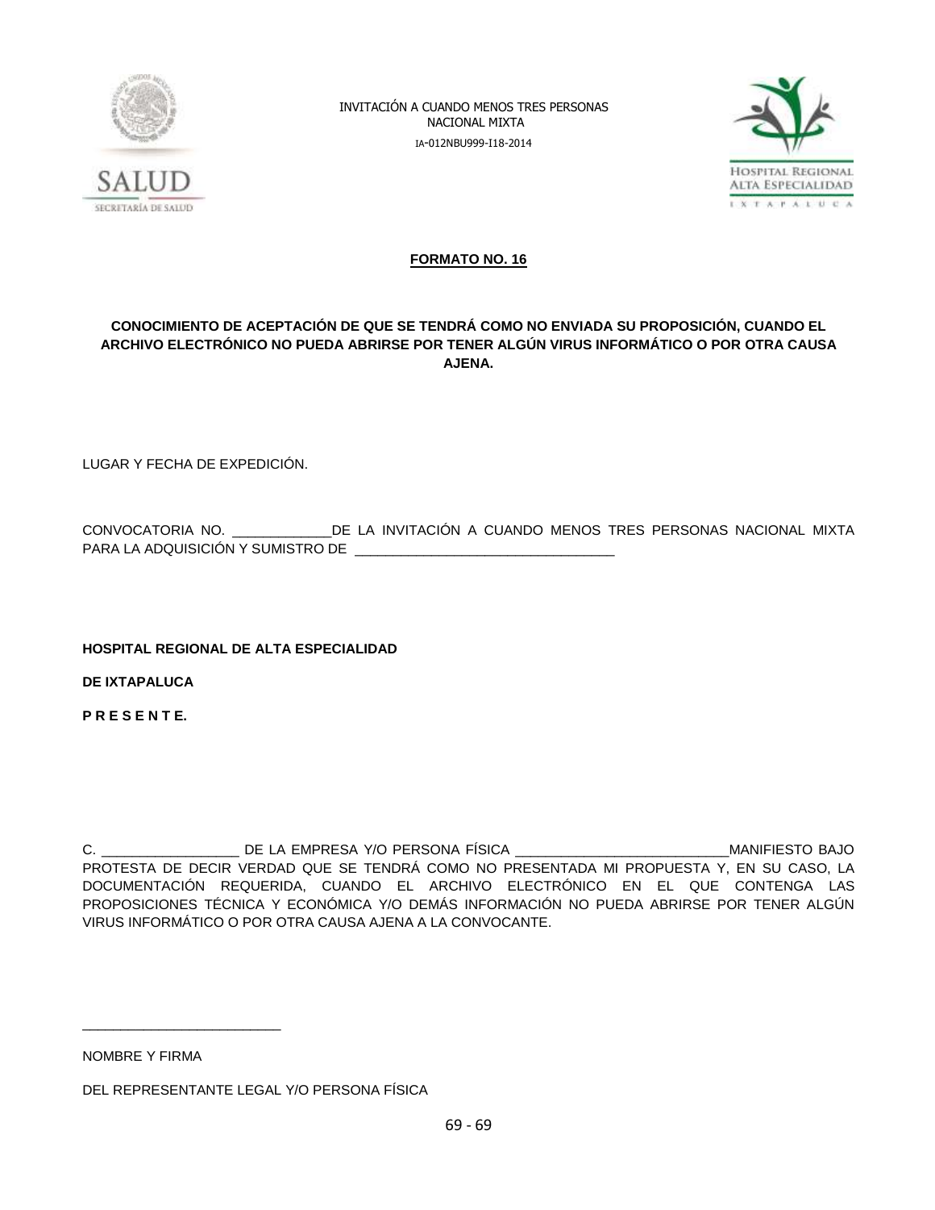**FORMATO NO. 16**

**CONOCIMIENTO DE ACEPTACIÓN DE QUE SE TENDRÁ COMO NO ENVIADA SU PROPOSICIÓN, CUANDO EL ARCHIVO ELECTRÓNICO NO PUEDA ABRIRSE POR TENER ALGÚN VIRUS INFORMÁTICO O POR OTRA CAUSA AJENA.**

LUGAR Y FECHA DE EXPEDICIÓN.

CONVOCATORIA NO. _____________DE LA INVITACIÓN A CUANDO MENOS TRES PERSONAS NACIONAL MIXTA PARA LA ADQUISICIÓN Y SUMISTRO DE _________________________________

**HOSPITAL REGIONAL DE ALTA ESPECIALIDAD**

**DE IXTAPALUCA**

**P R E S E N T E.**

C. _________________ DE LA EMPRESA Y/O PERSONA FÍSICA ___________________________MANIFIESTO BAJO PROTESTA DE DECIR VERDAD QUE SE TENDRÁ COMO NO PRESENTADA MI PROPUESTA Y, EN SU CASO, LA DOCUMENTACIÓN REQUERIDA, CUANDO EL ARCHIVO ELECTRÓNICO EN EL QUE CONTENGA LAS PROPOSICIONES TÉCNICA Y ECONÓMICA Y/O DEMÁS INFORMACIÓN NO PUEDA ABRIRSE POR TENER ALGÚN VIRUS INFORMÁTICO O POR OTRA CAUSA AJENA A LA CONVOCANTE.

_________________________

NOMBRE Y FIRMA

DEL REPRESENTANTE LEGAL Y/O PERSONA FÍSICA